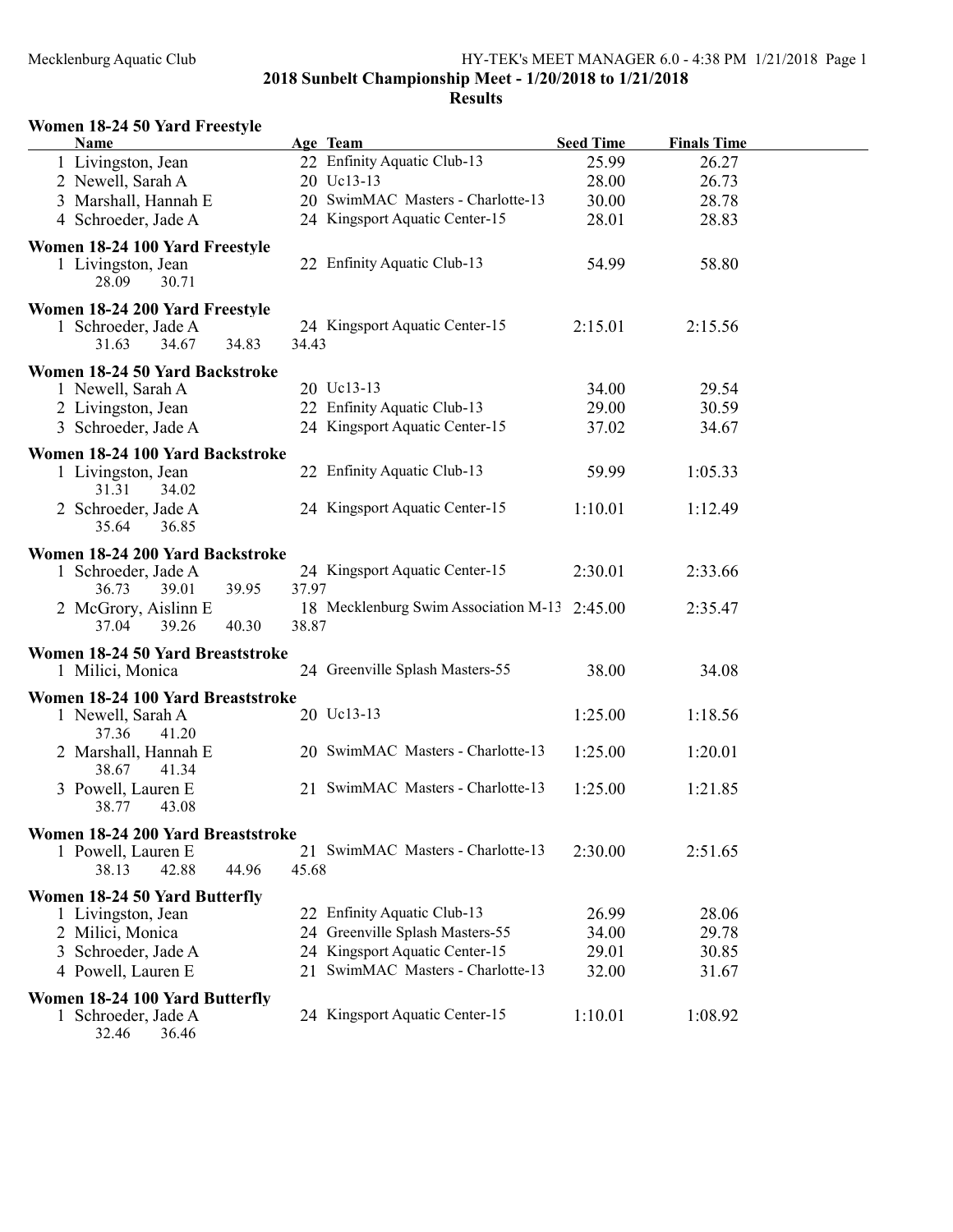Mecklenburg Aquatic Club

# 2018 Sunbelt Championship Meet - 1/20/2018 to 1/21/2018

## Results

### Women 18-24 50 Yard Freestyle

| Name | Age | Team | Seed Time | Finals Time |
|---|---|---|---|---|
| 1 Livingston, Jean | 22 | Enfinity Aquatic Club-13 | 25.99 | 26.27 |
| 2 Newell, Sarah A | 20 | Uc13-13 | 28.00 | 26.73 |
| 3 Marshall, Hannah E | 20 | SwimMAC Masters - Charlotte-13 | 30.00 | 28.78 |
| 4 Schroeder, Jade A | 24 | Kingsport Aquatic Center-15 | 28.01 | 28.83 |

### Women 18-24 100 Yard Freestyle

| Name | Age | Team | Seed Time | Finals Time |
|---|---|---|---|---|
| 1 Livingston, Jean | 22 | Enfinity Aquatic Club-13 | 54.99 | 58.80 |
| 28.09 30.71 | | | | |

### Women 18-24 200 Yard Freestyle

| Name | Age | Team | Seed Time | Finals Time |
|---|---|---|---|---|
| 1 Schroeder, Jade A | 24 | Kingsport Aquatic Center-15 | 2:15.01 | 2:15.56 |
| 31.63 34.67 34.83 34.43 | | | | |

### Women 18-24 50 Yard Backstroke

| Name | Age | Team | Seed Time | Finals Time |
|---|---|---|---|---|
| 1 Newell, Sarah A | 20 | Uc13-13 | 34.00 | 29.54 |
| 2 Livingston, Jean | 22 | Enfinity Aquatic Club-13 | 29.00 | 30.59 |
| 3 Schroeder, Jade A | 24 | Kingsport Aquatic Center-15 | 37.02 | 34.67 |

### Women 18-24 100 Yard Backstroke

| Name | Age | Team | Seed Time | Finals Time |
|---|---|---|---|---|
| 1 Livingston, Jean | 22 | Enfinity Aquatic Club-13 | 59.99 | 1:05.33 |
| 31.31 34.02 | | | | |
| 2 Schroeder, Jade A | 24 | Kingsport Aquatic Center-15 | 1:10.01 | 1:12.49 |
| 35.64 36.85 | | | | |

### Women 18-24 200 Yard Backstroke

| Name | Age | Team | Seed Time | Finals Time |
|---|---|---|---|---|
| 1 Schroeder, Jade A | 24 | Kingsport Aquatic Center-15 | 2:30.01 | 2:33.66 |
| 36.73 39.01 39.95 37.97 | | | | |
| 2 McGrory, Aislinn E | 18 | Mecklenburg Swim Association M-13 | 2:45.00 | 2:35.47 |
| 37.04 39.26 40.30 38.87 | | | | |

### Women 18-24 50 Yard Breaststroke

| Name | Age | Team | Seed Time | Finals Time |
|---|---|---|---|---|
| 1 Milici, Monica | 24 | Greenville Splash Masters-55 | 38.00 | 34.08 |

### Women 18-24 100 Yard Breaststroke

| Name | Age | Team | Seed Time | Finals Time |
|---|---|---|---|---|
| 1 Newell, Sarah A | 20 | Uc13-13 | 1:25.00 | 1:18.56 |
| 37.36 41.20 | | | | |
| 2 Marshall, Hannah E | 20 | SwimMAC Masters - Charlotte-13 | 1:25.00 | 1:20.01 |
| 38.67 41.34 | | | | |
| 3 Powell, Lauren E | 21 | SwimMAC Masters - Charlotte-13 | 1:25.00 | 1:21.85 |
| 38.77 43.08 | | | | |

### Women 18-24 200 Yard Breaststroke

| Name | Age | Team | Seed Time | Finals Time |
|---|---|---|---|---|
| 1 Powell, Lauren E | 21 | SwimMAC Masters - Charlotte-13 | 2:30.00 | 2:51.65 |
| 38.13 42.88 44.96 45.68 | | | | |

### Women 18-24 50 Yard Butterfly

| Name | Age | Team | Seed Time | Finals Time |
|---|---|---|---|---|
| 1 Livingston, Jean | 22 | Enfinity Aquatic Club-13 | 26.99 | 28.06 |
| 2 Milici, Monica | 24 | Greenville Splash Masters-55 | 34.00 | 29.78 |
| 3 Schroeder, Jade A | 24 | Kingsport Aquatic Center-15 | 29.01 | 30.85 |
| 4 Powell, Lauren E | 21 | SwimMAC Masters - Charlotte-13 | 32.00 | 31.67 |

### Women 18-24 100 Yard Butterfly

| Name | Age | Team | Seed Time | Finals Time |
|---|---|---|---|---|
| 1 Schroeder, Jade A | 24 | Kingsport Aquatic Center-15 | 1:10.01 | 1:08.92 |
| 32.46 36.46 | | | | |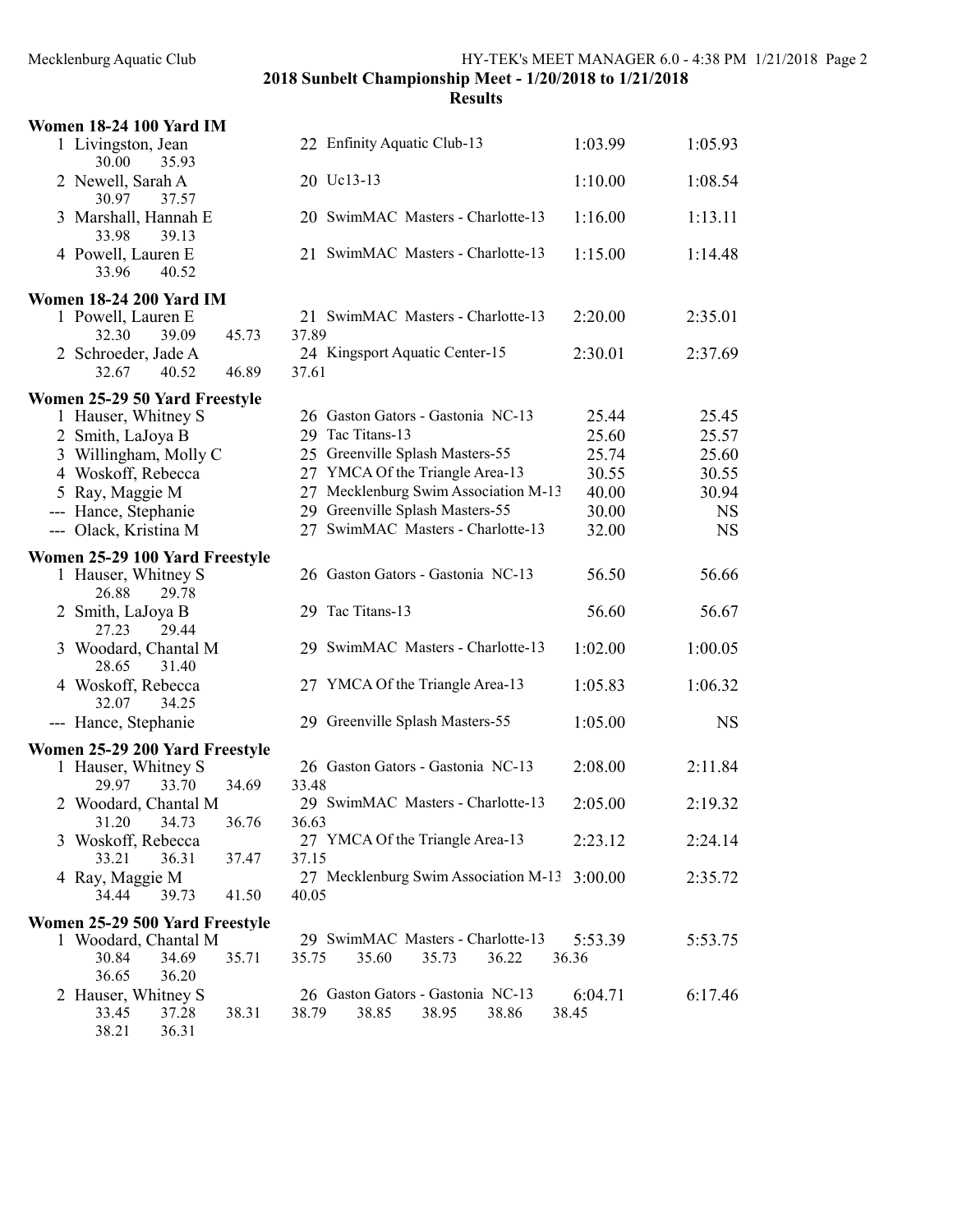## 2018 Sunbelt Championship Meet - 1/20/2018 to 1/21/2018

## Results

### Women 18-24 100 Yard IM

| Place | Name | Age | Team | Seed Time | Finals Time |
|---|---|---|---|---|---|
| 1 | Livingston, Jean | 22 | Enfinity Aquatic Club-13 | 1:03.99 | 1:05.93 |
| | 30.00 35.93 | | | | |
| 2 | Newell, Sarah A | 20 | Uc13-13 | 1:10.00 | 1:08.54 |
| | 30.97 37.57 | | | | |
| 3 | Marshall, Hannah E | 20 | SwimMAC Masters - Charlotte-13 | 1:16.00 | 1:13.11 |
| | 33.98 39.13 | | | | |
| 4 | Powell, Lauren E | 21 | SwimMAC Masters - Charlotte-13 | 1:15.00 | 1:14.48 |
| | 33.96 40.52 | | | | |

### Women 18-24 200 Yard IM

| Place | Name | Age | Team | Seed Time | Finals Time |
|---|---|---|---|---|---|
| 1 | Powell, Lauren E | 21 | SwimMAC Masters - Charlotte-13 | 2:20.00 | 2:35.01 |
| | 32.30 39.09 45.73 37.89 | | | | |
| 2 | Schroeder, Jade A | 24 | Kingsport Aquatic Center-15 | 2:30.01 | 2:37.69 |
| | 32.67 40.52 46.89 37.61 | | | | |

### Women 25-29 50 Yard Freestyle

| Place | Name | Age | Team | Seed Time | Finals Time |
|---|---|---|---|---|---|
| 1 | Hauser, Whitney S | 26 | Gaston Gators - Gastonia NC-13 | 25.44 | 25.45 |
| 2 | Smith, LaJoya B | 29 | Tac Titans-13 | 25.60 | 25.57 |
| 3 | Willingham, Molly C | 25 | Greenville Splash Masters-55 | 25.74 | 25.60 |
| 4 | Woskoff, Rebecca | 27 | YMCA Of the Triangle Area-13 | 30.55 | 30.55 |
| 5 | Ray, Maggie M | 27 | Mecklenburg Swim Association M-13 | 40.00 | 30.94 |
| --- | Hance, Stephanie | 29 | Greenville Splash Masters-55 | 30.00 | NS |
| --- | Olack, Kristina M | 27 | SwimMAC Masters - Charlotte-13 | 32.00 | NS |

### Women 25-29 100 Yard Freestyle

| Place | Name | Age | Team | Seed Time | Finals Time |
|---|---|---|---|---|---|
| 1 | Hauser, Whitney S | 26 | Gaston Gators - Gastonia NC-13 | 56.50 | 56.66 |
| | 26.88 29.78 | | | | |
| 2 | Smith, LaJoya B | 29 | Tac Titans-13 | 56.60 | 56.67 |
| | 27.23 29.44 | | | | |
| 3 | Woodard, Chantal M | 29 | SwimMAC Masters - Charlotte-13 | 1:02.00 | 1:00.05 |
| | 28.65 31.40 | | | | |
| 4 | Woskoff, Rebecca | 27 | YMCA Of the Triangle Area-13 | 1:05.83 | 1:06.32 |
| | 32.07 34.25 | | | | |
| --- | Hance, Stephanie | 29 | Greenville Splash Masters-55 | 1:05.00 | NS |

### Women 25-29 200 Yard Freestyle

| Place | Name | Age | Team | Seed Time | Finals Time |
|---|---|---|---|---|---|
| 1 | Hauser, Whitney S | 26 | Gaston Gators - Gastonia NC-13 | 2:08.00 | 2:11.84 |
| | 29.97 33.70 34.69 33.48 | | | | |
| 2 | Woodard, Chantal M | 29 | SwimMAC Masters - Charlotte-13 | 2:05.00 | 2:19.32 |
| | 31.20 34.73 36.76 36.63 | | | | |
| 3 | Woskoff, Rebecca | 27 | YMCA Of the Triangle Area-13 | 2:23.12 | 2:24.14 |
| | 33.21 36.31 37.47 37.15 | | | | |
| 4 | Ray, Maggie M | 27 | Mecklenburg Swim Association M-13 | 3:00.00 | 2:35.72 |
| | 34.44 39.73 41.50 40.05 | | | | |

### Women 25-29 500 Yard Freestyle

| Place | Name | Age | Team | Seed Time | Finals Time |
|---|---|---|---|---|---|
| 1 | Woodard, Chantal M | 29 | SwimMAC Masters - Charlotte-13 | 5:53.39 | 5:53.75 |
| | 30.84 34.69 35.71 35.75 35.60 35.73 36.22 36.36 36.65 36.20 | | | | |
| 2 | Hauser, Whitney S | 26 | Gaston Gators - Gastonia NC-13 | 6:04.71 | 6:17.46 |
| | 33.45 37.28 38.31 38.79 38.85 38.95 38.86 38.45 38.21 36.31 | | | | |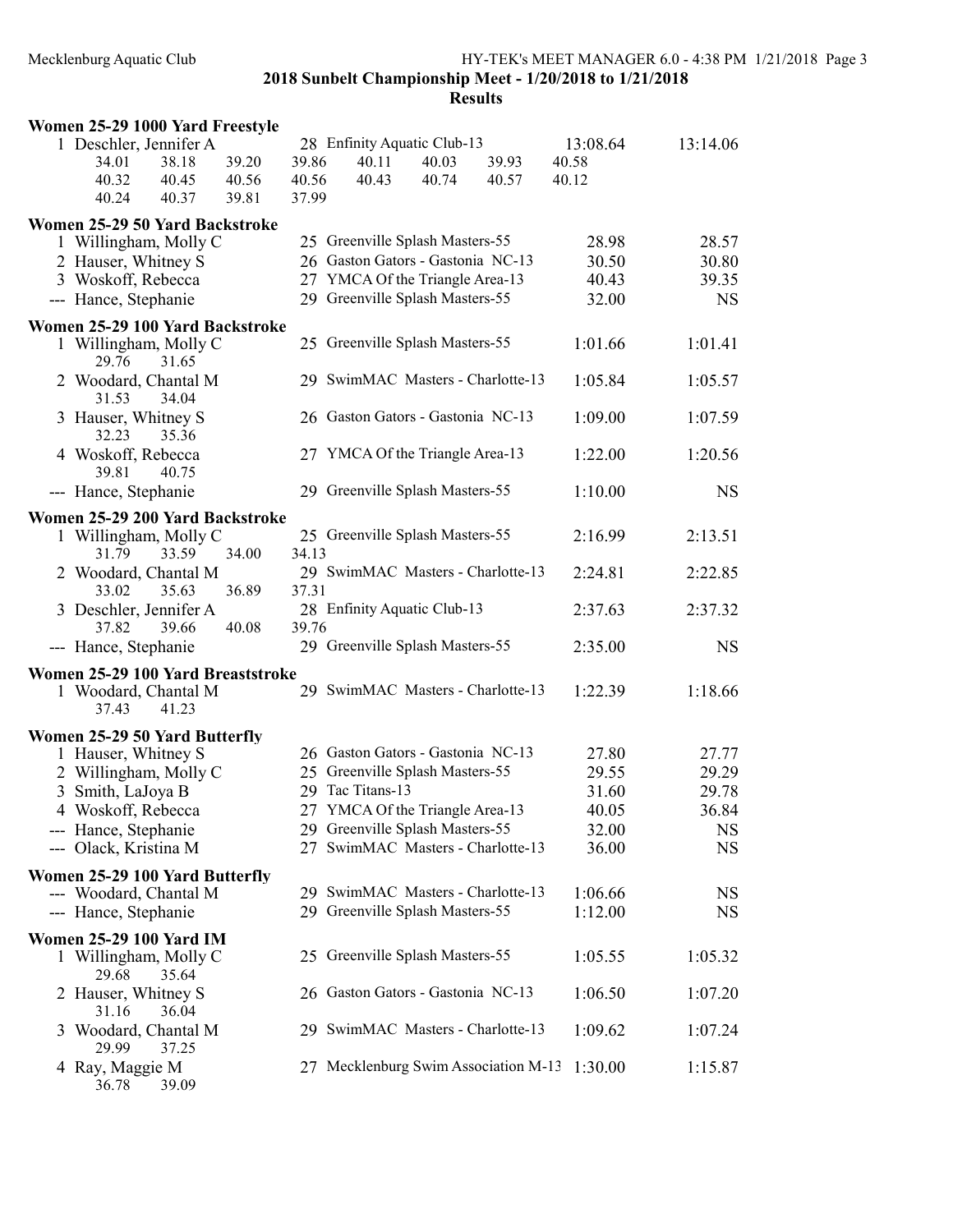**2018 Sunbelt Championship Meet - 1/20/2018 to 1/21/2018**

**Results**

### Women 25-29 1000 Yard Freestyle

| Place | Name | Age | Team | Seed Time | Finals Time |
|---|---|---|---|---|---|
| 1 | Deschler, Jennifer A | 28 | Enfinity Aquatic Club-13 | 13:08.64 | 13:14.06 |

Splits: 34.01 38.18 39.20 39.86 40.11 40.03 39.93 40.58 40.32 40.45 40.56 40.56 40.43 40.74 40.57 40.12 40.24 40.37 39.81 37.99

### Women 25-29 50 Yard Backstroke

| Place | Name | Age | Team | Seed Time | Finals Time |
|---|---|---|---|---|---|
| 1 | Willingham, Molly C | 25 | Greenville Splash Masters-55 | 28.98 | 28.57 |
| 2 | Hauser, Whitney S | 26 | Gaston Gators - Gastonia NC-13 | 30.50 | 30.80 |
| 3 | Woskoff, Rebecca | 27 | YMCA Of the Triangle Area-13 | 40.43 | 39.35 |
| --- | Hance, Stephanie | 29 | Greenville Splash Masters-55 | 32.00 | NS |

### Women 25-29 100 Yard Backstroke

| Place | Name | Age | Team | Seed Time | Finals Time |
|---|---|---|---|---|---|
| 1 | Willingham, Molly C | 25 | Greenville Splash Masters-55 | 1:01.66 | 1:01.41 |
| | 29.76 31.65 | | | | |
| 2 | Woodard, Chantal M | 29 | SwimMAC Masters - Charlotte-13 | 1:05.84 | 1:05.57 |
| | 31.53 34.04 | | | | |
| 3 | Hauser, Whitney S | 26 | Gaston Gators - Gastonia NC-13 | 1:09.00 | 1:07.59 |
| | 32.23 35.36 | | | | |
| 4 | Woskoff, Rebecca | 27 | YMCA Of the Triangle Area-13 | 1:22.00 | 1:20.56 |
| | 39.81 40.75 | | | | |
| --- | Hance, Stephanie | 29 | Greenville Splash Masters-55 | 1:10.00 | NS |

### Women 25-29 200 Yard Backstroke

| Place | Name | Age | Team | Seed Time | Finals Time |
|---|---|---|---|---|---|
| 1 | Willingham, Molly C | 25 | Greenville Splash Masters-55 | 2:16.99 | 2:13.51 |
| | 31.79 33.59 34.00 34.13 | | | | |
| 2 | Woodard, Chantal M | 29 | SwimMAC Masters - Charlotte-13 | 2:24.81 | 2:22.85 |
| | 33.02 35.63 36.89 37.31 | | | | |
| 3 | Deschler, Jennifer A | 28 | Enfinity Aquatic Club-13 | 2:37.63 | 2:37.32 |
| | 37.82 39.66 40.08 39.76 | | | | |
| --- | Hance, Stephanie | 29 | Greenville Splash Masters-55 | 2:35.00 | NS |

### Women 25-29 100 Yard Breaststroke

| Place | Name | Age | Team | Seed Time | Finals Time |
|---|---|---|---|---|---|
| 1 | Woodard, Chantal M | 29 | SwimMAC Masters - Charlotte-13 | 1:22.39 | 1:18.66 |
| | 37.43 41.23 | | | | |

### Women 25-29 50 Yard Butterfly

| Place | Name | Age | Team | Seed Time | Finals Time |
|---|---|---|---|---|---|
| 1 | Hauser, Whitney S | 26 | Gaston Gators - Gastonia NC-13 | 27.80 | 27.77 |
| 2 | Willingham, Molly C | 25 | Greenville Splash Masters-55 | 29.55 | 29.29 |
| 3 | Smith, LaJoya B | 29 | Tac Titans-13 | 31.60 | 29.78 |
| 4 | Woskoff, Rebecca | 27 | YMCA Of the Triangle Area-13 | 40.05 | 36.84 |
| --- | Hance, Stephanie | 29 | Greenville Splash Masters-55 | 32.00 | NS |
| --- | Olack, Kristina M | 27 | SwimMAC Masters - Charlotte-13 | 36.00 | NS |

### Women 25-29 100 Yard Butterfly

| Place | Name | Age | Team | Seed Time | Finals Time |
|---|---|---|---|---|---|
| --- | Woodard, Chantal M | 29 | SwimMAC Masters - Charlotte-13 | 1:06.66 | NS |
| --- | Hance, Stephanie | 29 | Greenville Splash Masters-55 | 1:12.00 | NS |

### Women 25-29 100 Yard IM

| Place | Name | Age | Team | Seed Time | Finals Time |
|---|---|---|---|---|---|
| 1 | Willingham, Molly C | 25 | Greenville Splash Masters-55 | 1:05.55 | 1:05.32 |
| | 29.68 35.64 | | | | |
| 2 | Hauser, Whitney S | 26 | Gaston Gators - Gastonia NC-13 | 1:06.50 | 1:07.20 |
| | 31.16 36.04 | | | | |
| 3 | Woodard, Chantal M | 29 | SwimMAC Masters - Charlotte-13 | 1:09.62 | 1:07.24 |
| | 29.99 37.25 | | | | |
| 4 | Ray, Maggie M | 27 | Mecklenburg Swim Association M-13 | 1:30.00 | 1:15.87 |
| | 36.78 39.09 | | | | |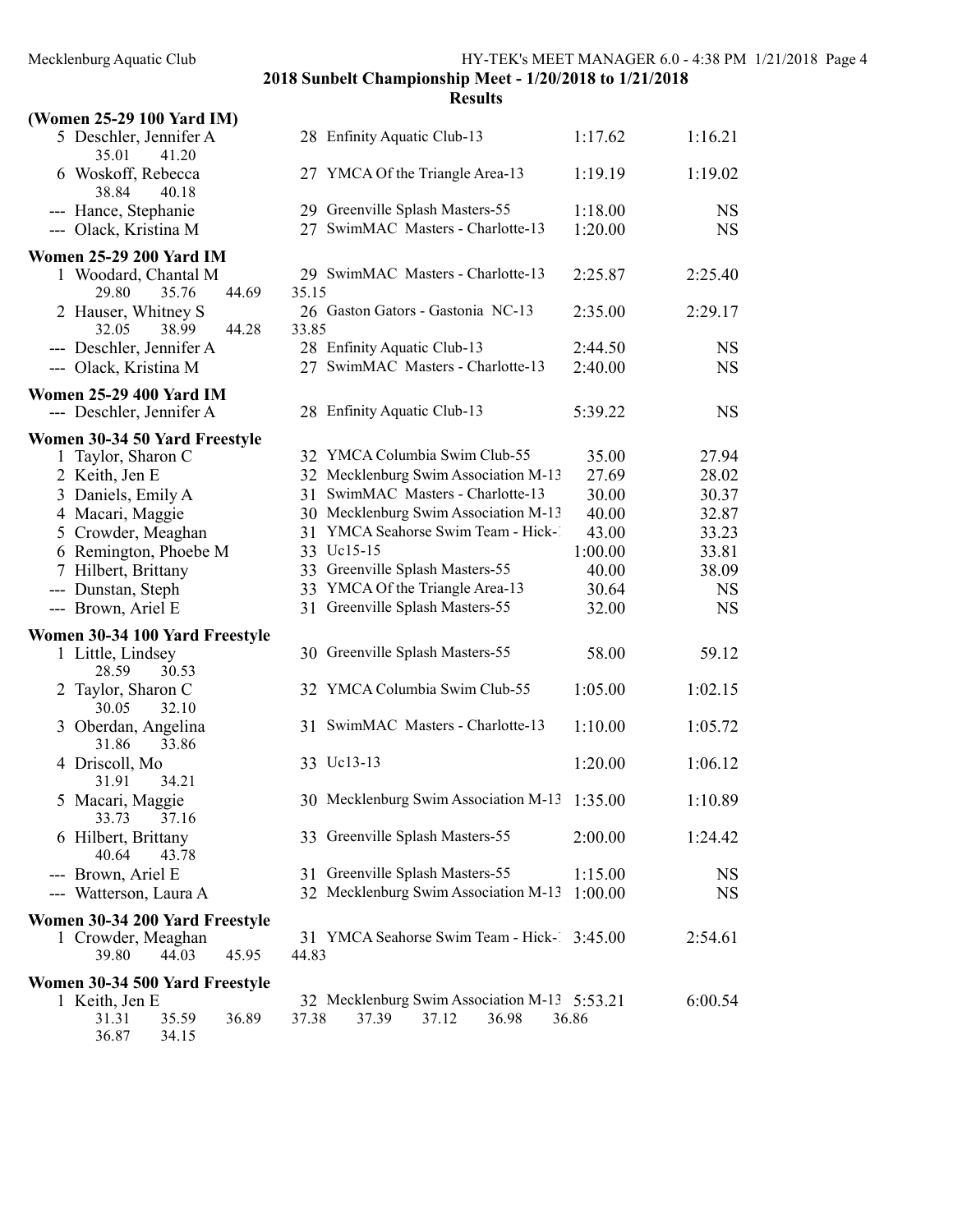## 2018 Sunbelt Championship Meet - 1/20/2018 to 1/21/2018

### Results

**(Women 25-29 100 Yard IM)**

| Place | Name | Age | Team | Seed Time | Finals Time |
|---|---|---|---|---|---|
| 5 | Deschler, Jennifer A | 28 | Enfinity Aquatic Club-13 | 1:17.62 | 1:16.21 |
| | 35.01  41.20 | | | | |
| 6 | Woskoff, Rebecca | 27 | YMCA Of the Triangle Area-13 | 1:19.19 | 1:19.02 |
| | 38.84  40.18 | | | | |
| --- | Hance, Stephanie | 29 | Greenville Splash Masters-55 | 1:18.00 | NS |
| --- | Olack, Kristina M | 27 | SwimMAC Masters - Charlotte-13 | 1:20.00 | NS |

**Women 25-29 200 Yard IM**

| Place | Name | Age | Team | Seed Time | Finals Time |
|---|---|---|---|---|---|
| 1 | Woodard, Chantal M | 29 | SwimMAC Masters - Charlotte-13 | 2:25.87 | 2:25.40 |
| | 29.80  35.76  44.69  35.15 | | | | |
| 2 | Hauser, Whitney S | 26 | Gaston Gators - Gastonia NC-13 | 2:35.00 | 2:29.17 |
| | 32.05  38.99  44.28  33.85 | | | | |
| --- | Deschler, Jennifer A | 28 | Enfinity Aquatic Club-13 | 2:44.50 | NS |
| --- | Olack, Kristina M | 27 | SwimMAC Masters - Charlotte-13 | 2:40.00 | NS |

**Women 25-29 400 Yard IM**

| Place | Name | Age | Team | Seed Time | Finals Time |
|---|---|---|---|---|---|
| --- | Deschler, Jennifer A | 28 | Enfinity Aquatic Club-13 | 5:39.22 | NS |

**Women 30-34 50 Yard Freestyle**

| Place | Name | Age | Team | Seed Time | Finals Time |
|---|---|---|---|---|---|
| 1 | Taylor, Sharon C | 32 | YMCA Columbia Swim Club-55 | 35.00 | 27.94 |
| 2 | Keith, Jen E | 32 | Mecklenburg Swim Association M-13 | 27.69 | 28.02 |
| 3 | Daniels, Emily A | 31 | SwimMAC Masters - Charlotte-13 | 30.00 | 30.37 |
| 4 | Macari, Maggie | 30 | Mecklenburg Swim Association M-13 | 40.00 | 32.87 |
| 5 | Crowder, Meaghan | 31 | YMCA Seahorse Swim Team - Hick-1 | 43.00 | 33.23 |
| 6 | Remington, Phoebe M | 33 | Uc15-15 | 1:00.00 | 33.81 |
| 7 | Hilbert, Brittany | 33 | Greenville Splash Masters-55 | 40.00 | 38.09 |
| --- | Dunstan, Steph | 33 | YMCA Of the Triangle Area-13 | 30.64 | NS |
| --- | Brown, Ariel E | 31 | Greenville Splash Masters-55 | 32.00 | NS |

**Women 30-34 100 Yard Freestyle**

| Place | Name | Age | Team | Seed Time | Finals Time |
|---|---|---|---|---|---|
| 1 | Little, Lindsey | 30 | Greenville Splash Masters-55 | 58.00 | 59.12 |
| | 28.59  30.53 | | | | |
| 2 | Taylor, Sharon C | 32 | YMCA Columbia Swim Club-55 | 1:05.00 | 1:02.15 |
| | 30.05  32.10 | | | | |
| 3 | Oberdan, Angelina | 31 | SwimMAC Masters - Charlotte-13 | 1:10.00 | 1:05.72 |
| | 31.86  33.86 | | | | |
| 4 | Driscoll, Mo | 33 | Uc13-13 | 1:20.00 | 1:06.12 |
| | 31.91  34.21 | | | | |
| 5 | Macari, Maggie | 30 | Mecklenburg Swim Association M-13 | 1:35.00 | 1:10.89 |
| | 33.73  37.16 | | | | |
| 6 | Hilbert, Brittany | 33 | Greenville Splash Masters-55 | 2:00.00 | 1:24.42 |
| | 40.64  43.78 | | | | |
| --- | Brown, Ariel E | 31 | Greenville Splash Masters-55 | 1:15.00 | NS |
| --- | Watterson, Laura A | 32 | Mecklenburg Swim Association M-13 | 1:00.00 | NS |

**Women 30-34 200 Yard Freestyle**

| Place | Name | Age | Team | Seed Time | Finals Time |
|---|---|---|---|---|---|
| 1 | Crowder, Meaghan | 31 | YMCA Seahorse Swim Team - Hick-1 | 3:45.00 | 2:54.61 |
| | 39.80  44.03  45.95  44.83 | | | | |

**Women 30-34 500 Yard Freestyle**

| Place | Name | Age | Team | Seed Time | Finals Time |
|---|---|---|---|---|---|
| 1 | Keith, Jen E | 32 | Mecklenburg Swim Association M-13 | 5:53.21 | 6:00.54 |
| | 31.31  35.59  36.89  37.38  37.39  37.12  36.98  36.86  36.87  34.15 | | | | |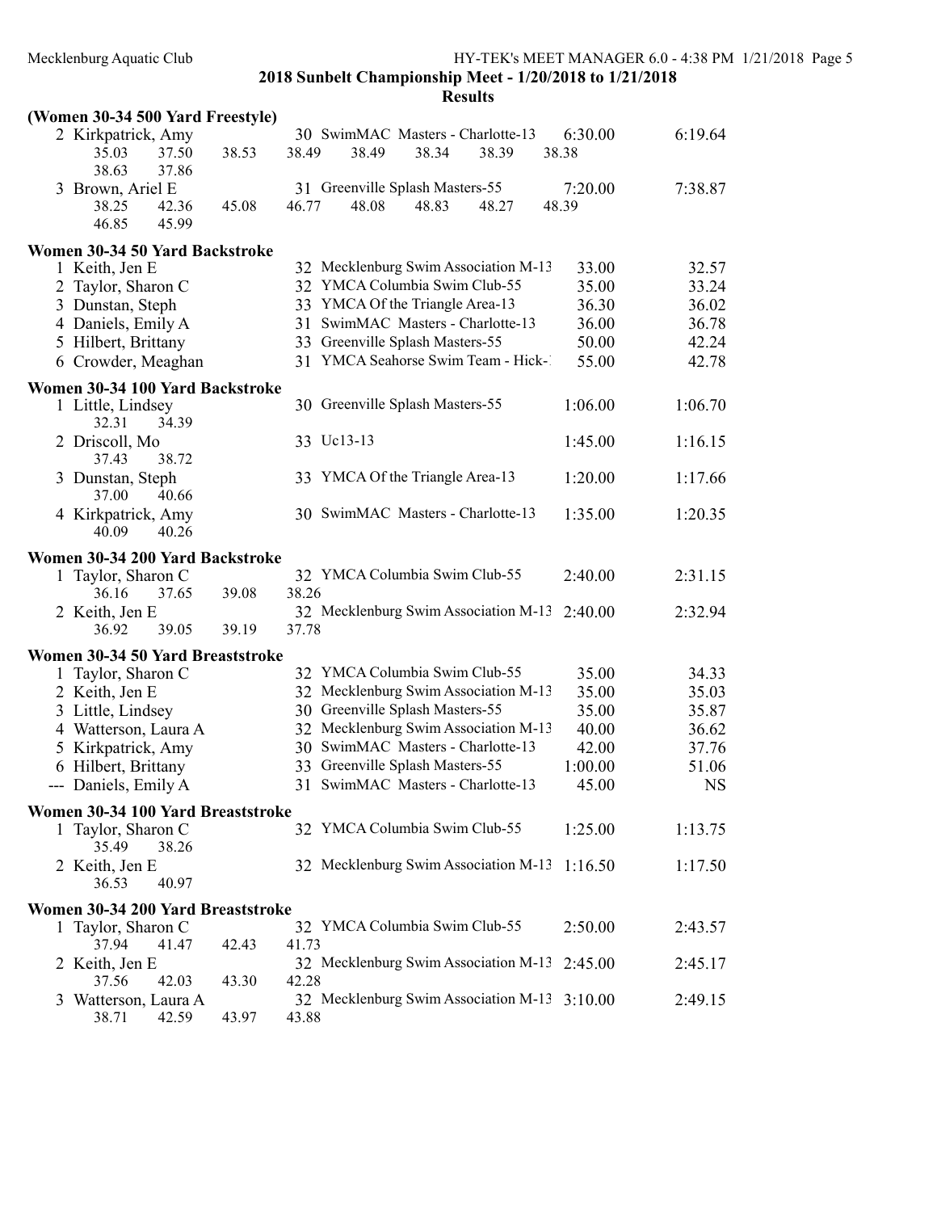**2018 Sunbelt Championship Meet - 1/20/2018 to 1/21/2018**

**Results**

### (Women 30-34 500 Yard Freestyle)

| Place | Name | Age | Team | Seed Time | Finals Time |
|---|---|---|---|---|---|
| 2 | Kirkpatrick, Amy | 30 | SwimMAC Masters - Charlotte-13 | 6:30.00 | 6:19.64 |
| | 35.03 37.50 38.53 38.49 38.49 38.34 38.39 38.38 38.63 37.86 | | | | |
| 3 | Brown, Ariel E | 31 | Greenville Splash Masters-55 | 7:20.00 | 7:38.87 |
| | 38.25 42.36 45.08 46.77 48.08 48.83 48.27 48.39 46.85 45.99 | | | | |

### Women 30-34 50 Yard Backstroke

| Place | Name | Age | Team | Seed Time | Finals Time |
|---|---|---|---|---|---|
| 1 | Keith, Jen E | 32 | Mecklenburg Swim Association M-13 | 33.00 | 32.57 |
| 2 | Taylor, Sharon C | 32 | YMCA Columbia Swim Club-55 | 35.00 | 33.24 |
| 3 | Dunstan, Steph | 33 | YMCA Of the Triangle Area-13 | 36.30 | 36.02 |
| 4 | Daniels, Emily A | 31 | SwimMAC Masters - Charlotte-13 | 36.00 | 36.78 |
| 5 | Hilbert, Brittany | 33 | Greenville Splash Masters-55 | 50.00 | 42.24 |
| 6 | Crowder, Meaghan | 31 | YMCA Seahorse Swim Team - Hick-1 | 55.00 | 42.78 |

### Women 30-34 100 Yard Backstroke

| Place | Name | Age | Team | Seed Time | Finals Time |
|---|---|---|---|---|---|
| 1 | Little, Lindsey | 30 | Greenville Splash Masters-55 | 1:06.00 | 1:06.70 |
| | 32.31 34.39 | | | | |
| 2 | Driscoll, Mo | 33 | Uc13-13 | 1:45.00 | 1:16.15 |
| | 37.43 38.72 | | | | |
| 3 | Dunstan, Steph | 33 | YMCA Of the Triangle Area-13 | 1:20.00 | 1:17.66 |
| | 37.00 40.66 | | | | |
| 4 | Kirkpatrick, Amy | 30 | SwimMAC Masters - Charlotte-13 | 1:35.00 | 1:20.35 |
| | 40.09 40.26 | | | | |

### Women 30-34 200 Yard Backstroke

| Place | Name | Age | Team | Seed Time | Finals Time |
|---|---|---|---|---|---|
| 1 | Taylor, Sharon C | 32 | YMCA Columbia Swim Club-55 | 2:40.00 | 2:31.15 |
| | 36.16 37.65 39.08 38.26 | | | | |
| 2 | Keith, Jen E | 32 | Mecklenburg Swim Association M-13 | 2:40.00 | 2:32.94 |
| | 36.92 39.05 39.19 37.78 | | | | |

### Women 30-34 50 Yard Breaststroke

| Place | Name | Age | Team | Seed Time | Finals Time |
|---|---|---|---|---|---|
| 1 | Taylor, Sharon C | 32 | YMCA Columbia Swim Club-55 | 35.00 | 34.33 |
| 2 | Keith, Jen E | 32 | Mecklenburg Swim Association M-13 | 35.00 | 35.03 |
| 3 | Little, Lindsey | 30 | Greenville Splash Masters-55 | 35.00 | 35.87 |
| 4 | Watterson, Laura A | 32 | Mecklenburg Swim Association M-13 | 40.00 | 36.62 |
| 5 | Kirkpatrick, Amy | 30 | SwimMAC Masters - Charlotte-13 | 42.00 | 37.76 |
| 6 | Hilbert, Brittany | 33 | Greenville Splash Masters-55 | 1:00.00 | 51.06 |
| --- | Daniels, Emily A | 31 | SwimMAC Masters - Charlotte-13 | 45.00 | NS |

### Women 30-34 100 Yard Breaststroke

| Place | Name | Age | Team | Seed Time | Finals Time |
|---|---|---|---|---|---|
| 1 | Taylor, Sharon C | 32 | YMCA Columbia Swim Club-55 | 1:25.00 | 1:13.75 |
| | 35.49 38.26 | | | | |
| 2 | Keith, Jen E | 32 | Mecklenburg Swim Association M-13 | 1:16.50 | 1:17.50 |
| | 36.53 40.97 | | | | |

### Women 30-34 200 Yard Breaststroke

| Place | Name | Age | Team | Seed Time | Finals Time |
|---|---|---|---|---|---|
| 1 | Taylor, Sharon C | 32 | YMCA Columbia Swim Club-55 | 2:50.00 | 2:43.57 |
| | 37.94 41.47 42.43 41.73 | | | | |
| 2 | Keith, Jen E | 32 | Mecklenburg Swim Association M-13 | 2:45.00 | 2:45.17 |
| | 37.56 42.03 43.30 42.28 | | | | |
| 3 | Watterson, Laura A | 32 | Mecklenburg Swim Association M-13 | 3:10.00 | 2:49.15 |
| | 38.71 42.59 43.97 43.88 | | | | |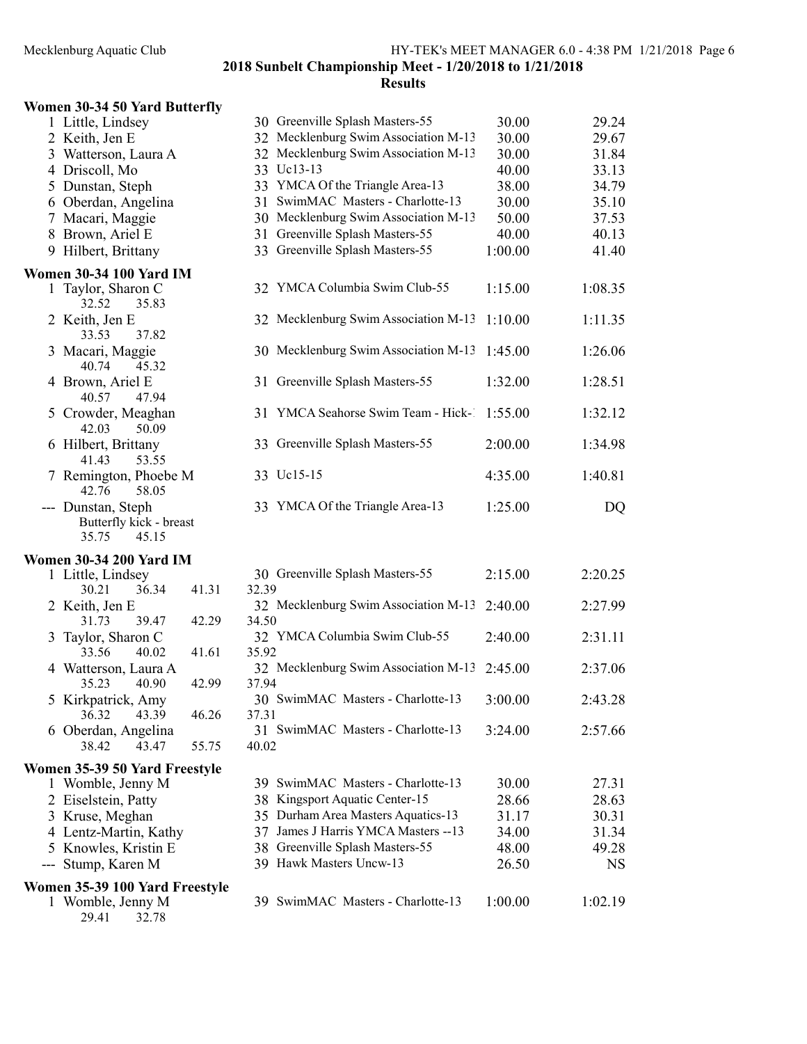**2018 Sunbelt Championship Meet - 1/20/2018 to 1/21/2018**

**Results**

### Women 30-34 50 Yard Butterfly

| Place | Name | Age | Team | Seed Time | Finals Time |
|---|---|---|---|---|---|
| 1 | Little, Lindsey | 30 | Greenville Splash Masters-55 | 30.00 | 29.24 |
| 2 | Keith, Jen E | 32 | Mecklenburg Swim Association M-13 | 30.00 | 29.67 |
| 3 | Watterson, Laura A | 32 | Mecklenburg Swim Association M-13 | 30.00 | 31.84 |
| 4 | Driscoll, Mo | 33 | Uc13-13 | 40.00 | 33.13 |
| 5 | Dunstan, Steph | 33 | YMCA Of the Triangle Area-13 | 38.00 | 34.79 |
| 6 | Oberdan, Angelina | 31 | SwimMAC Masters - Charlotte-13 | 30.00 | 35.10 |
| 7 | Macari, Maggie | 30 | Mecklenburg Swim Association M-13 | 50.00 | 37.53 |
| 8 | Brown, Ariel E | 31 | Greenville Splash Masters-55 | 40.00 | 40.13 |
| 9 | Hilbert, Brittany | 33 | Greenville Splash Masters-55 | 1:00.00 | 41.40 |

### Women 30-34 100 Yard IM

| Place | Name | Age | Team | Seed Time | Finals Time |
|---|---|---|---|---|---|
| 1 | Taylor, Sharon C | 32 | YMCA Columbia Swim Club-55 | 1:15.00 | 1:08.35 |
| | 32.52 35.83 | | | | |
| 2 | Keith, Jen E | 32 | Mecklenburg Swim Association M-13 | 1:10.00 | 1:11.35 |
| | 33.53 37.82 | | | | |
| 3 | Macari, Maggie | 30 | Mecklenburg Swim Association M-13 | 1:45.00 | 1:26.06 |
| | 40.74 45.32 | | | | |
| 4 | Brown, Ariel E | 31 | Greenville Splash Masters-55 | 1:32.00 | 1:28.51 |
| | 40.57 47.94 | | | | |
| 5 | Crowder, Meaghan | 31 | YMCA Seahorse Swim Team - Hick-1 | 1:55.00 | 1:32.12 |
| | 42.03 50.09 | | | | |
| 6 | Hilbert, Brittany | 33 | Greenville Splash Masters-55 | 2:00.00 | 1:34.98 |
| | 41.43 53.55 | | | | |
| 7 | Remington, Phoebe M | 33 | Uc15-15 | 4:35.00 | 1:40.81 |
| | 42.76 58.05 | | | | |
| --- | Dunstan, Steph | 33 | YMCA Of the Triangle Area-13 | 1:25.00 | DQ |
| | Butterfly kick - breast | | | | |
| | 35.75 45.15 | | | | |

### Women 30-34 200 Yard IM

| Place | Name | Age | Team | Seed Time | Finals Time |
|---|---|---|---|---|---|
| 1 | Little, Lindsey | 30 | Greenville Splash Masters-55 | 2:15.00 | 2:20.25 |
| | 30.21 36.34 41.31 32.39 | | | | |
| 2 | Keith, Jen E | 32 | Mecklenburg Swim Association M-13 | 2:40.00 | 2:27.99 |
| | 31.73 39.47 42.29 34.50 | | | | |
| 3 | Taylor, Sharon C | 32 | YMCA Columbia Swim Club-55 | 2:40.00 | 2:31.11 |
| | 33.56 40.02 41.61 35.92 | | | | |
| 4 | Watterson, Laura A | 32 | Mecklenburg Swim Association M-13 | 2:45.00 | 2:37.06 |
| | 35.23 40.90 42.99 37.94 | | | | |
| 5 | Kirkpatrick, Amy | 30 | SwimMAC Masters - Charlotte-13 | 3:00.00 | 2:43.28 |
| | 36.32 43.39 46.26 37.31 | | | | |
| 6 | Oberdan, Angelina | 31 | SwimMAC Masters - Charlotte-13 | 3:24.00 | 2:57.66 |
| | 38.42 43.47 55.75 40.02 | | | | |

### Women 35-39 50 Yard Freestyle

| Place | Name | Age | Team | Seed Time | Finals Time |
|---|---|---|---|---|---|
| 1 | Womble, Jenny M | 39 | SwimMAC Masters - Charlotte-13 | 30.00 | 27.31 |
| 2 | Eiselstein, Patty | 38 | Kingsport Aquatic Center-15 | 28.66 | 28.63 |
| 3 | Kruse, Meghan | 35 | Durham Area Masters Aquatics-13 | 31.17 | 30.31 |
| 4 | Lentz-Martin, Kathy | 37 | James J Harris YMCA Masters --13 | 34.00 | 31.34 |
| 5 | Knowles, Kristin E | 38 | Greenville Splash Masters-55 | 48.00 | 49.28 |
| --- | Stump, Karen M | 39 | Hawk Masters Uncw-13 | 26.50 | NS |

### Women 35-39 100 Yard Freestyle

| Place | Name | Age | Team | Seed Time | Finals Time |
|---|---|---|---|---|---|
| 1 | Womble, Jenny M | 39 | SwimMAC Masters - Charlotte-13 | 1:00.00 | 1:02.19 |
| | 29.41 32.78 | | | | |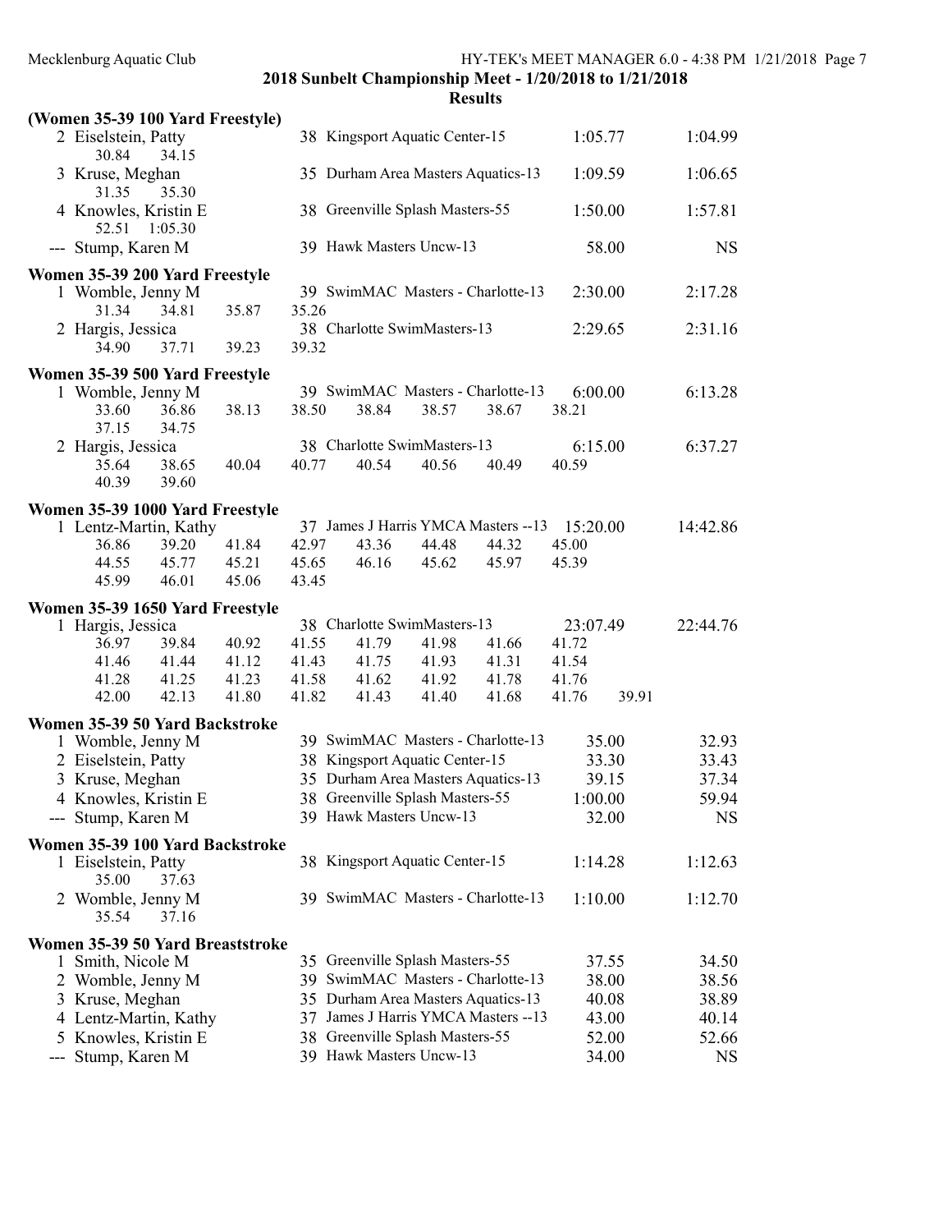2018 Sunbelt Championship Meet - 1/20/2018 to 1/21/2018

Results

### (Women 35-39 100 Yard Freestyle)

| Place | Name | Age | Team | Seed Time | Finals Time |
|---|---|---|---|---|---|
| 2 | Eiselstein, Patty | 38 | Kingsport Aquatic Center-15 | 1:05.77 | 1:04.99 |
| | 30.84 34.15 | | | | |
| 3 | Kruse, Meghan | 35 | Durham Area Masters Aquatics-13 | 1:09.59 | 1:06.65 |
| | 31.35 35.30 | | | | |
| 4 | Knowles, Kristin E | 38 | Greenville Splash Masters-55 | 1:50.00 | 1:57.81 |
| | 52.51 1:05.30 | | | | |
| --- | Stump, Karen M | 39 | Hawk Masters Uncw-13 | 58.00 | NS |

### Women 35-39 200 Yard Freestyle

| Place | Name | Age | Team | Seed Time | Finals Time |
|---|---|---|---|---|---|
| 1 | Womble, Jenny M | 39 | SwimMAC Masters - Charlotte-13 | 2:30.00 | 2:17.28 |
| | 31.34 34.81 35.87 35.26 | | | | |
| 2 | Hargis, Jessica | 38 | Charlotte SwimMasters-13 | 2:29.65 | 2:31.16 |
| | 34.90 37.71 39.23 39.32 | | | | |

### Women 35-39 500 Yard Freestyle

| Place | Name | Age | Team | Seed Time | Finals Time |
|---|---|---|---|---|---|
| 1 | Womble, Jenny M | 39 | SwimMAC Masters - Charlotte-13 | 6:00.00 | 6:13.28 |
| | 33.60 36.86 38.13 38.50 38.84 38.57 38.67 38.21 37.15 34.75 | | | | |
| 2 | Hargis, Jessica | 38 | Charlotte SwimMasters-13 | 6:15.00 | 6:37.27 |
| | 35.64 38.65 40.04 40.77 40.54 40.56 40.49 40.59 40.39 39.60 | | | | |

### Women 35-39 1000 Yard Freestyle

| Place | Name | Age | Team | Seed Time | Finals Time |
|---|---|---|---|---|---|
| 1 | Lentz-Martin, Kathy | 37 | James J Harris YMCA Masters --13 | 15:20.00 | 14:42.86 |
| | 36.86 39.20 41.84 42.97 43.36 44.48 44.32 45.00 44.55 45.77 45.21 45.65 46.16 45.62 45.97 45.39 45.99 46.01 45.06 43.45 | | | | |

### Women 35-39 1650 Yard Freestyle

| Place | Name | Age | Team | Seed Time | Finals Time |
|---|---|---|---|---|---|
| 1 | Hargis, Jessica | 38 | Charlotte SwimMasters-13 | 23:07.49 | 22:44.76 |
| | 36.97 39.84 40.92 41.55 41.79 41.98 41.66 41.72 41.46 41.44 41.12 41.43 41.75 41.93 41.31 41.54 41.28 41.25 41.23 41.58 41.62 41.92 41.78 41.76 42.00 42.13 41.80 41.82 41.43 41.40 41.68 41.76 39.91 | | | | |

### Women 35-39 50 Yard Backstroke

| Place | Name | Age | Team | Seed Time | Finals Time |
|---|---|---|---|---|---|
| 1 | Womble, Jenny M | 39 | SwimMAC Masters - Charlotte-13 | 35.00 | 32.93 |
| 2 | Eiselstein, Patty | 38 | Kingsport Aquatic Center-15 | 33.30 | 33.43 |
| 3 | Kruse, Meghan | 35 | Durham Area Masters Aquatics-13 | 39.15 | 37.34 |
| 4 | Knowles, Kristin E | 38 | Greenville Splash Masters-55 | 1:00.00 | 59.94 |
| --- | Stump, Karen M | 39 | Hawk Masters Uncw-13 | 32.00 | NS |

### Women 35-39 100 Yard Backstroke

| Place | Name | Age | Team | Seed Time | Finals Time |
|---|---|---|---|---|---|
| 1 | Eiselstein, Patty | 38 | Kingsport Aquatic Center-15 | 1:14.28 | 1:12.63 |
| | 35.00 37.63 | | | | |
| 2 | Womble, Jenny M | 39 | SwimMAC Masters - Charlotte-13 | 1:10.00 | 1:12.70 |
| | 35.54 37.16 | | | | |

### Women 35-39 50 Yard Breaststroke

| Place | Name | Age | Team | Seed Time | Finals Time |
|---|---|---|---|---|---|
| 1 | Smith, Nicole M | 35 | Greenville Splash Masters-55 | 37.55 | 34.50 |
| 2 | Womble, Jenny M | 39 | SwimMAC Masters - Charlotte-13 | 38.00 | 38.56 |
| 3 | Kruse, Meghan | 35 | Durham Area Masters Aquatics-13 | 40.08 | 38.89 |
| 4 | Lentz-Martin, Kathy | 37 | James J Harris YMCA Masters --13 | 43.00 | 40.14 |
| 5 | Knowles, Kristin E | 38 | Greenville Splash Masters-55 | 52.00 | 52.66 |
| --- | Stump, Karen M | 39 | Hawk Masters Uncw-13 | 34.00 | NS |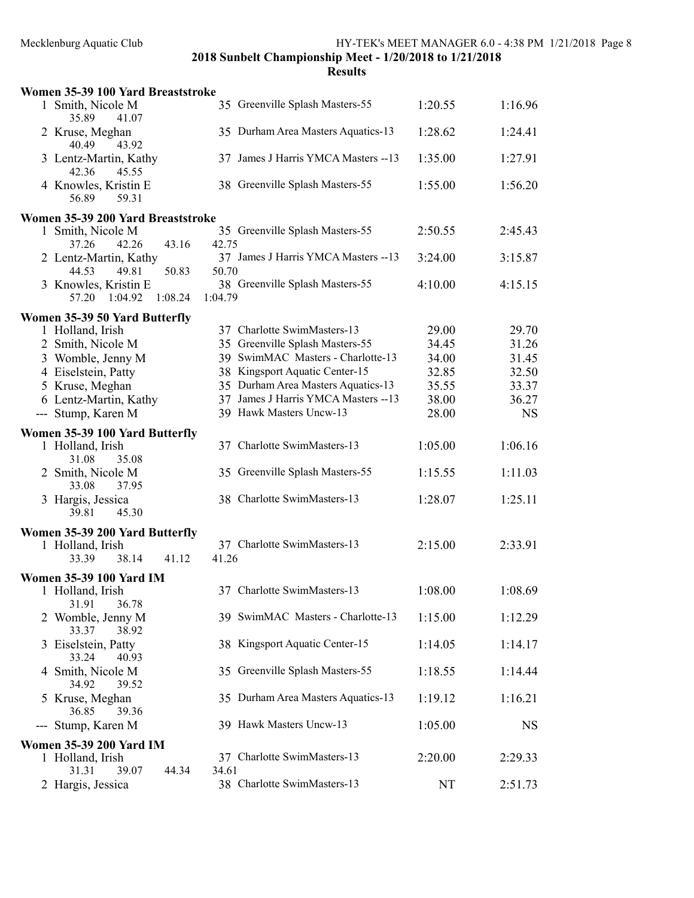## 2018 Sunbelt Championship Meet - 1/20/2018 to 1/21/2018

### Results

**Women 35-39 100 Yard Breaststroke**

| Place | Name | Age | Team | Seed Time | Finals Time |
|---|---|---|---|---|---|
| 1 | Smith, Nicole M | 35 | Greenville Splash Masters-55 | 1:20.55 | 1:16.96 |
| | 35.89 41.07 | | | | |
| 2 | Kruse, Meghan | 35 | Durham Area Masters Aquatics-13 | 1:28.62 | 1:24.41 |
| | 40.49 43.92 | | | | |
| 3 | Lentz-Martin, Kathy | 37 | James J Harris YMCA Masters --13 | 1:35.00 | 1:27.91 |
| | 42.36 45.55 | | | | |
| 4 | Knowles, Kristin E | 38 | Greenville Splash Masters-55 | 1:55.00 | 1:56.20 |
| | 56.89 59.31 | | | | |

**Women 35-39 200 Yard Breaststroke**

| Place | Name | Age | Team | Seed Time | Finals Time |
|---|---|---|---|---|---|
| 1 | Smith, Nicole M | 35 | Greenville Splash Masters-55 | 2:50.55 | 2:45.43 |
| | 37.26 42.26 43.16 42.75 | | | | |
| 2 | Lentz-Martin, Kathy | 37 | James J Harris YMCA Masters --13 | 3:24.00 | 3:15.87 |
| | 44.53 49.81 50.83 50.70 | | | | |
| 3 | Knowles, Kristin E | 38 | Greenville Splash Masters-55 | 4:10.00 | 4:15.15 |
| | 57.20 1:04.92 1:08.24 1:04.79 | | | | |

**Women 35-39 50 Yard Butterfly**

| Place | Name | Age | Team | Seed Time | Finals Time |
|---|---|---|---|---|---|
| 1 | Holland, Irish | 37 | Charlotte SwimMasters-13 | 29.00 | 29.70 |
| 2 | Smith, Nicole M | 35 | Greenville Splash Masters-55 | 34.45 | 31.26 |
| 3 | Womble, Jenny M | 39 | SwimMAC Masters - Charlotte-13 | 34.00 | 31.45 |
| 4 | Eiselstein, Patty | 38 | Kingsport Aquatic Center-15 | 32.85 | 32.50 |
| 5 | Kruse, Meghan | 35 | Durham Area Masters Aquatics-13 | 35.55 | 33.37 |
| 6 | Lentz-Martin, Kathy | 37 | James J Harris YMCA Masters --13 | 38.00 | 36.27 |
| --- | Stump, Karen M | 39 | Hawk Masters Uncw-13 | 28.00 | NS |

**Women 35-39 100 Yard Butterfly**

| Place | Name | Age | Team | Seed Time | Finals Time |
|---|---|---|---|---|---|
| 1 | Holland, Irish | 37 | Charlotte SwimMasters-13 | 1:05.00 | 1:06.16 |
| | 31.08 35.08 | | | | |
| 2 | Smith, Nicole M | 35 | Greenville Splash Masters-55 | 1:15.55 | 1:11.03 |
| | 33.08 37.95 | | | | |
| 3 | Hargis, Jessica | 38 | Charlotte SwimMasters-13 | 1:28.07 | 1:25.11 |
| | 39.81 45.30 | | | | |

**Women 35-39 200 Yard Butterfly**

| Place | Name | Age | Team | Seed Time | Finals Time |
|---|---|---|---|---|---|
| 1 | Holland, Irish | 37 | Charlotte SwimMasters-13 | 2:15.00 | 2:33.91 |
| | 33.39 38.14 41.12 41.26 | | | | |

**Women 35-39 100 Yard IM**

| Place | Name | Age | Team | Seed Time | Finals Time |
|---|---|---|---|---|---|
| 1 | Holland, Irish | 37 | Charlotte SwimMasters-13 | 1:08.00 | 1:08.69 |
| | 31.91 36.78 | | | | |
| 2 | Womble, Jenny M | 39 | SwimMAC Masters - Charlotte-13 | 1:15.00 | 1:12.29 |
| | 33.37 38.92 | | | | |
| 3 | Eiselstein, Patty | 38 | Kingsport Aquatic Center-15 | 1:14.05 | 1:14.17 |
| | 33.24 40.93 | | | | |
| 4 | Smith, Nicole M | 35 | Greenville Splash Masters-55 | 1:18.55 | 1:14.44 |
| | 34.92 39.52 | | | | |
| 5 | Kruse, Meghan | 35 | Durham Area Masters Aquatics-13 | 1:19.12 | 1:16.21 |
| | 36.85 39.36 | | | | |
| --- | Stump, Karen M | 39 | Hawk Masters Uncw-13 | 1:05.00 | NS |

**Women 35-39 200 Yard IM**

| Place | Name | Age | Team | Seed Time | Finals Time |
|---|---|---|---|---|---|
| 1 | Holland, Irish | 37 | Charlotte SwimMasters-13 | 2:20.00 | 2:29.33 |
| | 31.31 39.07 44.34 34.61 | | | | |
| 2 | Hargis, Jessica | 38 | Charlotte SwimMasters-13 | NT | 2:51.73 |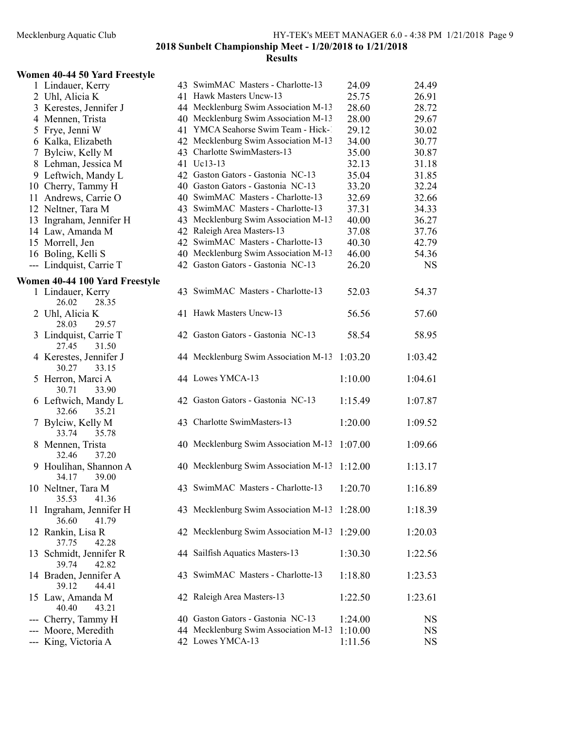**2018 Sunbelt Championship Meet - 1/20/2018 to 1/21/2018**

**Results**

## Women 40-44 50 Yard Freestyle

| Place | Name | Age | Team | Seed Time | Finals Time |
|---|---|---|---|---|---|
| 1 | Lindauer, Kerry | 43 | SwimMAC Masters - Charlotte-13 | 24.09 | 24.49 |
| 2 | Uhl, Alicia K | 41 | Hawk Masters Uncw-13 | 25.75 | 26.91 |
| 3 | Kerestes, Jennifer J | 44 | Mecklenburg Swim Association M-13 | 28.60 | 28.72 |
| 4 | Mennen, Trista | 40 | Mecklenburg Swim Association M-13 | 28.00 | 29.67 |
| 5 | Frye, Jenni W | 41 | YMCA Seahorse Swim Team - Hick-1 | 29.12 | 30.02 |
| 6 | Kalka, Elizabeth | 42 | Mecklenburg Swim Association M-13 | 34.00 | 30.77 |
| 7 | Bylciw, Kelly M | 43 | Charlotte SwimMasters-13 | 35.00 | 30.87 |
| 8 | Lehman, Jessica M | 41 | Uc13-13 | 32.13 | 31.18 |
| 9 | Leftwich, Mandy L | 42 | Gaston Gators - Gastonia NC-13 | 35.04 | 31.85 |
| 10 | Cherry, Tammy H | 40 | Gaston Gators - Gastonia NC-13 | 33.20 | 32.24 |
| 11 | Andrews, Carrie O | 40 | SwimMAC Masters - Charlotte-13 | 32.69 | 32.66 |
| 12 | Neltner, Tara M | 43 | SwimMAC Masters - Charlotte-13 | 37.31 | 34.33 |
| 13 | Ingraham, Jennifer H | 43 | Mecklenburg Swim Association M-13 | 40.00 | 36.27 |
| 14 | Law, Amanda M | 42 | Raleigh Area Masters-13 | 37.08 | 37.76 |
| 15 | Morrell, Jen | 42 | SwimMAC Masters - Charlotte-13 | 40.30 | 42.79 |
| 16 | Boling, Kelli S | 40 | Mecklenburg Swim Association M-13 | 46.00 | 54.36 |
| --- | Lindquist, Carrie T | 42 | Gaston Gators - Gastonia NC-13 | 26.20 | NS |

## Women 40-44 100 Yard Freestyle

| Place | Name | Age | Team | Seed Time | Finals Time | Splits |
|---|---|---|---|---|---|---|
| 1 | Lindauer, Kerry | 43 | SwimMAC Masters - Charlotte-13 | 52.03 | 54.37 | 26.02, 28.35 |
| 2 | Uhl, Alicia K | 41 | Hawk Masters Uncw-13 | 56.56 | 57.60 | 28.03, 29.57 |
| 3 | Lindquist, Carrie T | 42 | Gaston Gators - Gastonia NC-13 | 58.54 | 58.95 | 27.45, 31.50 |
| 4 | Kerestes, Jennifer J | 44 | Mecklenburg Swim Association M-13 | 1:03.20 | 1:03.42 | 30.27, 33.15 |
| 5 | Herron, Marci A | 44 | Lowes YMCA-13 | 1:10.00 | 1:04.61 | 30.71, 33.90 |
| 6 | Leftwich, Mandy L | 42 | Gaston Gators - Gastonia NC-13 | 1:15.49 | 1:07.87 | 32.66, 35.21 |
| 7 | Bylciw, Kelly M | 43 | Charlotte SwimMasters-13 | 1:20.00 | 1:09.52 | 33.74, 35.78 |
| 8 | Mennen, Trista | 40 | Mecklenburg Swim Association M-13 | 1:07.00 | 1:09.66 | 32.46, 37.20 |
| 9 | Houlihan, Shannon A | 40 | Mecklenburg Swim Association M-13 | 1:12.00 | 1:13.17 | 34.17, 39.00 |
| 10 | Neltner, Tara M | 43 | SwimMAC Masters - Charlotte-13 | 1:20.70 | 1:16.89 | 35.53, 41.36 |
| 11 | Ingraham, Jennifer H | 43 | Mecklenburg Swim Association M-13 | 1:28.00 | 1:18.39 | 36.60, 41.79 |
| 12 | Rankin, Lisa R | 42 | Mecklenburg Swim Association M-13 | 1:29.00 | 1:20.03 | 37.75, 42.28 |
| 13 | Schmidt, Jennifer R | 44 | Sailfish Aquatics Masters-13 | 1:30.30 | 1:22.56 | 39.74, 42.82 |
| 14 | Braden, Jennifer A | 43 | SwimMAC Masters - Charlotte-13 | 1:18.80 | 1:23.53 | 39.12, 44.41 |
| 15 | Law, Amanda M | 42 | Raleigh Area Masters-13 | 1:22.50 | 1:23.61 | 40.40, 43.21 |
| --- | Cherry, Tammy H | 40 | Gaston Gators - Gastonia NC-13 | 1:24.00 | NS | |
| --- | Moore, Meredith | 44 | Mecklenburg Swim Association M-13 | 1:10.00 | NS | |
| --- | King, Victoria A | 42 | Lowes YMCA-13 | 1:11.56 | NS | |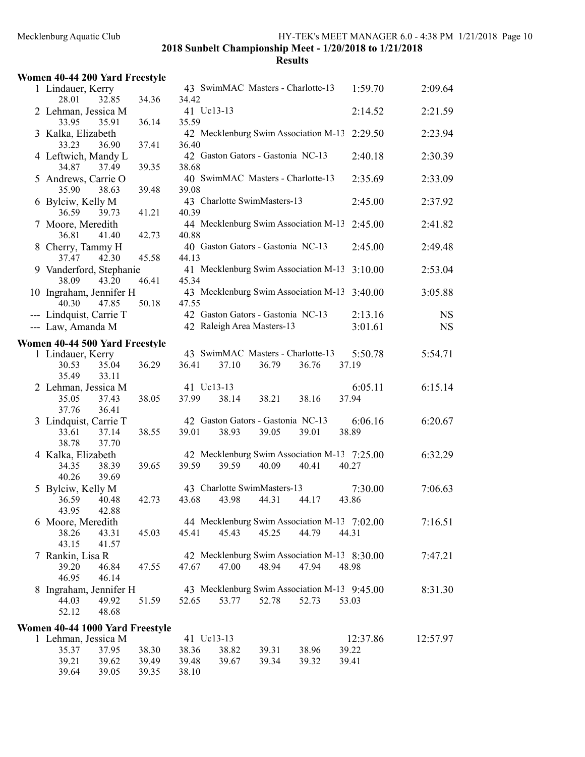## 2018 Sunbelt Championship Meet - 1/20/2018 to 1/21/2018

### Results

#### Women 40-44 200 Yard Freestyle

| Place | Name | Age | Team | Seed Time | Finals Time |
|---|---|---|---|---|---|
| 1 | Lindauer, Kerry | 43 | SwimMAC Masters - Charlotte-13 | 1:59.70 | 2:09.64 |
| | 28.01 32.85 34.36 34.42 | | | | |
| 2 | Lehman, Jessica M | 41 | Uc13-13 | 2:14.52 | 2:21.59 |
| | 33.95 35.91 36.14 35.59 | | | | |
| 3 | Kalka, Elizabeth | 42 | Mecklenburg Swim Association M-13 | 2:29.50 | 2:23.94 |
| | 33.23 36.90 37.41 36.40 | | | | |
| 4 | Leftwich, Mandy L | 42 | Gaston Gators - Gastonia NC-13 | 2:40.18 | 2:30.39 |
| | 34.87 37.49 39.35 38.68 | | | | |
| 5 | Andrews, Carrie O | 40 | SwimMAC Masters - Charlotte-13 | 2:35.69 | 2:33.09 |
| | 35.90 38.63 39.48 39.08 | | | | |
| 6 | Bylciw, Kelly M | 43 | Charlotte SwimMasters-13 | 2:45.00 | 2:37.92 |
| | 36.59 39.73 41.21 40.39 | | | | |
| 7 | Moore, Meredith | 44 | Mecklenburg Swim Association M-13 | 2:45.00 | 2:41.82 |
| | 36.81 41.40 42.73 40.88 | | | | |
| 8 | Cherry, Tammy H | 40 | Gaston Gators - Gastonia NC-13 | 2:45.00 | 2:49.48 |
| | 37.47 42.30 45.58 44.13 | | | | |
| 9 | Vanderford, Stephanie | 41 | Mecklenburg Swim Association M-13 | 3:10.00 | 2:53.04 |
| | 38.09 43.20 46.41 45.34 | | | | |
| 10 | Ingraham, Jennifer H | 43 | Mecklenburg Swim Association M-13 | 3:40.00 | 3:05.88 |
| | 40.30 47.85 50.18 47.55 | | | | |
| --- | Lindquist, Carrie T | 42 | Gaston Gators - Gastonia NC-13 | 2:13.16 | NS |
| --- | Law, Amanda M | 42 | Raleigh Area Masters-13 | 3:01.61 | NS |

#### Women 40-44 500 Yard Freestyle

| Place | Name | Age | Team | Seed Time | Finals Time |
|---|---|---|---|---|---|
| 1 | Lindauer, Kerry | 43 | SwimMAC Masters - Charlotte-13 | 5:50.78 | 5:54.71 |
| | 30.53 35.04 36.29 36.41 37.10 36.79 36.76 37.19 35.49 33.11 | | | | |
| 2 | Lehman, Jessica M | 41 | Uc13-13 | 6:05.11 | 6:15.14 |
| | 35.05 37.43 38.05 37.99 38.14 38.21 38.16 37.94 37.76 36.41 | | | | |
| 3 | Lindquist, Carrie T | 42 | Gaston Gators - Gastonia NC-13 | 6:06.16 | 6:20.67 |
| | 33.61 37.14 38.55 39.01 38.93 39.05 39.01 38.89 38.78 37.70 | | | | |
| 4 | Kalka, Elizabeth | 42 | Mecklenburg Swim Association M-13 | 7:25.00 | 6:32.29 |
| | 34.35 38.39 39.65 39.59 39.59 40.09 40.41 40.27 40.26 39.69 | | | | |
| 5 | Bylciw, Kelly M | 43 | Charlotte SwimMasters-13 | 7:30.00 | 7:06.63 |
| | 36.59 40.48 42.73 43.68 43.98 44.31 44.17 43.86 43.95 42.88 | | | | |
| 6 | Moore, Meredith | 44 | Mecklenburg Swim Association M-13 | 7:02.00 | 7:16.51 |
| | 38.26 43.31 45.03 45.41 45.43 45.25 44.79 44.31 43.15 41.57 | | | | |
| 7 | Rankin, Lisa R | 42 | Mecklenburg Swim Association M-13 | 8:30.00 | 7:47.21 |
| | 39.20 46.84 47.55 47.67 47.00 48.94 47.94 48.98 46.95 46.14 | | | | |
| 8 | Ingraham, Jennifer H | 43 | Mecklenburg Swim Association M-13 | 9:45.00 | 8:31.30 |
| | 44.03 49.92 51.59 52.65 53.77 52.78 52.73 53.03 52.12 48.68 | | | | |

#### Women 40-44 1000 Yard Freestyle

| Place | Name | Age | Team | Seed Time | Finals Time |
|---|---|---|---|---|---|
| 1 | Lehman, Jessica M | 41 | Uc13-13 | 12:37.86 | 12:57.97 |
| | 35.37 37.95 38.30 38.36 38.82 39.31 38.96 39.22 39.21 39.62 39.49 39.48 39.67 39.34 39.32 39.41 39.64 39.05 39.35 38.10 | | | | |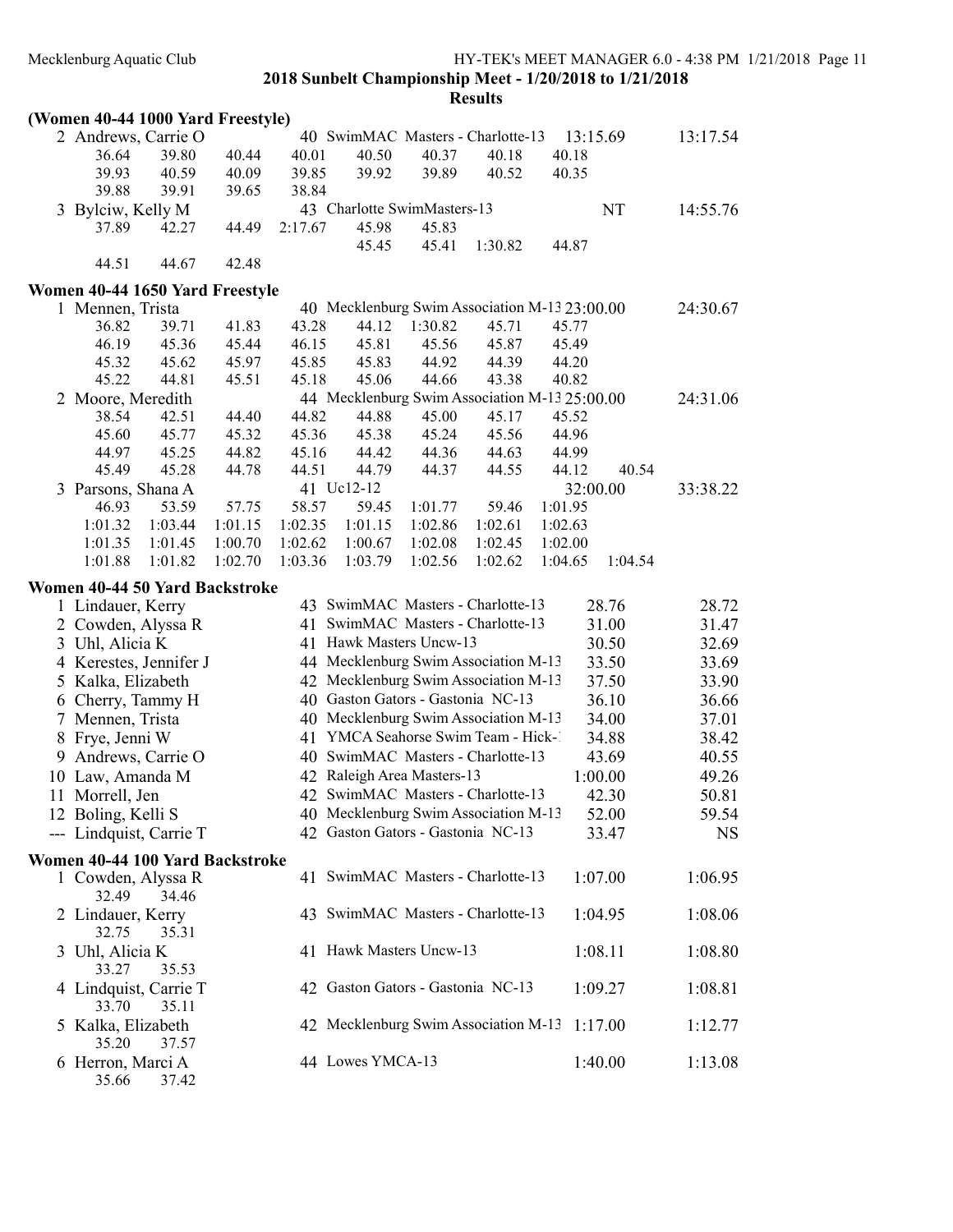## 2018 Sunbelt Championship Meet - 1/20/2018 to 1/21/2018

### Results

**(Women 40-44 1000 Yard Freestyle)**

| Place | Name | Age | Team | Seed Time | Finals Time |
|---|---|---|---|---|---|
| 2 | Andrews, Carrie O | 40 | SwimMAC Masters - Charlotte-13 | 13:15.69 | 13:17.54 |
| | 36.64 39.80 40.44 40.01 40.50 40.37 40.18 40.18 | | | | |
| | 39.93 40.59 40.09 39.85 39.92 39.89 40.52 40.35 | | | | |
| | 39.88 39.91 39.65 38.84 | | | | |
| 3 | Bylciw, Kelly M | 43 | Charlotte SwimMasters-13 | NT | 14:55.76 |
| | 37.89 42.27 44.49 2:17.67 45.98 45.83 | | | | |
| | 45.45 45.41 1:30.82 44.87 | | | | |
| | 44.51 44.67 42.48 | | | | |

**Women 40-44 1650 Yard Freestyle**

| Place | Name | Age | Team | Seed Time | Finals Time |
|---|---|---|---|---|---|
| 1 | Mennen, Trista | 40 | Mecklenburg Swim Association M-13 | 23:00.00 | 24:30.67 |
| | 36.82 39.71 41.83 43.28 44.12 1:30.82 45.71 45.77 | | | | |
| | 46.19 45.36 45.44 46.15 45.81 45.56 45.87 45.49 | | | | |
| | 45.32 45.62 45.97 45.85 45.83 44.92 44.39 44.20 | | | | |
| | 45.22 44.81 45.51 45.18 45.06 44.66 43.38 40.82 | | | | |
| 2 | Moore, Meredith | 44 | Mecklenburg Swim Association M-13 | 25:00.00 | 24:31.06 |
| | 38.54 42.51 44.40 44.82 44.88 45.00 45.17 45.52 | | | | |
| | 45.60 45.77 45.32 45.36 45.38 45.24 45.56 44.96 | | | | |
| | 44.97 45.25 44.82 45.16 44.42 44.36 44.63 44.99 | | | | |
| | 45.49 45.28 44.78 44.51 44.79 44.37 44.55 44.12 40.54 | | | | |
| 3 | Parsons, Shana A | 41 | Uc12-12 | 32:00.00 | 33:38.22 |
| | 46.93 53.59 57.75 58.57 59.45 1:01.77 59.46 1:01.95 | | | | |
| | 1:01.32 1:03.44 1:01.15 1:02.35 1:01.15 1:02.86 1:02.61 1:02.63 | | | | |
| | 1:01.35 1:01.45 1:00.70 1:02.62 1:00.67 1:02.08 1:02.45 1:02.00 | | | | |
| | 1:01.88 1:01.82 1:02.70 1:03.36 1:03.79 1:02.56 1:02.62 1:04.65 1:04.54 | | | | |

**Women 40-44 50 Yard Backstroke**

| Place | Name | Age | Team | Seed Time | Finals Time |
|---|---|---|---|---|---|
| 1 | Lindauer, Kerry | 43 | SwimMAC Masters - Charlotte-13 | 28.76 | 28.72 |
| 2 | Cowden, Alyssa R | 41 | SwimMAC Masters - Charlotte-13 | 31.00 | 31.47 |
| 3 | Uhl, Alicia K | 41 | Hawk Masters Uncw-13 | 30.50 | 32.69 |
| 4 | Kerestes, Jennifer J | 44 | Mecklenburg Swim Association M-13 | 33.50 | 33.69 |
| 5 | Kalka, Elizabeth | 42 | Mecklenburg Swim Association M-13 | 37.50 | 33.90 |
| 6 | Cherry, Tammy H | 40 | Gaston Gators - Gastonia NC-13 | 36.10 | 36.66 |
| 7 | Mennen, Trista | 40 | Mecklenburg Swim Association M-13 | 34.00 | 37.01 |
| 8 | Frye, Jenni W | 41 | YMCA Seahorse Swim Team - Hick-1 | 34.88 | 38.42 |
| 9 | Andrews, Carrie O | 40 | SwimMAC Masters - Charlotte-13 | 43.69 | 40.55 |
| 10 | Law, Amanda M | 42 | Raleigh Area Masters-13 | 1:00.00 | 49.26 |
| 11 | Morrell, Jen | 42 | SwimMAC Masters - Charlotte-13 | 42.30 | 50.81 |
| 12 | Boling, Kelli S | 40 | Mecklenburg Swim Association M-13 | 52.00 | 59.54 |
| --- | Lindquist, Carrie T | 42 | Gaston Gators - Gastonia NC-13 | 33.47 | NS |

**Women 40-44 100 Yard Backstroke**

| Place | Name | Age | Team | Seed Time | Finals Time |
|---|---|---|---|---|---|
| 1 | Cowden, Alyssa R | 41 | SwimMAC Masters - Charlotte-13 | 1:07.00 | 1:06.95 |
| | 32.49 34.46 | | | | |
| 2 | Lindauer, Kerry | 43 | SwimMAC Masters - Charlotte-13 | 1:04.95 | 1:08.06 |
| | 32.75 35.31 | | | | |
| 3 | Uhl, Alicia K | 41 | Hawk Masters Uncw-13 | 1:08.11 | 1:08.80 |
| | 33.27 35.53 | | | | |
| 4 | Lindquist, Carrie T | 42 | Gaston Gators - Gastonia NC-13 | 1:09.27 | 1:08.81 |
| | 33.70 35.11 | | | | |
| 5 | Kalka, Elizabeth | 42 | Mecklenburg Swim Association M-13 | 1:17.00 | 1:12.77 |
| | 35.20 37.57 | | | | |
| 6 | Herron, Marci A | 44 | Lowes YMCA-13 | 1:40.00 | 1:13.08 |
| | 35.66 37.42 | | | | |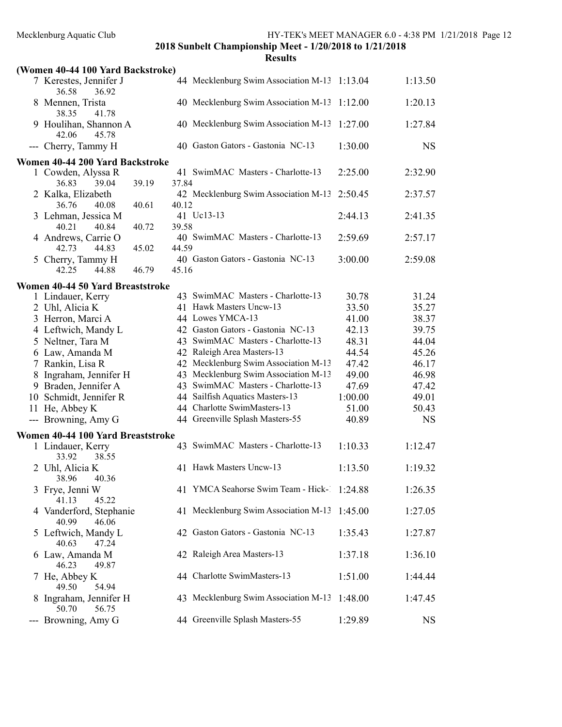# 2018 Sunbelt Championship Meet - 1/20/2018 to 1/21/2018

## Results

### (Women 40-44 100 Yard Backstroke)

| Place | Name | Age | Team | Seed Time | Finals Time |
|---|---|---|---|---|---|
| 7 | Kerestes, Jennifer J | 44 | Mecklenburg Swim Association M-13 | 1:13.04 | 1:13.50 |
| | 36.58 36.92 | | | | |
| 8 | Mennen, Trista | 40 | Mecklenburg Swim Association M-13 | 1:12.00 | 1:20.13 |
| | 38.35 41.78 | | | | |
| 9 | Houlihan, Shannon A | 40 | Mecklenburg Swim Association M-13 | 1:27.00 | 1:27.84 |
| | 42.06 45.78 | | | | |
| --- | Cherry, Tammy H | 40 | Gaston Gators - Gastonia NC-13 | 1:30.00 | NS |

### Women 40-44 200 Yard Backstroke

| Place | Name | Age | Team | Seed Time | Finals Time |
|---|---|---|---|---|---|
| 1 | Cowden, Alyssa R | 41 | SwimMAC Masters - Charlotte-13 | 2:25.00 | 2:32.90 |
| | 36.83 39.04 39.19 37.84 | | | | |
| 2 | Kalka, Elizabeth | 42 | Mecklenburg Swim Association M-13 | 2:50.45 | 2:37.57 |
| | 36.76 40.08 40.61 40.12 | | | | |
| 3 | Lehman, Jessica M | 41 | Uc13-13 | 2:44.13 | 2:41.35 |
| | 40.21 40.84 40.72 39.58 | | | | |
| 4 | Andrews, Carrie O | 40 | SwimMAC Masters - Charlotte-13 | 2:59.69 | 2:57.17 |
| | 42.73 44.83 45.02 44.59 | | | | |
| 5 | Cherry, Tammy H | 40 | Gaston Gators - Gastonia NC-13 | 3:00.00 | 2:59.08 |
| | 42.25 44.88 46.79 45.16 | | | | |

### Women 40-44 50 Yard Breaststroke

| Place | Name | Age | Team | Seed Time | Finals Time |
|---|---|---|---|---|---|
| 1 | Lindauer, Kerry | 43 | SwimMAC Masters - Charlotte-13 | 30.78 | 31.24 |
| 2 | Uhl, Alicia K | 41 | Hawk Masters Uncw-13 | 33.50 | 35.27 |
| 3 | Herron, Marci A | 44 | Lowes YMCA-13 | 41.00 | 38.37 |
| 4 | Leftwich, Mandy L | 42 | Gaston Gators - Gastonia NC-13 | 42.13 | 39.75 |
| 5 | Neltner, Tara M | 43 | SwimMAC Masters - Charlotte-13 | 48.31 | 44.04 |
| 6 | Law, Amanda M | 42 | Raleigh Area Masters-13 | 44.54 | 45.26 |
| 7 | Rankin, Lisa R | 42 | Mecklenburg Swim Association M-13 | 47.42 | 46.17 |
| 8 | Ingraham, Jennifer H | 43 | Mecklenburg Swim Association M-13 | 49.00 | 46.98 |
| 9 | Braden, Jennifer A | 43 | SwimMAC Masters - Charlotte-13 | 47.69 | 47.42 |
| 10 | Schmidt, Jennifer R | 44 | Sailfish Aquatics Masters-13 | 1:00.00 | 49.01 |
| 11 | He, Abbey K | 44 | Charlotte SwimMasters-13 | 51.00 | 50.43 |
| --- | Browning, Amy G | 44 | Greenville Splash Masters-55 | 40.89 | NS |

### Women 40-44 100 Yard Breaststroke

| Place | Name | Age | Team | Seed Time | Finals Time |
|---|---|---|---|---|---|
| 1 | Lindauer, Kerry | 43 | SwimMAC Masters - Charlotte-13 | 1:10.33 | 1:12.47 |
| | 33.92 38.55 | | | | |
| 2 | Uhl, Alicia K | 41 | Hawk Masters Uncw-13 | 1:13.50 | 1:19.32 |
| | 38.96 40.36 | | | | |
| 3 | Frye, Jenni W | 41 | YMCA Seahorse Swim Team - Hick-1 | 1:24.88 | 1:26.35 |
| | 41.13 45.22 | | | | |
| 4 | Vanderford, Stephanie | 41 | Mecklenburg Swim Association M-13 | 1:45.00 | 1:27.05 |
| | 40.99 46.06 | | | | |
| 5 | Leftwich, Mandy L | 42 | Gaston Gators - Gastonia NC-13 | 1:35.43 | 1:27.87 |
| | 40.63 47.24 | | | | |
| 6 | Law, Amanda M | 42 | Raleigh Area Masters-13 | 1:37.18 | 1:36.10 |
| | 46.23 49.87 | | | | |
| 7 | He, Abbey K | 44 | Charlotte SwimMasters-13 | 1:51.00 | 1:44.44 |
| | 49.50 54.94 | | | | |
| 8 | Ingraham, Jennifer H | 43 | Mecklenburg Swim Association M-13 | 1:48.00 | 1:47.45 |
| | 50.70 56.75 | | | | |
| --- | Browning, Amy G | 44 | Greenville Splash Masters-55 | 1:29.89 | NS |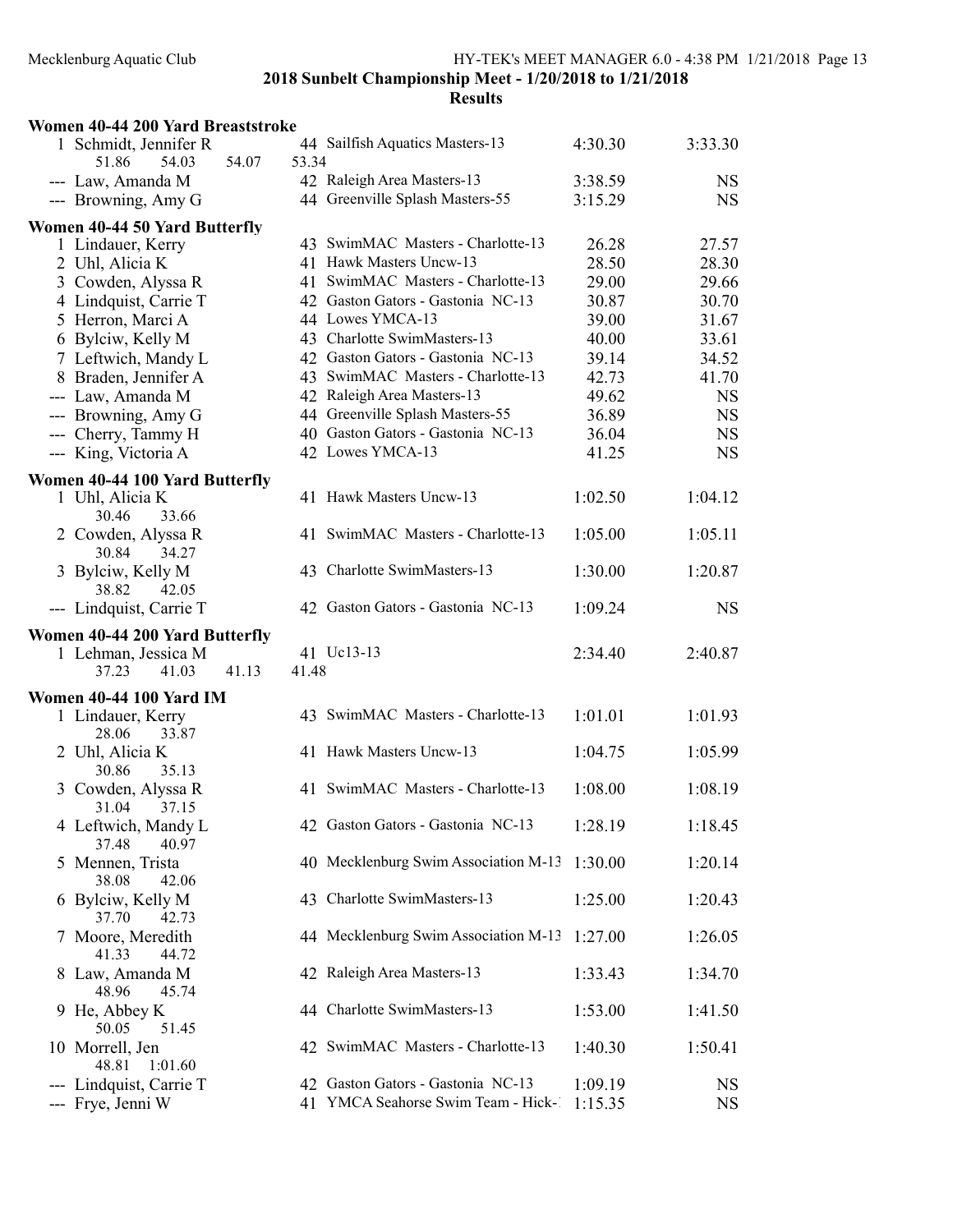**2018 Sunbelt Championship Meet - 1/20/2018 to 1/21/2018**

**Results**

### Women 40-44 200 Yard Breaststroke

| Place | Name | Age | Team | Seed Time | Finals Time |
|---|---|---|---|---|---|
| 1 | Schmidt, Jennifer R | 44 | Sailfish Aquatics Masters-13 | 4:30.30 | 3:33.30 |
| | 51.86  54.03  54.07  53.34 | | | | |
| --- | Law, Amanda M | 42 | Raleigh Area Masters-13 | 3:38.59 | NS |
| --- | Browning, Amy G | 44 | Greenville Splash Masters-55 | 3:15.29 | NS |

### Women 40-44 50 Yard Butterfly

| Place | Name | Age | Team | Seed Time | Finals Time |
|---|---|---|---|---|---|
| 1 | Lindauer, Kerry | 43 | SwimMAC Masters - Charlotte-13 | 26.28 | 27.57 |
| 2 | Uhl, Alicia K | 41 | Hawk Masters Uncw-13 | 28.50 | 28.30 |
| 3 | Cowden, Alyssa R | 41 | SwimMAC Masters - Charlotte-13 | 29.00 | 29.66 |
| 4 | Lindquist, Carrie T | 42 | Gaston Gators - Gastonia NC-13 | 30.87 | 30.70 |
| 5 | Herron, Marci A | 44 | Lowes YMCA-13 | 39.00 | 31.67 |
| 6 | Bylciw, Kelly M | 43 | Charlotte SwimMasters-13 | 40.00 | 33.61 |
| 7 | Leftwich, Mandy L | 42 | Gaston Gators - Gastonia NC-13 | 39.14 | 34.52 |
| 8 | Braden, Jennifer A | 43 | SwimMAC Masters - Charlotte-13 | 42.73 | 41.70 |
| --- | Law, Amanda M | 42 | Raleigh Area Masters-13 | 49.62 | NS |
| --- | Browning, Amy G | 44 | Greenville Splash Masters-55 | 36.89 | NS |
| --- | Cherry, Tammy H | 40 | Gaston Gators - Gastonia NC-13 | 36.04 | NS |
| --- | King, Victoria A | 42 | Lowes YMCA-13 | 41.25 | NS |

### Women 40-44 100 Yard Butterfly

| Place | Name | Age | Team | Seed Time | Finals Time |
|---|---|---|---|---|---|
| 1 | Uhl, Alicia K | 41 | Hawk Masters Uncw-13 | 1:02.50 | 1:04.12 |
| | 30.46  33.66 | | | | |
| 2 | Cowden, Alyssa R | 41 | SwimMAC Masters - Charlotte-13 | 1:05.00 | 1:05.11 |
| | 30.84  34.27 | | | | |
| 3 | Bylciw, Kelly M | 43 | Charlotte SwimMasters-13 | 1:30.00 | 1:20.87 |
| | 38.82  42.05 | | | | |
| --- | Lindquist, Carrie T | 42 | Gaston Gators - Gastonia NC-13 | 1:09.24 | NS |

### Women 40-44 200 Yard Butterfly

| Place | Name | Age | Team | Seed Time | Finals Time |
|---|---|---|---|---|---|
| 1 | Lehman, Jessica M | 41 | Uc13-13 | 2:34.40 | 2:40.87 |
| | 37.23  41.03  41.13  41.48 | | | | |

### Women 40-44 100 Yard IM

| Place | Name | Age | Team | Seed Time | Finals Time |
|---|---|---|---|---|---|
| 1 | Lindauer, Kerry | 43 | SwimMAC Masters - Charlotte-13 | 1:01.01 | 1:01.93 |
| | 28.06  33.87 | | | | |
| 2 | Uhl, Alicia K | 41 | Hawk Masters Uncw-13 | 1:04.75 | 1:05.99 |
| | 30.86  35.13 | | | | |
| 3 | Cowden, Alyssa R | 41 | SwimMAC Masters - Charlotte-13 | 1:08.00 | 1:08.19 |
| | 31.04  37.15 | | | | |
| 4 | Leftwich, Mandy L | 42 | Gaston Gators - Gastonia NC-13 | 1:28.19 | 1:18.45 |
| | 37.48  40.97 | | | | |
| 5 | Mennen, Trista | 40 | Mecklenburg Swim Association M-13 | 1:30.00 | 1:20.14 |
| | 38.08  42.06 | | | | |
| 6 | Bylciw, Kelly M | 43 | Charlotte SwimMasters-13 | 1:25.00 | 1:20.43 |
| | 37.70  42.73 | | | | |
| 7 | Moore, Meredith | 44 | Mecklenburg Swim Association M-13 | 1:27.00 | 1:26.05 |
| | 41.33  44.72 | | | | |
| 8 | Law, Amanda M | 42 | Raleigh Area Masters-13 | 1:33.43 | 1:34.70 |
| | 48.96  45.74 | | | | |
| 9 | He, Abbey K | 44 | Charlotte SwimMasters-13 | 1:53.00 | 1:41.50 |
| | 50.05  51.45 | | | | |
| 10 | Morrell, Jen | 42 | SwimMAC Masters - Charlotte-13 | 1:40.30 | 1:50.41 |
| | 48.81  1:01.60 | | | | |
| --- | Lindquist, Carrie T | 42 | Gaston Gators - Gastonia NC-13 | 1:09.19 | NS |
| --- | Frye, Jenni W | 41 | YMCA Seahorse Swim Team - Hick-1 | 1:15.35 | NS |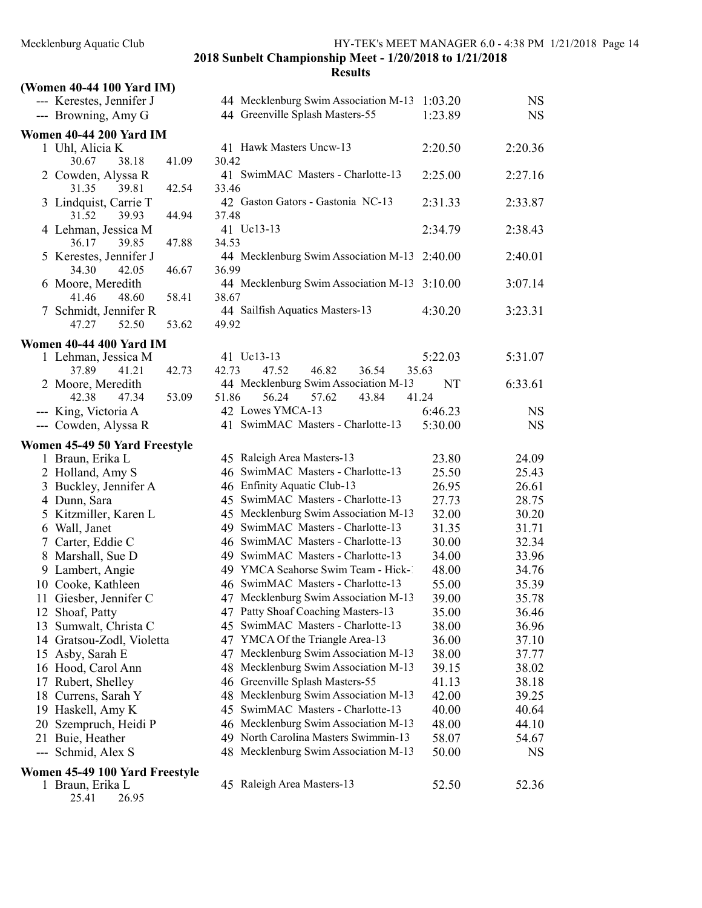## 2018 Sunbelt Championship Meet - 1/20/2018 to 1/21/2018

### Results

**(Women 40-44 100 Yard IM)**

| | Name | Age | Team | Seed Time | Finals Time |
|---|---|---|---|---|---|
| --- | Kerestes, Jennifer J | 44 | Mecklenburg Swim Association M-13 | 1:03.20 | NS |
| --- | Browning, Amy G | 44 | Greenville Splash Masters-55 | 1:23.89 | NS |

**Women 40-44 200 Yard IM**

| | Name | Age | Team | Seed Time | Finals Time |
|---|---|---|---|---|---|
| 1 | Uhl, Alicia K | 41 | Hawk Masters Uncw-13 | 2:20.50 | 2:20.36 |
| | 30.67 38.18 41.09 30.42 | | | | |
| 2 | Cowden, Alyssa R | 41 | SwimMAC Masters - Charlotte-13 | 2:25.00 | 2:27.16 |
| | 31.35 39.81 42.54 33.46 | | | | |
| 3 | Lindquist, Carrie T | 42 | Gaston Gators - Gastonia NC-13 | 2:31.33 | 2:33.87 |
| | 31.52 39.93 44.94 37.48 | | | | |
| 4 | Lehman, Jessica M | 41 | Uc13-13 | 2:34.79 | 2:38.43 |
| | 36.17 39.85 47.88 34.53 | | | | |
| 5 | Kerestes, Jennifer J | 44 | Mecklenburg Swim Association M-13 | 2:40.00 | 2:40.01 |
| | 34.30 42.05 46.67 36.99 | | | | |
| 6 | Moore, Meredith | 44 | Mecklenburg Swim Association M-13 | 3:10.00 | 3:07.14 |
| | 41.46 48.60 58.41 38.67 | | | | |
| 7 | Schmidt, Jennifer R | 44 | Sailfish Aquatics Masters-13 | 4:30.20 | 3:23.31 |
| | 47.27 52.50 53.62 49.92 | | | | |

**Women 40-44 400 Yard IM**

| | Name | Age | Team | Seed Time | Finals Time |
|---|---|---|---|---|---|
| 1 | Lehman, Jessica M | 41 | Uc13-13 | 5:22.03 | 5:31.07 |
| | 37.89 41.21 42.73 42.73 47.52 46.82 36.54 35.63 | | | | |
| 2 | Moore, Meredith | 44 | Mecklenburg Swim Association M-13 | NT | 6:33.61 |
| | 42.38 47.34 53.09 51.86 56.24 57.62 43.84 41.24 | | | | |
| --- | King, Victoria A | 42 | Lowes YMCA-13 | 6:46.23 | NS |
| --- | Cowden, Alyssa R | 41 | SwimMAC Masters - Charlotte-13 | 5:30.00 | NS |

**Women 45-49 50 Yard Freestyle**

| | Name | Age | Team | Seed Time | Finals Time |
|---|---|---|---|---|---|
| 1 | Braun, Erika L | 45 | Raleigh Area Masters-13 | 23.80 | 24.09 |
| 2 | Holland, Amy S | 46 | SwimMAC Masters - Charlotte-13 | 25.50 | 25.43 |
| 3 | Buckley, Jennifer A | 46 | Enfinity Aquatic Club-13 | 26.95 | 26.61 |
| 4 | Dunn, Sara | 45 | SwimMAC Masters - Charlotte-13 | 27.73 | 28.75 |
| 5 | Kitzmiller, Karen L | 45 | Mecklenburg Swim Association M-13 | 32.00 | 30.20 |
| 6 | Wall, Janet | 49 | SwimMAC Masters - Charlotte-13 | 31.35 | 31.71 |
| 7 | Carter, Eddie C | 46 | SwimMAC Masters - Charlotte-13 | 30.00 | 32.34 |
| 8 | Marshall, Sue D | 49 | SwimMAC Masters - Charlotte-13 | 34.00 | 33.96 |
| 9 | Lambert, Angie | 49 | YMCA Seahorse Swim Team - Hick-1 | 48.00 | 34.76 |
| 10 | Cooke, Kathleen | 46 | SwimMAC Masters - Charlotte-13 | 55.00 | 35.39 |
| 11 | Giesber, Jennifer C | 47 | Mecklenburg Swim Association M-13 | 39.00 | 35.78 |
| 12 | Shoaf, Patty | 47 | Patty Shoaf Coaching Masters-13 | 35.00 | 36.46 |
| 13 | Sumwalt, Christa C | 45 | SwimMAC Masters - Charlotte-13 | 38.00 | 36.96 |
| 14 | Gratsou-Zodl, Violetta | 47 | YMCA Of the Triangle Area-13 | 36.00 | 37.10 |
| 15 | Asby, Sarah E | 47 | Mecklenburg Swim Association M-13 | 38.00 | 37.77 |
| 16 | Hood, Carol Ann | 48 | Mecklenburg Swim Association M-13 | 39.15 | 38.02 |
| 17 | Rubert, Shelley | 46 | Greenville Splash Masters-55 | 41.13 | 38.18 |
| 18 | Currens, Sarah Y | 48 | Mecklenburg Swim Association M-13 | 42.00 | 39.25 |
| 19 | Haskell, Amy K | 45 | SwimMAC Masters - Charlotte-13 | 40.00 | 40.64 |
| 20 | Szempruch, Heidi P | 46 | Mecklenburg Swim Association M-13 | 48.00 | 44.10 |
| 21 | Buie, Heather | 49 | North Carolina Masters Swimmin-13 | 58.07 | 54.67 |
| --- | Schmid, Alex S | 48 | Mecklenburg Swim Association M-13 | 50.00 | NS |

**Women 45-49 100 Yard Freestyle**

| | Name | Age | Team | Seed Time | Finals Time |
|---|---|---|---|---|---|
| 1 | Braun, Erika L | 45 | Raleigh Area Masters-13 | 52.50 | 52.36 |
| | 25.41 26.95 | | | | |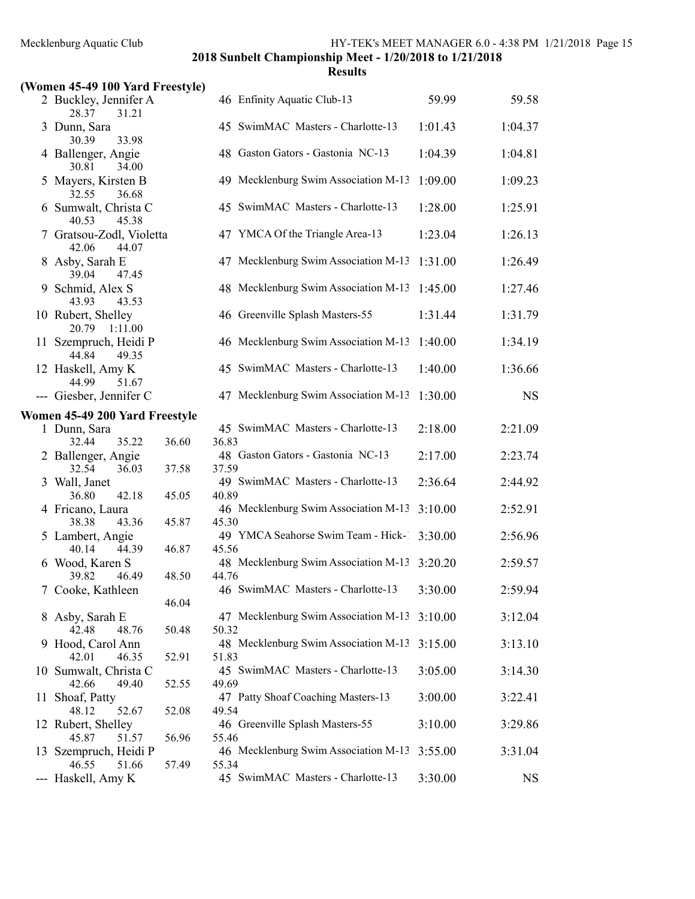2018 Sunbelt Championship Meet - 1/20/2018 to 1/21/2018

Results

### (Women 45-49 100 Yard Freestyle)

| Place | Name | Age | Team | Seed Time | Finals Time |
|---|---|---|---|---|---|
| 2 | Buckley, Jennifer A | 46 | Enfinity Aquatic Club-13 | 59.99 | 59.58 |
| | 28.37 31.21 | | | | |
| 3 | Dunn, Sara | 45 | SwimMAC Masters - Charlotte-13 | 1:01.43 | 1:04.37 |
| | 30.39 33.98 | | | | |
| 4 | Ballenger, Angie | 48 | Gaston Gators - Gastonia NC-13 | 1:04.39 | 1:04.81 |
| | 30.81 34.00 | | | | |
| 5 | Mayers, Kirsten B | 49 | Mecklenburg Swim Association M-13 | 1:09.00 | 1:09.23 |
| | 32.55 36.68 | | | | |
| 6 | Sumwalt, Christa C | 45 | SwimMAC Masters - Charlotte-13 | 1:28.00 | 1:25.91 |
| | 40.53 45.38 | | | | |
| 7 | Gratsou-Zodl, Violetta | 47 | YMCA Of the Triangle Area-13 | 1:23.04 | 1:26.13 |
| | 42.06 44.07 | | | | |
| 8 | Asby, Sarah E | 47 | Mecklenburg Swim Association M-13 | 1:31.00 | 1:26.49 |
| | 39.04 47.45 | | | | |
| 9 | Schmid, Alex S | 48 | Mecklenburg Swim Association M-13 | 1:45.00 | 1:27.46 |
| | 43.93 43.53 | | | | |
| 10 | Rubert, Shelley | 46 | Greenville Splash Masters-55 | 1:31.44 | 1:31.79 |
| | 20.79 1:11.00 | | | | |
| 11 | Szempruch, Heidi P | 46 | Mecklenburg Swim Association M-13 | 1:40.00 | 1:34.19 |
| | 44.84 49.35 | | | | |
| 12 | Haskell, Amy K | 45 | SwimMAC Masters - Charlotte-13 | 1:40.00 | 1:36.66 |
| | 44.99 51.67 | | | | |
| --- | Giesber, Jennifer C | 47 | Mecklenburg Swim Association M-13 | 1:30.00 | NS |

### Women 45-49 200 Yard Freestyle

| Place | Name | Age | Team | Seed Time | Finals Time |
|---|---|---|---|---|---|
| 1 | Dunn, Sara | 45 | SwimMAC Masters - Charlotte-13 | 2:18.00 | 2:21.09 |
| | 32.44 35.22 36.60 36.83 | | | | |
| 2 | Ballenger, Angie | 48 | Gaston Gators - Gastonia NC-13 | 2:17.00 | 2:23.74 |
| | 32.54 36.03 37.58 37.59 | | | | |
| 3 | Wall, Janet | 49 | SwimMAC Masters - Charlotte-13 | 2:36.64 | 2:44.92 |
| | 36.80 42.18 45.05 40.89 | | | | |
| 4 | Fricano, Laura | 46 | Mecklenburg Swim Association M-13 | 3:10.00 | 2:52.91 |
| | 38.38 43.36 45.87 45.30 | | | | |
| 5 | Lambert, Angie | 49 | YMCA Seahorse Swim Team - Hick-1 | 3:30.00 | 2:56.96 |
| | 40.14 44.39 46.87 45.56 | | | | |
| 6 | Wood, Karen S | 48 | Mecklenburg Swim Association M-13 | 3:20.20 | 2:59.57 |
| | 39.82 46.49 48.50 44.76 | | | | |
| 7 | Cooke, Kathleen | 46 | SwimMAC Masters - Charlotte-13 | 3:30.00 | 2:59.94 |
| | 46.04 | | | | |
| 8 | Asby, Sarah E | 47 | Mecklenburg Swim Association M-13 | 3:10.00 | 3:12.04 |
| | 42.48 48.76 50.48 50.32 | | | | |
| 9 | Hood, Carol Ann | 48 | Mecklenburg Swim Association M-13 | 3:15.00 | 3:13.10 |
| | 42.01 46.35 52.91 51.83 | | | | |
| 10 | Sumwalt, Christa C | 45 | SwimMAC Masters - Charlotte-13 | 3:05.00 | 3:14.30 |
| | 42.66 49.40 52.55 49.69 | | | | |
| 11 | Shoaf, Patty | 47 | Patty Shoaf Coaching Masters-13 | 3:00.00 | 3:22.41 |
| | 48.12 52.67 52.08 49.54 | | | | |
| 12 | Rubert, Shelley | 46 | Greenville Splash Masters-55 | 3:10.00 | 3:29.86 |
| | 45.87 51.57 56.96 55.46 | | | | |
| 13 | Szempruch, Heidi P | 46 | Mecklenburg Swim Association M-13 | 3:55.00 | 3:31.04 |
| | 46.55 51.66 57.49 55.34 | | | | |
| --- | Haskell, Amy K | 45 | SwimMAC Masters - Charlotte-13 | 3:30.00 | NS |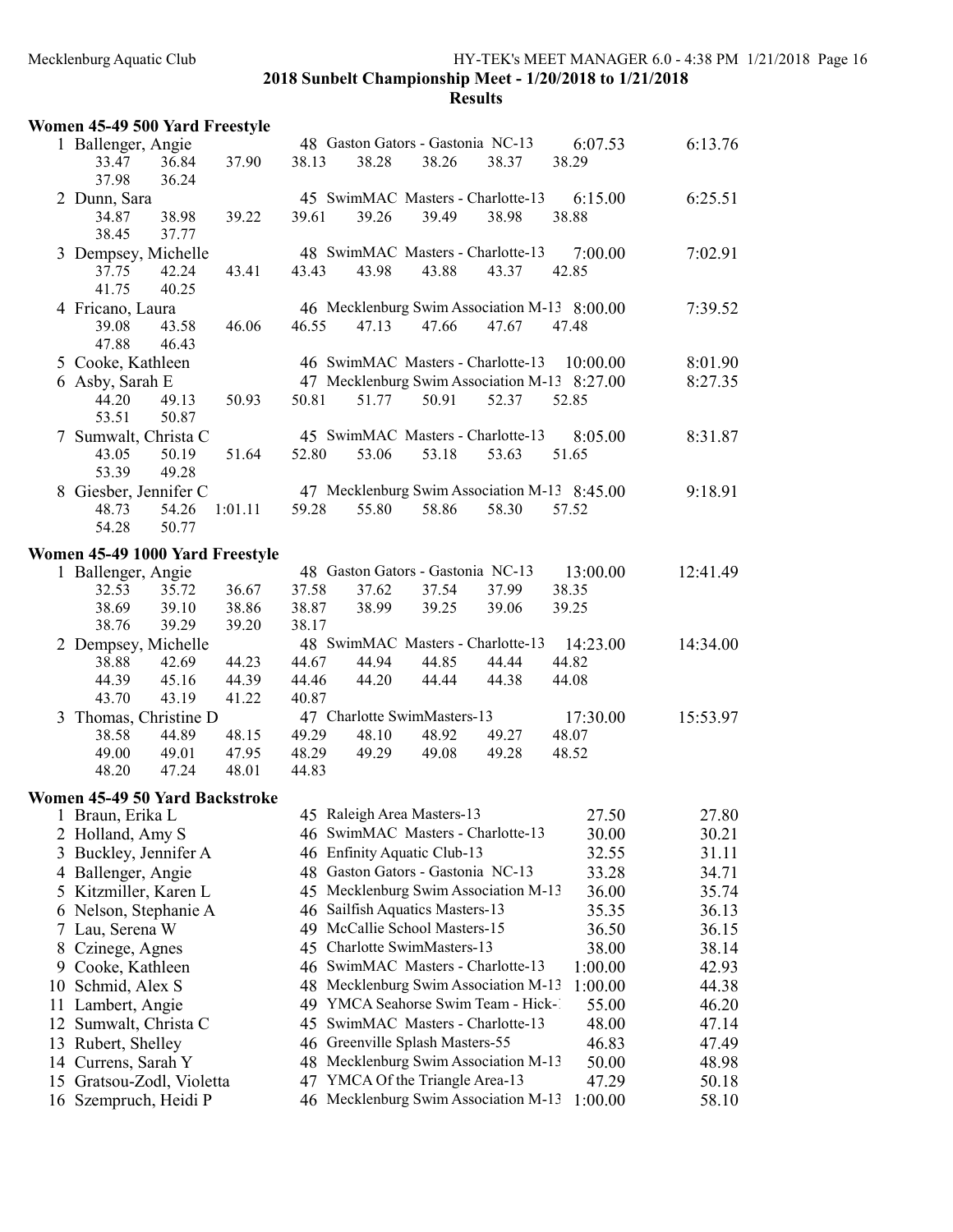## 2018 Sunbelt Championship Meet - 1/20/2018 to 1/21/2018

### Results

#### Women 45-49 500 Yard Freestyle

| Place | Name | Age | Team | Seed Time | Finals Time |
|---|---|---|---|---|---|
| 1 | Ballenger, Angie | 48 | Gaston Gators - Gastonia NC-13 | 6:07.53 | 6:13.76 |
| | 33.47 36.84 37.90 38.13 38.28 38.26 38.37 38.29 37.98 36.24 | | | | |
| 2 | Dunn, Sara | 45 | SwimMAC Masters - Charlotte-13 | 6:15.00 | 6:25.51 |
| | 34.87 38.98 39.22 39.61 39.26 39.49 38.98 38.88 38.45 37.77 | | | | |
| 3 | Dempsey, Michelle | 48 | SwimMAC Masters - Charlotte-13 | 7:00.00 | 7:02.91 |
| | 37.75 42.24 43.41 43.43 43.98 43.88 43.37 42.85 41.75 40.25 | | | | |
| 4 | Fricano, Laura | 46 | Mecklenburg Swim Association M-13 | 8:00.00 | 7:39.52 |
| | 39.08 43.58 46.06 46.55 47.13 47.66 47.67 47.48 47.88 46.43 | | | | |
| 5 | Cooke, Kathleen | 46 | SwimMAC Masters - Charlotte-13 | 10:00.00 | 8:01.90 |
| 6 | Asby, Sarah E | 47 | Mecklenburg Swim Association M-13 | 8:27.00 | 8:27.35 |
| | 44.20 49.13 50.93 50.81 51.77 50.91 52.37 52.85 53.51 50.87 | | | | |
| 7 | Sumwalt, Christa C | 45 | SwimMAC Masters - Charlotte-13 | 8:05.00 | 8:31.87 |
| | 43.05 50.19 51.64 52.80 53.06 53.18 53.63 51.65 53.39 49.28 | | | | |
| 8 | Giesber, Jennifer C | 47 | Mecklenburg Swim Association M-13 | 8:45.00 | 9:18.91 |
| | 48.73 54.26 1:01.11 59.28 55.80 58.86 58.30 57.52 54.28 50.77 | | | | |

#### Women 45-49 1000 Yard Freestyle

| Place | Name | Age | Team | Seed Time | Finals Time |
|---|---|---|---|---|---|
| 1 | Ballenger, Angie | 48 | Gaston Gators - Gastonia NC-13 | 13:00.00 | 12:41.49 |
| | 32.53 35.72 36.67 37.58 37.62 37.54 37.99 38.35 38.69 39.10 38.86 38.87 38.99 39.25 39.06 39.25 38.76 39.29 39.20 38.17 | | | | |
| 2 | Dempsey, Michelle | 48 | SwimMAC Masters - Charlotte-13 | 14:23.00 | 14:34.00 |
| | 38.88 42.69 44.23 44.67 44.94 44.85 44.44 44.82 44.39 45.16 44.39 44.46 44.20 44.44 44.38 44.08 43.70 43.19 41.22 40.87 | | | | |
| 3 | Thomas, Christine D | 47 | Charlotte SwimMasters-13 | 17:30.00 | 15:53.97 |
| | 38.58 44.89 48.15 49.29 48.10 48.92 49.27 48.07 49.00 49.01 47.95 48.29 49.29 49.08 49.28 48.52 48.20 47.24 48.01 44.83 | | | | |

#### Women 45-49 50 Yard Backstroke

| Place | Name | Age | Team | Seed Time | Finals Time |
|---|---|---|---|---|---|
| 1 | Braun, Erika L | 45 | Raleigh Area Masters-13 | 27.50 | 27.80 |
| 2 | Holland, Amy S | 46 | SwimMAC Masters - Charlotte-13 | 30.00 | 30.21 |
| 3 | Buckley, Jennifer A | 46 | Enfinity Aquatic Club-13 | 32.55 | 31.11 |
| 4 | Ballenger, Angie | 48 | Gaston Gators - Gastonia NC-13 | 33.28 | 34.71 |
| 5 | Kitzmiller, Karen L | 45 | Mecklenburg Swim Association M-13 | 36.00 | 35.74 |
| 6 | Nelson, Stephanie A | 46 | Sailfish Aquatics Masters-13 | 35.35 | 36.13 |
| 7 | Lau, Serena W | 49 | McCallie School Masters-15 | 36.50 | 36.15 |
| 8 | Czinege, Agnes | 45 | Charlotte SwimMasters-13 | 38.00 | 38.14 |
| 9 | Cooke, Kathleen | 46 | SwimMAC Masters - Charlotte-13 | 1:00.00 | 42.93 |
| 10 | Schmid, Alex S | 48 | Mecklenburg Swim Association M-13 | 1:00.00 | 44.38 |
| 11 | Lambert, Angie | 49 | YMCA Seahorse Swim Team - Hick-1 | 55.00 | 46.20 |
| 12 | Sumwalt, Christa C | 45 | SwimMAC Masters - Charlotte-13 | 48.00 | 47.14 |
| 13 | Rubert, Shelley | 46 | Greenville Splash Masters-55 | 46.83 | 47.49 |
| 14 | Currens, Sarah Y | 48 | Mecklenburg Swim Association M-13 | 50.00 | 48.98 |
| 15 | Gratsou-Zodl, Violetta | 47 | YMCA Of the Triangle Area-13 | 47.29 | 50.18 |
| 16 | Szempruch, Heidi P | 46 | Mecklenburg Swim Association M-13 | 1:00.00 | 58.10 |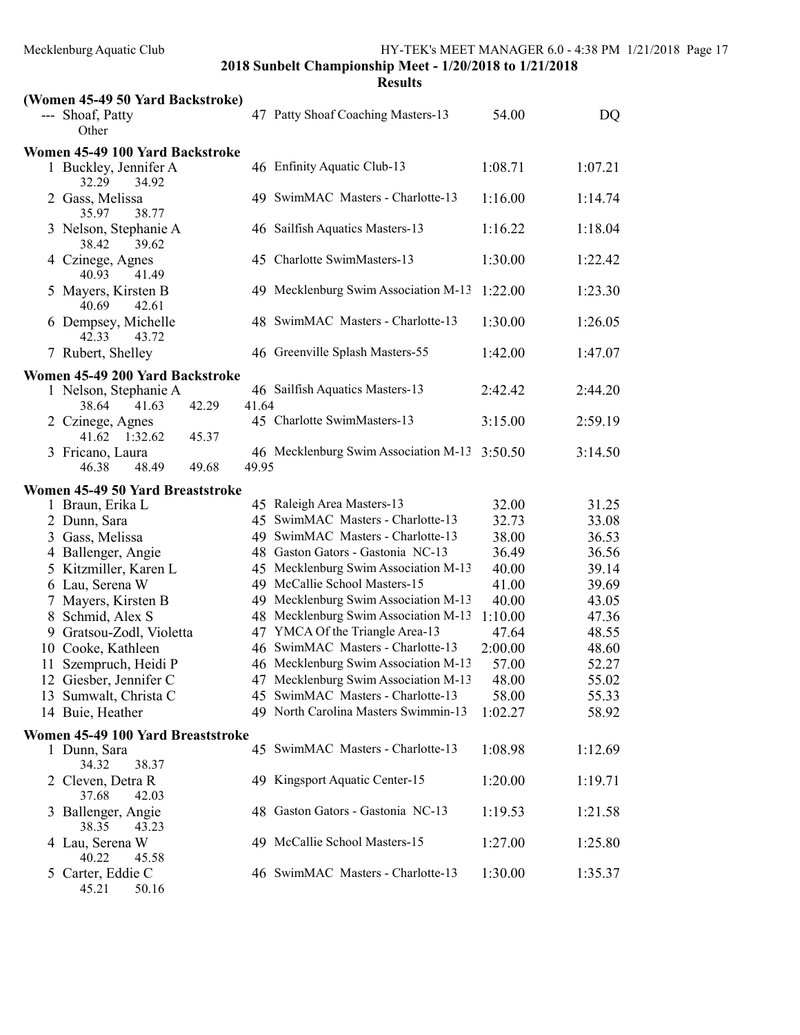## 2018 Sunbelt Championship Meet - 1/20/2018 to 1/21/2018

### Results

**(Women 45-49 50 Yard Backstroke)**

| | Name | Age | Team | Seed Time | Finals Time |
|---|---|---|---|---|---|
| --- | Shoaf, Patty | 47 | Patty Shoaf Coaching Masters-13 | 54.00 | DQ |
| | Other | | | | |

**Women 45-49 100 Yard Backstroke**

| | Name | Age | Team | Seed Time | Finals Time |
|---|---|---|---|---|---|
| 1 | Buckley, Jennifer A | 46 | Enfinity Aquatic Club-13 | 1:08.71 | 1:07.21 |
| | 32.29 34.92 | | | | |
| 2 | Gass, Melissa | 49 | SwimMAC Masters - Charlotte-13 | 1:16.00 | 1:14.74 |
| | 35.97 38.77 | | | | |
| 3 | Nelson, Stephanie A | 46 | Sailfish Aquatics Masters-13 | 1:16.22 | 1:18.04 |
| | 38.42 39.62 | | | | |
| 4 | Czinege, Agnes | 45 | Charlotte SwimMasters-13 | 1:30.00 | 1:22.42 |
| | 40.93 41.49 | | | | |
| 5 | Mayers, Kirsten B | 49 | Mecklenburg Swim Association M-13 | 1:22.00 | 1:23.30 |
| | 40.69 42.61 | | | | |
| 6 | Dempsey, Michelle | 48 | SwimMAC Masters - Charlotte-13 | 1:30.00 | 1:26.05 |
| | 42.33 43.72 | | | | |
| 7 | Rubert, Shelley | 46 | Greenville Splash Masters-55 | 1:42.00 | 1:47.07 |

**Women 45-49 200 Yard Backstroke**

| | Name | Age | Team | Seed Time | Finals Time |
|---|---|---|---|---|---|
| 1 | Nelson, Stephanie A | 46 | Sailfish Aquatics Masters-13 | 2:42.42 | 2:44.20 |
| | 38.64 41.63 42.29 41.64 | | | | |
| 2 | Czinege, Agnes | 45 | Charlotte SwimMasters-13 | 3:15.00 | 2:59.19 |
| | 41.62 1:32.62 45.37 | | | | |
| 3 | Fricano, Laura | 46 | Mecklenburg Swim Association M-13 | 3:50.50 | 3:14.50 |
| | 46.38 48.49 49.68 49.95 | | | | |

**Women 45-49 50 Yard Breaststroke**

| | Name | Age | Team | Seed Time | Finals Time |
|---|---|---|---|---|---|
| 1 | Braun, Erika L | 45 | Raleigh Area Masters-13 | 32.00 | 31.25 |
| 2 | Dunn, Sara | 45 | SwimMAC Masters - Charlotte-13 | 32.73 | 33.08 |
| 3 | Gass, Melissa | 49 | SwimMAC Masters - Charlotte-13 | 38.00 | 36.53 |
| 4 | Ballenger, Angie | 48 | Gaston Gators - Gastonia NC-13 | 36.49 | 36.56 |
| 5 | Kitzmiller, Karen L | 45 | Mecklenburg Swim Association M-13 | 40.00 | 39.14 |
| 6 | Lau, Serena W | 49 | McCallie School Masters-15 | 41.00 | 39.69 |
| 7 | Mayers, Kirsten B | 49 | Mecklenburg Swim Association M-13 | 40.00 | 43.05 |
| 8 | Schmid, Alex S | 48 | Mecklenburg Swim Association M-13 | 1:10.00 | 47.36 |
| 9 | Gratsou-Zodl, Violetta | 47 | YMCA Of the Triangle Area-13 | 47.64 | 48.55 |
| 10 | Cooke, Kathleen | 46 | SwimMAC Masters - Charlotte-13 | 2:00.00 | 48.60 |
| 11 | Szempruch, Heidi P | 46 | Mecklenburg Swim Association M-13 | 57.00 | 52.27 |
| 12 | Giesber, Jennifer C | 47 | Mecklenburg Swim Association M-13 | 48.00 | 55.02 |
| 13 | Sumwalt, Christa C | 45 | SwimMAC Masters - Charlotte-13 | 58.00 | 55.33 |
| 14 | Buie, Heather | 49 | North Carolina Masters Swimmin-13 | 1:02.27 | 58.92 |

**Women 45-49 100 Yard Breaststroke**

| | Name | Age | Team | Seed Time | Finals Time |
|---|---|---|---|---|---|
| 1 | Dunn, Sara | 45 | SwimMAC Masters - Charlotte-13 | 1:08.98 | 1:12.69 |
| | 34.32 38.37 | | | | |
| 2 | Cleven, Detra R | 49 | Kingsport Aquatic Center-15 | 1:20.00 | 1:19.71 |
| | 37.68 42.03 | | | | |
| 3 | Ballenger, Angie | 48 | Gaston Gators - Gastonia NC-13 | 1:19.53 | 1:21.58 |
| | 38.35 43.23 | | | | |
| 4 | Lau, Serena W | 49 | McCallie School Masters-15 | 1:27.00 | 1:25.80 |
| | 40.22 45.58 | | | | |
| 5 | Carter, Eddie C | 46 | SwimMAC Masters - Charlotte-13 | 1:30.00 | 1:35.37 |
| | 45.21 50.16 | | | | |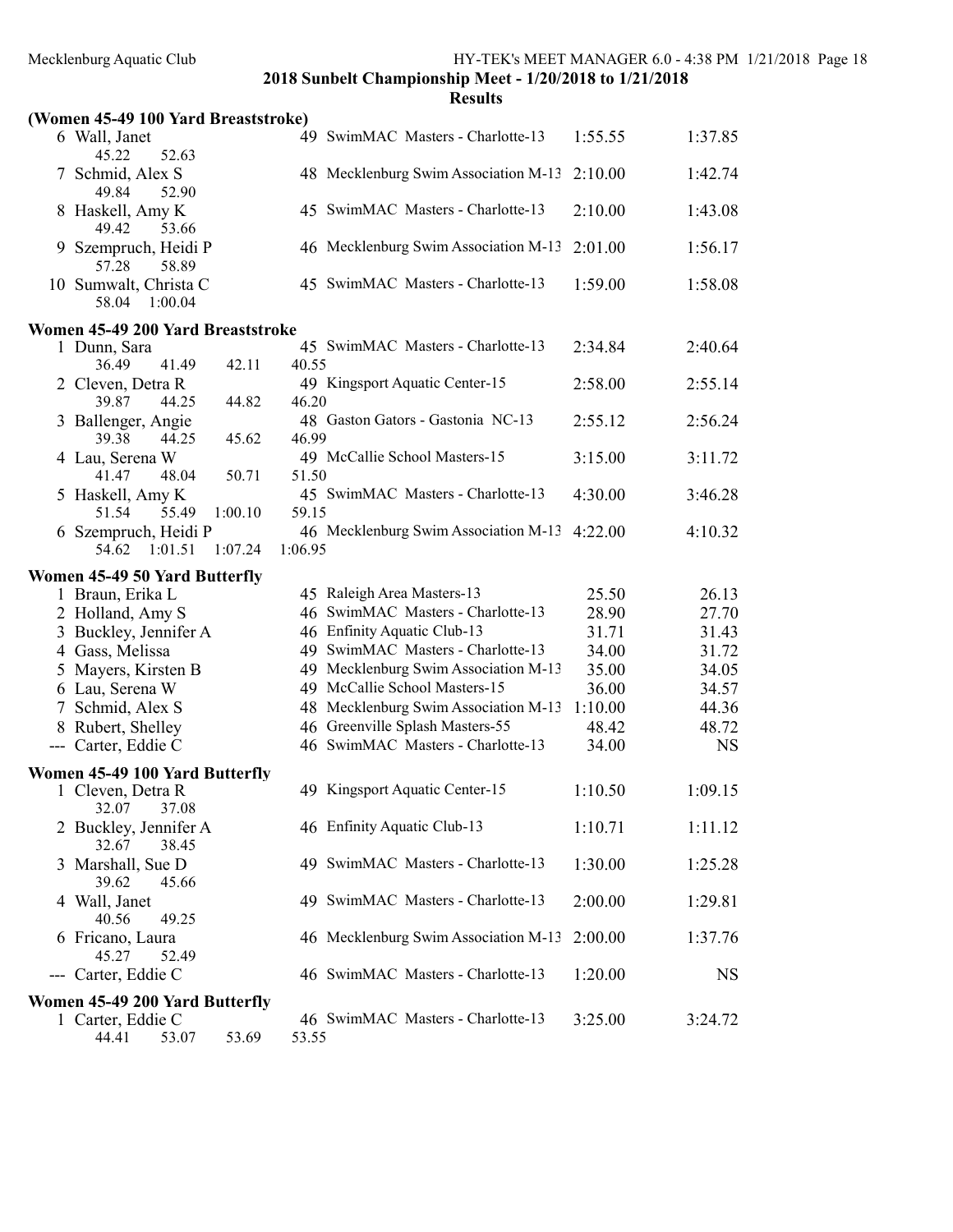## 2018 Sunbelt Championship Meet - 1/20/2018 to 1/21/2018

### Results

**(Women 45-49 100 Yard Breaststroke)**

| Place | Name | Age | Team | Seed Time | Finals Time |
|---|---|---|---|---|---|
| 6 | Wall, Janet | 49 | SwimMAC Masters - Charlotte-13 | 1:55.55 | 1:37.85 |
| | 45.22 52.63 | | | | |
| 7 | Schmid, Alex S | 48 | Mecklenburg Swim Association M-13 | 2:10.00 | 1:42.74 |
| | 49.84 52.90 | | | | |
| 8 | Haskell, Amy K | 45 | SwimMAC Masters - Charlotte-13 | 2:10.00 | 1:43.08 |
| | 49.42 53.66 | | | | |
| 9 | Szempruch, Heidi P | 46 | Mecklenburg Swim Association M-13 | 2:01.00 | 1:56.17 |
| | 57.28 58.89 | | | | |
| 10 | Sumwalt, Christa C | 45 | SwimMAC Masters - Charlotte-13 | 1:59.00 | 1:58.08 |
| | 58.04 1:00.04 | | | | |

**Women 45-49 200 Yard Breaststroke**

| Place | Name | Age | Team | Seed Time | Finals Time |
|---|---|---|---|---|---|
| 1 | Dunn, Sara | 45 | SwimMAC Masters - Charlotte-13 | 2:34.84 | 2:40.64 |
| | 36.49 41.49 42.11 40.55 | | | | |
| 2 | Cleven, Detra R | 49 | Kingsport Aquatic Center-15 | 2:58.00 | 2:55.14 |
| | 39.87 44.25 44.82 46.20 | | | | |
| 3 | Ballenger, Angie | 48 | Gaston Gators - Gastonia NC-13 | 2:55.12 | 2:56.24 |
| | 39.38 44.25 45.62 46.99 | | | | |
| 4 | Lau, Serena W | 49 | McCallie School Masters-15 | 3:15.00 | 3:11.72 |
| | 41.47 48.04 50.71 51.50 | | | | |
| 5 | Haskell, Amy K | 45 | SwimMAC Masters - Charlotte-13 | 4:30.00 | 3:46.28 |
| | 51.54 55.49 1:00.10 59.15 | | | | |
| 6 | Szempruch, Heidi P | 46 | Mecklenburg Swim Association M-13 | 4:22.00 | 4:10.32 |
| | 54.62 1:01.51 1:07.24 1:06.95 | | | | |

**Women 45-49 50 Yard Butterfly**

| Place | Name | Age | Team | Seed Time | Finals Time |
|---|---|---|---|---|---|
| 1 | Braun, Erika L | 45 | Raleigh Area Masters-13 | 25.50 | 26.13 |
| 2 | Holland, Amy S | 46 | SwimMAC Masters - Charlotte-13 | 28.90 | 27.70 |
| 3 | Buckley, Jennifer A | 46 | Enfinity Aquatic Club-13 | 31.71 | 31.43 |
| 4 | Gass, Melissa | 49 | SwimMAC Masters - Charlotte-13 | 34.00 | 31.72 |
| 5 | Mayers, Kirsten B | 49 | Mecklenburg Swim Association M-13 | 35.00 | 34.05 |
| 6 | Lau, Serena W | 49 | McCallie School Masters-15 | 36.00 | 34.57 |
| 7 | Schmid, Alex S | 48 | Mecklenburg Swim Association M-13 | 1:10.00 | 44.36 |
| 8 | Rubert, Shelley | 46 | Greenville Splash Masters-55 | 48.42 | 48.72 |
| --- | Carter, Eddie C | 46 | SwimMAC Masters - Charlotte-13 | 34.00 | NS |

**Women 45-49 100 Yard Butterfly**

| Place | Name | Age | Team | Seed Time | Finals Time |
|---|---|---|---|---|---|
| 1 | Cleven, Detra R | 49 | Kingsport Aquatic Center-15 | 1:10.50 | 1:09.15 |
| | 32.07 37.08 | | | | |
| 2 | Buckley, Jennifer A | 46 | Enfinity Aquatic Club-13 | 1:10.71 | 1:11.12 |
| | 32.67 38.45 | | | | |
| 3 | Marshall, Sue D | 49 | SwimMAC Masters - Charlotte-13 | 1:30.00 | 1:25.28 |
| | 39.62 45.66 | | | | |
| 4 | Wall, Janet | 49 | SwimMAC Masters - Charlotte-13 | 2:00.00 | 1:29.81 |
| | 40.56 49.25 | | | | |
| 6 | Fricano, Laura | 46 | Mecklenburg Swim Association M-13 | 2:00.00 | 1:37.76 |
| | 45.27 52.49 | | | | |
| --- | Carter, Eddie C | 46 | SwimMAC Masters - Charlotte-13 | 1:20.00 | NS |

**Women 45-49 200 Yard Butterfly**

| Place | Name | Age | Team | Seed Time | Finals Time |
|---|---|---|---|---|---|
| 1 | Carter, Eddie C | 46 | SwimMAC Masters - Charlotte-13 | 3:25.00 | 3:24.72 |
| | 44.41 53.07 53.69 53.55 | | | | |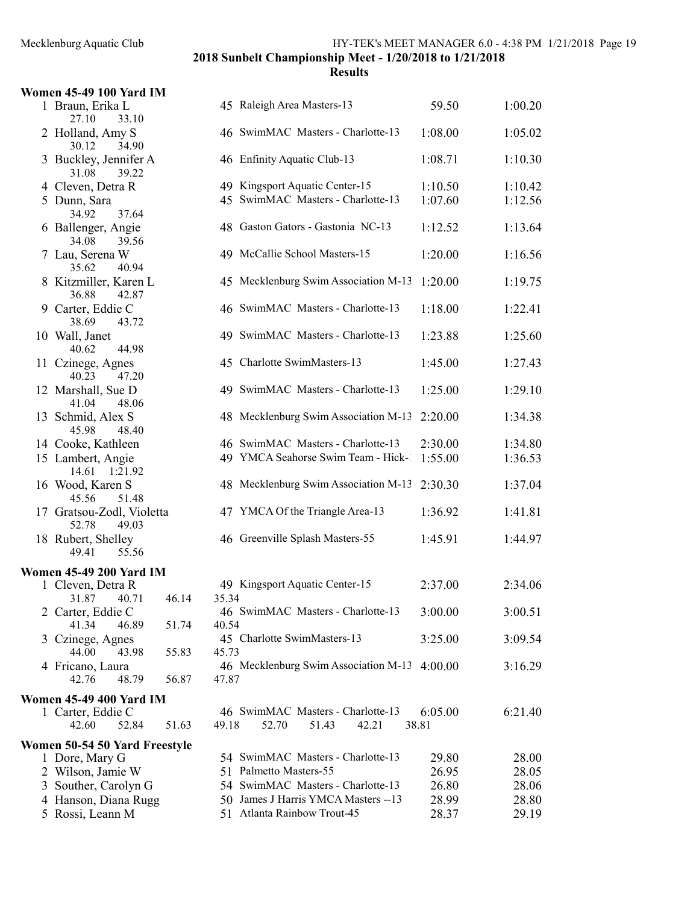## 2018 Sunbelt Championship Meet - 1/20/2018 to 1/21/2018

### Results

#### Women 45-49 100 Yard IM

| | Name | Age | Team | Seed Time | Finals Time |
|---|---|---|---|---|---|
| 1 | Braun, Erika L | 45 | Raleigh Area Masters-13 | 59.50 | 1:00.20 |
| | 27.10 33.10 | | | | |
| 2 | Holland, Amy S | 46 | SwimMAC Masters - Charlotte-13 | 1:08.00 | 1:05.02 |
| | 30.12 34.90 | | | | |
| 3 | Buckley, Jennifer A | 46 | Enfinity Aquatic Club-13 | 1:08.71 | 1:10.30 |
| | 31.08 39.22 | | | | |
| 4 | Cleven, Detra R | 49 | Kingsport Aquatic Center-15 | 1:10.50 | 1:10.42 |
| 5 | Dunn, Sara | 45 | SwimMAC Masters - Charlotte-13 | 1:07.60 | 1:12.56 |
| | 34.92 37.64 | | | | |
| 6 | Ballenger, Angie | 48 | Gaston Gators - Gastonia NC-13 | 1:12.52 | 1:13.64 |
| | 34.08 39.56 | | | | |
| 7 | Lau, Serena W | 49 | McCallie School Masters-15 | 1:20.00 | 1:16.56 |
| | 35.62 40.94 | | | | |
| 8 | Kitzmiller, Karen L | 45 | Mecklenburg Swim Association M-13 | 1:20.00 | 1:19.75 |
| | 36.88 42.87 | | | | |
| 9 | Carter, Eddie C | 46 | SwimMAC Masters - Charlotte-13 | 1:18.00 | 1:22.41 |
| | 38.69 43.72 | | | | |
| 10 | Wall, Janet | 49 | SwimMAC Masters - Charlotte-13 | 1:23.88 | 1:25.60 |
| | 40.62 44.98 | | | | |
| 11 | Czinege, Agnes | 45 | Charlotte SwimMasters-13 | 1:45.00 | 1:27.43 |
| | 40.23 47.20 | | | | |
| 12 | Marshall, Sue D | 49 | SwimMAC Masters - Charlotte-13 | 1:25.00 | 1:29.10 |
| | 41.04 48.06 | | | | |
| 13 | Schmid, Alex S | 48 | Mecklenburg Swim Association M-13 | 2:20.00 | 1:34.38 |
| | 45.98 48.40 | | | | |
| 14 | Cooke, Kathleen | 46 | SwimMAC Masters - Charlotte-13 | 2:30.00 | 1:34.80 |
| 15 | Lambert, Angie | 49 | YMCA Seahorse Swim Team - Hick-1 | 1:55.00 | 1:36.53 |
| | 14.61 1:21.92 | | | | |
| 16 | Wood, Karen S | 48 | Mecklenburg Swim Association M-13 | 2:30.30 | 1:37.04 |
| | 45.56 51.48 | | | | |
| 17 | Gratsou-Zodl, Violetta | 47 | YMCA Of the Triangle Area-13 | 1:36.92 | 1:41.81 |
| | 52.78 49.03 | | | | |
| 18 | Rubert, Shelley | 46 | Greenville Splash Masters-55 | 1:45.91 | 1:44.97 |
| | 49.41 55.56 | | | | |

#### Women 45-49 200 Yard IM

| | Name | Age | Team | Seed Time | Finals Time |
|---|---|---|---|---|---|
| 1 | Cleven, Detra R | 49 | Kingsport Aquatic Center-15 | 2:37.00 | 2:34.06 |
| | 31.87 40.71 46.14 35.34 | | | | |
| 2 | Carter, Eddie C | 46 | SwimMAC Masters - Charlotte-13 | 3:00.00 | 3:00.51 |
| | 41.34 46.89 51.74 40.54 | | | | |
| 3 | Czinege, Agnes | 45 | Charlotte SwimMasters-13 | 3:25.00 | 3:09.54 |
| | 44.00 43.98 55.83 45.73 | | | | |
| 4 | Fricano, Laura | 46 | Mecklenburg Swim Association M-13 | 4:00.00 | 3:16.29 |
| | 42.76 48.79 56.87 47.87 | | | | |

#### Women 45-49 400 Yard IM

| | Name | Age | Team | Seed Time | Finals Time |
|---|---|---|---|---|---|
| 1 | Carter, Eddie C | 46 | SwimMAC Masters - Charlotte-13 | 6:05.00 | 6:21.40 |
| | 42.60 52.84 51.63 49.18 52.70 51.43 42.21 38.81 | | | | |

#### Women 50-54 50 Yard Freestyle

| | Name | Age | Team | Seed Time | Finals Time |
|---|---|---|---|---|---|
| 1 | Dore, Mary G | 54 | SwimMAC Masters - Charlotte-13 | 29.80 | 28.00 |
| 2 | Wilson, Jamie W | 51 | Palmetto Masters-55 | 26.95 | 28.05 |
| 3 | Souther, Carolyn G | 54 | SwimMAC Masters - Charlotte-13 | 26.80 | 28.06 |
| 4 | Hanson, Diana Rugg | 50 | James J Harris YMCA Masters --13 | 28.99 | 28.80 |
| 5 | Rossi, Leann M | 51 | Atlanta Rainbow Trout-45 | 28.37 | 29.19 |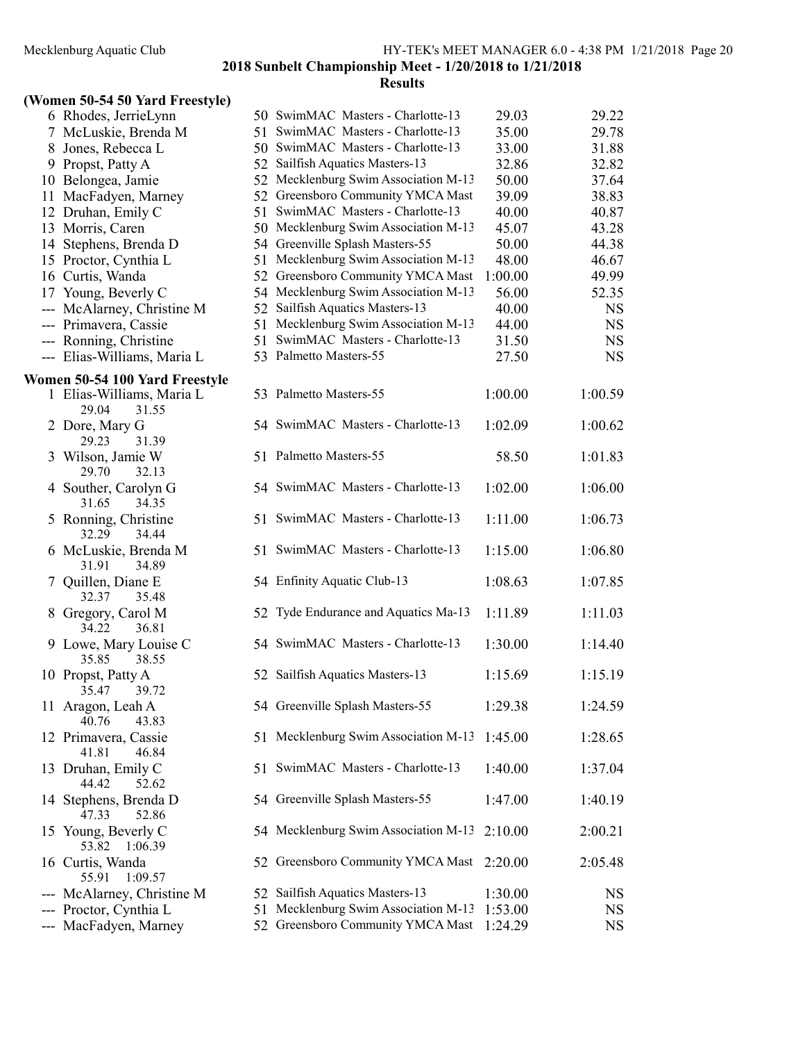## 2018 Sunbelt Championship Meet - 1/20/2018 to 1/21/2018

### Results

### (Women 50-54 50 Yard Freestyle)

| Place | Name | Age | Team | Seed Time | Finals Time |
|---|---|---|---|---|---|
| 6 | Rhodes, JerrieLynn | 50 | SwimMAC Masters - Charlotte-13 | 29.03 | 29.22 |
| 7 | McLuskie, Brenda M | 51 | SwimMAC Masters - Charlotte-13 | 35.00 | 29.78 |
| 8 | Jones, Rebecca L | 50 | SwimMAC Masters - Charlotte-13 | 33.00 | 31.88 |
| 9 | Propst, Patty A | 52 | Sailfish Aquatics Masters-13 | 32.86 | 32.82 |
| 10 | Belongea, Jamie | 52 | Mecklenburg Swim Association M-13 | 50.00 | 37.64 |
| 11 | MacFadyen, Marney | 52 | Greensboro Community YMCA Mast | 39.09 | 38.83 |
| 12 | Druhan, Emily C | 51 | SwimMAC Masters - Charlotte-13 | 40.00 | 40.87 |
| 13 | Morris, Caren | 50 | Mecklenburg Swim Association M-13 | 45.07 | 43.28 |
| 14 | Stephens, Brenda D | 54 | Greenville Splash Masters-55 | 50.00 | 44.38 |
| 15 | Proctor, Cynthia L | 51 | Mecklenburg Swim Association M-13 | 48.00 | 46.67 |
| 16 | Curtis, Wanda | 52 | Greensboro Community YMCA Mast | 1:00.00 | 49.99 |
| 17 | Young, Beverly C | 54 | Mecklenburg Swim Association M-13 | 56.00 | 52.35 |
| --- | McAlarney, Christine M | 52 | Sailfish Aquatics Masters-13 | 40.00 | NS |
| --- | Primavera, Cassie | 51 | Mecklenburg Swim Association M-13 | 44.00 | NS |
| --- | Ronning, Christine | 51 | SwimMAC Masters - Charlotte-13 | 31.50 | NS |
| --- | Elias-Williams, Maria L | 53 | Palmetto Masters-55 | 27.50 | NS |

### Women 50-54 100 Yard Freestyle

| Place | Name | Age | Team | Seed Time | Finals Time | Splits |
|---|---|---|---|---|---|---|
| 1 | Elias-Williams, Maria L | 53 | Palmetto Masters-55 | 1:00.00 | 1:00.59 | 29.04 31.55 |
| 2 | Dore, Mary G | 54 | SwimMAC Masters - Charlotte-13 | 1:02.09 | 1:00.62 | 29.23 31.39 |
| 3 | Wilson, Jamie W | 51 | Palmetto Masters-55 | 58.50 | 1:01.83 | 29.70 32.13 |
| 4 | Souther, Carolyn G | 54 | SwimMAC Masters - Charlotte-13 | 1:02.00 | 1:06.00 | 31.65 34.35 |
| 5 | Ronning, Christine | 51 | SwimMAC Masters - Charlotte-13 | 1:11.00 | 1:06.73 | 32.29 34.44 |
| 6 | McLuskie, Brenda M | 51 | SwimMAC Masters - Charlotte-13 | 1:15.00 | 1:06.80 | 31.91 34.89 |
| 7 | Quillen, Diane E | 54 | Enfinity Aquatic Club-13 | 1:08.63 | 1:07.85 | 32.37 35.48 |
| 8 | Gregory, Carol M | 52 | Tyde Endurance and Aquatics Ma-13 | 1:11.89 | 1:11.03 | 34.22 36.81 |
| 9 | Lowe, Mary Louise C | 54 | SwimMAC Masters - Charlotte-13 | 1:30.00 | 1:14.40 | 35.85 38.55 |
| 10 | Propst, Patty A | 52 | Sailfish Aquatics Masters-13 | 1:15.69 | 1:15.19 | 35.47 39.72 |
| 11 | Aragon, Leah A | 54 | Greenville Splash Masters-55 | 1:29.38 | 1:24.59 | 40.76 43.83 |
| 12 | Primavera, Cassie | 51 | Mecklenburg Swim Association M-13 | 1:45.00 | 1:28.65 | 41.81 46.84 |
| 13 | Druhan, Emily C | 51 | SwimMAC Masters - Charlotte-13 | 1:40.00 | 1:37.04 | 44.42 52.62 |
| 14 | Stephens, Brenda D | 54 | Greenville Splash Masters-55 | 1:47.00 | 1:40.19 | 47.33 52.86 |
| 15 | Young, Beverly C | 54 | Mecklenburg Swim Association M-13 | 2:10.00 | 2:00.21 | 53.82 1:06.39 |
| 16 | Curtis, Wanda | 52 | Greensboro Community YMCA Mast | 2:20.00 | 2:05.48 | 55.91 1:09.57 |
| --- | McAlarney, Christine M | 52 | Sailfish Aquatics Masters-13 | 1:30.00 | NS | |
| --- | Proctor, Cynthia L | 51 | Mecklenburg Swim Association M-13 | 1:53.00 | NS | |
| --- | MacFadyen, Marney | 52 | Greensboro Community YMCA Mast | 1:24.29 | NS | |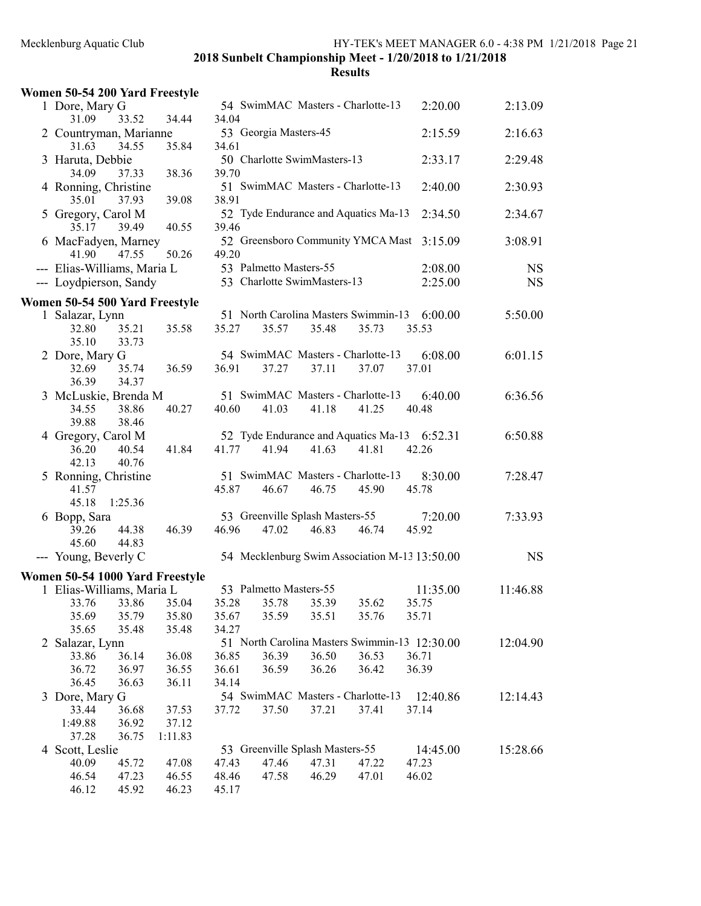**2018 Sunbelt Championship Meet - 1/20/2018 to 1/21/2018**

**Results**

### Women 50-54 200 Yard Freestyle

| Place | Name | Age | Team | Seed Time | Finals Time |
|---|---|---|---|---|---|
| 1 | Dore, Mary G | 54 | SwimMAC Masters - Charlotte-13 | 2:20.00 | 2:13.09 |
| | 31.09 33.52 34.44 34.04 | | | | |
| 2 | Countryman, Marianne | 53 | Georgia Masters-45 | 2:15.59 | 2:16.63 |
| | 31.63 34.55 35.84 34.61 | | | | |
| 3 | Haruta, Debbie | 50 | Charlotte SwimMasters-13 | 2:33.17 | 2:29.48 |
| | 34.09 37.33 38.36 39.70 | | | | |
| 4 | Ronning, Christine | 51 | SwimMAC Masters - Charlotte-13 | 2:40.00 | 2:30.93 |
| | 35.01 37.93 39.08 38.91 | | | | |
| 5 | Gregory, Carol M | 52 | Tyde Endurance and Aquatics Ma-13 | 2:34.50 | 2:34.67 |
| | 35.17 39.49 40.55 39.46 | | | | |
| 6 | MacFadyen, Marney | 52 | Greensboro Community YMCA Mast | 3:15.09 | 3:08.91 |
| | 41.90 47.55 50.26 49.20 | | | | |
| --- | Elias-Williams, Maria L | 53 | Palmetto Masters-55 | 2:08.00 | NS |
| --- | Loydpierson, Sandy | 53 | Charlotte SwimMasters-13 | 2:25.00 | NS |

### Women 50-54 500 Yard Freestyle

| Place | Name | Age | Team | Seed Time | Finals Time |
|---|---|---|---|---|---|
| 1 | Salazar, Lynn | 51 | North Carolina Masters Swimmin-13 | 6:00.00 | 5:50.00 |
| | 32.80 35.21 35.58 35.27 35.57 35.48 35.73 35.53 35.10 33.73 | | | | |
| 2 | Dore, Mary G | 54 | SwimMAC Masters - Charlotte-13 | 6:08.00 | 6:01.15 |
| | 32.69 35.74 36.59 36.91 37.27 37.11 37.07 37.01 36.39 34.37 | | | | |
| 3 | McLuskie, Brenda M | 51 | SwimMAC Masters - Charlotte-13 | 6:40.00 | 6:36.56 |
| | 34.55 38.86 40.27 40.60 41.03 41.18 41.25 40.48 39.88 38.46 | | | | |
| 4 | Gregory, Carol M | 52 | Tyde Endurance and Aquatics Ma-13 | 6:52.31 | 6:50.88 |
| | 36.20 40.54 41.84 41.77 41.94 41.63 41.81 42.26 42.13 40.76 | | | | |
| 5 | Ronning, Christine | 51 | SwimMAC Masters - Charlotte-13 | 8:30.00 | 7:28.47 |
| | 41.57 45.87 46.67 46.75 45.90 45.78 45.18 1:25.36 | | | | |
| 6 | Bopp, Sara | 53 | Greenville Splash Masters-55 | 7:20.00 | 7:33.93 |
| | 39.26 44.38 46.39 46.96 47.02 46.83 46.74 45.92 45.60 44.83 | | | | |
| --- | Young, Beverly C | 54 | Mecklenburg Swim Association M-13 | 13:50.00 | NS |

### Women 50-54 1000 Yard Freestyle

| Place | Name | Age | Team | Seed Time | Finals Time |
|---|---|---|---|---|---|
| 1 | Elias-Williams, Maria L | 53 | Palmetto Masters-55 | 11:35.00 | 11:46.88 |
| | 33.76 33.86 35.04 35.28 35.78 35.39 35.62 35.75 35.69 35.79 35.80 35.67 35.59 35.51 35.76 35.71 35.65 35.48 35.48 34.27 | | | | |
| 2 | Salazar, Lynn | 51 | North Carolina Masters Swimmin-13 | 12:30.00 | 12:04.90 |
| | 33.86 36.14 36.08 36.85 36.39 36.50 36.53 36.71 36.72 36.97 36.55 36.61 36.59 36.26 36.42 36.39 36.45 36.63 36.11 34.14 | | | | |
| 3 | Dore, Mary G | 54 | SwimMAC Masters - Charlotte-13 | 12:40.86 | 12:14.43 |
| | 33.44 36.68 37.53 37.72 37.50 37.21 37.41 37.14 1:49.88 36.92 37.12 37.28 36.75 1:11.83 | | | | |
| 4 | Scott, Leslie | 53 | Greenville Splash Masters-55 | 14:45.00 | 15:28.66 |
| | 40.09 45.72 47.08 47.43 47.46 47.31 47.22 47.23 46.54 47.23 46.55 48.46 47.58 46.29 47.01 46.02 46.12 45.92 46.23 45.17 | | | | |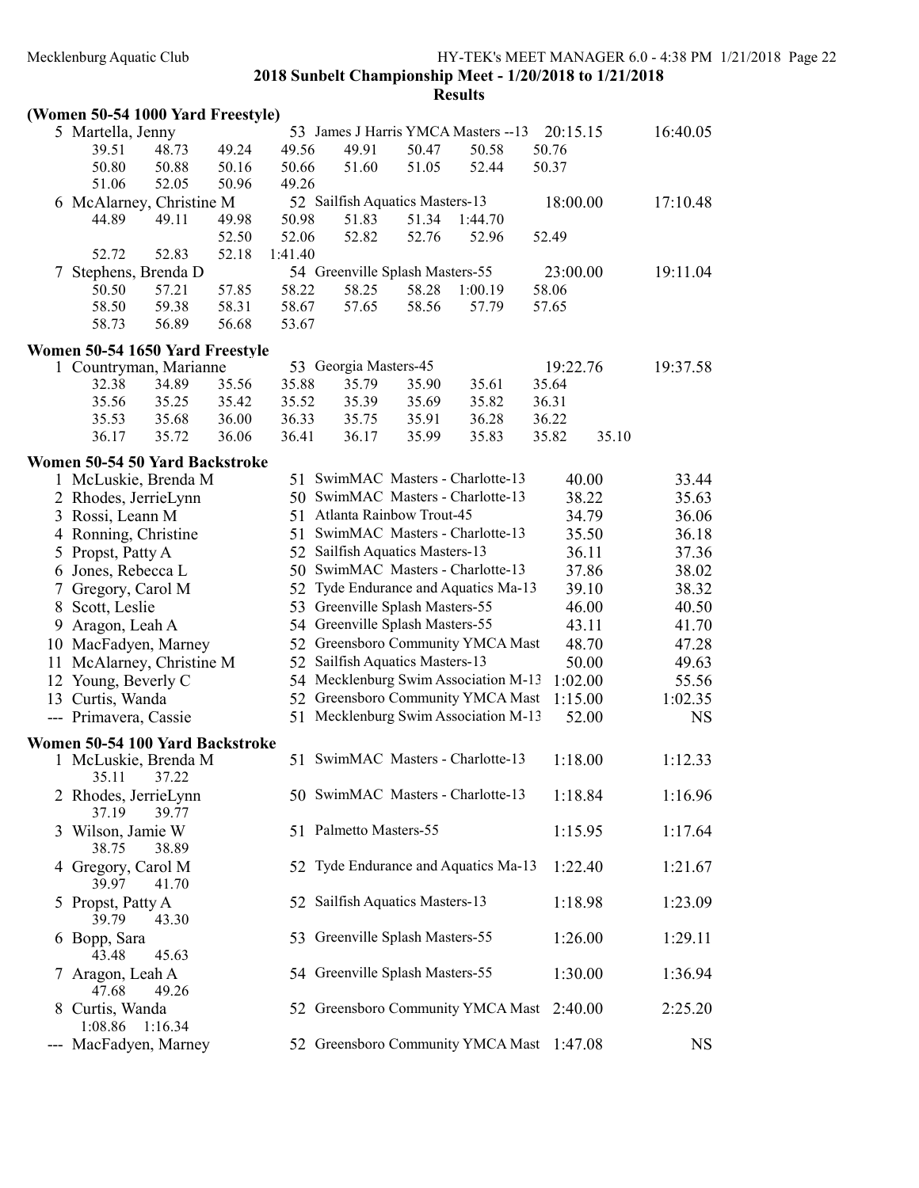2018 Sunbelt Championship Meet - 1/20/2018 to 1/21/2018

Results

### (Women 50-54 1000 Yard Freestyle)

5 Martella, Jenny — 53 James J Harris YMCA Masters --13 — 20:15.15 — 16:40.05

39.51 48.73 49.24 49.56 49.91 50.47 50.58 50.76
50.80 50.88 50.16 50.66 51.60 51.05 52.44 50.37
51.06 52.05 50.96 49.26

6 McAlarney, Christine M — 52 Sailfish Aquatics Masters-13 — 18:00.00 — 17:10.48

44.89 49.11 49.98 50.98 51.83 51.34 1:44.70
52.50 52.06 52.82 52.76 52.96 52.49
52.72 52.83 52.18 1:41.40

7 Stephens, Brenda D — 54 Greenville Splash Masters-55 — 23:00.00 — 19:11.04

50.50 57.21 57.85 58.22 58.25 58.28 1:00.19 58.06
58.50 59.38 58.31 58.67 57.65 58.56 57.79 57.65
58.73 56.89 56.68 53.67

### Women 50-54 1650 Yard Freestyle

1 Countryman, Marianne — 53 Georgia Masters-45 — 19:22.76 — 19:37.58

32.38 34.89 35.56 35.88 35.79 35.90 35.61 35.64
35.56 35.25 35.42 35.52 35.39 35.69 35.82 36.31
35.53 35.68 36.00 36.33 35.75 35.91 36.28 36.22
36.17 35.72 36.06 36.41 36.17 35.99 35.83 35.82 35.10

### Women 50-54 50 Yard Backstroke

| Place | Name | Age | Team | Seed Time | Finals Time |
|---|---|---|---|---|---|
| 1 | McLuskie, Brenda M | 51 | SwimMAC Masters - Charlotte-13 | 40.00 | 33.44 |
| 2 | Rhodes, JerrieLynn | 50 | SwimMAC Masters - Charlotte-13 | 38.22 | 35.63 |
| 3 | Rossi, Leann M | 51 | Atlanta Rainbow Trout-45 | 34.79 | 36.06 |
| 4 | Ronning, Christine | 51 | SwimMAC Masters - Charlotte-13 | 35.50 | 36.18 |
| 5 | Propst, Patty A | 52 | Sailfish Aquatics Masters-13 | 36.11 | 37.36 |
| 6 | Jones, Rebecca L | 50 | SwimMAC Masters - Charlotte-13 | 37.86 | 38.02 |
| 7 | Gregory, Carol M | 52 | Tyde Endurance and Aquatics Ma-13 | 39.10 | 38.32 |
| 8 | Scott, Leslie | 53 | Greenville Splash Masters-55 | 46.00 | 40.50 |
| 9 | Aragon, Leah A | 54 | Greenville Splash Masters-55 | 43.11 | 41.70 |
| 10 | MacFadyen, Marney | 52 | Greensboro Community YMCA Mast | 48.70 | 47.28 |
| 11 | McAlarney, Christine M | 52 | Sailfish Aquatics Masters-13 | 50.00 | 49.63 |
| 12 | Young, Beverly C | 54 | Mecklenburg Swim Association M-13 | 1:02.00 | 55.56 |
| 13 | Curtis, Wanda | 52 | Greensboro Community YMCA Mast | 1:15.00 | 1:02.35 |
| --- | Primavera, Cassie | 51 | Mecklenburg Swim Association M-13 | 52.00 | NS |

### Women 50-54 100 Yard Backstroke

| Place | Name | Age | Team | Seed Time | Finals Time | Splits |
|---|---|---|---|---|---|---|
| 1 | McLuskie, Brenda M | 51 | SwimMAC Masters - Charlotte-13 | 1:18.00 | 1:12.33 | 35.11 37.22 |
| 2 | Rhodes, JerrieLynn | 50 | SwimMAC Masters - Charlotte-13 | 1:18.84 | 1:16.96 | 37.19 39.77 |
| 3 | Wilson, Jamie W | 51 | Palmetto Masters-55 | 1:15.95 | 1:17.64 | 38.75 38.89 |
| 4 | Gregory, Carol M | 52 | Tyde Endurance and Aquatics Ma-13 | 1:22.40 | 1:21.67 | 39.97 41.70 |
| 5 | Propst, Patty A | 52 | Sailfish Aquatics Masters-13 | 1:18.98 | 1:23.09 | 39.79 43.30 |
| 6 | Bopp, Sara | 53 | Greenville Splash Masters-55 | 1:26.00 | 1:29.11 | 43.48 45.63 |
| 7 | Aragon, Leah A | 54 | Greenville Splash Masters-55 | 1:30.00 | 1:36.94 | 47.68 49.26 |
| 8 | Curtis, Wanda | 52 | Greensboro Community YMCA Mast | 2:40.00 | 2:25.20 | 1:08.86 1:16.34 |
| --- | MacFadyen, Marney | 52 | Greensboro Community YMCA Mast | 1:47.08 | NS | |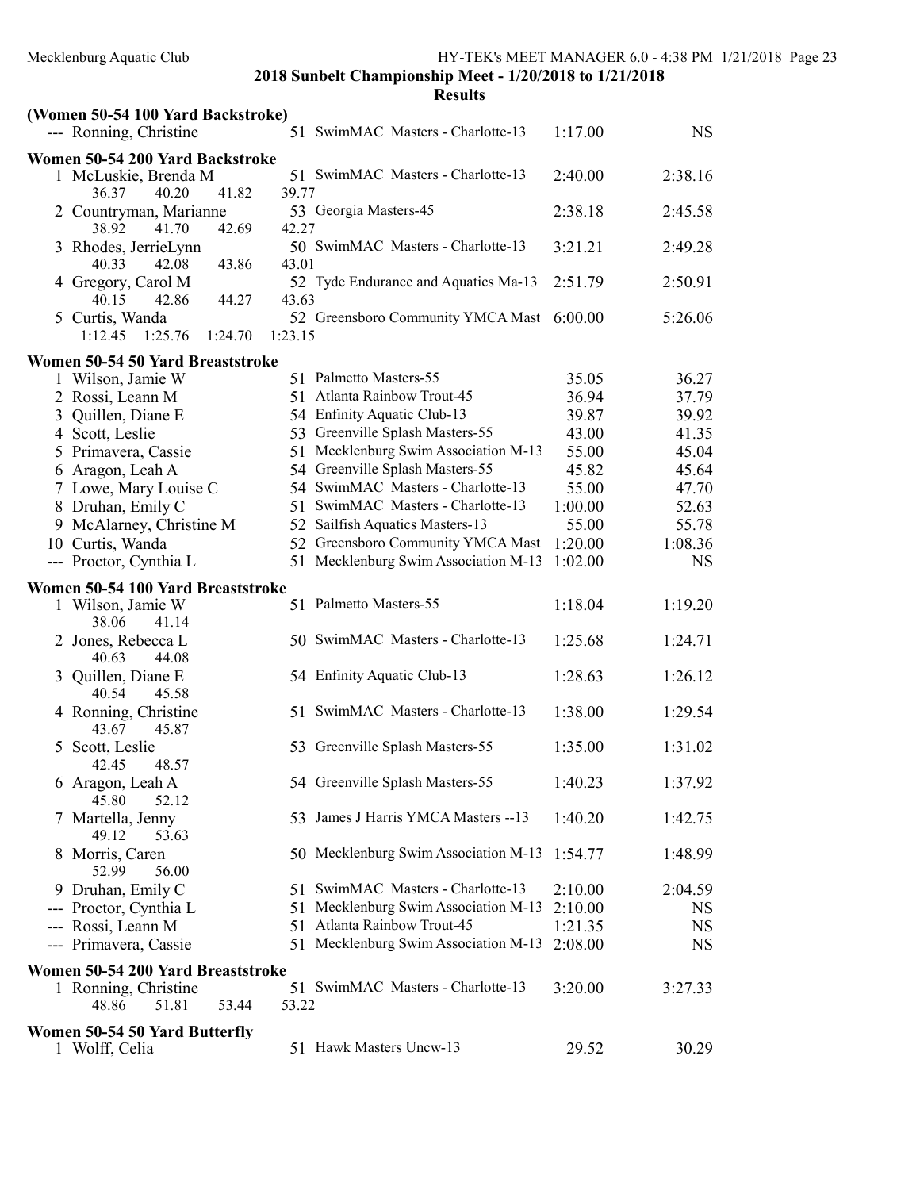2018 Sunbelt Championship Meet - 1/20/2018 to 1/21/2018

Results

### (Women 50-54 100 Yard Backstroke)

| | Name | Age | Team | Seed Time | Finals Time |
|---|---|---|---|---|---|
| --- | Ronning, Christine | 51 | SwimMAC Masters - Charlotte-13 | 1:17.00 | NS |

### Women 50-54 200 Yard Backstroke

| | Name | Age | Team | Seed Time | Finals Time |
|---|---|---|---|---|---|
| 1 | McLuskie, Brenda M | 51 | SwimMAC Masters - Charlotte-13 | 2:40.00 | 2:38.16 |
| | 36.37 40.20 41.82 39.77 | | | | |
| 2 | Countryman, Marianne | 53 | Georgia Masters-45 | 2:38.18 | 2:45.58 |
| | 38.92 41.70 42.69 42.27 | | | | |
| 3 | Rhodes, JerrieLynn | 50 | SwimMAC Masters - Charlotte-13 | 3:21.21 | 2:49.28 |
| | 40.33 42.08 43.86 43.01 | | | | |
| 4 | Gregory, Carol M | 52 | Tyde Endurance and Aquatics Ma-13 | 2:51.79 | 2:50.91 |
| | 40.15 42.86 44.27 43.63 | | | | |
| 5 | Curtis, Wanda | 52 | Greensboro Community YMCA Mast | 6:00.00 | 5:26.06 |
| | 1:12.45 1:25.76 1:24.70 1:23.15 | | | | |

### Women 50-54 50 Yard Breaststroke

| | Name | Age | Team | Seed Time | Finals Time |
|---|---|---|---|---|---|
| 1 | Wilson, Jamie W | 51 | Palmetto Masters-55 | 35.05 | 36.27 |
| 2 | Rossi, Leann M | 51 | Atlanta Rainbow Trout-45 | 36.94 | 37.79 |
| 3 | Quillen, Diane E | 54 | Enfinity Aquatic Club-13 | 39.87 | 39.92 |
| 4 | Scott, Leslie | 53 | Greenville Splash Masters-55 | 43.00 | 41.35 |
| 5 | Primavera, Cassie | 51 | Mecklenburg Swim Association M-13 | 55.00 | 45.04 |
| 6 | Aragon, Leah A | 54 | Greenville Splash Masters-55 | 45.82 | 45.64 |
| 7 | Lowe, Mary Louise C | 54 | SwimMAC Masters - Charlotte-13 | 55.00 | 47.70 |
| 8 | Druhan, Emily C | 51 | SwimMAC Masters - Charlotte-13 | 1:00.00 | 52.63 |
| 9 | McAlarney, Christine M | 52 | Sailfish Aquatics Masters-13 | 55.00 | 55.78 |
| 10 | Curtis, Wanda | 52 | Greensboro Community YMCA Mast | 1:20.00 | 1:08.36 |
| --- | Proctor, Cynthia L | 51 | Mecklenburg Swim Association M-13 | 1:02.00 | NS |

### Women 50-54 100 Yard Breaststroke

| | Name | Age | Team | Seed Time | Finals Time |
|---|---|---|---|---|---|
| 1 | Wilson, Jamie W | 51 | Palmetto Masters-55 | 1:18.04 | 1:19.20 |
| | 38.06 41.14 | | | | |
| 2 | Jones, Rebecca L | 50 | SwimMAC Masters - Charlotte-13 | 1:25.68 | 1:24.71 |
| | 40.63 44.08 | | | | |
| 3 | Quillen, Diane E | 54 | Enfinity Aquatic Club-13 | 1:28.63 | 1:26.12 |
| | 40.54 45.58 | | | | |
| 4 | Ronning, Christine | 51 | SwimMAC Masters - Charlotte-13 | 1:38.00 | 1:29.54 |
| | 43.67 45.87 | | | | |
| 5 | Scott, Leslie | 53 | Greenville Splash Masters-55 | 1:35.00 | 1:31.02 |
| | 42.45 48.57 | | | | |
| 6 | Aragon, Leah A | 54 | Greenville Splash Masters-55 | 1:40.23 | 1:37.92 |
| | 45.80 52.12 | | | | |
| 7 | Martella, Jenny | 53 | James J Harris YMCA Masters --13 | 1:40.20 | 1:42.75 |
| | 49.12 53.63 | | | | |
| 8 | Morris, Caren | 50 | Mecklenburg Swim Association M-13 | 1:54.77 | 1:48.99 |
| | 52.99 56.00 | | | | |
| 9 | Druhan, Emily C | 51 | SwimMAC Masters - Charlotte-13 | 2:10.00 | 2:04.59 |
| --- | Proctor, Cynthia L | 51 | Mecklenburg Swim Association M-13 | 2:10.00 | NS |
| --- | Rossi, Leann M | 51 | Atlanta Rainbow Trout-45 | 1:21.35 | NS |
| --- | Primavera, Cassie | 51 | Mecklenburg Swim Association M-13 | 2:08.00 | NS |

### Women 50-54 200 Yard Breaststroke

| | Name | Age | Team | Seed Time | Finals Time |
|---|---|---|---|---|---|
| 1 | Ronning, Christine | 51 | SwimMAC Masters - Charlotte-13 | 3:20.00 | 3:27.33 |
| | 48.86 51.81 53.44 53.22 | | | | |

### Women 50-54 50 Yard Butterfly

| | Name | Age | Team | Seed Time | Finals Time |
|---|---|---|---|---|---|
| 1 | Wolff, Celia | 51 | Hawk Masters Uncw-13 | 29.52 | 30.29 |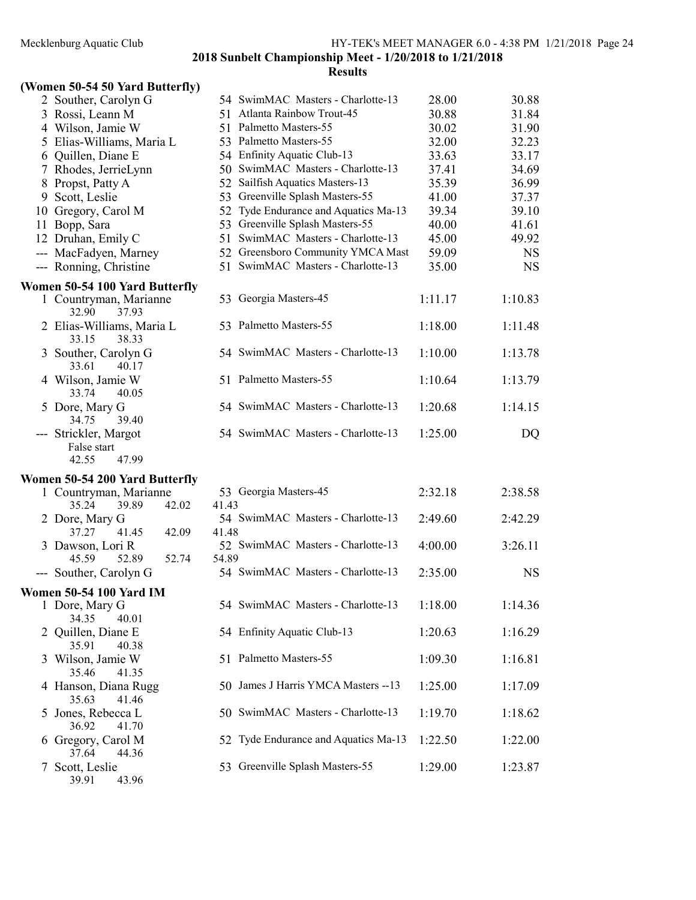## 2018 Sunbelt Championship Meet - 1/20/2018 to 1/21/2018

### Results

#### (Women 50-54 50 Yard Butterfly)

| | Name | Age | Team | Seed Time | Finals Time |
|---|---|---|---|---|---|
| 2 | Souther, Carolyn G | 54 | SwimMAC Masters - Charlotte-13 | 28.00 | 30.88 |
| 3 | Rossi, Leann M | 51 | Atlanta Rainbow Trout-45 | 30.88 | 31.84 |
| 4 | Wilson, Jamie W | 51 | Palmetto Masters-55 | 30.02 | 31.90 |
| 5 | Elias-Williams, Maria L | 53 | Palmetto Masters-55 | 32.00 | 32.23 |
| 6 | Quillen, Diane E | 54 | Enfinity Aquatic Club-13 | 33.63 | 33.17 |
| 7 | Rhodes, JerrieLynn | 50 | SwimMAC Masters - Charlotte-13 | 37.41 | 34.69 |
| 8 | Propst, Patty A | 52 | Sailfish Aquatics Masters-13 | 35.39 | 36.99 |
| 9 | Scott, Leslie | 53 | Greenville Splash Masters-55 | 41.00 | 37.37 |
| 10 | Gregory, Carol M | 52 | Tyde Endurance and Aquatics Ma-13 | 39.34 | 39.10 |
| 11 | Bopp, Sara | 53 | Greenville Splash Masters-55 | 40.00 | 41.61 |
| 12 | Druhan, Emily C | 51 | SwimMAC Masters - Charlotte-13 | 45.00 | 49.92 |
| --- | MacFadyen, Marney | 52 | Greensboro Community YMCA Mast | 59.09 | NS |
| --- | Ronning, Christine | 51 | SwimMAC Masters - Charlotte-13 | 35.00 | NS |

#### Women 50-54 100 Yard Butterfly

| | Name | Age | Team | Seed Time | Finals Time |
|---|---|---|---|---|---|
| 1 | Countryman, Marianne | 53 | Georgia Masters-45 | 1:11.17 | 1:10.83 |
| | 32.90 37.93 | | | | |
| 2 | Elias-Williams, Maria L | 53 | Palmetto Masters-55 | 1:18.00 | 1:11.48 |
| | 33.15 38.33 | | | | |
| 3 | Souther, Carolyn G | 54 | SwimMAC Masters - Charlotte-13 | 1:10.00 | 1:13.78 |
| | 33.61 40.17 | | | | |
| 4 | Wilson, Jamie W | 51 | Palmetto Masters-55 | 1:10.64 | 1:13.79 |
| | 33.74 40.05 | | | | |
| 5 | Dore, Mary G | 54 | SwimMAC Masters - Charlotte-13 | 1:20.68 | 1:14.15 |
| | 34.75 39.40 | | | | |
| --- | Strickler, Margot | 54 | SwimMAC Masters - Charlotte-13 | 1:25.00 | DQ |
| | False start | | | | |
| | 42.55 47.99 | | | | |

#### Women 50-54 200 Yard Butterfly

| | Name | Age | Team | Seed Time | Finals Time |
|---|---|---|---|---|---|
| 1 | Countryman, Marianne | 53 | Georgia Masters-45 | 2:32.18 | 2:38.58 |
| | 35.24 39.89 42.02 41.43 | | | | |
| 2 | Dore, Mary G | 54 | SwimMAC Masters - Charlotte-13 | 2:49.60 | 2:42.29 |
| | 37.27 41.45 42.09 41.48 | | | | |
| 3 | Dawson, Lori R | 52 | SwimMAC Masters - Charlotte-13 | 4:00.00 | 3:26.11 |
| | 45.59 52.89 52.74 54.89 | | | | |
| --- | Souther, Carolyn G | 54 | SwimMAC Masters - Charlotte-13 | 2:35.00 | NS |

#### Women 50-54 100 Yard IM

| | Name | Age | Team | Seed Time | Finals Time |
|---|---|---|---|---|---|
| 1 | Dore, Mary G | 54 | SwimMAC Masters - Charlotte-13 | 1:18.00 | 1:14.36 |
| | 34.35 40.01 | | | | |
| 2 | Quillen, Diane E | 54 | Enfinity Aquatic Club-13 | 1:20.63 | 1:16.29 |
| | 35.91 40.38 | | | | |
| 3 | Wilson, Jamie W | 51 | Palmetto Masters-55 | 1:09.30 | 1:16.81 |
| | 35.46 41.35 | | | | |
| 4 | Hanson, Diana Rugg | 50 | James J Harris YMCA Masters --13 | 1:25.00 | 1:17.09 |
| | 35.63 41.46 | | | | |
| 5 | Jones, Rebecca L | 50 | SwimMAC Masters - Charlotte-13 | 1:19.70 | 1:18.62 |
| | 36.92 41.70 | | | | |
| 6 | Gregory, Carol M | 52 | Tyde Endurance and Aquatics Ma-13 | 1:22.50 | 1:22.00 |
| | 37.64 44.36 | | | | |
| 7 | Scott, Leslie | 53 | Greenville Splash Masters-55 | 1:29.00 | 1:23.87 |
| | 39.91 43.96 | | | | |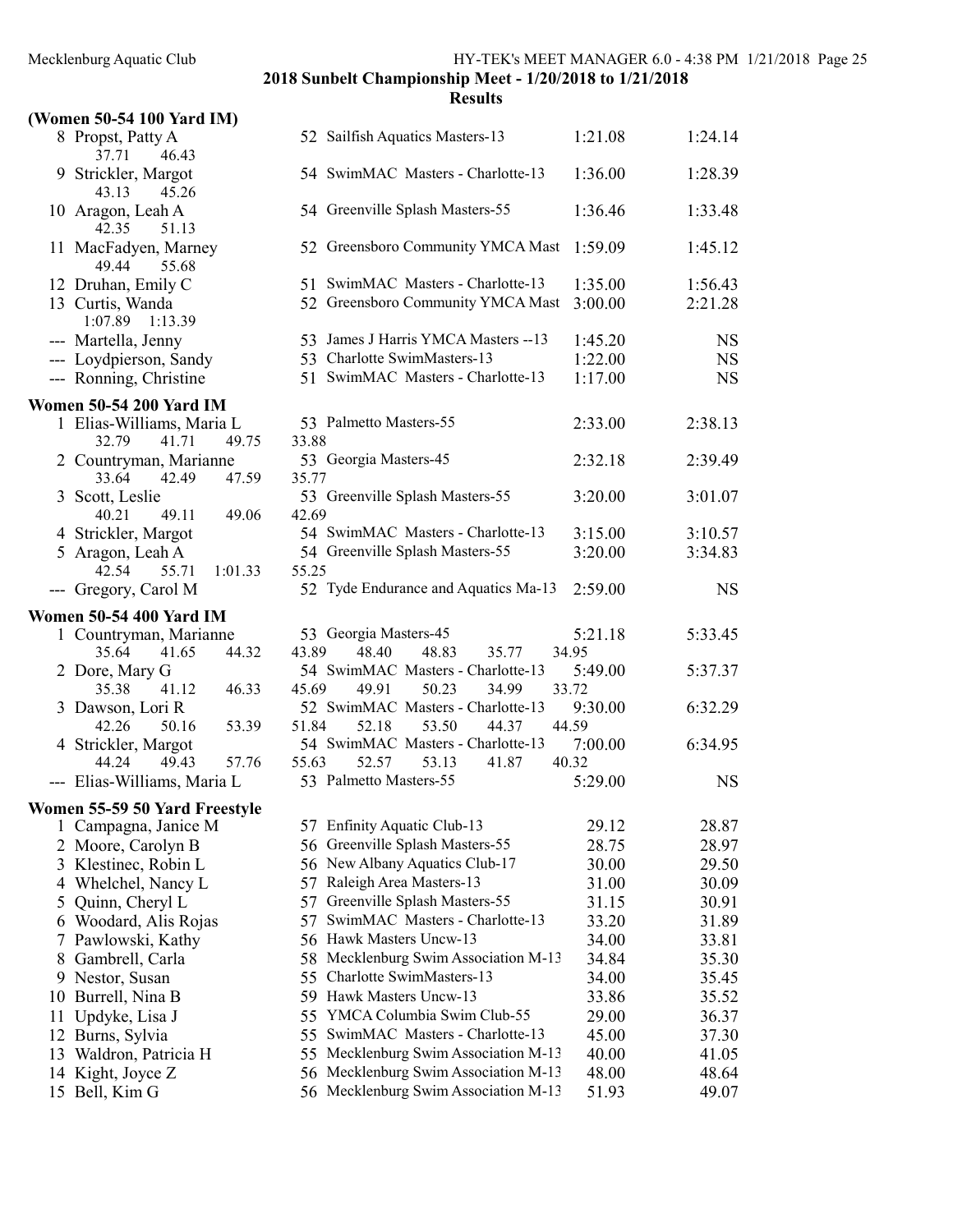## 2018 Sunbelt Championship Meet - 1/20/2018 to 1/21/2018

## Results

### (Women 50-54 100 Yard IM)

| Place | Name | Age | Team | Seed Time | Finals Time |
|---|---|---|---|---|---|
| 8 | Propst, Patty A | 52 | Sailfish Aquatics Masters-13 | 1:21.08 | 1:24.14 |
| | 37.71 46.43 | | | | |
| 9 | Strickler, Margot | 54 | SwimMAC Masters - Charlotte-13 | 1:36.00 | 1:28.39 |
| | 43.13 45.26 | | | | |
| 10 | Aragon, Leah A | 54 | Greenville Splash Masters-55 | 1:36.46 | 1:33.48 |
| | 42.35 51.13 | | | | |
| 11 | MacFadyen, Marney | 52 | Greensboro Community YMCA Mast | 1:59.09 | 1:45.12 |
| | 49.44 55.68 | | | | |
| 12 | Druhan, Emily C | 51 | SwimMAC Masters - Charlotte-13 | 1:35.00 | 1:56.43 |
| 13 | Curtis, Wanda | 52 | Greensboro Community YMCA Mast | 3:00.00 | 2:21.28 |
| | 1:07.89 1:13.39 | | | | |
| --- | Martella, Jenny | 53 | James J Harris YMCA Masters --13 | 1:45.20 | NS |
| --- | Loydpierson, Sandy | 53 | Charlotte SwimMasters-13 | 1:22.00 | NS |
| --- | Ronning, Christine | 51 | SwimMAC Masters - Charlotte-13 | 1:17.00 | NS |

### Women 50-54 200 Yard IM

| Place | Name | Age | Team | Seed Time | Finals Time |
|---|---|---|---|---|---|
| 1 | Elias-Williams, Maria L | 53 | Palmetto Masters-55 | 2:33.00 | 2:38.13 |
| | 32.79 41.71 49.75 33.88 | | | | |
| 2 | Countryman, Marianne | 53 | Georgia Masters-45 | 2:32.18 | 2:39.49 |
| | 33.64 42.49 47.59 35.77 | | | | |
| 3 | Scott, Leslie | 53 | Greenville Splash Masters-55 | 3:20.00 | 3:01.07 |
| | 40.21 49.11 49.06 42.69 | | | | |
| 4 | Strickler, Margot | 54 | SwimMAC Masters - Charlotte-13 | 3:15.00 | 3:10.57 |
| 5 | Aragon, Leah A | 54 | Greenville Splash Masters-55 | 3:20.00 | 3:34.83 |
| | 42.54 55.71 1:01.33 55.25 | | | | |
| --- | Gregory, Carol M | 52 | Tyde Endurance and Aquatics Ma-13 | 2:59.00 | NS |

### Women 50-54 400 Yard IM

| Place | Name | Age | Team | Seed Time | Finals Time |
|---|---|---|---|---|---|
| 1 | Countryman, Marianne | 53 | Georgia Masters-45 | 5:21.18 | 5:33.45 |
| | 35.64 41.65 44.32 43.89 48.40 48.83 35.77 34.95 | | | | |
| 2 | Dore, Mary G | 54 | SwimMAC Masters - Charlotte-13 | 5:49.00 | 5:37.37 |
| | 35.38 41.12 46.33 45.69 49.91 50.23 34.99 33.72 | | | | |
| 3 | Dawson, Lori R | 52 | SwimMAC Masters - Charlotte-13 | 9:30.00 | 6:32.29 |
| | 42.26 50.16 53.39 51.84 52.18 53.50 44.37 44.59 | | | | |
| 4 | Strickler, Margot | 54 | SwimMAC Masters - Charlotte-13 | 7:00.00 | 6:34.95 |
| | 44.24 49.43 57.76 55.63 52.57 53.13 41.87 40.32 | | | | |
| --- | Elias-Williams, Maria L | 53 | Palmetto Masters-55 | 5:29.00 | NS |

### Women 55-59 50 Yard Freestyle

| Place | Name | Age | Team | Seed Time | Finals Time |
|---|---|---|---|---|---|
| 1 | Campagna, Janice M | 57 | Enfinity Aquatic Club-13 | 29.12 | 28.87 |
| 2 | Moore, Carolyn B | 56 | Greenville Splash Masters-55 | 28.75 | 28.97 |
| 3 | Klestinec, Robin L | 56 | New Albany Aquatics Club-17 | 30.00 | 29.50 |
| 4 | Whelchel, Nancy L | 57 | Raleigh Area Masters-13 | 31.00 | 30.09 |
| 5 | Quinn, Cheryl L | 57 | Greenville Splash Masters-55 | 31.15 | 30.91 |
| 6 | Woodard, Alis Rojas | 57 | SwimMAC Masters - Charlotte-13 | 33.20 | 31.89 |
| 7 | Pawlowski, Kathy | 56 | Hawk Masters Uncw-13 | 34.00 | 33.81 |
| 8 | Gambrell, Carla | 58 | Mecklenburg Swim Association M-13 | 34.84 | 35.30 |
| 9 | Nestor, Susan | 55 | Charlotte SwimMasters-13 | 34.00 | 35.45 |
| 10 | Burrell, Nina B | 59 | Hawk Masters Uncw-13 | 33.86 | 35.52 |
| 11 | Updyke, Lisa J | 55 | YMCA Columbia Swim Club-55 | 29.00 | 36.37 |
| 12 | Burns, Sylvia | 55 | SwimMAC Masters - Charlotte-13 | 45.00 | 37.30 |
| 13 | Waldron, Patricia H | 55 | Mecklenburg Swim Association M-13 | 40.00 | 41.05 |
| 14 | Kight, Joyce Z | 56 | Mecklenburg Swim Association M-13 | 48.00 | 48.64 |
| 15 | Bell, Kim G | 56 | Mecklenburg Swim Association M-13 | 51.93 | 49.07 |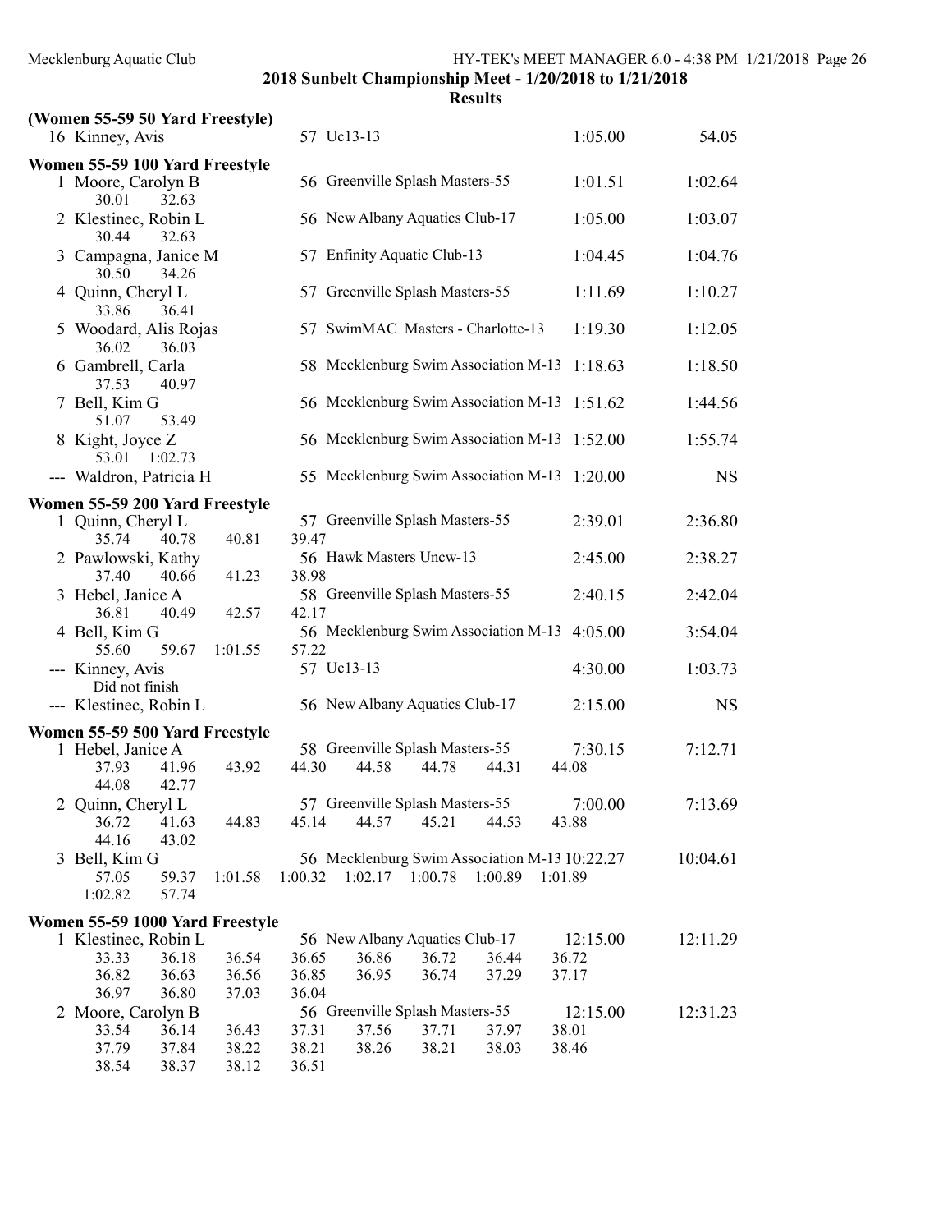## 2018 Sunbelt Championship Meet - 1/20/2018 to 1/21/2018

### Results

**(Women 55-59 50 Yard Freestyle)**

| Place | Name | Age | Team | Seed Time | Finals Time |
|---|---|---|---|---|---|
| 16 | Kinney, Avis | 57 | Uc13-13 | 1:05.00 | 54.05 |

**Women 55-59 100 Yard Freestyle**

| Place | Name | Age | Team | Seed Time | Finals Time |
|---|---|---|---|---|---|
| 1 | Moore, Carolyn B | 56 | Greenville Splash Masters-55 | 1:01.51 | 1:02.64 |
| | 30.01 32.63 | | | | |
| 2 | Klestinec, Robin L | 56 | New Albany Aquatics Club-17 | 1:05.00 | 1:03.07 |
| | 30.44 32.63 | | | | |
| 3 | Campagna, Janice M | 57 | Enfinity Aquatic Club-13 | 1:04.45 | 1:04.76 |
| | 30.50 34.26 | | | | |
| 4 | Quinn, Cheryl L | 57 | Greenville Splash Masters-55 | 1:11.69 | 1:10.27 |
| | 33.86 36.41 | | | | |
| 5 | Woodard, Alis Rojas | 57 | SwimMAC Masters - Charlotte-13 | 1:19.30 | 1:12.05 |
| | 36.02 36.03 | | | | |
| 6 | Gambrell, Carla | 58 | Mecklenburg Swim Association M-13 | 1:18.63 | 1:18.50 |
| | 37.53 40.97 | | | | |
| 7 | Bell, Kim G | 56 | Mecklenburg Swim Association M-13 | 1:51.62 | 1:44.56 |
| | 51.07 53.49 | | | | |
| 8 | Kight, Joyce Z | 56 | Mecklenburg Swim Association M-13 | 1:52.00 | 1:55.74 |
| | 53.01 1:02.73 | | | | |
| --- | Waldron, Patricia H | 55 | Mecklenburg Swim Association M-13 | 1:20.00 | NS |

**Women 55-59 200 Yard Freestyle**

| Place | Name | Age | Team | Seed Time | Finals Time |
|---|---|---|---|---|---|
| 1 | Quinn, Cheryl L | 57 | Greenville Splash Masters-55 | 2:39.01 | 2:36.80 |
| | 35.74 40.78 40.81 39.47 | | | | |
| 2 | Pawlowski, Kathy | 56 | Hawk Masters Uncw-13 | 2:45.00 | 2:38.27 |
| | 37.40 40.66 41.23 38.98 | | | | |
| 3 | Hebel, Janice A | 58 | Greenville Splash Masters-55 | 2:40.15 | 2:42.04 |
| | 36.81 40.49 42.57 42.17 | | | | |
| 4 | Bell, Kim G | 56 | Mecklenburg Swim Association M-13 | 4:05.00 | 3:54.04 |
| | 55.60 59.67 1:01.55 57.22 | | | | |
| --- | Kinney, Avis | 57 | Uc13-13 | 4:30.00 | 1:03.73 |
| | Did not finish | | | | |
| --- | Klestinec, Robin L | 56 | New Albany Aquatics Club-17 | 2:15.00 | NS |

**Women 55-59 500 Yard Freestyle**

| Place | Name | Age | Team | Seed Time | Finals Time |
|---|---|---|---|---|---|
| 1 | Hebel, Janice A | 58 | Greenville Splash Masters-55 | 7:30.15 | 7:12.71 |
| | 37.93 41.96 43.92 44.30 44.58 44.78 44.31 44.08 | | | | |
| | 44.08 42.77 | | | | |
| 2 | Quinn, Cheryl L | 57 | Greenville Splash Masters-55 | 7:00.00 | 7:13.69 |
| | 36.72 41.63 44.83 45.14 44.57 45.21 44.53 43.88 | | | | |
| | 44.16 43.02 | | | | |
| 3 | Bell, Kim G | 56 | Mecklenburg Swim Association M-13 | 10:22.27 | 10:04.61 |
| | 57.05 59.37 1:01.58 1:00.32 1:02.17 1:00.78 1:00.89 1:01.89 | | | | |
| | 1:02.82 57.74 | | | | |

**Women 55-59 1000 Yard Freestyle**

| Place | Name | Age | Team | Seed Time | Finals Time |
|---|---|---|---|---|---|
| 1 | Klestinec, Robin L | 56 | New Albany Aquatics Club-17 | 12:15.00 | 12:11.29 |
| | 33.33 36.18 36.54 36.65 36.86 36.72 36.44 36.72 | | | | |
| | 36.82 36.63 36.56 36.85 36.95 36.74 37.29 37.17 | | | | |
| | 36.97 36.80 37.03 36.04 | | | | |
| 2 | Moore, Carolyn B | 56 | Greenville Splash Masters-55 | 12:15.00 | 12:31.23 |
| | 33.54 36.14 36.43 37.31 37.56 37.71 37.97 38.01 | | | | |
| | 37.79 37.84 38.22 38.21 38.26 38.21 38.03 38.46 | | | | |
| | 38.54 38.37 38.12 36.51 | | | | |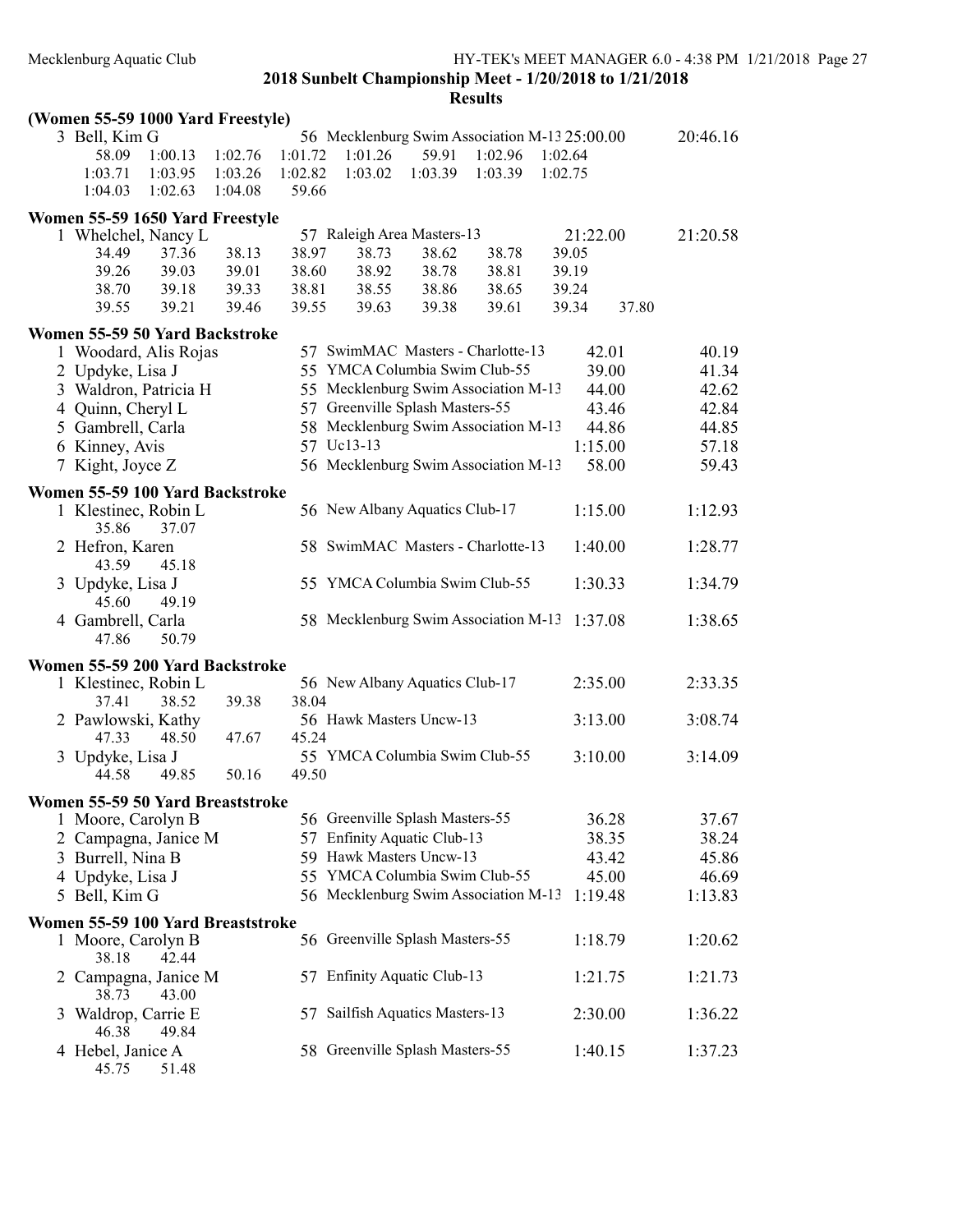2018 Sunbelt Championship Meet - 1/20/2018 to 1/21/2018

Results

## (Women 55-59 1000 Yard Freestyle)

3 Bell, Kim G — 56 Mecklenburg Swim Association M-13 — 25:00.00 — 20:46.16

58.09 1:00.13 1:02.76 1:01.72 1:01.26 59.91 1:02.96 1:02.64
1:03.71 1:03.95 1:03.26 1:02.82 1:03.02 1:03.39 1:03.39 1:02.75
1:04.03 1:02.63 1:04.08 59.66

## Women 55-59 1650 Yard Freestyle

1 Whelchel, Nancy L — 57 Raleigh Area Masters-13 — 21:22.00 — 21:20.58

34.49 37.36 38.13 38.97 38.73 38.62 38.78 39.05
39.26 39.03 39.01 38.60 38.92 38.78 38.81 39.19
38.70 39.18 39.33 38.81 38.55 38.86 38.65 39.24
39.55 39.21 39.46 39.55 39.63 39.38 39.61 39.34 37.80

## Women 55-59 50 Yard Backstroke

| Place | Name | Age | Team | Seed | Finals |
|---|---|---|---|---|---|
| 1 | Woodard, Alis Rojas | 57 | SwimMAC Masters - Charlotte-13 | 42.01 | 40.19 |
| 2 | Updyke, Lisa J | 55 | YMCA Columbia Swim Club-55 | 39.00 | 41.34 |
| 3 | Waldron, Patricia H | 55 | Mecklenburg Swim Association M-13 | 44.00 | 42.62 |
| 4 | Quinn, Cheryl L | 57 | Greenville Splash Masters-55 | 43.46 | 42.84 |
| 5 | Gambrell, Carla | 58 | Mecklenburg Swim Association M-13 | 44.86 | 44.85 |
| 6 | Kinney, Avis | 57 | Uc13-13 | 1:15.00 | 57.18 |
| 7 | Kight, Joyce Z | 56 | Mecklenburg Swim Association M-13 | 58.00 | 59.43 |

## Women 55-59 100 Yard Backstroke

| Place | Name | Age | Team | Seed | Finals |
|---|---|---|---|---|---|
| 1 | Klestinec, Robin L | 56 | New Albany Aquatics Club-17 | 1:15.00 | 1:12.93 |
| | 35.86 37.07 | | | | |
| 2 | Hefron, Karen | 58 | SwimMAC Masters - Charlotte-13 | 1:40.00 | 1:28.77 |
| | 43.59 45.18 | | | | |
| 3 | Updyke, Lisa J | 55 | YMCA Columbia Swim Club-55 | 1:30.33 | 1:34.79 |
| | 45.60 49.19 | | | | |
| 4 | Gambrell, Carla | 58 | Mecklenburg Swim Association M-13 | 1:37.08 | 1:38.65 |
| | 47.86 50.79 | | | | |

## Women 55-59 200 Yard Backstroke

| Place | Name | Age | Team | Seed | Finals |
|---|---|---|---|---|---|
| 1 | Klestinec, Robin L | 56 | New Albany Aquatics Club-17 | 2:35.00 | 2:33.35 |
| | 37.41 38.52 39.38 38.04 | | | | |
| 2 | Pawlowski, Kathy | 56 | Hawk Masters Uncw-13 | 3:13.00 | 3:08.74 |
| | 47.33 48.50 47.67 45.24 | | | | |
| 3 | Updyke, Lisa J | 55 | YMCA Columbia Swim Club-55 | 3:10.00 | 3:14.09 |
| | 44.58 49.85 50.16 49.50 | | | | |

## Women 55-59 50 Yard Breaststroke

| Place | Name | Age | Team | Seed | Finals |
|---|---|---|---|---|---|
| 1 | Moore, Carolyn B | 56 | Greenville Splash Masters-55 | 36.28 | 37.67 |
| 2 | Campagna, Janice M | 57 | Enfinity Aquatic Club-13 | 38.35 | 38.24 |
| 3 | Burrell, Nina B | 59 | Hawk Masters Uncw-13 | 43.42 | 45.86 |
| 4 | Updyke, Lisa J | 55 | YMCA Columbia Swim Club-55 | 45.00 | 46.69 |
| 5 | Bell, Kim G | 56 | Mecklenburg Swim Association M-13 | 1:19.48 | 1:13.83 |

## Women 55-59 100 Yard Breaststroke

| Place | Name | Age | Team | Seed | Finals |
|---|---|---|---|---|---|
| 1 | Moore, Carolyn B | 56 | Greenville Splash Masters-55 | 1:18.79 | 1:20.62 |
| | 38.18 42.44 | | | | |
| 2 | Campagna, Janice M | 57 | Enfinity Aquatic Club-13 | 1:21.75 | 1:21.73 |
| | 38.73 43.00 | | | | |
| 3 | Waldrop, Carrie E | 57 | Sailfish Aquatics Masters-13 | 2:30.00 | 1:36.22 |
| | 46.38 49.84 | | | | |
| 4 | Hebel, Janice A | 58 | Greenville Splash Masters-55 | 1:40.15 | 1:37.23 |
| | 45.75 51.48 | | | | |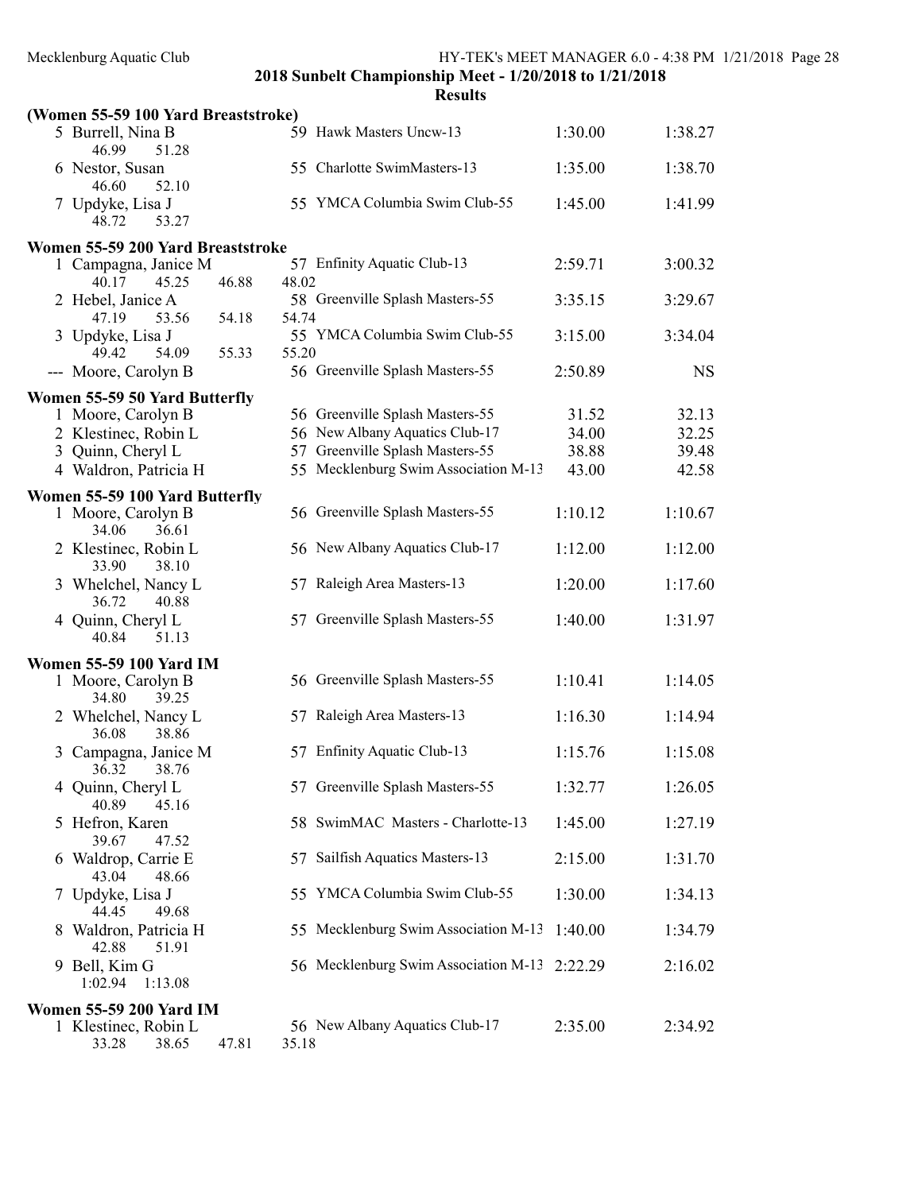## 2018 Sunbelt Championship Meet - 1/20/2018 to 1/21/2018

### Results

**(Women 55-59 100 Yard Breaststroke)**

| | Name | Age | Team | Seed Time | Finals Time |
|---|---|---|---|---|---|
| 5 | Burrell, Nina B | 59 | Hawk Masters Uncw-13 | 1:30.00 | 1:38.27 |
| | 46.99 51.28 | | | | |
| 6 | Nestor, Susan | 55 | Charlotte SwimMasters-13 | 1:35.00 | 1:38.70 |
| | 46.60 52.10 | | | | |
| 7 | Updyke, Lisa J | 55 | YMCA Columbia Swim Club-55 | 1:45.00 | 1:41.99 |
| | 48.72 53.27 | | | | |

**Women 55-59 200 Yard Breaststroke**

| | Name | Age | Team | Seed Time | Finals Time |
|---|---|---|---|---|---|
| 1 | Campagna, Janice M | 57 | Enfinity Aquatic Club-13 | 2:59.71 | 3:00.32 |
| | 40.17 45.25 46.88 48.02 | | | | |
| 2 | Hebel, Janice A | 58 | Greenville Splash Masters-55 | 3:35.15 | 3:29.67 |
| | 47.19 53.56 54.18 54.74 | | | | |
| 3 | Updyke, Lisa J | 55 | YMCA Columbia Swim Club-55 | 3:15.00 | 3:34.04 |
| | 49.42 54.09 55.33 55.20 | | | | |
| --- | Moore, Carolyn B | 56 | Greenville Splash Masters-55 | 2:50.89 | NS |

**Women 55-59 50 Yard Butterfly**

| | Name | Age | Team | Seed Time | Finals Time |
|---|---|---|---|---|---|
| 1 | Moore, Carolyn B | 56 | Greenville Splash Masters-55 | 31.52 | 32.13 |
| 2 | Klestinec, Robin L | 56 | New Albany Aquatics Club-17 | 34.00 | 32.25 |
| 3 | Quinn, Cheryl L | 57 | Greenville Splash Masters-55 | 38.88 | 39.48 |
| 4 | Waldron, Patricia H | 55 | Mecklenburg Swim Association M-13 | 43.00 | 42.58 |

**Women 55-59 100 Yard Butterfly**

| | Name | Age | Team | Seed Time | Finals Time |
|---|---|---|---|---|---|
| 1 | Moore, Carolyn B | 56 | Greenville Splash Masters-55 | 1:10.12 | 1:10.67 |
| | 34.06 36.61 | | | | |
| 2 | Klestinec, Robin L | 56 | New Albany Aquatics Club-17 | 1:12.00 | 1:12.00 |
| | 33.90 38.10 | | | | |
| 3 | Whelchel, Nancy L | 57 | Raleigh Area Masters-13 | 1:20.00 | 1:17.60 |
| | 36.72 40.88 | | | | |
| 4 | Quinn, Cheryl L | 57 | Greenville Splash Masters-55 | 1:40.00 | 1:31.97 |
| | 40.84 51.13 | | | | |

**Women 55-59 100 Yard IM**

| | Name | Age | Team | Seed Time | Finals Time |
|---|---|---|---|---|---|
| 1 | Moore, Carolyn B | 56 | Greenville Splash Masters-55 | 1:10.41 | 1:14.05 |
| | 34.80 39.25 | | | | |
| 2 | Whelchel, Nancy L | 57 | Raleigh Area Masters-13 | 1:16.30 | 1:14.94 |
| | 36.08 38.86 | | | | |
| 3 | Campagna, Janice M | 57 | Enfinity Aquatic Club-13 | 1:15.76 | 1:15.08 |
| | 36.32 38.76 | | | | |
| 4 | Quinn, Cheryl L | 57 | Greenville Splash Masters-55 | 1:32.77 | 1:26.05 |
| | 40.89 45.16 | | | | |
| 5 | Hefron, Karen | 58 | SwimMAC Masters - Charlotte-13 | 1:45.00 | 1:27.19 |
| | 39.67 47.52 | | | | |
| 6 | Waldrop, Carrie E | 57 | Sailfish Aquatics Masters-13 | 2:15.00 | 1:31.70 |
| | 43.04 48.66 | | | | |
| 7 | Updyke, Lisa J | 55 | YMCA Columbia Swim Club-55 | 1:30.00 | 1:34.13 |
| | 44.45 49.68 | | | | |
| 8 | Waldron, Patricia H | 55 | Mecklenburg Swim Association M-13 | 1:40.00 | 1:34.79 |
| | 42.88 51.91 | | | | |
| 9 | Bell, Kim G | 56 | Mecklenburg Swim Association M-13 | 2:22.29 | 2:16.02 |
| | 1:02.94 1:13.08 | | | | |

**Women 55-59 200 Yard IM**

| | Name | Age | Team | Seed Time | Finals Time |
|---|---|---|---|---|---|
| 1 | Klestinec, Robin L | 56 | New Albany Aquatics Club-17 | 2:35.00 | 2:34.92 |
| | 33.28 38.65 47.81 35.18 | | | | |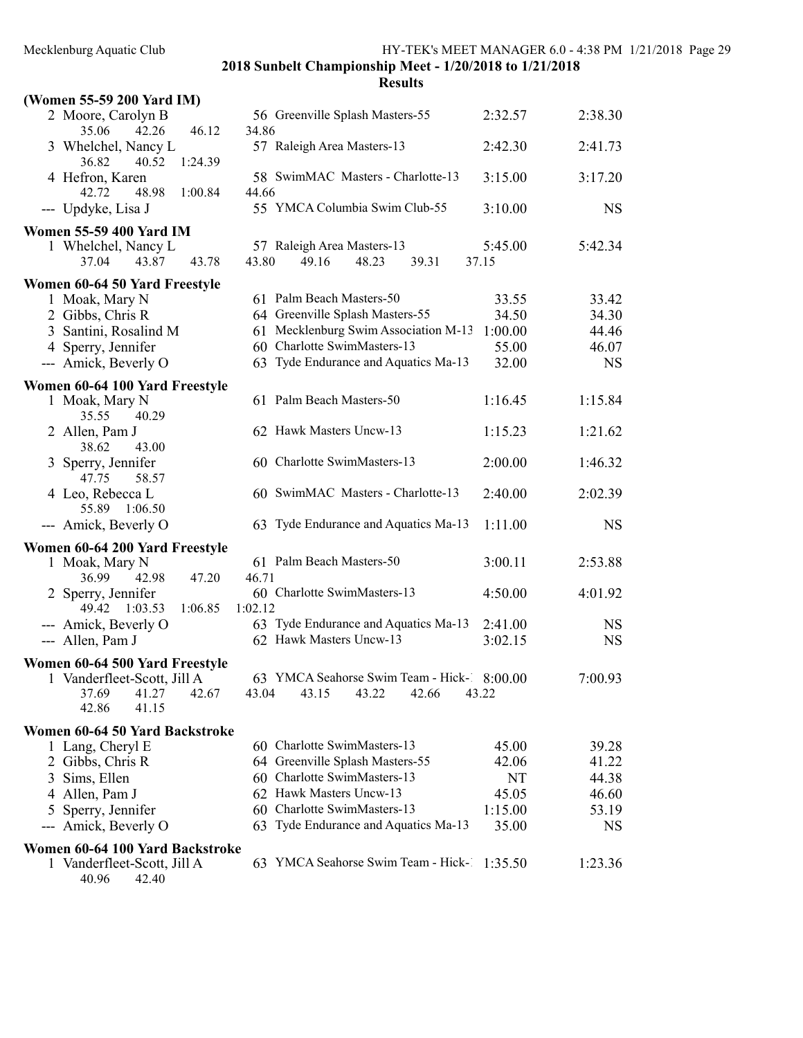## 2018 Sunbelt Championship Meet - 1/20/2018 to 1/21/2018

### Results

**(Women 55-59 200 Yard IM)**

| Place | Name | Age | Team | Seed Time | Finals Time |
|---|---|---|---|---|---|
| 2 | Moore, Carolyn B | 56 | Greenville Splash Masters-55 | 2:32.57 | 2:38.30 |
| | 35.06 42.26 46.12 34.86 | | | | |
| 3 | Whelchel, Nancy L | 57 | Raleigh Area Masters-13 | 2:42.30 | 2:41.73 |
| | 36.82 40.52 1:24.39 | | | | |
| 4 | Hefron, Karen | 58 | SwimMAC Masters - Charlotte-13 | 3:15.00 | 3:17.20 |
| | 42.72 48.98 1:00.84 44.66 | | | | |
| --- | Updyke, Lisa J | 55 | YMCA Columbia Swim Club-55 | 3:10.00 | NS |

**Women 55-59 400 Yard IM**

| Place | Name | Age | Team | Seed Time | Finals Time |
|---|---|---|---|---|---|
| 1 | Whelchel, Nancy L | 57 | Raleigh Area Masters-13 | 5:45.00 | 5:42.34 |
| | 37.04 43.87 43.78 43.80 49.16 48.23 39.31 37.15 | | | | |

**Women 60-64 50 Yard Freestyle**

| Place | Name | Age | Team | Seed Time | Finals Time |
|---|---|---|---|---|---|
| 1 | Moak, Mary N | 61 | Palm Beach Masters-50 | 33.55 | 33.42 |
| 2 | Gibbs, Chris R | 64 | Greenville Splash Masters-55 | 34.50 | 34.30 |
| 3 | Santini, Rosalind M | 61 | Mecklenburg Swim Association M-13 | 1:00.00 | 44.46 |
| 4 | Sperry, Jennifer | 60 | Charlotte SwimMasters-13 | 55.00 | 46.07 |
| --- | Amick, Beverly O | 63 | Tyde Endurance and Aquatics Ma-13 | 32.00 | NS |

**Women 60-64 100 Yard Freestyle**

| Place | Name | Age | Team | Seed Time | Finals Time |
|---|---|---|---|---|---|
| 1 | Moak, Mary N | 61 | Palm Beach Masters-50 | 1:16.45 | 1:15.84 |
| | 35.55 40.29 | | | | |
| 2 | Allen, Pam J | 62 | Hawk Masters Uncw-13 | 1:15.23 | 1:21.62 |
| | 38.62 43.00 | | | | |
| 3 | Sperry, Jennifer | 60 | Charlotte SwimMasters-13 | 2:00.00 | 1:46.32 |
| | 47.75 58.57 | | | | |
| 4 | Leo, Rebecca L | 60 | SwimMAC Masters - Charlotte-13 | 2:40.00 | 2:02.39 |
| | 55.89 1:06.50 | | | | |
| --- | Amick, Beverly O | 63 | Tyde Endurance and Aquatics Ma-13 | 1:11.00 | NS |

**Women 60-64 200 Yard Freestyle**

| Place | Name | Age | Team | Seed Time | Finals Time |
|---|---|---|---|---|---|
| 1 | Moak, Mary N | 61 | Palm Beach Masters-50 | 3:00.11 | 2:53.88 |
| | 36.99 42.98 47.20 46.71 | | | | |
| 2 | Sperry, Jennifer | 60 | Charlotte SwimMasters-13 | 4:50.00 | 4:01.92 |
| | 49.42 1:03.53 1:06.85 1:02.12 | | | | |
| --- | Amick, Beverly O | 63 | Tyde Endurance and Aquatics Ma-13 | 2:41.00 | NS |
| --- | Allen, Pam J | 62 | Hawk Masters Uncw-13 | 3:02.15 | NS |

**Women 60-64 500 Yard Freestyle**

| Place | Name | Age | Team | Seed Time | Finals Time |
|---|---|---|---|---|---|
| 1 | Vanderfleet-Scott, Jill A | 63 | YMCA Seahorse Swim Team - Hick-1 | 8:00.00 | 7:00.93 |
| | 37.69 41.27 42.67 43.04 43.15 43.22 42.66 43.22 | | | | |
| | 42.86 41.15 | | | | |

**Women 60-64 50 Yard Backstroke**

| Place | Name | Age | Team | Seed Time | Finals Time |
|---|---|---|---|---|---|
| 1 | Lang, Cheryl E | 60 | Charlotte SwimMasters-13 | 45.00 | 39.28 |
| 2 | Gibbs, Chris R | 64 | Greenville Splash Masters-55 | 42.06 | 41.22 |
| 3 | Sims, Ellen | 60 | Charlotte SwimMasters-13 | NT | 44.38 |
| 4 | Allen, Pam J | 62 | Hawk Masters Uncw-13 | 45.05 | 46.60 |
| 5 | Sperry, Jennifer | 60 | Charlotte SwimMasters-13 | 1:15.00 | 53.19 |
| --- | Amick, Beverly O | 63 | Tyde Endurance and Aquatics Ma-13 | 35.00 | NS |

**Women 60-64 100 Yard Backstroke**

| Place | Name | Age | Team | Seed Time | Finals Time |
|---|---|---|---|---|---|
| 1 | Vanderfleet-Scott, Jill A | 63 | YMCA Seahorse Swim Team - Hick-1 | 1:35.50 | 1:23.36 |
| | 40.96 42.40 | | | | |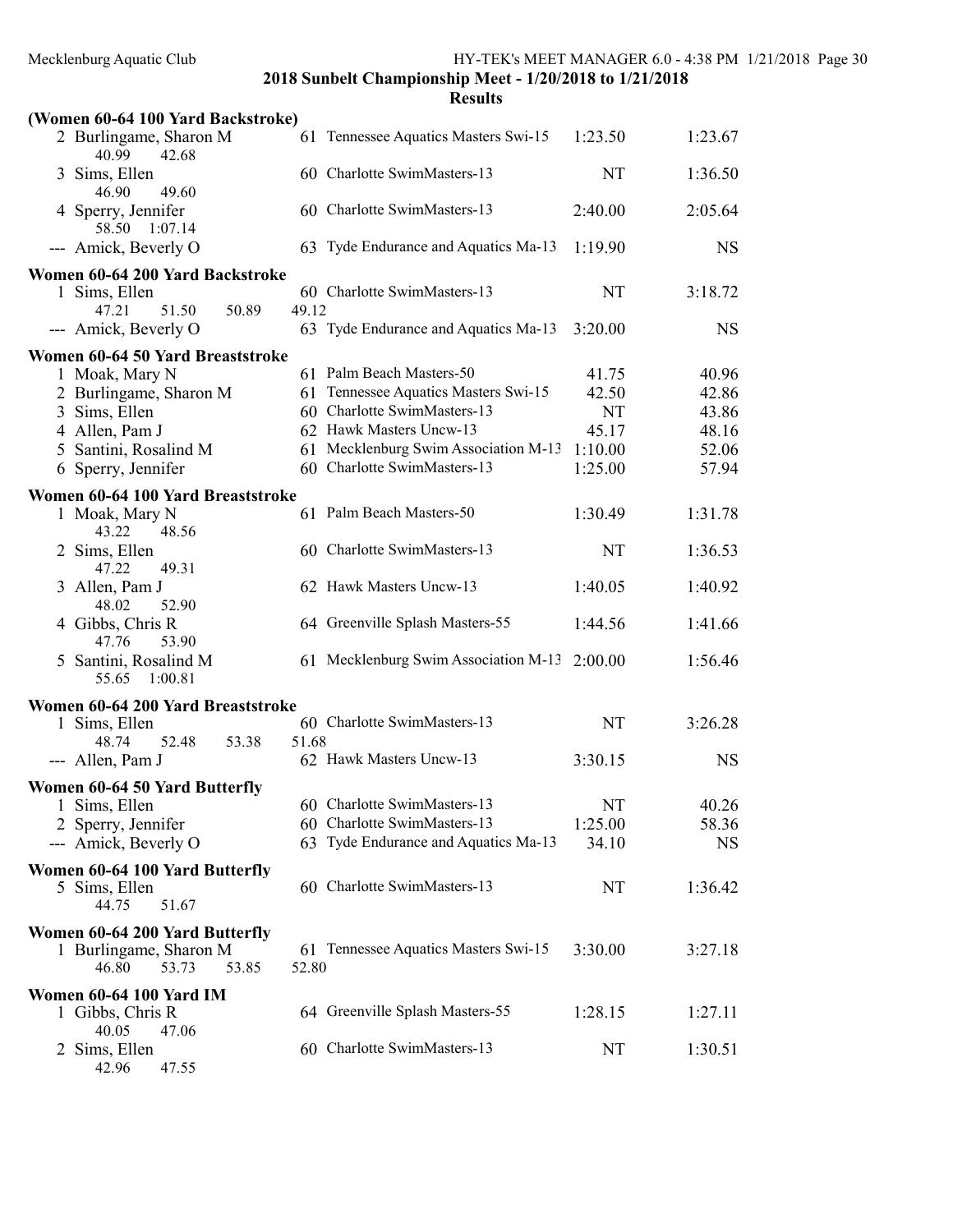**2018 Sunbelt Championship Meet - 1/20/2018 to 1/21/2018**

**Results**

### (Women 60-64 100 Yard Backstroke)

| Place | Name | Age | Team | Seed Time | Finals Time |
|---|---|---|---|---|---|
| 2 | Burlingame, Sharon M | 61 | Tennessee Aquatics Masters Swi-15 | 1:23.50 | 1:23.67 |
| | 40.99 42.68 | | | | |
| 3 | Sims, Ellen | 60 | Charlotte SwimMasters-13 | NT | 1:36.50 |
| | 46.90 49.60 | | | | |
| 4 | Sperry, Jennifer | 60 | Charlotte SwimMasters-13 | 2:40.00 | 2:05.64 |
| | 58.50 1:07.14 | | | | |
| --- | Amick, Beverly O | 63 | Tyde Endurance and Aquatics Ma-13 | 1:19.90 | NS |

### Women 60-64 200 Yard Backstroke

| Place | Name | Age | Team | Seed Time | Finals Time |
|---|---|---|---|---|---|
| 1 | Sims, Ellen | 60 | Charlotte SwimMasters-13 | NT | 3:18.72 |
| | 47.21 51.50 50.89 49.12 | | | | |
| --- | Amick, Beverly O | 63 | Tyde Endurance and Aquatics Ma-13 | 3:20.00 | NS |

### Women 60-64 50 Yard Breaststroke

| Place | Name | Age | Team | Seed Time | Finals Time |
|---|---|---|---|---|---|
| 1 | Moak, Mary N | 61 | Palm Beach Masters-50 | 41.75 | 40.96 |
| 2 | Burlingame, Sharon M | 61 | Tennessee Aquatics Masters Swi-15 | 42.50 | 42.86 |
| 3 | Sims, Ellen | 60 | Charlotte SwimMasters-13 | NT | 43.86 |
| 4 | Allen, Pam J | 62 | Hawk Masters Uncw-13 | 45.17 | 48.16 |
| 5 | Santini, Rosalind M | 61 | Mecklenburg Swim Association M-13 | 1:10.00 | 52.06 |
| 6 | Sperry, Jennifer | 60 | Charlotte SwimMasters-13 | 1:25.00 | 57.94 |

### Women 60-64 100 Yard Breaststroke

| Place | Name | Age | Team | Seed Time | Finals Time |
|---|---|---|---|---|---|
| 1 | Moak, Mary N | 61 | Palm Beach Masters-50 | 1:30.49 | 1:31.78 |
| | 43.22 48.56 | | | | |
| 2 | Sims, Ellen | 60 | Charlotte SwimMasters-13 | NT | 1:36.53 |
| | 47.22 49.31 | | | | |
| 3 | Allen, Pam J | 62 | Hawk Masters Uncw-13 | 1:40.05 | 1:40.92 |
| | 48.02 52.90 | | | | |
| 4 | Gibbs, Chris R | 64 | Greenville Splash Masters-55 | 1:44.56 | 1:41.66 |
| | 47.76 53.90 | | | | |
| 5 | Santini, Rosalind M | 61 | Mecklenburg Swim Association M-13 | 2:00.00 | 1:56.46 |
| | 55.65 1:00.81 | | | | |

### Women 60-64 200 Yard Breaststroke

| Place | Name | Age | Team | Seed Time | Finals Time |
|---|---|---|---|---|---|
| 1 | Sims, Ellen | 60 | Charlotte SwimMasters-13 | NT | 3:26.28 |
| | 48.74 52.48 53.38 51.68 | | | | |
| --- | Allen, Pam J | 62 | Hawk Masters Uncw-13 | 3:30.15 | NS |

### Women 60-64 50 Yard Butterfly

| Place | Name | Age | Team | Seed Time | Finals Time |
|---|---|---|---|---|---|
| 1 | Sims, Ellen | 60 | Charlotte SwimMasters-13 | NT | 40.26 |
| 2 | Sperry, Jennifer | 60 | Charlotte SwimMasters-13 | 1:25.00 | 58.36 |
| --- | Amick, Beverly O | 63 | Tyde Endurance and Aquatics Ma-13 | 34.10 | NS |

### Women 60-64 100 Yard Butterfly

| Place | Name | Age | Team | Seed Time | Finals Time |
|---|---|---|---|---|---|
| 5 | Sims, Ellen | 60 | Charlotte SwimMasters-13 | NT | 1:36.42 |
| | 44.75 51.67 | | | | |

### Women 60-64 200 Yard Butterfly

| Place | Name | Age | Team | Seed Time | Finals Time |
|---|---|---|---|---|---|
| 1 | Burlingame, Sharon M | 61 | Tennessee Aquatics Masters Swi-15 | 3:30.00 | 3:27.18 |
| | 46.80 53.73 53.85 52.80 | | | | |

### Women 60-64 100 Yard IM

| Place | Name | Age | Team | Seed Time | Finals Time |
|---|---|---|---|---|---|
| 1 | Gibbs, Chris R | 64 | Greenville Splash Masters-55 | 1:28.15 | 1:27.11 |
| | 40.05 47.06 | | | | |
| 2 | Sims, Ellen | 60 | Charlotte SwimMasters-13 | NT | 1:30.51 |
| | 42.96 47.55 | | | | |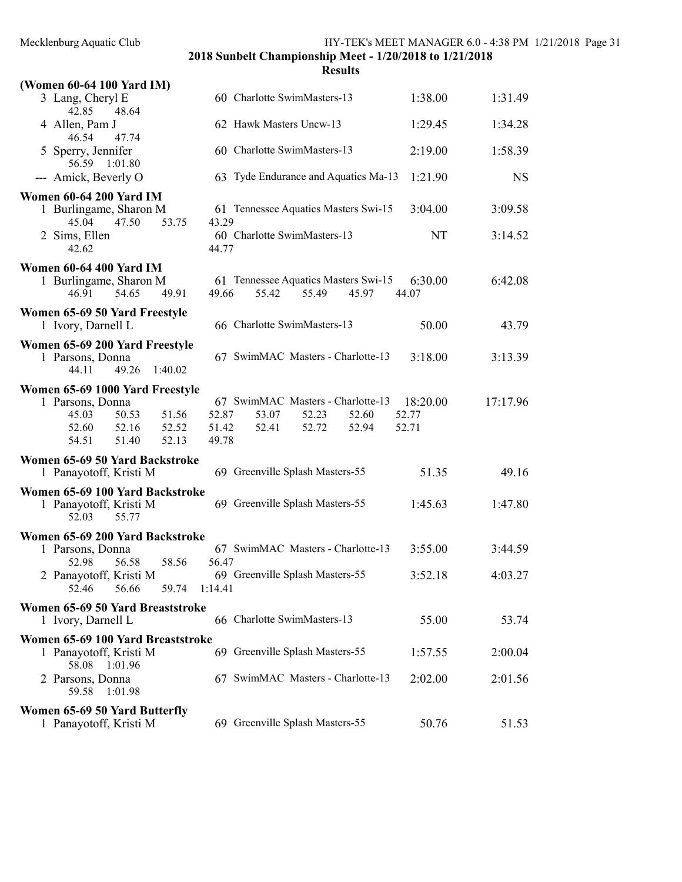**2018 Sunbelt Championship Meet - 1/20/2018 to 1/21/2018**

**Results**

### (Women 60-64 100 Yard IM)

| Place | Name | Age | Team | Seed Time | Finals Time |
|---|---|---|---|---|---|
| 3 | Lang, Cheryl E | 60 | Charlotte SwimMasters-13 | 1:38.00 | 1:31.49 |
| | 42.85 48.64 | | | | |
| 4 | Allen, Pam J | 62 | Hawk Masters Uncw-13 | 1:29.45 | 1:34.28 |
| | 46.54 47.74 | | | | |
| 5 | Sperry, Jennifer | 60 | Charlotte SwimMasters-13 | 2:19.00 | 1:58.39 |
| | 56.59 1:01.80 | | | | |
| --- | Amick, Beverly O | 63 | Tyde Endurance and Aquatics Ma-13 | 1:21.90 | NS |

### Women 60-64 200 Yard IM

| Place | Name | Age | Team | Seed Time | Finals Time |
|---|---|---|---|---|---|
| 1 | Burlingame, Sharon M | 61 | Tennessee Aquatics Masters Swi-15 | 3:04.00 | 3:09.58 |
| | 45.04 47.50 53.75 43.29 | | | | |
| 2 | Sims, Ellen | 60 | Charlotte SwimMasters-13 | NT | 3:14.52 |
| | 42.62 44.77 | | | | |

### Women 60-64 400 Yard IM

| Place | Name | Age | Team | Seed Time | Finals Time |
|---|---|---|---|---|---|
| 1 | Burlingame, Sharon M | 61 | Tennessee Aquatics Masters Swi-15 | 6:30.00 | 6:42.08 |
| | 46.91 54.65 49.91 49.66 55.42 55.49 45.97 44.07 | | | | |

### Women 65-69 50 Yard Freestyle

| Place | Name | Age | Team | Seed Time | Finals Time |
|---|---|---|---|---|---|
| 1 | Ivory, Darnell L | 66 | Charlotte SwimMasters-13 | 50.00 | 43.79 |

### Women 65-69 200 Yard Freestyle

| Place | Name | Age | Team | Seed Time | Finals Time |
|---|---|---|---|---|---|
| 1 | Parsons, Donna | 67 | SwimMAC Masters - Charlotte-13 | 3:18.00 | 3:13.39 |
| | 44.11 49.26 1:40.02 | | | | |

### Women 65-69 1000 Yard Freestyle

| Place | Name | Age | Team | Seed Time | Finals Time |
|---|---|---|---|---|---|
| 1 | Parsons, Donna | 67 | SwimMAC Masters - Charlotte-13 | 18:20.00 | 17:17.96 |
| | 45.03 50.53 51.56 52.87 53.07 52.23 52.60 52.77 | | | | |
| | 52.60 52.16 52.52 51.42 52.41 52.72 52.94 52.71 | | | | |
| | 54.51 51.40 52.13 49.78 | | | | |

### Women 65-69 50 Yard Backstroke

| Place | Name | Age | Team | Seed Time | Finals Time |
|---|---|---|---|---|---|
| 1 | Panayotoff, Kristi M | 69 | Greenville Splash Masters-55 | 51.35 | 49.16 |

### Women 65-69 100 Yard Backstroke

| Place | Name | Age | Team | Seed Time | Finals Time |
|---|---|---|---|---|---|
| 1 | Panayotoff, Kristi M | 69 | Greenville Splash Masters-55 | 1:45.63 | 1:47.80 |
| | 52.03 55.77 | | | | |

### Women 65-69 200 Yard Backstroke

| Place | Name | Age | Team | Seed Time | Finals Time |
|---|---|---|---|---|---|
| 1 | Parsons, Donna | 67 | SwimMAC Masters - Charlotte-13 | 3:55.00 | 3:44.59 |
| | 52.98 56.58 58.56 56.47 | | | | |
| 2 | Panayotoff, Kristi M | 69 | Greenville Splash Masters-55 | 3:52.18 | 4:03.27 |
| | 52.46 56.66 59.74 1:14.41 | | | | |

### Women 65-69 50 Yard Breaststroke

| Place | Name | Age | Team | Seed Time | Finals Time |
|---|---|---|---|---|---|
| 1 | Ivory, Darnell L | 66 | Charlotte SwimMasters-13 | 55.00 | 53.74 |

### Women 65-69 100 Yard Breaststroke

| Place | Name | Age | Team | Seed Time | Finals Time |
|---|---|---|---|---|---|
| 1 | Panayotoff, Kristi M | 69 | Greenville Splash Masters-55 | 1:57.55 | 2:00.04 |
| | 58.08 1:01.96 | | | | |
| 2 | Parsons, Donna | 67 | SwimMAC Masters - Charlotte-13 | 2:02.00 | 2:01.56 |
| | 59.58 1:01.98 | | | | |

### Women 65-69 50 Yard Butterfly

| Place | Name | Age | Team | Seed Time | Finals Time |
|---|---|---|---|---|---|
| 1 | Panayotoff, Kristi M | 69 | Greenville Splash Masters-55 | 50.76 | 51.53 |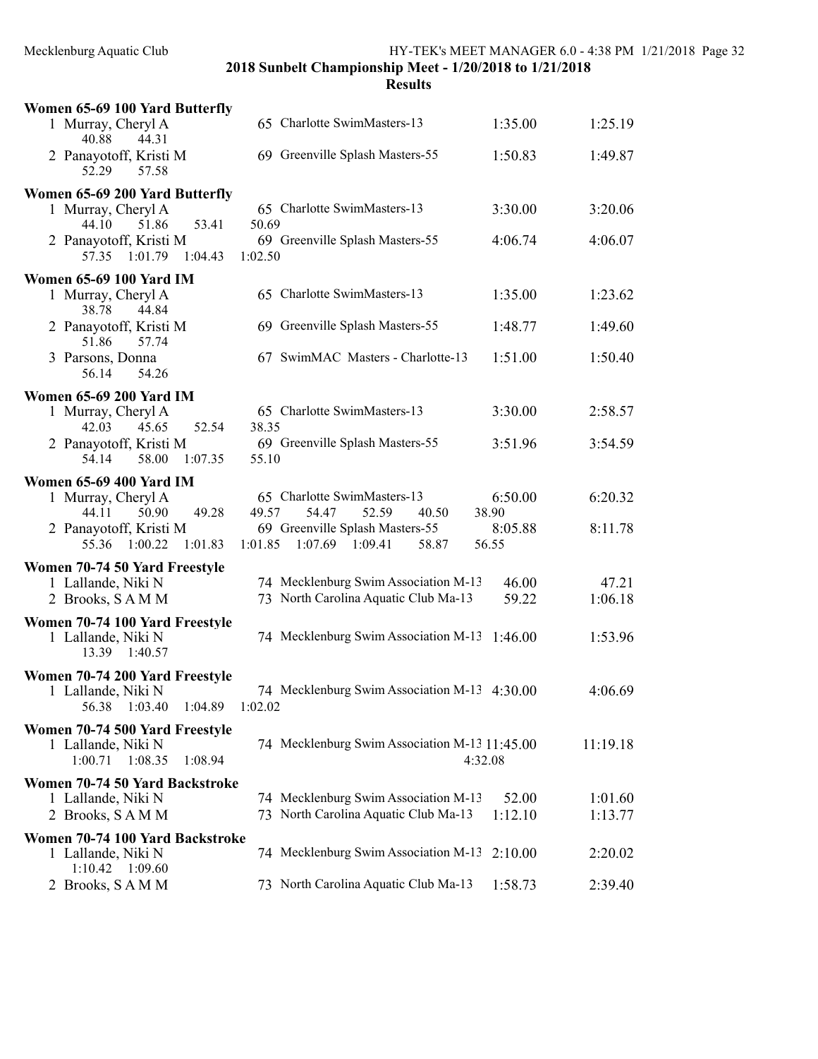## 2018 Sunbelt Championship Meet - 1/20/2018 to 1/21/2018

### Results

**Women 65-69 100 Yard Butterfly**

| Place | Name | Age | Team | Seed Time | Finals Time |
|---|---|---|---|---|---|
| 1 | Murray, Cheryl A | 65 | Charlotte SwimMasters-13 | 1:35.00 | 1:25.19 |
| | 40.88 44.31 | | | | |
| 2 | Panayotoff, Kristi M | 69 | Greenville Splash Masters-55 | 1:50.83 | 1:49.87 |
| | 52.29 57.58 | | | | |

**Women 65-69 200 Yard Butterfly**

| Place | Name | Age | Team | Seed Time | Finals Time |
|---|---|---|---|---|---|
| 1 | Murray, Cheryl A | 65 | Charlotte SwimMasters-13 | 3:30.00 | 3:20.06 |
| | 44.10 51.86 53.41 50.69 | | | | |
| 2 | Panayotoff, Kristi M | 69 | Greenville Splash Masters-55 | 4:06.74 | 4:06.07 |
| | 57.35 1:01.79 1:04.43 1:02.50 | | | | |

**Women 65-69 100 Yard IM**

| Place | Name | Age | Team | Seed Time | Finals Time |
|---|---|---|---|---|---|
| 1 | Murray, Cheryl A | 65 | Charlotte SwimMasters-13 | 1:35.00 | 1:23.62 |
| | 38.78 44.84 | | | | |
| 2 | Panayotoff, Kristi M | 69 | Greenville Splash Masters-55 | 1:48.77 | 1:49.60 |
| | 51.86 57.74 | | | | |
| 3 | Parsons, Donna | 67 | SwimMAC Masters - Charlotte-13 | 1:51.00 | 1:50.40 |
| | 56.14 54.26 | | | | |

**Women 65-69 200 Yard IM**

| Place | Name | Age | Team | Seed Time | Finals Time |
|---|---|---|---|---|---|
| 1 | Murray, Cheryl A | 65 | Charlotte SwimMasters-13 | 3:30.00 | 2:58.57 |
| | 42.03 45.65 52.54 38.35 | | | | |
| 2 | Panayotoff, Kristi M | 69 | Greenville Splash Masters-55 | 3:51.96 | 3:54.59 |
| | 54.14 58.00 1:07.35 55.10 | | | | |

**Women 65-69 400 Yard IM**

| Place | Name | Age | Team | Seed Time | Finals Time |
|---|---|---|---|---|---|
| 1 | Murray, Cheryl A | 65 | Charlotte SwimMasters-13 | 6:50.00 | 6:20.32 |
| | 44.11 50.90 49.28 49.57 54.47 52.59 40.50 38.90 | | | | |
| 2 | Panayotoff, Kristi M | 69 | Greenville Splash Masters-55 | 8:05.88 | 8:11.78 |
| | 55.36 1:00.22 1:01.83 1:01.85 1:07.69 1:09.41 58.87 56.55 | | | | |

**Women 70-74 50 Yard Freestyle**

| Place | Name | Age | Team | Seed Time | Finals Time |
|---|---|---|---|---|---|
| 1 | Lallande, Niki N | 74 | Mecklenburg Swim Association M-13 | 46.00 | 47.21 |
| 2 | Brooks, S A M M | 73 | North Carolina Aquatic Club Ma-13 | 59.22 | 1:06.18 |

**Women 70-74 100 Yard Freestyle**

| Place | Name | Age | Team | Seed Time | Finals Time |
|---|---|---|---|---|---|
| 1 | Lallande, Niki N | 74 | Mecklenburg Swim Association M-13 | 1:46.00 | 1:53.96 |
| | 13.39 1:40.57 | | | | |

**Women 70-74 200 Yard Freestyle**

| Place | Name | Age | Team | Seed Time | Finals Time |
|---|---|---|---|---|---|
| 1 | Lallande, Niki N | 74 | Mecklenburg Swim Association M-13 | 4:30.00 | 4:06.69 |
| | 56.38 1:03.40 1:04.89 1:02.02 | | | | |

**Women 70-74 500 Yard Freestyle**

| Place | Name | Age | Team | Seed Time | Finals Time |
|---|---|---|---|---|---|
| 1 | Lallande, Niki N | 74 | Mecklenburg Swim Association M-13 | 11:45.00 | 11:19.18 |
| | 1:00.71 1:08.35 1:08.94 4:32.08 | | | | |

**Women 70-74 50 Yard Backstroke**

| Place | Name | Age | Team | Seed Time | Finals Time |
|---|---|---|---|---|---|
| 1 | Lallande, Niki N | 74 | Mecklenburg Swim Association M-13 | 52.00 | 1:01.60 |
| 2 | Brooks, S A M M | 73 | North Carolina Aquatic Club Ma-13 | 1:12.10 | 1:13.77 |

**Women 70-74 100 Yard Backstroke**

| Place | Name | Age | Team | Seed Time | Finals Time |
|---|---|---|---|---|---|
| 1 | Lallande, Niki N | 74 | Mecklenburg Swim Association M-13 | 2:10.00 | 2:20.02 |
| | 1:10.42 1:09.60 | | | | |
| 2 | Brooks, S A M M | 73 | North Carolina Aquatic Club Ma-13 | 1:58.73 | 2:39.40 |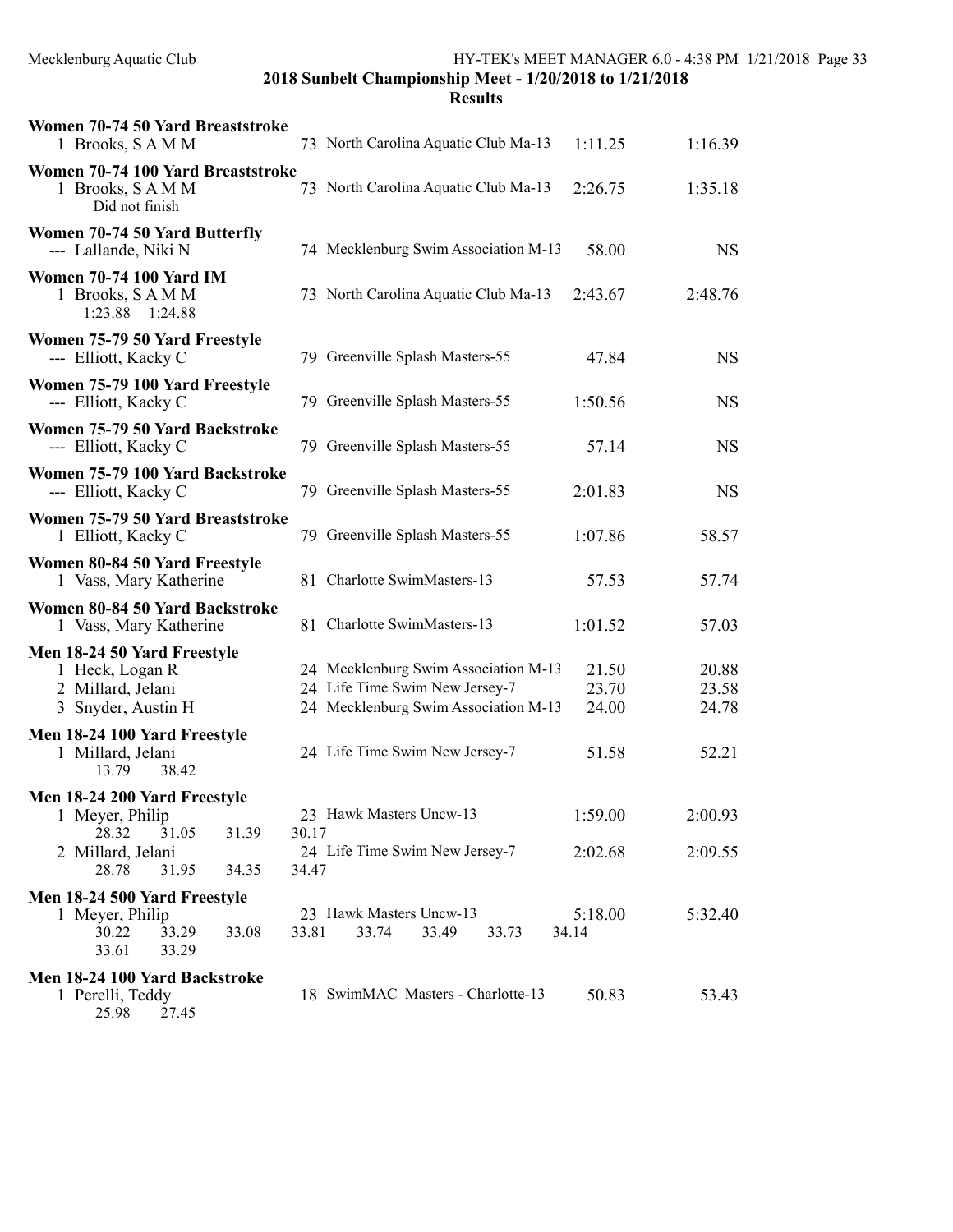**2018 Sunbelt Championship Meet - 1/20/2018 to 1/21/2018**

**Results**

**Women 70-74 50 Yard Breaststroke**

1 Brooks, S A M M — 73 North Carolina Aquatic Club Ma-13 — 1:11.25 — 1:16.39

**Women 70-74 100 Yard Breaststroke**

1 Brooks, S A M M — 73 North Carolina Aquatic Club Ma-13 — 2:26.75 — 1:35.18
Did not finish

**Women 70-74 50 Yard Butterfly**

--- Lallande, Niki N — 74 Mecklenburg Swim Association M-13 — 58.00 — NS

**Women 70-74 100 Yard IM**

1 Brooks, S A M M — 73 North Carolina Aquatic Club Ma-13 — 2:43.67 — 2:48.76
1:23.88 1:24.88

**Women 75-79 50 Yard Freestyle**

--- Elliott, Kacky C — 79 Greenville Splash Masters-55 — 47.84 — NS

**Women 75-79 100 Yard Freestyle**

--- Elliott, Kacky C — 79 Greenville Splash Masters-55 — 1:50.56 — NS

**Women 75-79 50 Yard Backstroke**

--- Elliott, Kacky C — 79 Greenville Splash Masters-55 — 57.14 — NS

**Women 75-79 100 Yard Backstroke**

--- Elliott, Kacky C — 79 Greenville Splash Masters-55 — 2:01.83 — NS

**Women 75-79 50 Yard Breaststroke**

1 Elliott, Kacky C — 79 Greenville Splash Masters-55 — 1:07.86 — 58.57

**Women 80-84 50 Yard Freestyle**

1 Vass, Mary Katherine — 81 Charlotte SwimMasters-13 — 57.53 — 57.74

**Women 80-84 50 Yard Backstroke**

1 Vass, Mary Katherine — 81 Charlotte SwimMasters-13 — 1:01.52 — 57.03

**Men 18-24 50 Yard Freestyle**

1 Heck, Logan R — 24 Mecklenburg Swim Association M-13 — 21.50 — 20.88
2 Millard, Jelani — 24 Life Time Swim New Jersey-7 — 23.70 — 23.58
3 Snyder, Austin H — 24 Mecklenburg Swim Association M-13 — 24.00 — 24.78

**Men 18-24 100 Yard Freestyle**

1 Millard, Jelani — 24 Life Time Swim New Jersey-7 — 51.58 — 52.21
13.79 38.42

**Men 18-24 200 Yard Freestyle**

1 Meyer, Philip — 23 Hawk Masters Uncw-13 — 1:59.00 — 2:00.93
28.32 31.05 31.39 30.17
2 Millard, Jelani — 24 Life Time Swim New Jersey-7 — 2:02.68 — 2:09.55
28.78 31.95 34.35 34.47

**Men 18-24 500 Yard Freestyle**

1 Meyer, Philip — 23 Hawk Masters Uncw-13 — 5:18.00 — 5:32.40
30.22 33.29 33.08 33.81 33.74 33.49 33.73 34.14
33.61 33.29

**Men 18-24 100 Yard Backstroke**

1 Perelli, Teddy — 18 SwimMAC Masters - Charlotte-13 — 50.83 — 53.43
25.98 27.45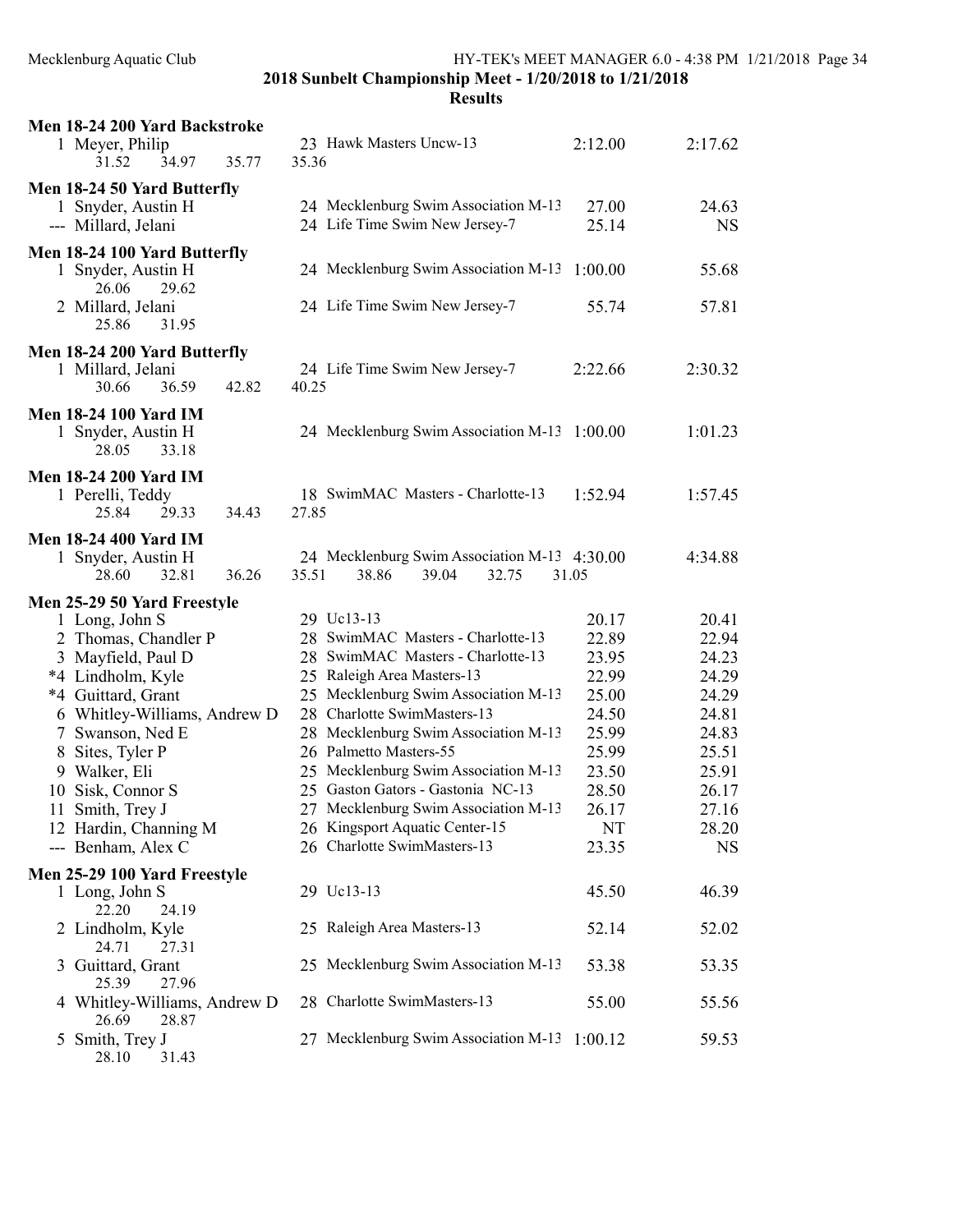**2018 Sunbelt Championship Meet - 1/20/2018 to 1/21/2018**

**Results**

### Men 18-24 200 Yard Backstroke

| | Name | Age | Team | Seed Time | Finals Time |
|---|---|---|---|---|---|
| 1 | Meyer, Philip | 23 | Hawk Masters Uncw-13 | 2:12.00 | 2:17.62 |
| | 31.52 34.97 35.77 35.36 | | | | |

### Men 18-24 50 Yard Butterfly

| | Name | Age | Team | Seed Time | Finals Time |
|---|---|---|---|---|---|
| 1 | Snyder, Austin H | 24 | Mecklenburg Swim Association M-13 | 27.00 | 24.63 |
| --- | Millard, Jelani | 24 | Life Time Swim New Jersey-7 | 25.14 | NS |

### Men 18-24 100 Yard Butterfly

| | Name | Age | Team | Seed Time | Finals Time |
|---|---|---|---|---|---|
| 1 | Snyder, Austin H | 24 | Mecklenburg Swim Association M-13 | 1:00.00 | 55.68 |
| | 26.06 29.62 | | | | |
| 2 | Millard, Jelani | 24 | Life Time Swim New Jersey-7 | 55.74 | 57.81 |
| | 25.86 31.95 | | | | |

### Men 18-24 200 Yard Butterfly

| | Name | Age | Team | Seed Time | Finals Time |
|---|---|---|---|---|---|
| 1 | Millard, Jelani | 24 | Life Time Swim New Jersey-7 | 2:22.66 | 2:30.32 |
| | 30.66 36.59 42.82 40.25 | | | | |

### Men 18-24 100 Yard IM

| | Name | Age | Team | Seed Time | Finals Time |
|---|---|---|---|---|---|
| 1 | Snyder, Austin H | 24 | Mecklenburg Swim Association M-13 | 1:00.00 | 1:01.23 |
| | 28.05 33.18 | | | | |

### Men 18-24 200 Yard IM

| | Name | Age | Team | Seed Time | Finals Time |
|---|---|---|---|---|---|
| 1 | Perelli, Teddy | 18 | SwimMAC Masters - Charlotte-13 | 1:52.94 | 1:57.45 |
| | 25.84 29.33 34.43 27.85 | | | | |

### Men 18-24 400 Yard IM

| | Name | Age | Team | Seed Time | Finals Time |
|---|---|---|---|---|---|
| 1 | Snyder, Austin H | 24 | Mecklenburg Swim Association M-13 | 4:30.00 | 4:34.88 |
| | 28.60 32.81 36.26 35.51 38.86 39.04 32.75 31.05 | | | | |

### Men 25-29 50 Yard Freestyle

| | Name | Age | Team | Seed Time | Finals Time |
|---|---|---|---|---|---|
| 1 | Long, John S | 29 | Uc13-13 | 20.17 | 20.41 |
| 2 | Thomas, Chandler P | 28 | SwimMAC Masters - Charlotte-13 | 22.89 | 22.94 |
| 3 | Mayfield, Paul D | 28 | SwimMAC Masters - Charlotte-13 | 23.95 | 24.23 |
| *4 | Lindholm, Kyle | 25 | Raleigh Area Masters-13 | 22.99 | 24.29 |
| *4 | Guittard, Grant | 25 | Mecklenburg Swim Association M-13 | 25.00 | 24.29 |
| 6 | Whitley-Williams, Andrew D | 28 | Charlotte SwimMasters-13 | 24.50 | 24.81 |
| 7 | Swanson, Ned E | 28 | Mecklenburg Swim Association M-13 | 25.99 | 24.83 |
| 8 | Sites, Tyler P | 26 | Palmetto Masters-55 | 25.99 | 25.51 |
| 9 | Walker, Eli | 25 | Mecklenburg Swim Association M-13 | 23.50 | 25.91 |
| 10 | Sisk, Connor S | 25 | Gaston Gators - Gastonia NC-13 | 28.50 | 26.17 |
| 11 | Smith, Trey J | 27 | Mecklenburg Swim Association M-13 | 26.17 | 27.16 |
| 12 | Hardin, Channing M | 26 | Kingsport Aquatic Center-15 | NT | 28.20 |
| --- | Benham, Alex C | 26 | Charlotte SwimMasters-13 | 23.35 | NS |

### Men 25-29 100 Yard Freestyle

| | Name | Age | Team | Seed Time | Finals Time |
|---|---|---|---|---|---|
| 1 | Long, John S | 29 | Uc13-13 | 45.50 | 46.39 |
| | 22.20 24.19 | | | | |
| 2 | Lindholm, Kyle | 25 | Raleigh Area Masters-13 | 52.14 | 52.02 |
| | 24.71 27.31 | | | | |
| 3 | Guittard, Grant | 25 | Mecklenburg Swim Association M-13 | 53.38 | 53.35 |
| | 25.39 27.96 | | | | |
| 4 | Whitley-Williams, Andrew D | 28 | Charlotte SwimMasters-13 | 55.00 | 55.56 |
| | 26.69 28.87 | | | | |
| 5 | Smith, Trey J | 27 | Mecklenburg Swim Association M-13 | 1:00.12 | 59.53 |
| | 28.10 31.43 | | | | |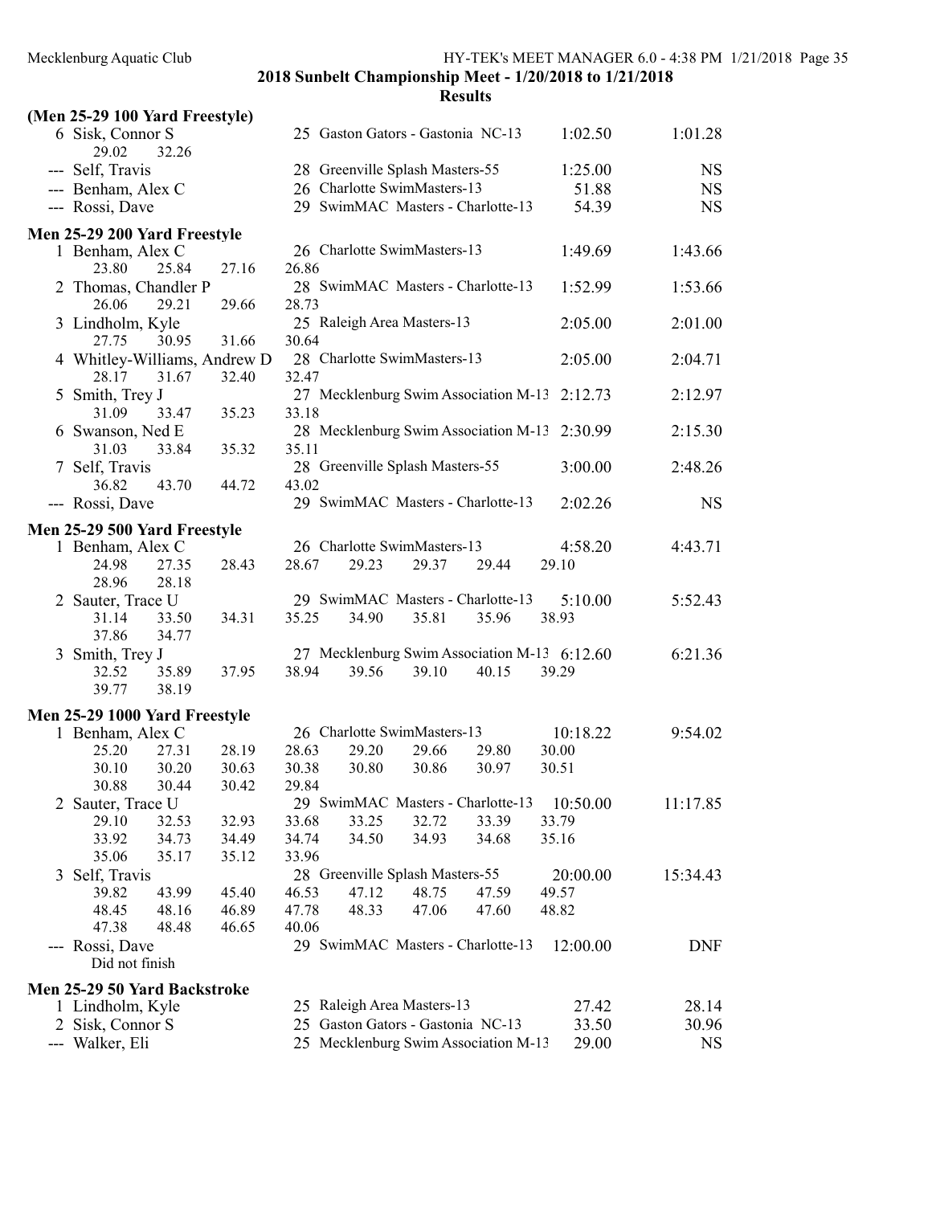**2018 Sunbelt Championship Meet - 1/20/2018 to 1/21/2018**

**Results**

**(Men 25-29 100 Yard Freestyle)**

| | Name | Age | Team | Seed Time | Finals Time |
|---|---|---|---|---|---|
| 6 | Sisk, Connor S | 25 | Gaston Gators - Gastonia NC-13 | 1:02.50 | 1:01.28 |
| | 29.02 32.26 | | | | |
| --- | Self, Travis | 28 | Greenville Splash Masters-55 | 1:25.00 | NS |
| --- | Benham, Alex C | 26 | Charlotte SwimMasters-13 | 51.88 | NS |
| --- | Rossi, Dave | 29 | SwimMAC Masters - Charlotte-13 | 54.39 | NS |

**Men 25-29 200 Yard Freestyle**

| | Name | Age | Team | Seed Time | Finals Time |
|---|---|---|---|---|---|
| 1 | Benham, Alex C | 26 | Charlotte SwimMasters-13 | 1:49.69 | 1:43.66 |
| | 23.80 25.84 27.16 26.86 | | | | |
| 2 | Thomas, Chandler P | 28 | SwimMAC Masters - Charlotte-13 | 1:52.99 | 1:53.66 |
| | 26.06 29.21 29.66 28.73 | | | | |
| 3 | Lindholm, Kyle | 25 | Raleigh Area Masters-13 | 2:05.00 | 2:01.00 |
| | 27.75 30.95 31.66 30.64 | | | | |
| 4 | Whitley-Williams, Andrew D | 28 | Charlotte SwimMasters-13 | 2:05.00 | 2:04.71 |
| | 28.17 31.67 32.40 32.47 | | | | |
| 5 | Smith, Trey J | 27 | Mecklenburg Swim Association M-13 | 2:12.73 | 2:12.97 |
| | 31.09 33.47 35.23 33.18 | | | | |
| 6 | Swanson, Ned E | 28 | Mecklenburg Swim Association M-13 | 2:30.99 | 2:15.30 |
| | 31.03 33.84 35.32 35.11 | | | | |
| 7 | Self, Travis | 28 | Greenville Splash Masters-55 | 3:00.00 | 2:48.26 |
| | 36.82 43.70 44.72 43.02 | | | | |
| --- | Rossi, Dave | 29 | SwimMAC Masters - Charlotte-13 | 2:02.26 | NS |

**Men 25-29 500 Yard Freestyle**

| | Name | Age | Team | Seed Time | Finals Time |
|---|---|---|---|---|---|
| 1 | Benham, Alex C | 26 | Charlotte SwimMasters-13 | 4:58.20 | 4:43.71 |
| | 24.98 27.35 28.43 28.67 29.23 29.37 29.44 29.10 28.96 28.18 | | | | |
| 2 | Sauter, Trace U | 29 | SwimMAC Masters - Charlotte-13 | 5:10.00 | 5:52.43 |
| | 31.14 33.50 34.31 35.25 34.90 35.81 35.96 38.93 37.86 34.77 | | | | |
| 3 | Smith, Trey J | 27 | Mecklenburg Swim Association M-13 | 6:12.60 | 6:21.36 |
| | 32.52 35.89 37.95 38.94 39.56 39.10 40.15 39.29 39.77 38.19 | | | | |

**Men 25-29 1000 Yard Freestyle**

| | Name | Age | Team | Seed Time | Finals Time |
|---|---|---|---|---|---|
| 1 | Benham, Alex C | 26 | Charlotte SwimMasters-13 | 10:18.22 | 9:54.02 |
| | 25.20 27.31 28.19 28.63 29.20 29.66 29.80 30.00 30.10 30.20 30.63 30.38 30.80 30.86 30.97 30.51 30.88 30.44 30.42 29.84 | | | | |
| 2 | Sauter, Trace U | 29 | SwimMAC Masters - Charlotte-13 | 10:50.00 | 11:17.85 |
| | 29.10 32.53 32.93 33.68 33.25 32.72 33.39 33.79 33.92 34.73 34.49 34.74 34.50 34.93 34.68 35.16 35.06 35.17 35.12 33.96 | | | | |
| 3 | Self, Travis | 28 | Greenville Splash Masters-55 | 20:00.00 | 15:34.43 |
| | 39.82 43.99 45.40 46.53 47.12 48.75 47.59 49.57 48.45 48.16 46.89 47.78 48.33 47.06 47.60 48.82 47.38 48.48 46.65 40.06 | | | | |
| --- | Rossi, Dave | 29 | SwimMAC Masters - Charlotte-13 | 12:00.00 | DNF |
| | Did not finish | | | | |

**Men 25-29 50 Yard Backstroke**

| | Name | Age | Team | Seed Time | Finals Time |
|---|---|---|---|---|---|
| 1 | Lindholm, Kyle | 25 | Raleigh Area Masters-13 | 27.42 | 28.14 |
| 2 | Sisk, Connor S | 25 | Gaston Gators - Gastonia NC-13 | 33.50 | 30.96 |
| --- | Walker, Eli | 25 | Mecklenburg Swim Association M-13 | 29.00 | NS |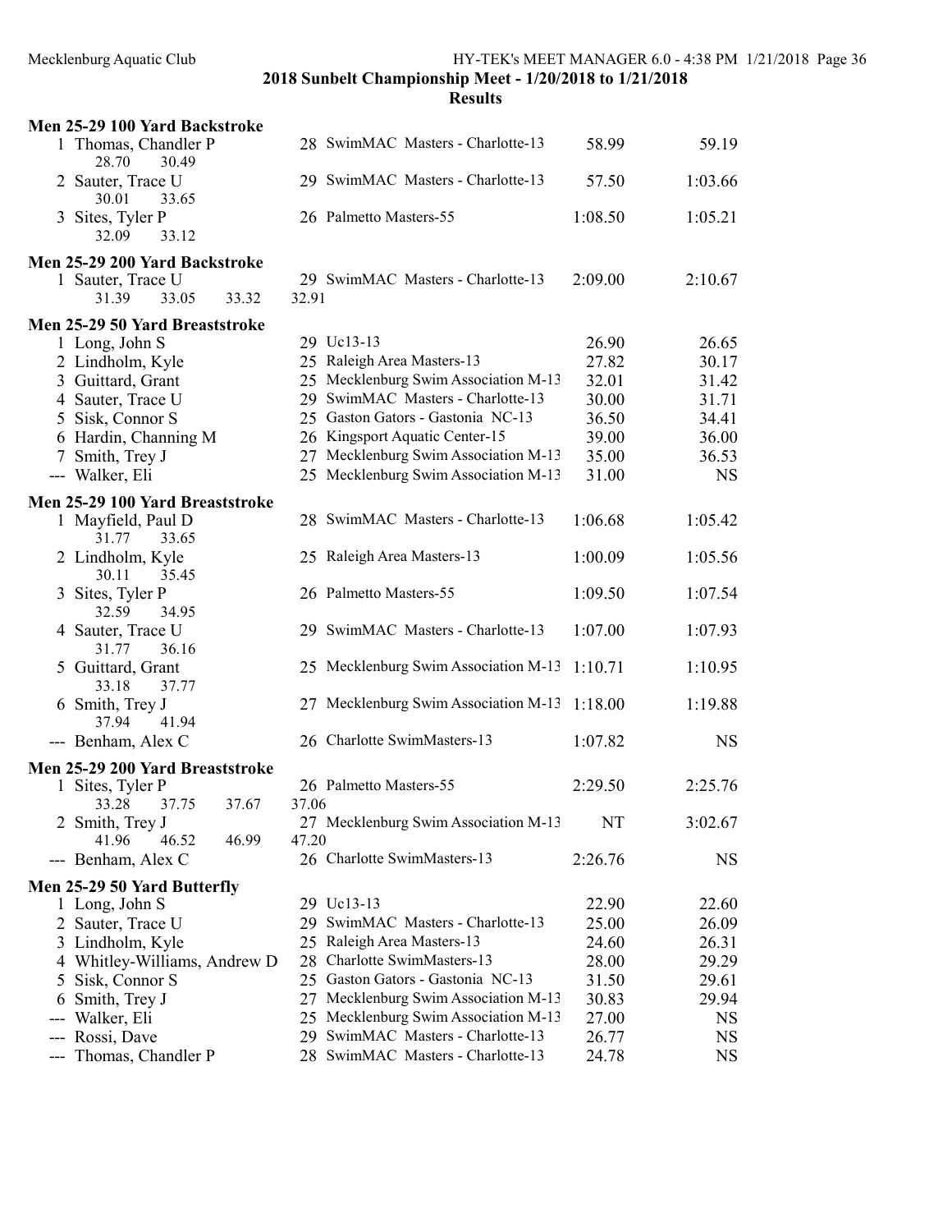2018 Sunbelt Championship Meet - 1/20/2018 to 1/21/2018

**Results**

### Men 25-29 100 Yard Backstroke

| Place | Name | Age | Team | Seed Time | Finals Time |
|---|---|---|---|---|---|
| 1 | Thomas, Chandler P | 28 | SwimMAC Masters - Charlotte-13 | 58.99 | 59.19 |
| | 28.70 30.49 | | | | |
| 2 | Sauter, Trace U | 29 | SwimMAC Masters - Charlotte-13 | 57.50 | 1:03.66 |
| | 30.01 33.65 | | | | |
| 3 | Sites, Tyler P | 26 | Palmetto Masters-55 | 1:08.50 | 1:05.21 |
| | 32.09 33.12 | | | | |

### Men 25-29 200 Yard Backstroke

| Place | Name | Age | Team | Seed Time | Finals Time |
|---|---|---|---|---|---|
| 1 | Sauter, Trace U | 29 | SwimMAC Masters - Charlotte-13 | 2:09.00 | 2:10.67 |
| | 31.39 33.05 33.32 32.91 | | | | |

### Men 25-29 50 Yard Breaststroke

| Place | Name | Age | Team | Seed Time | Finals Time |
|---|---|---|---|---|---|
| 1 | Long, John S | 29 | Uc13-13 | 26.90 | 26.65 |
| 2 | Lindholm, Kyle | 25 | Raleigh Area Masters-13 | 27.82 | 30.17 |
| 3 | Guittard, Grant | 25 | Mecklenburg Swim Association M-13 | 32.01 | 31.42 |
| 4 | Sauter, Trace U | 29 | SwimMAC Masters - Charlotte-13 | 30.00 | 31.71 |
| 5 | Sisk, Connor S | 25 | Gaston Gators - Gastonia NC-13 | 36.50 | 34.41 |
| 6 | Hardin, Channing M | 26 | Kingsport Aquatic Center-15 | 39.00 | 36.00 |
| 7 | Smith, Trey J | 27 | Mecklenburg Swim Association M-13 | 35.00 | 36.53 |
| --- | Walker, Eli | 25 | Mecklenburg Swim Association M-13 | 31.00 | NS |

### Men 25-29 100 Yard Breaststroke

| Place | Name | Age | Team | Seed Time | Finals Time |
|---|---|---|---|---|---|
| 1 | Mayfield, Paul D | 28 | SwimMAC Masters - Charlotte-13 | 1:06.68 | 1:05.42 |
| | 31.77 33.65 | | | | |
| 2 | Lindholm, Kyle | 25 | Raleigh Area Masters-13 | 1:00.09 | 1:05.56 |
| | 30.11 35.45 | | | | |
| 3 | Sites, Tyler P | 26 | Palmetto Masters-55 | 1:09.50 | 1:07.54 |
| | 32.59 34.95 | | | | |
| 4 | Sauter, Trace U | 29 | SwimMAC Masters - Charlotte-13 | 1:07.00 | 1:07.93 |
| | 31.77 36.16 | | | | |
| 5 | Guittard, Grant | 25 | Mecklenburg Swim Association M-13 | 1:10.71 | 1:10.95 |
| | 33.18 37.77 | | | | |
| 6 | Smith, Trey J | 27 | Mecklenburg Swim Association M-13 | 1:18.00 | 1:19.88 |
| | 37.94 41.94 | | | | |
| --- | Benham, Alex C | 26 | Charlotte SwimMasters-13 | 1:07.82 | NS |

### Men 25-29 200 Yard Breaststroke

| Place | Name | Age | Team | Seed Time | Finals Time |
|---|---|---|---|---|---|
| 1 | Sites, Tyler P | 26 | Palmetto Masters-55 | 2:29.50 | 2:25.76 |
| | 33.28 37.75 37.67 37.06 | | | | |
| 2 | Smith, Trey J | 27 | Mecklenburg Swim Association M-13 | NT | 3:02.67 |
| | 41.96 46.52 46.99 47.20 | | | | |
| --- | Benham, Alex C | 26 | Charlotte SwimMasters-13 | 2:26.76 | NS |

### Men 25-29 50 Yard Butterfly

| Place | Name | Age | Team | Seed Time | Finals Time |
|---|---|---|---|---|---|
| 1 | Long, John S | 29 | Uc13-13 | 22.90 | 22.60 |
| 2 | Sauter, Trace U | 29 | SwimMAC Masters - Charlotte-13 | 25.00 | 26.09 |
| 3 | Lindholm, Kyle | 25 | Raleigh Area Masters-13 | 24.60 | 26.31 |
| 4 | Whitley-Williams, Andrew D | 28 | Charlotte SwimMasters-13 | 28.00 | 29.29 |
| 5 | Sisk, Connor S | 25 | Gaston Gators - Gastonia NC-13 | 31.50 | 29.61 |
| 6 | Smith, Trey J | 27 | Mecklenburg Swim Association M-13 | 30.83 | 29.94 |
| --- | Walker, Eli | 25 | Mecklenburg Swim Association M-13 | 27.00 | NS |
| --- | Rossi, Dave | 29 | SwimMAC Masters - Charlotte-13 | 26.77 | NS |
| --- | Thomas, Chandler P | 28 | SwimMAC Masters - Charlotte-13 | 24.78 | NS |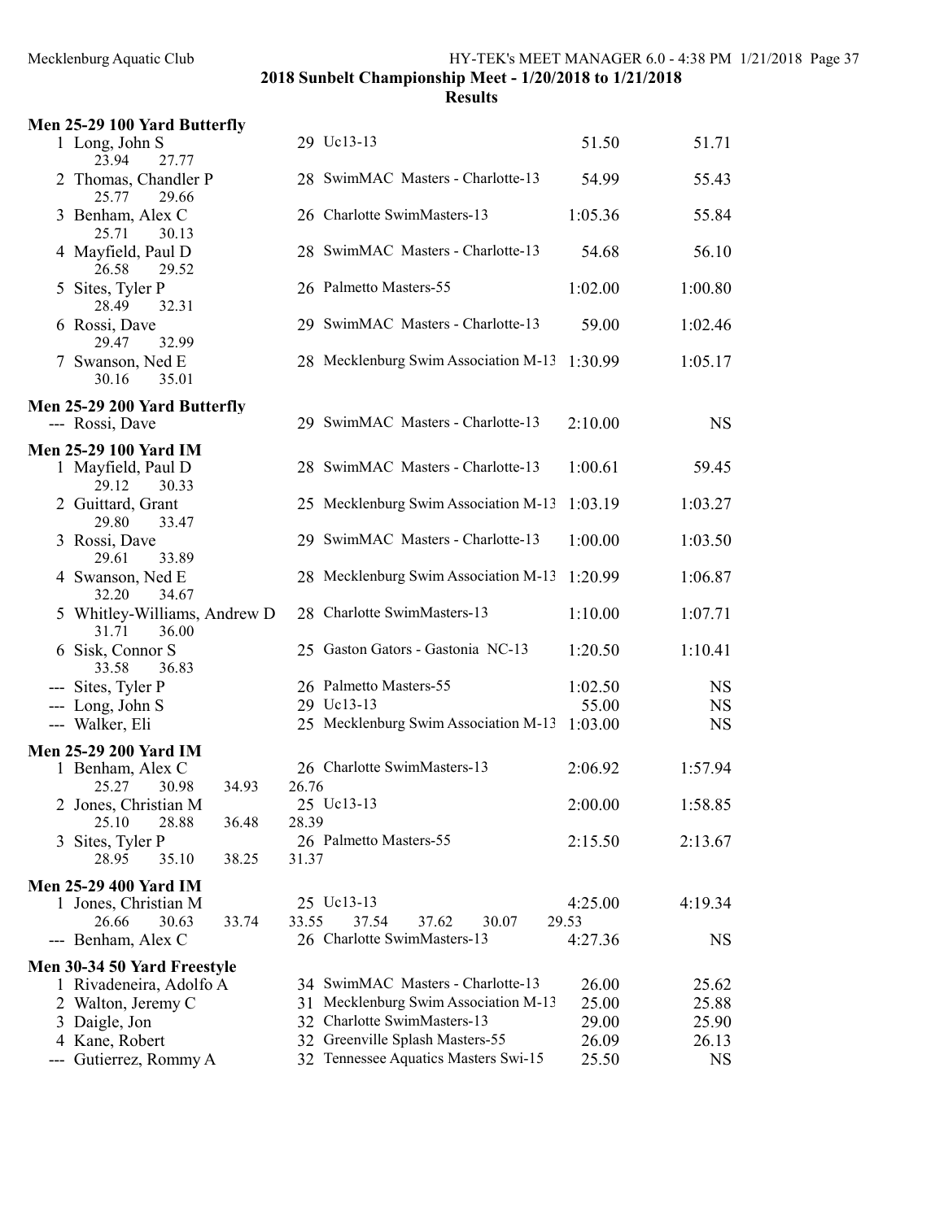## 2018 Sunbelt Championship Meet - 1/20/2018 to 1/21/2018

### Results

#### Men 25-29 100 Yard Butterfly

| Place | Name | Age | Team | Seed Time | Finals Time |
|---|---|---|---|---|---|
| 1 | Long, John S | 29 | Uc13-13 | 51.50 | 51.71 |
| | 23.94 27.77 | | | | |
| 2 | Thomas, Chandler P | 28 | SwimMAC Masters - Charlotte-13 | 54.99 | 55.43 |
| | 25.77 29.66 | | | | |
| 3 | Benham, Alex C | 26 | Charlotte SwimMasters-13 | 1:05.36 | 55.84 |
| | 25.71 30.13 | | | | |
| 4 | Mayfield, Paul D | 28 | SwimMAC Masters - Charlotte-13 | 54.68 | 56.10 |
| | 26.58 29.52 | | | | |
| 5 | Sites, Tyler P | 26 | Palmetto Masters-55 | 1:02.00 | 1:00.80 |
| | 28.49 32.31 | | | | |
| 6 | Rossi, Dave | 29 | SwimMAC Masters - Charlotte-13 | 59.00 | 1:02.46 |
| | 29.47 32.99 | | | | |
| 7 | Swanson, Ned E | 28 | Mecklenburg Swim Association M-13 | 1:30.99 | 1:05.17 |
| | 30.16 35.01 | | | | |

#### Men 25-29 200 Yard Butterfly

| Place | Name | Age | Team | Seed Time | Finals Time |
|---|---|---|---|---|---|
| --- | Rossi, Dave | 29 | SwimMAC Masters - Charlotte-13 | 2:10.00 | NS |

#### Men 25-29 100 Yard IM

| Place | Name | Age | Team | Seed Time | Finals Time |
|---|---|---|---|---|---|
| 1 | Mayfield, Paul D | 28 | SwimMAC Masters - Charlotte-13 | 1:00.61 | 59.45 |
| | 29.12 30.33 | | | | |
| 2 | Guittard, Grant | 25 | Mecklenburg Swim Association M-13 | 1:03.19 | 1:03.27 |
| | 29.80 33.47 | | | | |
| 3 | Rossi, Dave | 29 | SwimMAC Masters - Charlotte-13 | 1:00.00 | 1:03.50 |
| | 29.61 33.89 | | | | |
| 4 | Swanson, Ned E | 28 | Mecklenburg Swim Association M-13 | 1:20.99 | 1:06.87 |
| | 32.20 34.67 | | | | |
| 5 | Whitley-Williams, Andrew D | 28 | Charlotte SwimMasters-13 | 1:10.00 | 1:07.71 |
| | 31.71 36.00 | | | | |
| 6 | Sisk, Connor S | 25 | Gaston Gators - Gastonia NC-13 | 1:20.50 | 1:10.41 |
| | 33.58 36.83 | | | | |
| --- | Sites, Tyler P | 26 | Palmetto Masters-55 | 1:02.50 | NS |
| --- | Long, John S | 29 | Uc13-13 | 55.00 | NS |
| --- | Walker, Eli | 25 | Mecklenburg Swim Association M-13 | 1:03.00 | NS |

#### Men 25-29 200 Yard IM

| Place | Name | Age | Team | Seed Time | Finals Time |
|---|---|---|---|---|---|
| 1 | Benham, Alex C | 26 | Charlotte SwimMasters-13 | 2:06.92 | 1:57.94 |
| | 25.27 30.98 34.93 26.76 | | | | |
| 2 | Jones, Christian M | 25 | Uc13-13 | 2:00.00 | 1:58.85 |
| | 25.10 28.88 36.48 28.39 | | | | |
| 3 | Sites, Tyler P | 26 | Palmetto Masters-55 | 2:15.50 | 2:13.67 |
| | 28.95 35.10 38.25 31.37 | | | | |

#### Men 25-29 400 Yard IM

| Place | Name | Age | Team | Seed Time | Finals Time |
|---|---|---|---|---|---|
| 1 | Jones, Christian M | 25 | Uc13-13 | 4:25.00 | 4:19.34 |
| | 26.66 30.63 33.74 33.55 37.54 37.62 30.07 29.53 | | | | |
| --- | Benham, Alex C | 26 | Charlotte SwimMasters-13 | 4:27.36 | NS |

#### Men 30-34 50 Yard Freestyle

| Place | Name | Age | Team | Seed Time | Finals Time |
|---|---|---|---|---|---|
| 1 | Rivadeneira, Adolfo A | 34 | SwimMAC Masters - Charlotte-13 | 26.00 | 25.62 |
| 2 | Walton, Jeremy C | 31 | Mecklenburg Swim Association M-13 | 25.00 | 25.88 |
| 3 | Daigle, Jon | 32 | Charlotte SwimMasters-13 | 29.00 | 25.90 |
| 4 | Kane, Robert | 32 | Greenville Splash Masters-55 | 26.09 | 26.13 |
| --- | Gutierrez, Rommy A | 32 | Tennessee Aquatics Masters Swi-15 | 25.50 | NS |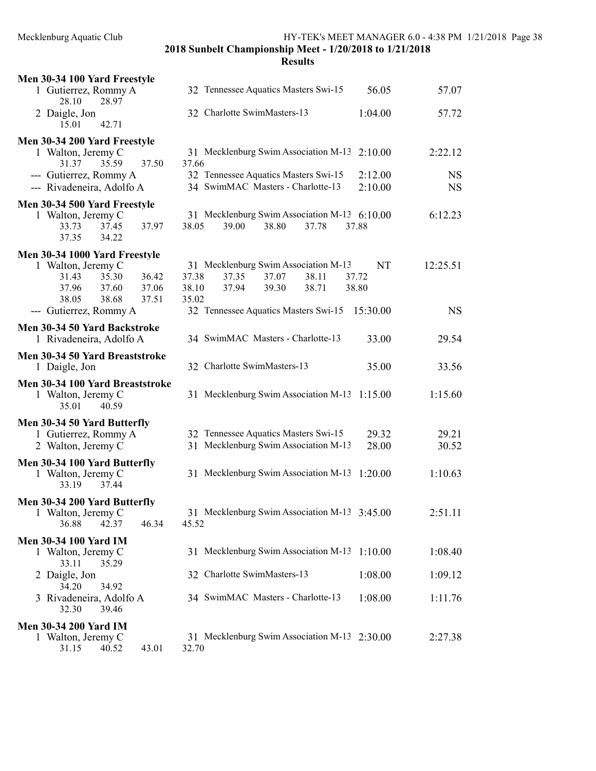Mecklenburg Aquatic Club

## 2018 Sunbelt Championship Meet - 1/20/2018 to 1/21/2018

### Results

**Men 30-34 100 Yard Freestyle**

| Place | Name | Age | Team | Seed Time | Finals Time |
|---|---|---|---|---|---|
| 1 | Gutierrez, Rommy A | 32 | Tennessee Aquatics Masters Swi-15 | 56.05 | 57.07 |
| | 28.10 28.97 | | | | |
| 2 | Daigle, Jon | 32 | Charlotte SwimMasters-13 | 1:04.00 | 57.72 |
| | 15.01 42.71 | | | | |

**Men 30-34 200 Yard Freestyle**

| Place | Name | Age | Team | Seed Time | Finals Time |
|---|---|---|---|---|---|
| 1 | Walton, Jeremy C | 31 | Mecklenburg Swim Association M-13 | 2:10.00 | 2:22.12 |
| | 31.37 35.59 37.50 37.66 | | | | |
| --- | Gutierrez, Rommy A | 32 | Tennessee Aquatics Masters Swi-15 | 2:12.00 | NS |
| --- | Rivadeneira, Adolfo A | 34 | SwimMAC Masters - Charlotte-13 | 2:10.00 | NS |

**Men 30-34 500 Yard Freestyle**

| Place | Name | Age | Team | Seed Time | Finals Time |
|---|---|---|---|---|---|
| 1 | Walton, Jeremy C | 31 | Mecklenburg Swim Association M-13 | 6:10.00 | 6:12.23 |
| | 33.73 37.45 37.97 38.05 39.00 38.80 37.78 37.88 37.35 34.22 | | | | |

**Men 30-34 1000 Yard Freestyle**

| Place | Name | Age | Team | Seed Time | Finals Time |
|---|---|---|---|---|---|
| 1 | Walton, Jeremy C | 31 | Mecklenburg Swim Association M-13 | NT | 12:25.51 |
| | 31.43 35.30 36.42 37.38 37.35 37.07 38.11 37.72 37.96 37.60 37.06 38.10 37.94 39.30 38.71 38.80 38.05 38.68 37.51 35.02 | | | | |
| --- | Gutierrez, Rommy A | 32 | Tennessee Aquatics Masters Swi-15 | 15:30.00 | NS |

**Men 30-34 50 Yard Backstroke**

| Place | Name | Age | Team | Seed Time | Finals Time |
|---|---|---|---|---|---|
| 1 | Rivadeneira, Adolfo A | 34 | SwimMAC Masters - Charlotte-13 | 33.00 | 29.54 |

**Men 30-34 50 Yard Breaststroke**

| Place | Name | Age | Team | Seed Time | Finals Time |
|---|---|---|---|---|---|
| 1 | Daigle, Jon | 32 | Charlotte SwimMasters-13 | 35.00 | 33.56 |

**Men 30-34 100 Yard Breaststroke**

| Place | Name | Age | Team | Seed Time | Finals Time |
|---|---|---|---|---|---|
| 1 | Walton, Jeremy C | 31 | Mecklenburg Swim Association M-13 | 1:15.00 | 1:15.60 |
| | 35.01 40.59 | | | | |

**Men 30-34 50 Yard Butterfly**

| Place | Name | Age | Team | Seed Time | Finals Time |
|---|---|---|---|---|---|
| 1 | Gutierrez, Rommy A | 32 | Tennessee Aquatics Masters Swi-15 | 29.32 | 29.21 |
| 2 | Walton, Jeremy C | 31 | Mecklenburg Swim Association M-13 | 28.00 | 30.52 |

**Men 30-34 100 Yard Butterfly**

| Place | Name | Age | Team | Seed Time | Finals Time |
|---|---|---|---|---|---|
| 1 | Walton, Jeremy C | 31 | Mecklenburg Swim Association M-13 | 1:20.00 | 1:10.63 |
| | 33.19 37.44 | | | | |

**Men 30-34 200 Yard Butterfly**

| Place | Name | Age | Team | Seed Time | Finals Time |
|---|---|---|---|---|---|
| 1 | Walton, Jeremy C | 31 | Mecklenburg Swim Association M-13 | 3:45.00 | 2:51.11 |
| | 36.88 42.37 46.34 45.52 | | | | |

**Men 30-34 100 Yard IM**

| Place | Name | Age | Team | Seed Time | Finals Time |
|---|---|---|---|---|---|
| 1 | Walton, Jeremy C | 31 | Mecklenburg Swim Association M-13 | 1:10.00 | 1:08.40 |
| | 33.11 35.29 | | | | |
| 2 | Daigle, Jon | 32 | Charlotte SwimMasters-13 | 1:08.00 | 1:09.12 |
| | 34.20 34.92 | | | | |
| 3 | Rivadeneira, Adolfo A | 34 | SwimMAC Masters - Charlotte-13 | 1:08.00 | 1:11.76 |
| | 32.30 39.46 | | | | |

**Men 30-34 200 Yard IM**

| Place | Name | Age | Team | Seed Time | Finals Time |
|---|---|---|---|---|---|
| 1 | Walton, Jeremy C | 31 | Mecklenburg Swim Association M-13 | 2:30.00 | 2:27.38 |
| | 31.15 40.52 43.01 32.70 | | | | |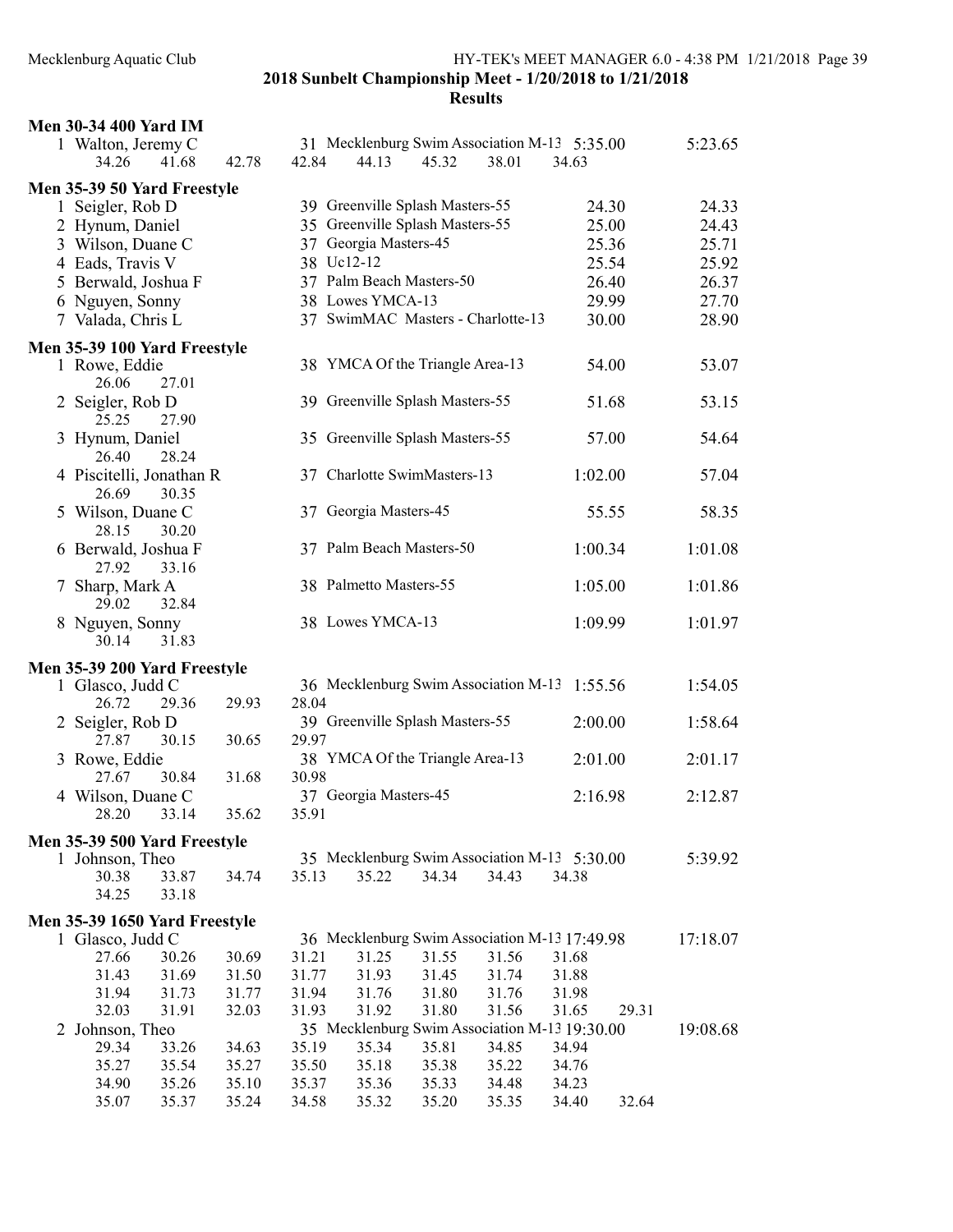**2018 Sunbelt Championship Meet - 1/20/2018 to 1/21/2018**

**Results**

### Men 30-34 400 Yard IM

1 Walton, Jeremy C — 31 Mecklenburg Swim Association M-13 — 5:35.00 — 5:23.65
34.26 41.68 42.78 42.84 44.13 45.32 38.01 34.63

### Men 35-39 50 Yard Freestyle

| Place | Name | Age | Team | Seed Time | Finals Time |
|---|---|---|---|---|---|
| 1 | Seigler, Rob D | 39 | Greenville Splash Masters-55 | 24.30 | 24.33 |
| 2 | Hynum, Daniel | 35 | Greenville Splash Masters-55 | 25.00 | 24.43 |
| 3 | Wilson, Duane C | 37 | Georgia Masters-45 | 25.36 | 25.71 |
| 4 | Eads, Travis V | 38 | Uc12-12 | 25.54 | 25.92 |
| 5 | Berwald, Joshua F | 37 | Palm Beach Masters-50 | 26.40 | 26.37 |
| 6 | Nguyen, Sonny | 38 | Lowes YMCA-13 | 29.99 | 27.70 |
| 7 | Valada, Chris L | 37 | SwimMAC Masters - Charlotte-13 | 30.00 | 28.90 |

### Men 35-39 100 Yard Freestyle

| Place | Name | Age | Team | Seed Time | Finals Time | Splits |
|---|---|---|---|---|---|---|
| 1 | Rowe, Eddie | 38 | YMCA Of the Triangle Area-13 | 54.00 | 53.07 | 26.06 27.01 |
| 2 | Seigler, Rob D | 39 | Greenville Splash Masters-55 | 51.68 | 53.15 | 25.25 27.90 |
| 3 | Hynum, Daniel | 35 | Greenville Splash Masters-55 | 57.00 | 54.64 | 26.40 28.24 |
| 4 | Piscitelli, Jonathan R | 37 | Charlotte SwimMasters-13 | 1:02.00 | 57.04 | 26.69 30.35 |
| 5 | Wilson, Duane C | 37 | Georgia Masters-45 | 55.55 | 58.35 | 28.15 30.20 |
| 6 | Berwald, Joshua F | 37 | Palm Beach Masters-50 | 1:00.34 | 1:01.08 | 27.92 33.16 |
| 7 | Sharp, Mark A | 38 | Palmetto Masters-55 | 1:05.00 | 1:01.86 | 29.02 32.84 |
| 8 | Nguyen, Sonny | 38 | Lowes YMCA-13 | 1:09.99 | 1:01.97 | 30.14 31.83 |

### Men 35-39 200 Yard Freestyle

| Place | Name | Age | Team | Seed Time | Finals Time | Splits |
|---|---|---|---|---|---|---|
| 1 | Glasco, Judd C | 36 | Mecklenburg Swim Association M-13 | 1:55.56 | 1:54.05 | 26.72 29.36 29.93 28.04 |
| 2 | Seigler, Rob D | 39 | Greenville Splash Masters-55 | 2:00.00 | 1:58.64 | 27.87 30.15 30.65 29.97 |
| 3 | Rowe, Eddie | 38 | YMCA Of the Triangle Area-13 | 2:01.00 | 2:01.17 | 27.67 30.84 31.68 30.98 |
| 4 | Wilson, Duane C | 37 | Georgia Masters-45 | 2:16.98 | 2:12.87 | 28.20 33.14 35.62 35.91 |

### Men 35-39 500 Yard Freestyle

1 Johnson, Theo — 35 Mecklenburg Swim Association M-13 — 5:30.00 — 5:39.92
30.38 33.87 34.74 35.13 35.22 34.34 34.43 34.38
34.25 33.18

### Men 35-39 1650 Yard Freestyle

1 Glasco, Judd C — 36 Mecklenburg Swim Association M-13 — 17:49.98 — 17:18.07
27.66 30.26 30.69 31.21 31.25 31.55 31.56 31.68
31.43 31.69 31.50 31.77 31.93 31.45 31.74 31.88
31.94 31.73 31.77 31.94 31.76 31.80 31.76 31.98
32.03 31.91 32.03 31.93 31.92 31.80 31.56 31.65 29.31

2 Johnson, Theo — 35 Mecklenburg Swim Association M-13 — 19:30.00 — 19:08.68
29.34 33.26 34.63 35.19 35.34 35.81 34.85 34.94
35.27 35.54 35.27 35.50 35.18 35.38 35.22 34.76
34.90 35.26 35.10 35.37 35.36 35.33 34.48 34.23
35.07 35.37 35.24 34.58 35.32 35.20 35.35 34.40 32.64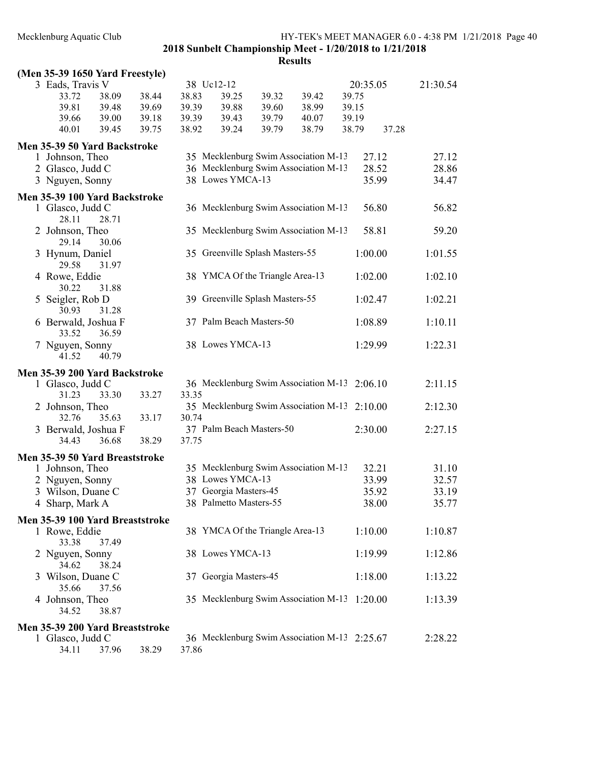**2018 Sunbelt Championship Meet - 1/20/2018 to 1/21/2018**

**Results**

### (Men 35-39 1650 Yard Freestyle)

```
  3 Eads, Travis V                38 Uc12-12                              20:35.05      21:30.54
      33.72    38.09    38.44    38.83    39.25    39.32    39.42    39.75
      39.81    39.48    39.69    39.39    39.88    39.60    38.99    39.15
      39.66    39.00    39.18    39.39    39.43    39.79    40.07    39.19
      40.01    39.45    39.75    38.92    39.24    39.79    38.79    38.79    37.28
```

### Men 35-39 50 Yard Backstroke

```
  1 Johnson, Theo                 35 Mecklenburg Swim Association M-13       27.12         27.12
  2 Glasco, Judd C                36 Mecklenburg Swim Association M-13       28.52         28.86
  3 Nguyen, Sonny                 38 Lowes YMCA-13                           35.99         34.47
```

### Men 35-39 100 Yard Backstroke

```
  1 Glasco, Judd C                36 Mecklenburg Swim Association M-13       56.80         56.82
      28.11    28.71
  2 Johnson, Theo                 35 Mecklenburg Swim Association M-13       58.81         59.20
      29.14    30.06
  3 Hynum, Daniel                 35 Greenville Splash Masters-55          1:00.00       1:01.55
      29.58    31.97
  4 Rowe, Eddie                   38 YMCA Of the Triangle Area-13          1:02.00       1:02.10
      30.22    31.88
  5 Seigler, Rob D                39 Greenville Splash Masters-55          1:02.47       1:02.21
      30.93    31.28
  6 Berwald, Joshua F             37 Palm Beach Masters-50                 1:08.89       1:10.11
      33.52    36.59
  7 Nguyen, Sonny                 38 Lowes YMCA-13                         1:29.99       1:22.31
      41.52    40.79
```

### Men 35-39 200 Yard Backstroke

```
  1 Glasco, Judd C                36 Mecklenburg Swim Association M-13   2:06.10       2:11.15
      31.23    33.30    33.27    33.35
  2 Johnson, Theo                 35 Mecklenburg Swim Association M-13   2:10.00       2:12.30
      32.76    35.63    33.17    30.74
  3 Berwald, Joshua F             37 Palm Beach Masters-50               2:30.00       2:27.15
      34.43    36.68    38.29    37.75
```

### Men 35-39 50 Yard Breaststroke

```
  1 Johnson, Theo                 35 Mecklenburg Swim Association M-13       32.21         31.10
  2 Nguyen, Sonny                 38 Lowes YMCA-13                           33.99         32.57
  3 Wilson, Duane C               37 Georgia Masters-45                      35.92         33.19
  4 Sharp, Mark A                 38 Palmetto Masters-55                     38.00         35.77
```

### Men 35-39 100 Yard Breaststroke

```
  1 Rowe, Eddie                   38 YMCA Of the Triangle Area-13        1:10.00       1:10.87
      33.38    37.49
  2 Nguyen, Sonny                 38 Lowes YMCA-13                       1:19.99       1:12.86
      34.62    38.24
  3 Wilson, Duane C               37 Georgia Masters-45                  1:18.00       1:13.22
      35.66    37.56
  4 Johnson, Theo                 35 Mecklenburg Swim Association M-13   1:20.00       1:13.39
      34.52    38.87
```

### Men 35-39 200 Yard Breaststroke

```
  1 Glasco, Judd C                36 Mecklenburg Swim Association M-13   2:25.67       2:28.22
      34.11    37.96    38.29    37.86
```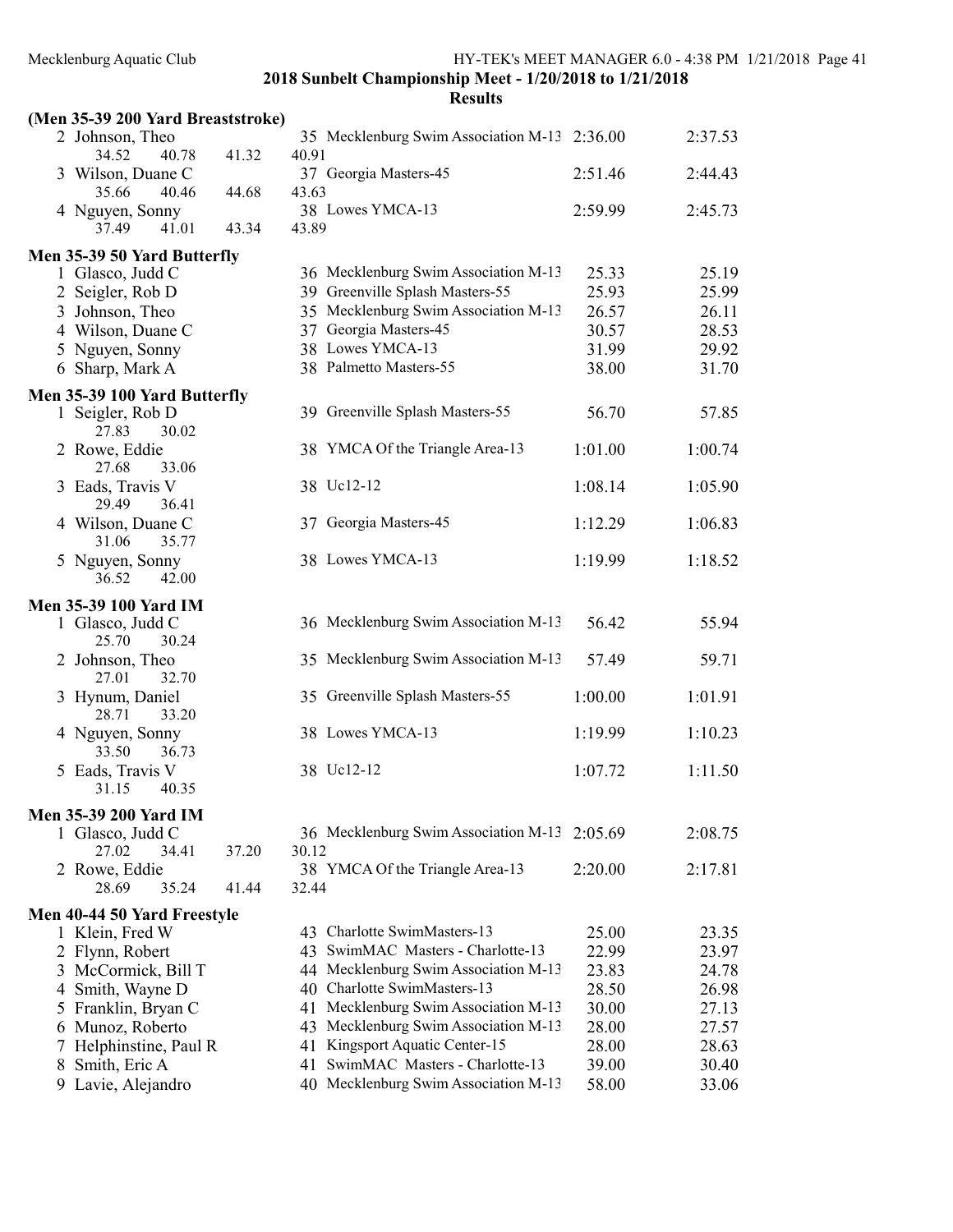**2018 Sunbelt Championship Meet - 1/20/2018 to 1/21/2018**

**Results**

### (Men 35-39 200 Yard Breaststroke)

| Place | Name | Age | Team | Seed Time | Finals Time |
|---|---|---|---|---|---|
| 2 | Johnson, Theo | 35 | Mecklenburg Swim Association M-13 | 2:36.00 | 2:37.53 |
| | 34.52 40.78 41.32 40.91 | | | | |
| 3 | Wilson, Duane C | 37 | Georgia Masters-45 | 2:51.46 | 2:44.43 |
| | 35.66 40.46 44.68 43.63 | | | | |
| 4 | Nguyen, Sonny | 38 | Lowes YMCA-13 | 2:59.99 | 2:45.73 |
| | 37.49 41.01 43.34 43.89 | | | | |

### Men 35-39 50 Yard Butterfly

| Place | Name | Age | Team | Seed Time | Finals Time |
|---|---|---|---|---|---|
| 1 | Glasco, Judd C | 36 | Mecklenburg Swim Association M-13 | 25.33 | 25.19 |
| 2 | Seigler, Rob D | 39 | Greenville Splash Masters-55 | 25.93 | 25.99 |
| 3 | Johnson, Theo | 35 | Mecklenburg Swim Association M-13 | 26.57 | 26.11 |
| 4 | Wilson, Duane C | 37 | Georgia Masters-45 | 30.57 | 28.53 |
| 5 | Nguyen, Sonny | 38 | Lowes YMCA-13 | 31.99 | 29.92 |
| 6 | Sharp, Mark A | 38 | Palmetto Masters-55 | 38.00 | 31.70 |

### Men 35-39 100 Yard Butterfly

| Place | Name | Age | Team | Seed Time | Finals Time |
|---|---|---|---|---|---|
| 1 | Seigler, Rob D | 39 | Greenville Splash Masters-55 | 56.70 | 57.85 |
| | 27.83 30.02 | | | | |
| 2 | Rowe, Eddie | 38 | YMCA Of the Triangle Area-13 | 1:01.00 | 1:00.74 |
| | 27.68 33.06 | | | | |
| 3 | Eads, Travis V | 38 | Uc12-12 | 1:08.14 | 1:05.90 |
| | 29.49 36.41 | | | | |
| 4 | Wilson, Duane C | 37 | Georgia Masters-45 | 1:12.29 | 1:06.83 |
| | 31.06 35.77 | | | | |
| 5 | Nguyen, Sonny | 38 | Lowes YMCA-13 | 1:19.99 | 1:18.52 |
| | 36.52 42.00 | | | | |

### Men 35-39 100 Yard IM

| Place | Name | Age | Team | Seed Time | Finals Time |
|---|---|---|---|---|---|
| 1 | Glasco, Judd C | 36 | Mecklenburg Swim Association M-13 | 56.42 | 55.94 |
| | 25.70 30.24 | | | | |
| 2 | Johnson, Theo | 35 | Mecklenburg Swim Association M-13 | 57.49 | 59.71 |
| | 27.01 32.70 | | | | |
| 3 | Hynum, Daniel | 35 | Greenville Splash Masters-55 | 1:00.00 | 1:01.91 |
| | 28.71 33.20 | | | | |
| 4 | Nguyen, Sonny | 38 | Lowes YMCA-13 | 1:19.99 | 1:10.23 |
| | 33.50 36.73 | | | | |
| 5 | Eads, Travis V | 38 | Uc12-12 | 1:07.72 | 1:11.50 |
| | 31.15 40.35 | | | | |

### Men 35-39 200 Yard IM

| Place | Name | Age | Team | Seed Time | Finals Time |
|---|---|---|---|---|---|
| 1 | Glasco, Judd C | 36 | Mecklenburg Swim Association M-13 | 2:05.69 | 2:08.75 |
| | 27.02 34.41 37.20 30.12 | | | | |
| 2 | Rowe, Eddie | 38 | YMCA Of the Triangle Area-13 | 2:20.00 | 2:17.81 |
| | 28.69 35.24 41.44 32.44 | | | | |

### Men 40-44 50 Yard Freestyle

| Place | Name | Age | Team | Seed Time | Finals Time |
|---|---|---|---|---|---|
| 1 | Klein, Fred W | 43 | Charlotte SwimMasters-13 | 25.00 | 23.35 |
| 2 | Flynn, Robert | 43 | SwimMAC Masters - Charlotte-13 | 22.99 | 23.97 |
| 3 | McCormick, Bill T | 44 | Mecklenburg Swim Association M-13 | 23.83 | 24.78 |
| 4 | Smith, Wayne D | 40 | Charlotte SwimMasters-13 | 28.50 | 26.98 |
| 5 | Franklin, Bryan C | 41 | Mecklenburg Swim Association M-13 | 30.00 | 27.13 |
| 6 | Munoz, Roberto | 43 | Mecklenburg Swim Association M-13 | 28.00 | 27.57 |
| 7 | Helphinstine, Paul R | 41 | Kingsport Aquatic Center-15 | 28.00 | 28.63 |
| 8 | Smith, Eric A | 41 | SwimMAC Masters - Charlotte-13 | 39.00 | 30.40 |
| 9 | Lavie, Alejandro | 40 | Mecklenburg Swim Association M-13 | 58.00 | 33.06 |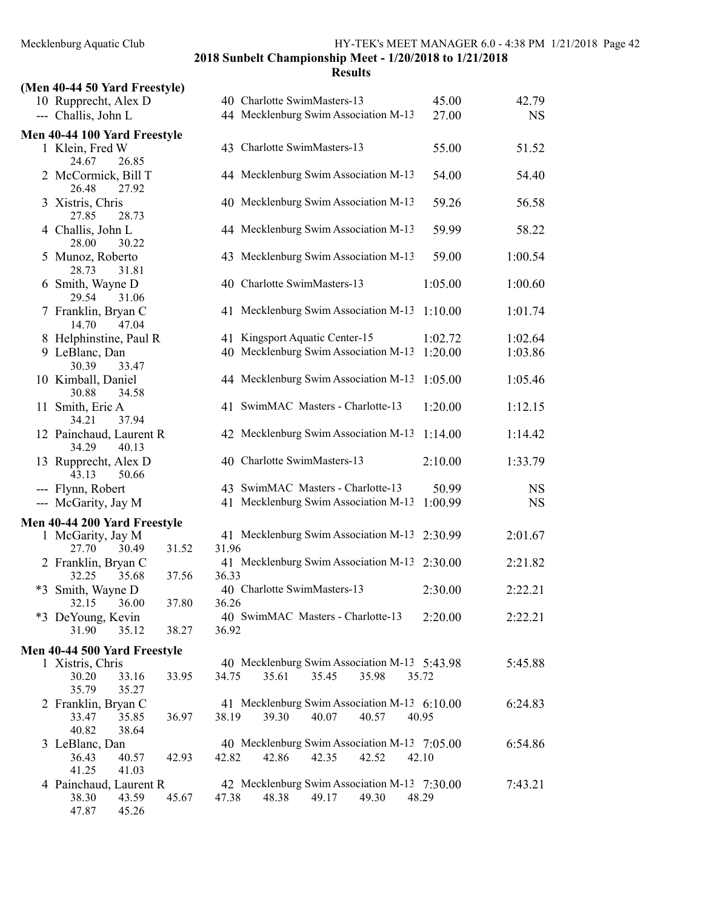## 2018 Sunbelt Championship Meet - 1/20/2018 to 1/21/2018

### Results

**(Men 40-44 50 Yard Freestyle)**

| Place | Name | Age | Team | Seed Time | Finals Time |
|---|---|---|---|---|---|
| 10 | Rupprecht, Alex D | 40 | Charlotte SwimMasters-13 | 45.00 | 42.79 |
| --- | Challis, John L | 44 | Mecklenburg Swim Association M-13 | 27.00 | NS |

**Men 40-44 100 Yard Freestyle**

| Place | Name | Age | Team | Seed Time | Finals Time |
|---|---|---|---|---|---|
| 1 | Klein, Fred W | 43 | Charlotte SwimMasters-13 | 55.00 | 51.52 |
| | 24.67 26.85 | | | | |
| 2 | McCormick, Bill T | 44 | Mecklenburg Swim Association M-13 | 54.00 | 54.40 |
| | 26.48 27.92 | | | | |
| 3 | Xistris, Chris | 40 | Mecklenburg Swim Association M-13 | 59.26 | 56.58 |
| | 27.85 28.73 | | | | |
| 4 | Challis, John L | 44 | Mecklenburg Swim Association M-13 | 59.99 | 58.22 |
| | 28.00 30.22 | | | | |
| 5 | Munoz, Roberto | 43 | Mecklenburg Swim Association M-13 | 59.00 | 1:00.54 |
| | 28.73 31.81 | | | | |
| 6 | Smith, Wayne D | 40 | Charlotte SwimMasters-13 | 1:05.00 | 1:00.60 |
| | 29.54 31.06 | | | | |
| 7 | Franklin, Bryan C | 41 | Mecklenburg Swim Association M-13 | 1:10.00 | 1:01.74 |
| | 14.70 47.04 | | | | |
| 8 | Helphinstine, Paul R | 41 | Kingsport Aquatic Center-15 | 1:02.72 | 1:02.64 |
| 9 | LeBlanc, Dan | 40 | Mecklenburg Swim Association M-13 | 1:20.00 | 1:03.86 |
| | 30.39 33.47 | | | | |
| 10 | Kimball, Daniel | 44 | Mecklenburg Swim Association M-13 | 1:05.00 | 1:05.46 |
| | 30.88 34.58 | | | | |
| 11 | Smith, Eric A | 41 | SwimMAC Masters - Charlotte-13 | 1:20.00 | 1:12.15 |
| | 34.21 37.94 | | | | |
| 12 | Painchaud, Laurent R | 42 | Mecklenburg Swim Association M-13 | 1:14.00 | 1:14.42 |
| | 34.29 40.13 | | | | |
| 13 | Rupprecht, Alex D | 40 | Charlotte SwimMasters-13 | 2:10.00 | 1:33.79 |
| | 43.13 50.66 | | | | |
| --- | Flynn, Robert | 43 | SwimMAC Masters - Charlotte-13 | 50.99 | NS |
| --- | McGarity, Jay M | 41 | Mecklenburg Swim Association M-13 | 1:00.99 | NS |

**Men 40-44 200 Yard Freestyle**

| Place | Name | Age | Team | Seed Time | Finals Time |
|---|---|---|---|---|---|
| 1 | McGarity, Jay M | 41 | Mecklenburg Swim Association M-13 | 2:30.99 | 2:01.67 |
| | 27.70 30.49 31.52 31.96 | | | | |
| 2 | Franklin, Bryan C | 41 | Mecklenburg Swim Association M-13 | 2:30.00 | 2:21.82 |
| | 32.25 35.68 37.56 36.33 | | | | |
| *3 | Smith, Wayne D | 40 | Charlotte SwimMasters-13 | 2:30.00 | 2:22.21 |
| | 32.15 36.00 37.80 36.26 | | | | |
| *3 | DeYoung, Kevin | 40 | SwimMAC Masters - Charlotte-13 | 2:20.00 | 2:22.21 |
| | 31.90 35.12 38.27 36.92 | | | | |

**Men 40-44 500 Yard Freestyle**

| Place | Name | Age | Team | Seed Time | Finals Time |
|---|---|---|---|---|---|
| 1 | Xistris, Chris | 40 | Mecklenburg Swim Association M-13 | 5:43.98 | 5:45.88 |
| | 30.20 33.16 33.95 34.75 35.61 35.45 35.98 35.72 35.79 35.27 | | | | |
| 2 | Franklin, Bryan C | 41 | Mecklenburg Swim Association M-13 | 6:10.00 | 6:24.83 |
| | 33.47 35.85 36.97 38.19 39.30 40.07 40.57 40.95 40.82 38.64 | | | | |
| 3 | LeBlanc, Dan | 40 | Mecklenburg Swim Association M-13 | 7:05.00 | 6:54.86 |
| | 36.43 40.57 42.93 42.82 42.86 42.35 42.52 42.10 41.25 41.03 | | | | |
| 4 | Painchaud, Laurent R | 42 | Mecklenburg Swim Association M-13 | 7:30.00 | 7:43.21 |
| | 38.30 43.59 45.67 47.38 48.38 49.17 49.30 48.29 47.87 45.26 | | | | |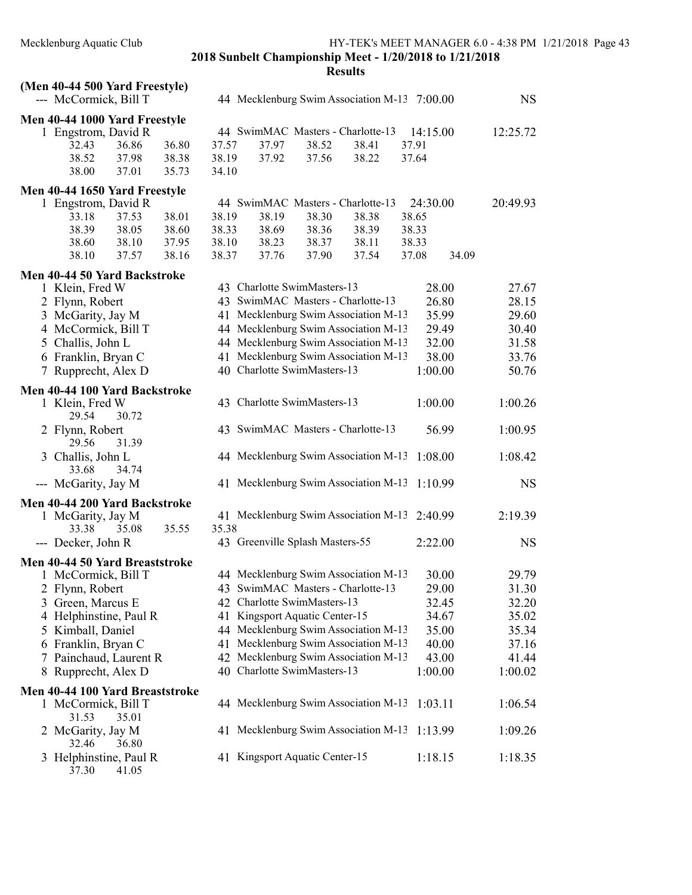## 2018 Sunbelt Championship Meet - 1/20/2018 to 1/21/2018

## Results

**(Men 40-44 500 Yard Freestyle)**

| Place | Name | Age | Team | Seed Time | Finals Time |
|---|---|---|---|---|---|
| --- | McCormick, Bill T | 44 | Mecklenburg Swim Association M-13 | 7:00.00 | NS |

**Men 40-44 1000 Yard Freestyle**

| Place | Name | Age | Team | Seed Time | Finals Time |
|---|---|---|---|---|---|
| 1 | Engstrom, David R | 44 | SwimMAC Masters - Charlotte-13 | 14:15.00 | 12:25.72 |

Splits: 32.43, 36.86, 36.80, 37.57, 37.97, 38.52, 38.41, 37.91, 38.52, 37.98, 38.38, 38.19, 37.92, 37.56, 38.22, 37.64, 38.00, 37.01, 35.73, 34.10

**Men 40-44 1650 Yard Freestyle**

| Place | Name | Age | Team | Seed Time | Finals Time |
|---|---|---|---|---|---|
| 1 | Engstrom, David R | 44 | SwimMAC Masters - Charlotte-13 | 24:30.00 | 20:49.93 |

Splits: 33.18, 37.53, 38.01, 38.19, 38.19, 38.30, 38.38, 38.65, 38.39, 38.05, 38.60, 38.33, 38.69, 38.36, 38.39, 38.33, 38.60, 38.10, 37.95, 38.10, 38.23, 38.37, 38.11, 38.33, 38.10, 37.57, 38.16, 38.37, 37.76, 37.90, 37.54, 37.08, 34.09

**Men 40-44 50 Yard Backstroke**

| Place | Name | Age | Team | Seed Time | Finals Time |
|---|---|---|---|---|---|
| 1 | Klein, Fred W | 43 | Charlotte SwimMasters-13 | 28.00 | 27.67 |
| 2 | Flynn, Robert | 43 | SwimMAC Masters - Charlotte-13 | 26.80 | 28.15 |
| 3 | McGarity, Jay M | 41 | Mecklenburg Swim Association M-13 | 35.99 | 29.60 |
| 4 | McCormick, Bill T | 44 | Mecklenburg Swim Association M-13 | 29.49 | 30.40 |
| 5 | Challis, John L | 44 | Mecklenburg Swim Association M-13 | 32.00 | 31.58 |
| 6 | Franklin, Bryan C | 41 | Mecklenburg Swim Association M-13 | 38.00 | 33.76 |
| 7 | Rupprecht, Alex D | 40 | Charlotte SwimMasters-13 | 1:00.00 | 50.76 |

**Men 40-44 100 Yard Backstroke**

| Place | Name | Age | Team | Seed Time | Finals Time | Splits |
|---|---|---|---|---|---|---|
| 1 | Klein, Fred W | 43 | Charlotte SwimMasters-13 | 1:00.00 | 1:00.26 | 29.54, 30.72 |
| 2 | Flynn, Robert | 43 | SwimMAC Masters - Charlotte-13 | 56.99 | 1:00.95 | 29.56, 31.39 |
| 3 | Challis, John L | 44 | Mecklenburg Swim Association M-13 | 1:08.00 | 1:08.42 | 33.68, 34.74 |
| --- | McGarity, Jay M | 41 | Mecklenburg Swim Association M-13 | 1:10.99 | NS | |

**Men 40-44 200 Yard Backstroke**

| Place | Name | Age | Team | Seed Time | Finals Time | Splits |
|---|---|---|---|---|---|---|
| 1 | McGarity, Jay M | 41 | Mecklenburg Swim Association M-13 | 2:40.99 | 2:19.39 | 33.38, 35.08, 35.55, 35.38 |
| --- | Decker, John R | 43 | Greenville Splash Masters-55 | 2:22.00 | NS | |

**Men 40-44 50 Yard Breaststroke**

| Place | Name | Age | Team | Seed Time | Finals Time |
|---|---|---|---|---|---|
| 1 | McCormick, Bill T | 44 | Mecklenburg Swim Association M-13 | 30.00 | 29.79 |
| 2 | Flynn, Robert | 43 | SwimMAC Masters - Charlotte-13 | 29.00 | 31.30 |
| 3 | Green, Marcus E | 42 | Charlotte SwimMasters-13 | 32.45 | 32.20 |
| 4 | Helphinstine, Paul R | 41 | Kingsport Aquatic Center-15 | 34.67 | 35.02 |
| 5 | Kimball, Daniel | 44 | Mecklenburg Swim Association M-13 | 35.00 | 35.34 |
| 6 | Franklin, Bryan C | 41 | Mecklenburg Swim Association M-13 | 40.00 | 37.16 |
| 7 | Painchaud, Laurent R | 42 | Mecklenburg Swim Association M-13 | 43.00 | 41.44 |
| 8 | Rupprecht, Alex D | 40 | Charlotte SwimMasters-13 | 1:00.00 | 1:00.02 |

**Men 40-44 100 Yard Breaststroke**

| Place | Name | Age | Team | Seed Time | Finals Time | Splits |
|---|---|---|---|---|---|---|
| 1 | McCormick, Bill T | 44 | Mecklenburg Swim Association M-13 | 1:03.11 | 1:06.54 | 31.53, 35.01 |
| 2 | McGarity, Jay M | 41 | Mecklenburg Swim Association M-13 | 1:13.99 | 1:09.26 | 32.46, 36.80 |
| 3 | Helphinstine, Paul R | 41 | Kingsport Aquatic Center-15 | 1:18.15 | 1:18.35 | 37.30, 41.05 |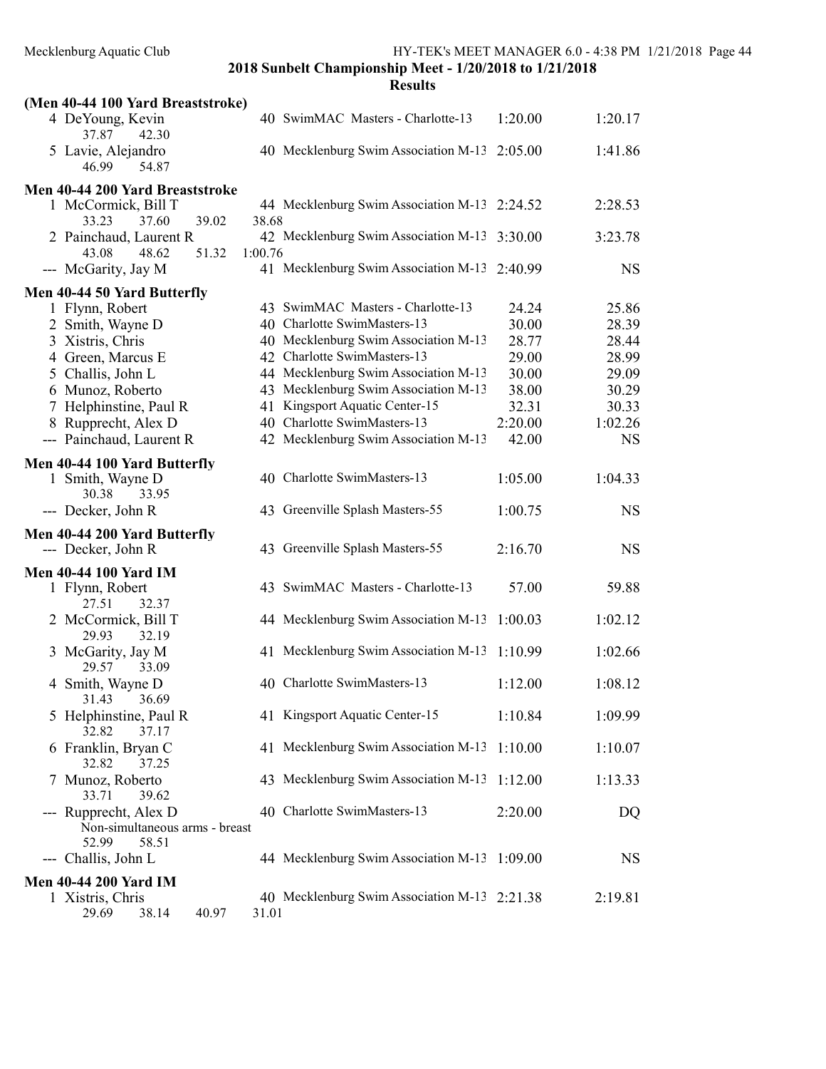## 2018 Sunbelt Championship Meet - 1/20/2018 to 1/21/2018

### Results

**(Men 40-44 100 Yard Breaststroke)**

| Place | Name | Age | Team | Seed Time | Finals Time |
|---|---|---|---|---|---|
| 4 | DeYoung, Kevin | 40 | SwimMAC Masters - Charlotte-13 | 1:20.00 | 1:20.17 |
| | 37.87 42.30 | | | | |
| 5 | Lavie, Alejandro | 40 | Mecklenburg Swim Association M-13 | 2:05.00 | 1:41.86 |
| | 46.99 54.87 | | | | |

**Men 40-44 200 Yard Breaststroke**

| Place | Name | Age | Team | Seed Time | Finals Time |
|---|---|---|---|---|---|
| 1 | McCormick, Bill T | 44 | Mecklenburg Swim Association M-13 | 2:24.52 | 2:28.53 |
| | 33.23 37.60 39.02 38.68 | | | | |
| 2 | Painchaud, Laurent R | 42 | Mecklenburg Swim Association M-13 | 3:30.00 | 3:23.78 |
| | 43.08 48.62 51.32 1:00.76 | | | | |
| --- | McGarity, Jay M | 41 | Mecklenburg Swim Association M-13 | 2:40.99 | NS |

**Men 40-44 50 Yard Butterfly**

| Place | Name | Age | Team | Seed Time | Finals Time |
|---|---|---|---|---|---|
| 1 | Flynn, Robert | 43 | SwimMAC Masters - Charlotte-13 | 24.24 | 25.86 |
| 2 | Smith, Wayne D | 40 | Charlotte SwimMasters-13 | 30.00 | 28.39 |
| 3 | Xistris, Chris | 40 | Mecklenburg Swim Association M-13 | 28.77 | 28.44 |
| 4 | Green, Marcus E | 42 | Charlotte SwimMasters-13 | 29.00 | 28.99 |
| 5 | Challis, John L | 44 | Mecklenburg Swim Association M-13 | 30.00 | 29.09 |
| 6 | Munoz, Roberto | 43 | Mecklenburg Swim Association M-13 | 38.00 | 30.29 |
| 7 | Helphinstine, Paul R | 41 | Kingsport Aquatic Center-15 | 32.31 | 30.33 |
| 8 | Rupprecht, Alex D | 40 | Charlotte SwimMasters-13 | 2:20.00 | 1:02.26 |
| --- | Painchaud, Laurent R | 42 | Mecklenburg Swim Association M-13 | 42.00 | NS |

**Men 40-44 100 Yard Butterfly**

| Place | Name | Age | Team | Seed Time | Finals Time |
|---|---|---|---|---|---|
| 1 | Smith, Wayne D | 40 | Charlotte SwimMasters-13 | 1:05.00 | 1:04.33 |
| | 30.38 33.95 | | | | |
| --- | Decker, John R | 43 | Greenville Splash Masters-55 | 1:00.75 | NS |

**Men 40-44 200 Yard Butterfly**

| Place | Name | Age | Team | Seed Time | Finals Time |
|---|---|---|---|---|---|
| --- | Decker, John R | 43 | Greenville Splash Masters-55 | 2:16.70 | NS |

**Men 40-44 100 Yard IM**

| Place | Name | Age | Team | Seed Time | Finals Time |
|---|---|---|---|---|---|
| 1 | Flynn, Robert | 43 | SwimMAC Masters - Charlotte-13 | 57.00 | 59.88 |
| | 27.51 32.37 | | | | |
| 2 | McCormick, Bill T | 44 | Mecklenburg Swim Association M-13 | 1:00.03 | 1:02.12 |
| | 29.93 32.19 | | | | |
| 3 | McGarity, Jay M | 41 | Mecklenburg Swim Association M-13 | 1:10.99 | 1:02.66 |
| | 29.57 33.09 | | | | |
| 4 | Smith, Wayne D | 40 | Charlotte SwimMasters-13 | 1:12.00 | 1:08.12 |
| | 31.43 36.69 | | | | |
| 5 | Helphinstine, Paul R | 41 | Kingsport Aquatic Center-15 | 1:10.84 | 1:09.99 |
| | 32.82 37.17 | | | | |
| 6 | Franklin, Bryan C | 41 | Mecklenburg Swim Association M-13 | 1:10.00 | 1:10.07 |
| | 32.82 37.25 | | | | |
| 7 | Munoz, Roberto | 43 | Mecklenburg Swim Association M-13 | 1:12.00 | 1:13.33 |
| | 33.71 39.62 | | | | |
| --- | Rupprecht, Alex D | 40 | Charlotte SwimMasters-13 | 2:20.00 | DQ |
| | Non-simultaneous arms - breast | | | | |
| | 52.99 58.51 | | | | |
| --- | Challis, John L | 44 | Mecklenburg Swim Association M-13 | 1:09.00 | NS |

**Men 40-44 200 Yard IM**

| Place | Name | Age | Team | Seed Time | Finals Time |
|---|---|---|---|---|---|
| 1 | Xistris, Chris | 40 | Mecklenburg Swim Association M-13 | 2:21.38 | 2:19.81 |
| | 29.69 38.14 40.97 31.01 | | | | |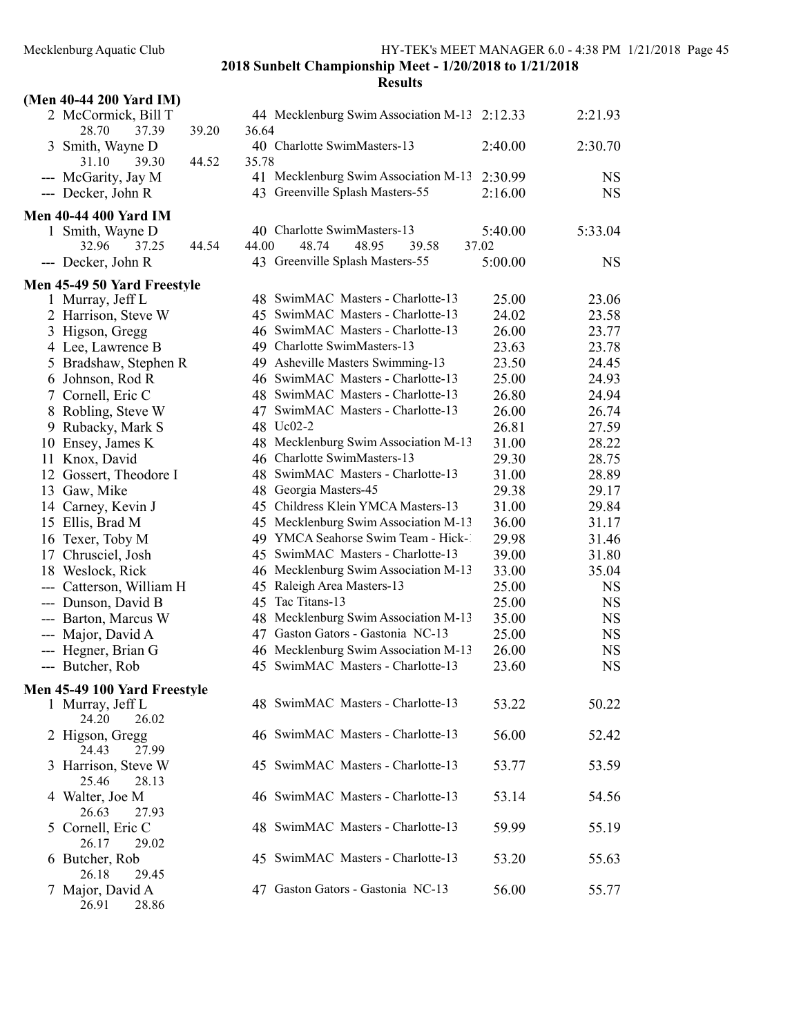**2018 Sunbelt Championship Meet - 1/20/2018 to 1/21/2018**

**Results**

### (Men 40-44 200 Yard IM)

| Place | Name | Age | Team | Seed Time | Finals Time |
|---|---|---|---|---|---|
| 2 | McCormick, Bill T | 44 | Mecklenburg Swim Association M-13 | 2:12.33 | 2:21.93 |
| | 28.70 37.39 39.20 36.64 | | | | |
| 3 | Smith, Wayne D | 40 | Charlotte SwimMasters-13 | 2:40.00 | 2:30.70 |
| | 31.10 39.30 44.52 35.78 | | | | |
| --- | McGarity, Jay M | 41 | Mecklenburg Swim Association M-13 | 2:30.99 | NS |
| --- | Decker, John R | 43 | Greenville Splash Masters-55 | 2:16.00 | NS |

### Men 40-44 400 Yard IM

| Place | Name | Age | Team | Seed Time | Finals Time |
|---|---|---|---|---|---|
| 1 | Smith, Wayne D | 40 | Charlotte SwimMasters-13 | 5:40.00 | 5:33.04 |
| | 32.96 37.25 44.54 44.00 48.74 48.95 39.58 37.02 | | | | |
| --- | Decker, John R | 43 | Greenville Splash Masters-55 | 5:00.00 | NS |

### Men 45-49 50 Yard Freestyle

| Place | Name | Age | Team | Seed Time | Finals Time |
|---|---|---|---|---|---|
| 1 | Murray, Jeff L | 48 | SwimMAC Masters - Charlotte-13 | 25.00 | 23.06 |
| 2 | Harrison, Steve W | 45 | SwimMAC Masters - Charlotte-13 | 24.02 | 23.58 |
| 3 | Higson, Gregg | 46 | SwimMAC Masters - Charlotte-13 | 26.00 | 23.77 |
| 4 | Lee, Lawrence B | 49 | Charlotte SwimMasters-13 | 23.63 | 23.78 |
| 5 | Bradshaw, Stephen R | 49 | Asheville Masters Swimming-13 | 23.50 | 24.45 |
| 6 | Johnson, Rod R | 46 | SwimMAC Masters - Charlotte-13 | 25.00 | 24.93 |
| 7 | Cornell, Eric C | 48 | SwimMAC Masters - Charlotte-13 | 26.80 | 24.94 |
| 8 | Robling, Steve W | 47 | SwimMAC Masters - Charlotte-13 | 26.00 | 26.74 |
| 9 | Rubacky, Mark S | 48 | Uc02-2 | 26.81 | 27.59 |
| 10 | Ensey, James K | 48 | Mecklenburg Swim Association M-13 | 31.00 | 28.22 |
| 11 | Knox, David | 46 | Charlotte SwimMasters-13 | 29.30 | 28.75 |
| 12 | Gossert, Theodore I | 48 | SwimMAC Masters - Charlotte-13 | 31.00 | 28.89 |
| 13 | Gaw, Mike | 48 | Georgia Masters-45 | 29.38 | 29.17 |
| 14 | Carney, Kevin J | 45 | Childress Klein YMCA Masters-13 | 31.00 | 29.84 |
| 15 | Ellis, Brad M | 45 | Mecklenburg Swim Association M-13 | 36.00 | 31.17 |
| 16 | Texer, Toby M | 49 | YMCA Seahorse Swim Team - Hick-1 | 29.98 | 31.46 |
| 17 | Chrusciel, Josh | 45 | SwimMAC Masters - Charlotte-13 | 39.00 | 31.80 |
| 18 | Weslock, Rick | 46 | Mecklenburg Swim Association M-13 | 33.00 | 35.04 |
| --- | Catterson, William H | 45 | Raleigh Area Masters-13 | 25.00 | NS |
| --- | Dunson, David B | 45 | Tac Titans-13 | 25.00 | NS |
| --- | Barton, Marcus W | 48 | Mecklenburg Swim Association M-13 | 35.00 | NS |
| --- | Major, David A | 47 | Gaston Gators - Gastonia NC-13 | 25.00 | NS |
| --- | Hegner, Brian G | 46 | Mecklenburg Swim Association M-13 | 26.00 | NS |
| --- | Butcher, Rob | 45 | SwimMAC Masters - Charlotte-13 | 23.60 | NS |

### Men 45-49 100 Yard Freestyle

| Place | Name | Age | Team | Seed Time | Finals Time |
|---|---|---|---|---|---|
| 1 | Murray, Jeff L | 48 | SwimMAC Masters - Charlotte-13 | 53.22 | 50.22 |
| | 24.20 26.02 | | | | |
| 2 | Higson, Gregg | 46 | SwimMAC Masters - Charlotte-13 | 56.00 | 52.42 |
| | 24.43 27.99 | | | | |
| 3 | Harrison, Steve W | 45 | SwimMAC Masters - Charlotte-13 | 53.77 | 53.59 |
| | 25.46 28.13 | | | | |
| 4 | Walter, Joe M | 46 | SwimMAC Masters - Charlotte-13 | 53.14 | 54.56 |
| | 26.63 27.93 | | | | |
| 5 | Cornell, Eric C | 48 | SwimMAC Masters - Charlotte-13 | 59.99 | 55.19 |
| | 26.17 29.02 | | | | |
| 6 | Butcher, Rob | 45 | SwimMAC Masters - Charlotte-13 | 53.20 | 55.63 |
| | 26.18 29.45 | | | | |
| 7 | Major, David A | 47 | Gaston Gators - Gastonia NC-13 | 56.00 | 55.77 |
| | 26.91 28.86 | | | | |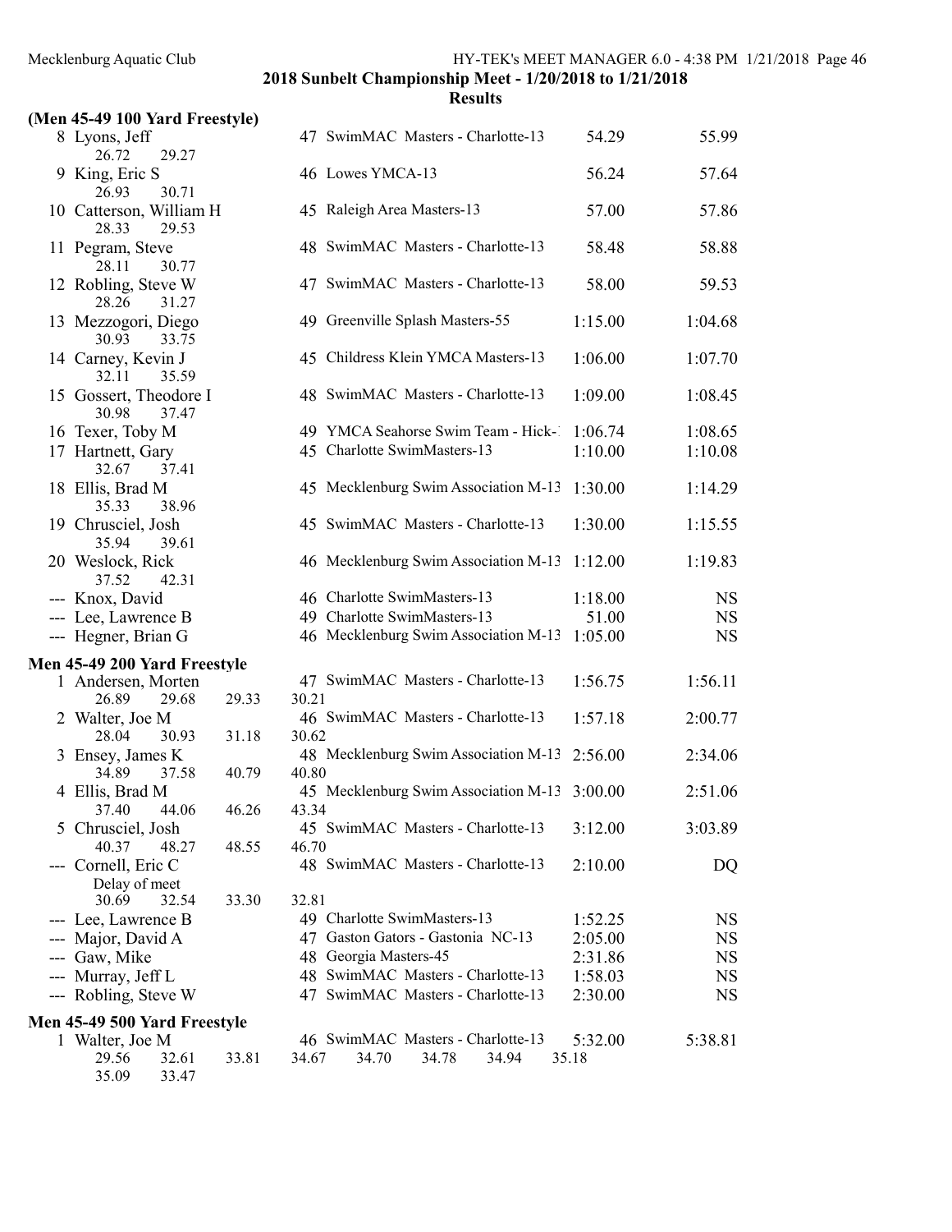## 2018 Sunbelt Championship Meet - 1/20/2018 to 1/21/2018

## Results

### (Men 45-49 100 Yard Freestyle)

| Place | Name | Age | Team | Seed Time | Finals Time |
|---|---|---|---|---|---|
| 8 | Lyons, Jeff | 47 | SwimMAC Masters - Charlotte-13 | 54.29 | 55.99 |
| | 26.72 29.27 | | | | |
| 9 | King, Eric S | 46 | Lowes YMCA-13 | 56.24 | 57.64 |
| | 26.93 30.71 | | | | |
| 10 | Catterson, William H | 45 | Raleigh Area Masters-13 | 57.00 | 57.86 |
| | 28.33 29.53 | | | | |
| 11 | Pegram, Steve | 48 | SwimMAC Masters - Charlotte-13 | 58.48 | 58.88 |
| | 28.11 30.77 | | | | |
| 12 | Robling, Steve W | 47 | SwimMAC Masters - Charlotte-13 | 58.00 | 59.53 |
| | 28.26 31.27 | | | | |
| 13 | Mezzogori, Diego | 49 | Greenville Splash Masters-55 | 1:15.00 | 1:04.68 |
| | 30.93 33.75 | | | | |
| 14 | Carney, Kevin J | 45 | Childress Klein YMCA Masters-13 | 1:06.00 | 1:07.70 |
| | 32.11 35.59 | | | | |
| 15 | Gossert, Theodore I | 48 | SwimMAC Masters - Charlotte-13 | 1:09.00 | 1:08.45 |
| | 30.98 37.47 | | | | |
| 16 | Texer, Toby M | 49 | YMCA Seahorse Swim Team - Hick-1 | 1:06.74 | 1:08.65 |
| 17 | Hartnett, Gary | 45 | Charlotte SwimMasters-13 | 1:10.00 | 1:10.08 |
| | 32.67 37.41 | | | | |
| 18 | Ellis, Brad M | 45 | Mecklenburg Swim Association M-13 | 1:30.00 | 1:14.29 |
| | 35.33 38.96 | | | | |
| 19 | Chrusciel, Josh | 45 | SwimMAC Masters - Charlotte-13 | 1:30.00 | 1:15.55 |
| | 35.94 39.61 | | | | |
| 20 | Weslock, Rick | 46 | Mecklenburg Swim Association M-13 | 1:12.00 | 1:19.83 |
| | 37.52 42.31 | | | | |
| --- | Knox, David | 46 | Charlotte SwimMasters-13 | 1:18.00 | NS |
| --- | Lee, Lawrence B | 49 | Charlotte SwimMasters-13 | 51.00 | NS |
| --- | Hegner, Brian G | 46 | Mecklenburg Swim Association M-13 | 1:05.00 | NS |

### Men 45-49 200 Yard Freestyle

| Place | Name | Age | Team | Seed Time | Finals Time |
|---|---|---|---|---|---|
| 1 | Andersen, Morten | 47 | SwimMAC Masters - Charlotte-13 | 1:56.75 | 1:56.11 |
| | 26.89 29.68 29.33 30.21 | | | | |
| 2 | Walter, Joe M | 46 | SwimMAC Masters - Charlotte-13 | 1:57.18 | 2:00.77 |
| | 28.04 30.93 31.18 30.62 | | | | |
| 3 | Ensey, James K | 48 | Mecklenburg Swim Association M-13 | 2:56.00 | 2:34.06 |
| | 34.89 37.58 40.79 40.80 | | | | |
| 4 | Ellis, Brad M | 45 | Mecklenburg Swim Association M-13 | 3:00.00 | 2:51.06 |
| | 37.40 44.06 46.26 43.34 | | | | |
| 5 | Chrusciel, Josh | 45 | SwimMAC Masters - Charlotte-13 | 3:12.00 | 3:03.89 |
| | 40.37 48.27 48.55 46.70 | | | | |
| --- | Cornell, Eric C | 48 | SwimMAC Masters - Charlotte-13 | 2:10.00 | DQ |
| | Delay of meet | | | | |
| | 30.69 32.54 33.30 32.81 | | | | |
| --- | Lee, Lawrence B | 49 | Charlotte SwimMasters-13 | 1:52.25 | NS |
| --- | Major, David A | 47 | Gaston Gators - Gastonia NC-13 | 2:05.00 | NS |
| --- | Gaw, Mike | 48 | Georgia Masters-45 | 2:31.86 | NS |
| --- | Murray, Jeff L | 48 | SwimMAC Masters - Charlotte-13 | 1:58.03 | NS |
| --- | Robling, Steve W | 47 | SwimMAC Masters - Charlotte-13 | 2:30.00 | NS |

### Men 45-49 500 Yard Freestyle

| Place | Name | Age | Team | Seed Time | Finals Time |
|---|---|---|---|---|---|
| 1 | Walter, Joe M | 46 | SwimMAC Masters - Charlotte-13 | 5:32.00 | 5:38.81 |
| | 29.56 32.61 33.81 34.67 34.70 34.78 34.94 35.18 | | | | |
| | 35.09 33.47 | | | | |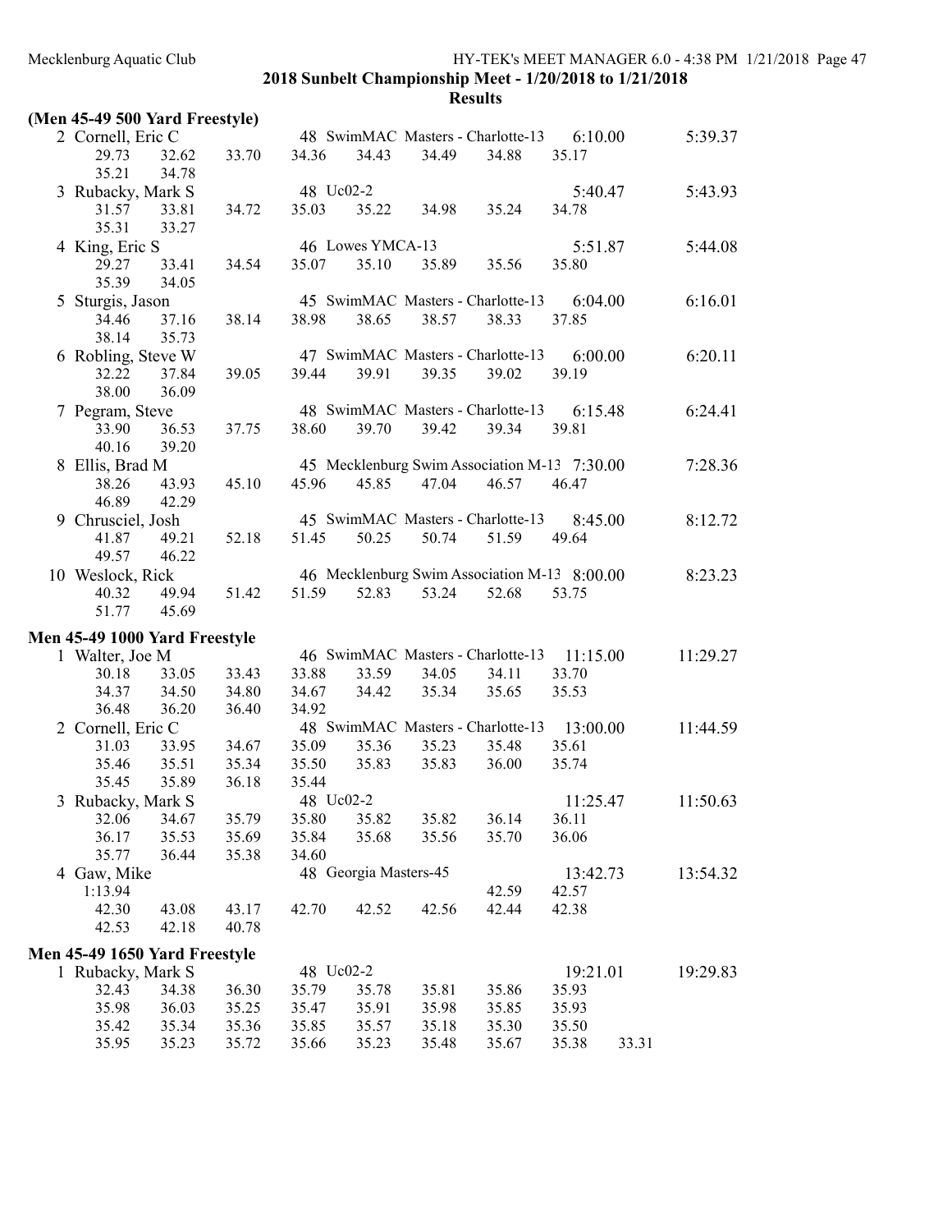**2018 Sunbelt Championship Meet - 1/20/2018 to 1/21/2018**

**Results**

### (Men 45-49 500 Yard Freestyle)

```
  2 Cornell, Eric C                 48 SwimMAC Masters - Charlotte-13     6:10.00       5:39.37
       29.73     32.62     33.70     34.36     34.43     34.49     34.88     35.17
       35.21     34.78
  3 Rubacky, Mark S                 48 Uc02-2                             5:40.47       5:43.93
       31.57     33.81     34.72     35.03     35.22     34.98     35.24     34.78
       35.31     33.27
  4 King, Eric S                    46 Lowes YMCA-13                      5:51.87       5:44.08
       29.27     33.41     34.54     35.07     35.10     35.89     35.56     35.80
       35.39     34.05
  5 Sturgis, Jason                  45 SwimMAC Masters - Charlotte-13     6:04.00       6:16.01
       34.46     37.16     38.14     38.98     38.65     38.57     38.33     37.85
       38.14     35.73
  6 Robling, Steve W                47 SwimMAC Masters - Charlotte-13     6:00.00       6:20.11
       32.22     37.84     39.05     39.44     39.91     39.35     39.02     39.19
       38.00     36.09
  7 Pegram, Steve                   48 SwimMAC Masters - Charlotte-13     6:15.48       6:24.41
       33.90     36.53     37.75     38.60     39.70     39.42     39.34     39.81
       40.16     39.20
  8 Ellis, Brad M                   45 Mecklenburg Swim Association M-13  7:30.00       7:28.36
       38.26     43.93     45.10     45.96     45.85     47.04     46.57     46.47
       46.89     42.29
  9 Chrusciel, Josh                 45 SwimMAC Masters - Charlotte-13     8:45.00       8:12.72
       41.87     49.21     52.18     51.45     50.25     50.74     51.59     49.64
       49.57     46.22
 10 Weslock, Rick                   46 Mecklenburg Swim Association M-13  8:00.00       8:23.23
       40.32     49.94     51.42     51.59     52.83     53.24     52.68     53.75
       51.77     45.69
```

### Men 45-49 1000 Yard Freestyle

```
  1 Walter, Joe M                   46 SwimMAC Masters - Charlotte-13    11:15.00      11:29.27
       30.18     33.05     33.43     33.88     33.59     34.05     34.11     33.70
       34.37     34.50     34.80     34.67     34.42     35.34     35.65     35.53
       36.48     36.20     36.40     34.92
  2 Cornell, Eric C                 48 SwimMAC Masters - Charlotte-13    13:00.00      11:44.59
       31.03     33.95     34.67     35.09     35.36     35.23     35.48     35.61
       35.46     35.51     35.34     35.50     35.83     35.83     36.00     35.74
       35.45     35.89     36.18     35.44
  3 Rubacky, Mark S                 48 Uc02-2                            11:25.47      11:50.63
       32.06     34.67     35.79     35.80     35.82     35.82     36.14     36.11
       36.17     35.53     35.69     35.84     35.68     35.56     35.70     36.06
       35.77     36.44     35.38     34.60
  4 Gaw, Mike                       48 Georgia Masters-45                13:42.73      13:54.32
     1:13.94                                                   42.59     42.57
       42.30     43.08     43.17     42.70     42.52     42.56     42.44     42.38
       42.53     42.18     40.78
```

### Men 45-49 1650 Yard Freestyle

```
  1 Rubacky, Mark S                 48 Uc02-2                            19:21.01      19:29.83
       32.43     34.38     36.30     35.79     35.78     35.81     35.86     35.93
       35.98     36.03     35.25     35.47     35.91     35.98     35.85     35.93
       35.42     35.34     35.36     35.85     35.57     35.18     35.30     35.50
       35.95     35.23     35.72     35.66     35.23     35.48     35.67     35.38     33.31
```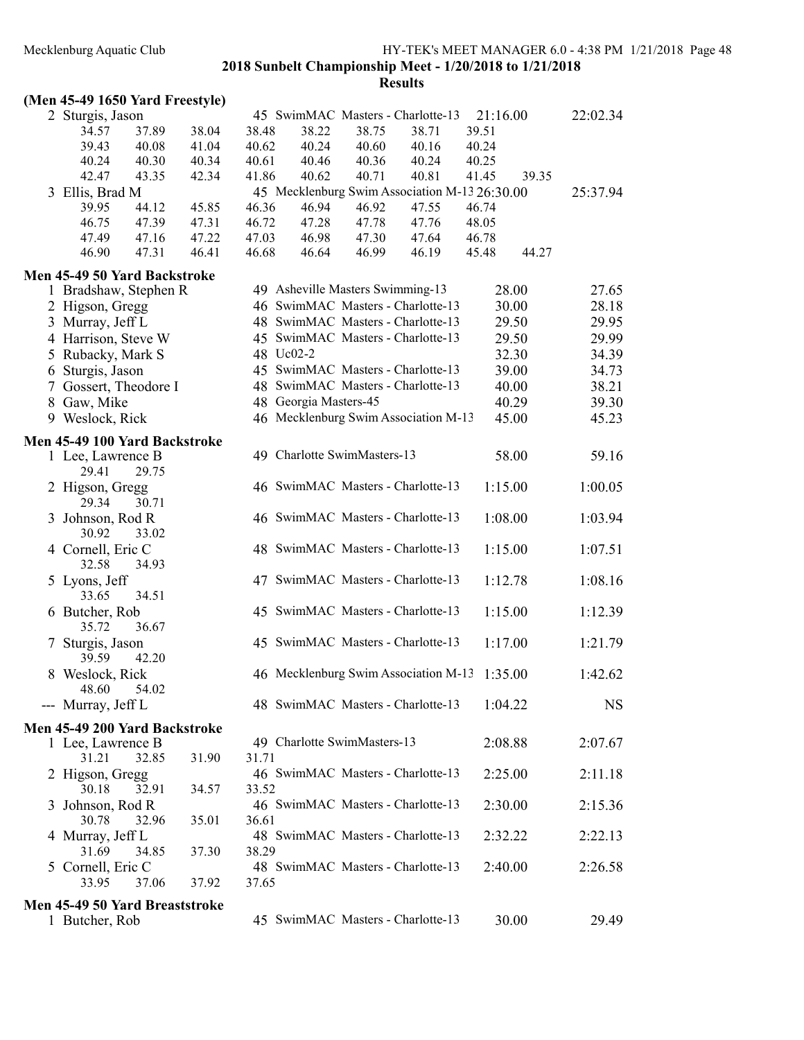**2018 Sunbelt Championship Meet - 1/20/2018 to 1/21/2018**

**Results**

### (Men 45-49 1650 Yard Freestyle)

| Place | Name | Age | Team | Seed Time | Finals Time |
|---|---|---|---|---|---|
| 2 | Sturgis, Jason | 45 | SwimMAC Masters - Charlotte-13 | 21:16.00 | 22:02.34 |

34.57 37.89 38.04 38.48 38.22 38.75 38.71 39.51
39.43 40.08 41.04 40.62 40.24 40.60 40.16 40.24
40.24 40.30 40.34 40.61 40.46 40.36 40.24 40.25
42.47 43.35 42.34 41.86 40.62 40.71 40.81 41.45 39.35

| Place | Name | Age | Team | Seed Time | Finals Time |
|---|---|---|---|---|---|
| 3 | Ellis, Brad M | 45 | Mecklenburg Swim Association M-13 | 26:30.00 | 25:37.94 |

39.95 44.12 45.85 46.36 46.94 46.92 47.55 46.74
46.75 47.39 47.31 46.72 47.28 47.78 47.76 48.05
47.49 47.16 47.22 47.03 46.98 47.30 47.64 46.78
46.90 47.31 46.41 46.68 46.64 46.99 46.19 45.48 44.27

### Men 45-49 50 Yard Backstroke

| Place | Name | Age | Team | Seed Time | Finals Time |
|---|---|---|---|---|---|
| 1 | Bradshaw, Stephen R | 49 | Asheville Masters Swimming-13 | 28.00 | 27.65 |
| 2 | Higson, Gregg | 46 | SwimMAC Masters - Charlotte-13 | 30.00 | 28.18 |
| 3 | Murray, Jeff L | 48 | SwimMAC Masters - Charlotte-13 | 29.50 | 29.95 |
| 4 | Harrison, Steve W | 45 | SwimMAC Masters - Charlotte-13 | 29.50 | 29.99 |
| 5 | Rubacky, Mark S | 48 | Uc02-2 | 32.30 | 34.39 |
| 6 | Sturgis, Jason | 45 | SwimMAC Masters - Charlotte-13 | 39.00 | 34.73 |
| 7 | Gossert, Theodore I | 48 | SwimMAC Masters - Charlotte-13 | 40.00 | 38.21 |
| 8 | Gaw, Mike | 48 | Georgia Masters-45 | 40.29 | 39.30 |
| 9 | Weslock, Rick | 46 | Mecklenburg Swim Association M-13 | 45.00 | 45.23 |

### Men 45-49 100 Yard Backstroke

| Place | Name | Age | Team | Seed Time | Finals Time | Splits |
|---|---|---|---|---|---|---|
| 1 | Lee, Lawrence B | 49 | Charlotte SwimMasters-13 | 58.00 | 59.16 | 29.41 29.75 |
| 2 | Higson, Gregg | 46 | SwimMAC Masters - Charlotte-13 | 1:15.00 | 1:00.05 | 29.34 30.71 |
| 3 | Johnson, Rod R | 46 | SwimMAC Masters - Charlotte-13 | 1:08.00 | 1:03.94 | 30.92 33.02 |
| 4 | Cornell, Eric C | 48 | SwimMAC Masters - Charlotte-13 | 1:15.00 | 1:07.51 | 32.58 34.93 |
| 5 | Lyons, Jeff | 47 | SwimMAC Masters - Charlotte-13 | 1:12.78 | 1:08.16 | 33.65 34.51 |
| 6 | Butcher, Rob | 45 | SwimMAC Masters - Charlotte-13 | 1:15.00 | 1:12.39 | 35.72 36.67 |
| 7 | Sturgis, Jason | 45 | SwimMAC Masters - Charlotte-13 | 1:17.00 | 1:21.79 | 39.59 42.20 |
| 8 | Weslock, Rick | 46 | Mecklenburg Swim Association M-13 | 1:35.00 | 1:42.62 | 48.60 54.02 |
| --- | Murray, Jeff L | 48 | SwimMAC Masters - Charlotte-13 | 1:04.22 | NS | |

### Men 45-49 200 Yard Backstroke

| Place | Name | Age | Team | Seed Time | Finals Time | Splits |
|---|---|---|---|---|---|---|
| 1 | Lee, Lawrence B | 49 | Charlotte SwimMasters-13 | 2:08.88 | 2:07.67 | 31.21 32.85 31.90 31.71 |
| 2 | Higson, Gregg | 46 | SwimMAC Masters - Charlotte-13 | 2:25.00 | 2:11.18 | 30.18 32.91 34.57 33.52 |
| 3 | Johnson, Rod R | 46 | SwimMAC Masters - Charlotte-13 | 2:30.00 | 2:15.36 | 30.78 32.96 35.01 36.61 |
| 4 | Murray, Jeff L | 48 | SwimMAC Masters - Charlotte-13 | 2:32.22 | 2:22.13 | 31.69 34.85 37.30 38.29 |
| 5 | Cornell, Eric C | 48 | SwimMAC Masters - Charlotte-13 | 2:40.00 | 2:26.58 | 33.95 37.06 37.92 37.65 |

### Men 45-49 50 Yard Breaststroke

| Place | Name | Age | Team | Seed Time | Finals Time |
|---|---|---|---|---|---|
| 1 | Butcher, Rob | 45 | SwimMAC Masters - Charlotte-13 | 30.00 | 29.49 |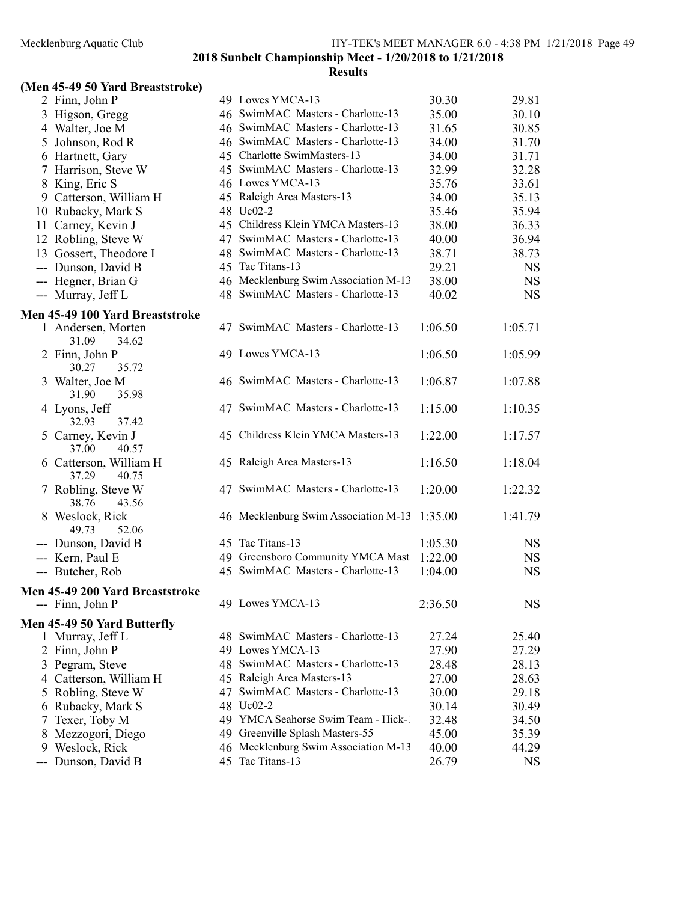## 2018 Sunbelt Championship Meet - 1/20/2018 to 1/21/2018

### Results

**(Men 45-49 50 Yard Breaststroke)**

| Place | Name | Age | Team | Seed Time | Finals Time |
|---|---|---|---|---|---|
| 2 | Finn, John P | 49 | Lowes YMCA-13 | 30.30 | 29.81 |
| 3 | Higson, Gregg | 46 | SwimMAC Masters - Charlotte-13 | 35.00 | 30.10 |
| 4 | Walter, Joe M | 46 | SwimMAC Masters - Charlotte-13 | 31.65 | 30.85 |
| 5 | Johnson, Rod R | 46 | SwimMAC Masters - Charlotte-13 | 34.00 | 31.70 |
| 6 | Hartnett, Gary | 45 | Charlotte SwimMasters-13 | 34.00 | 31.71 |
| 7 | Harrison, Steve W | 45 | SwimMAC Masters - Charlotte-13 | 32.99 | 32.28 |
| 8 | King, Eric S | 46 | Lowes YMCA-13 | 35.76 | 33.61 |
| 9 | Catterson, William H | 45 | Raleigh Area Masters-13 | 34.00 | 35.13 |
| 10 | Rubacky, Mark S | 48 | Uc02-2 | 35.46 | 35.94 |
| 11 | Carney, Kevin J | 45 | Childress Klein YMCA Masters-13 | 38.00 | 36.33 |
| 12 | Robling, Steve W | 47 | SwimMAC Masters - Charlotte-13 | 40.00 | 36.94 |
| 13 | Gossert, Theodore I | 48 | SwimMAC Masters - Charlotte-13 | 38.71 | 38.73 |
| --- | Dunson, David B | 45 | Tac Titans-13 | 29.21 | NS |
| --- | Hegner, Brian G | 46 | Mecklenburg Swim Association M-13 | 38.00 | NS |
| --- | Murray, Jeff L | 48 | SwimMAC Masters - Charlotte-13 | 40.02 | NS |

**Men 45-49 100 Yard Breaststroke**

| Place | Name | Age | Team | Seed Time | Finals Time | Splits |
|---|---|---|---|---|---|---|
| 1 | Andersen, Morten | 47 | SwimMAC Masters - Charlotte-13 | 1:06.50 | 1:05.71 | 31.09 34.62 |
| 2 | Finn, John P | 49 | Lowes YMCA-13 | 1:06.50 | 1:05.99 | 30.27 35.72 |
| 3 | Walter, Joe M | 46 | SwimMAC Masters - Charlotte-13 | 1:06.87 | 1:07.88 | 31.90 35.98 |
| 4 | Lyons, Jeff | 47 | SwimMAC Masters - Charlotte-13 | 1:15.00 | 1:10.35 | 32.93 37.42 |
| 5 | Carney, Kevin J | 45 | Childress Klein YMCA Masters-13 | 1:22.00 | 1:17.57 | 37.00 40.57 |
| 6 | Catterson, William H | 45 | Raleigh Area Masters-13 | 1:16.50 | 1:18.04 | 37.29 40.75 |
| 7 | Robling, Steve W | 47 | SwimMAC Masters - Charlotte-13 | 1:20.00 | 1:22.32 | 38.76 43.56 |
| 8 | Weslock, Rick | 46 | Mecklenburg Swim Association M-13 | 1:35.00 | 1:41.79 | 49.73 52.06 |
| --- | Dunson, David B | 45 | Tac Titans-13 | 1:05.30 | NS | |
| --- | Kern, Paul E | 49 | Greensboro Community YMCA Mast | 1:22.00 | NS | |
| --- | Butcher, Rob | 45 | SwimMAC Masters - Charlotte-13 | 1:04.00 | NS | |

**Men 45-49 200 Yard Breaststroke**

| Place | Name | Age | Team | Seed Time | Finals Time |
|---|---|---|---|---|---|
| --- | Finn, John P | 49 | Lowes YMCA-13 | 2:36.50 | NS |

**Men 45-49 50 Yard Butterfly**

| Place | Name | Age | Team | Seed Time | Finals Time |
|---|---|---|---|---|---|
| 1 | Murray, Jeff L | 48 | SwimMAC Masters - Charlotte-13 | 27.24 | 25.40 |
| 2 | Finn, John P | 49 | Lowes YMCA-13 | 27.90 | 27.29 |
| 3 | Pegram, Steve | 48 | SwimMAC Masters - Charlotte-13 | 28.48 | 28.13 |
| 4 | Catterson, William H | 45 | Raleigh Area Masters-13 | 27.00 | 28.63 |
| 5 | Robling, Steve W | 47 | SwimMAC Masters - Charlotte-13 | 30.00 | 29.18 |
| 6 | Rubacky, Mark S | 48 | Uc02-2 | 30.14 | 30.49 |
| 7 | Texer, Toby M | 49 | YMCA Seahorse Swim Team - Hick-1 | 32.48 | 34.50 |
| 8 | Mezzogori, Diego | 49 | Greenville Splash Masters-55 | 45.00 | 35.39 |
| 9 | Weslock, Rick | 46 | Mecklenburg Swim Association M-13 | 40.00 | 44.29 |
| --- | Dunson, David B | 45 | Tac Titans-13 | 26.79 | NS |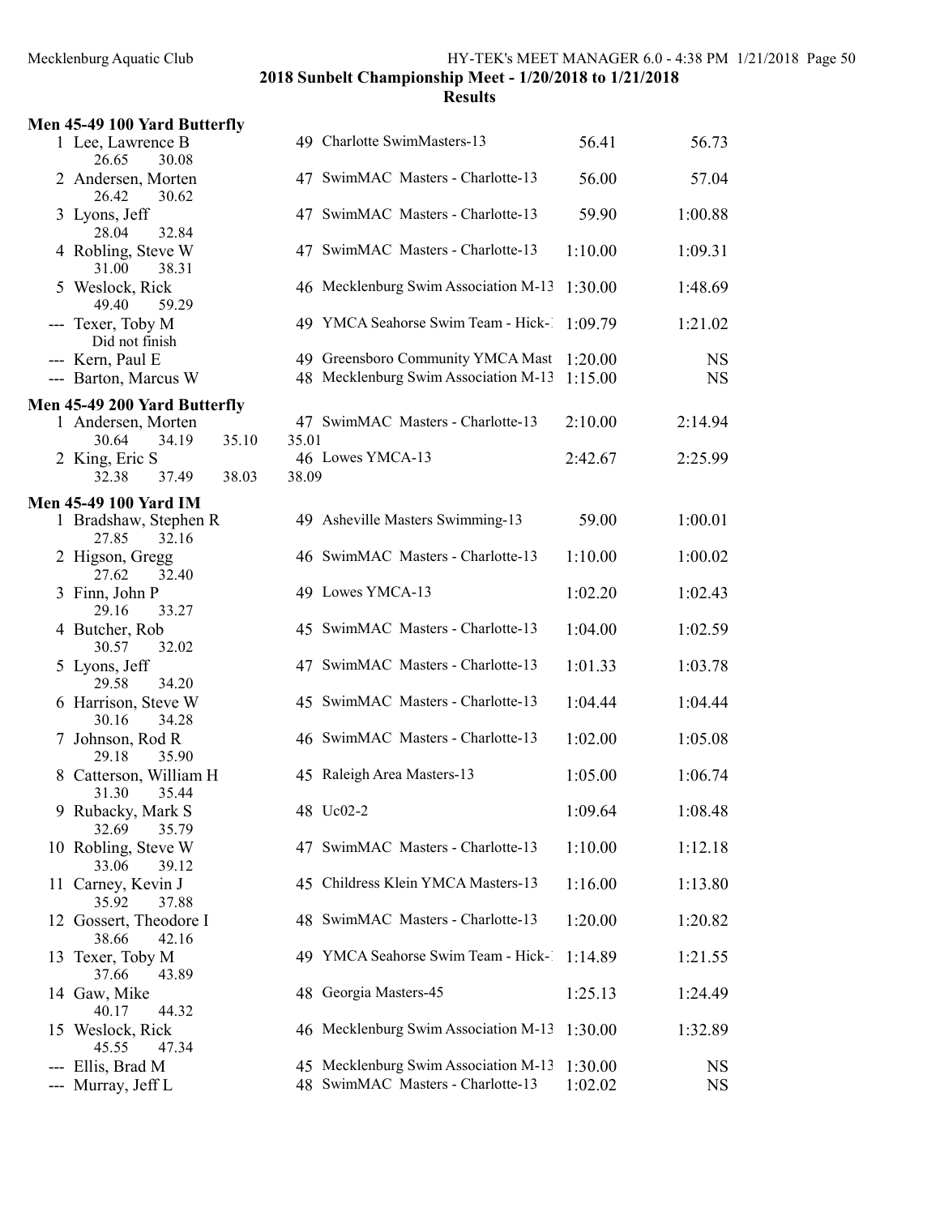## 2018 Sunbelt Championship Meet - 1/20/2018 to 1/21/2018

### Results

#### Men 45-49 100 Yard Butterfly

| Place | Name | Age | Team | Seed Time | Finals Time |
|---|---|---|---|---|---|
| 1 | Lee, Lawrence B | 49 | Charlotte SwimMasters-13 | 56.41 | 56.73 |
| | 26.65 30.08 | | | | |
| 2 | Andersen, Morten | 47 | SwimMAC Masters - Charlotte-13 | 56.00 | 57.04 |
| | 26.42 30.62 | | | | |
| 3 | Lyons, Jeff | 47 | SwimMAC Masters - Charlotte-13 | 59.90 | 1:00.88 |
| | 28.04 32.84 | | | | |
| 4 | Robling, Steve W | 47 | SwimMAC Masters - Charlotte-13 | 1:10.00 | 1:09.31 |
| | 31.00 38.31 | | | | |
| 5 | Weslock, Rick | 46 | Mecklenburg Swim Association M-13 | 1:30.00 | 1:48.69 |
| | 49.40 59.29 | | | | |
| --- | Texer, Toby M | 49 | YMCA Seahorse Swim Team - Hick-1 | 1:09.79 | 1:21.02 |
| | Did not finish | | | | |
| --- | Kern, Paul E | 49 | Greensboro Community YMCA Mast | 1:20.00 | NS |
| --- | Barton, Marcus W | 48 | Mecklenburg Swim Association M-13 | 1:15.00 | NS |

#### Men 45-49 200 Yard Butterfly

| Place | Name | Age | Team | Seed Time | Finals Time |
|---|---|---|---|---|---|
| 1 | Andersen, Morten | 47 | SwimMAC Masters - Charlotte-13 | 2:10.00 | 2:14.94 |
| | 30.64 34.19 35.10 35.01 | | | | |
| 2 | King, Eric S | 46 | Lowes YMCA-13 | 2:42.67 | 2:25.99 |
| | 32.38 37.49 38.03 38.09 | | | | |

#### Men 45-49 100 Yard IM

| Place | Name | Age | Team | Seed Time | Finals Time |
|---|---|---|---|---|---|
| 1 | Bradshaw, Stephen R | 49 | Asheville Masters Swimming-13 | 59.00 | 1:00.01 |
| | 27.85 32.16 | | | | |
| 2 | Higson, Gregg | 46 | SwimMAC Masters - Charlotte-13 | 1:10.00 | 1:00.02 |
| | 27.62 32.40 | | | | |
| 3 | Finn, John P | 49 | Lowes YMCA-13 | 1:02.20 | 1:02.43 |
| | 29.16 33.27 | | | | |
| 4 | Butcher, Rob | 45 | SwimMAC Masters - Charlotte-13 | 1:04.00 | 1:02.59 |
| | 30.57 32.02 | | | | |
| 5 | Lyons, Jeff | 47 | SwimMAC Masters - Charlotte-13 | 1:01.33 | 1:03.78 |
| | 29.58 34.20 | | | | |
| 6 | Harrison, Steve W | 45 | SwimMAC Masters - Charlotte-13 | 1:04.44 | 1:04.44 |
| | 30.16 34.28 | | | | |
| 7 | Johnson, Rod R | 46 | SwimMAC Masters - Charlotte-13 | 1:02.00 | 1:05.08 |
| | 29.18 35.90 | | | | |
| 8 | Catterson, William H | 45 | Raleigh Area Masters-13 | 1:05.00 | 1:06.74 |
| | 31.30 35.44 | | | | |
| 9 | Rubacky, Mark S | 48 | Uc02-2 | 1:09.64 | 1:08.48 |
| | 32.69 35.79 | | | | |
| 10 | Robling, Steve W | 47 | SwimMAC Masters - Charlotte-13 | 1:10.00 | 1:12.18 |
| | 33.06 39.12 | | | | |
| 11 | Carney, Kevin J | 45 | Childress Klein YMCA Masters-13 | 1:16.00 | 1:13.80 |
| | 35.92 37.88 | | | | |
| 12 | Gossert, Theodore I | 48 | SwimMAC Masters - Charlotte-13 | 1:20.00 | 1:20.82 |
| | 38.66 42.16 | | | | |
| 13 | Texer, Toby M | 49 | YMCA Seahorse Swim Team - Hick-1 | 1:14.89 | 1:21.55 |
| | 37.66 43.89 | | | | |
| 14 | Gaw, Mike | 48 | Georgia Masters-45 | 1:25.13 | 1:24.49 |
| | 40.17 44.32 | | | | |
| 15 | Weslock, Rick | 46 | Mecklenburg Swim Association M-13 | 1:30.00 | 1:32.89 |
| | 45.55 47.34 | | | | |
| --- | Ellis, Brad M | 45 | Mecklenburg Swim Association M-13 | 1:30.00 | NS |
| --- | Murray, Jeff L | 48 | SwimMAC Masters - Charlotte-13 | 1:02.02 | NS |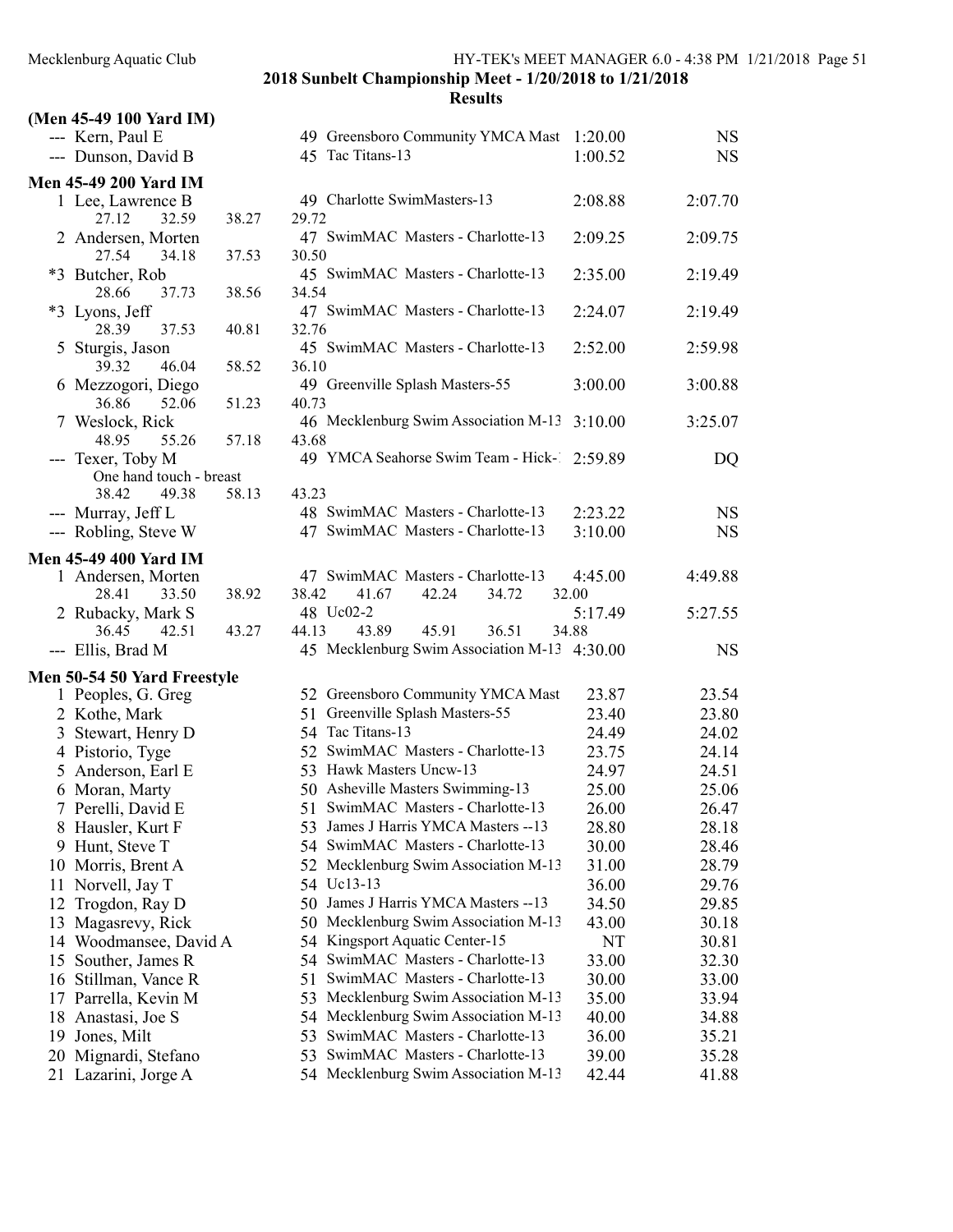## 2018 Sunbelt Championship Meet - 1/20/2018 to 1/21/2018

### Results

**(Men 45-49 100 Yard IM)**

| Place | Name | Age | Team | Seed Time | Finals Time |
|---|---|---|---|---|---|
| --- | Kern, Paul E | 49 | Greensboro Community YMCA Mast | 1:20.00 | NS |
| --- | Dunson, David B | 45 | Tac Titans-13 | 1:00.52 | NS |

**Men 45-49 200 Yard IM**

| Place | Name | Age | Team | Seed Time | Finals Time |
|---|---|---|---|---|---|
| 1 | Lee, Lawrence B | 49 | Charlotte SwimMasters-13 | 2:08.88 | 2:07.70 |
| | 27.12 32.59 38.27 29.72 | | | | |
| 2 | Andersen, Morten | 47 | SwimMAC Masters - Charlotte-13 | 2:09.25 | 2:09.75 |
| | 27.54 34.18 37.53 30.50 | | | | |
| *3 | Butcher, Rob | 45 | SwimMAC Masters - Charlotte-13 | 2:35.00 | 2:19.49 |
| | 28.66 37.73 38.56 34.54 | | | | |
| *3 | Lyons, Jeff | 47 | SwimMAC Masters - Charlotte-13 | 2:24.07 | 2:19.49 |
| | 28.39 37.53 40.81 32.76 | | | | |
| 5 | Sturgis, Jason | 45 | SwimMAC Masters - Charlotte-13 | 2:52.00 | 2:59.98 |
| | 39.32 46.04 58.52 36.10 | | | | |
| 6 | Mezzogori, Diego | 49 | Greenville Splash Masters-55 | 3:00.00 | 3:00.88 |
| | 36.86 52.06 51.23 40.73 | | | | |
| 7 | Weslock, Rick | 46 | Mecklenburg Swim Association M-13 | 3:10.00 | 3:25.07 |
| | 48.95 55.26 57.18 43.68 | | | | |
| --- | Texer, Toby M | 49 | YMCA Seahorse Swim Team - Hick-1 | 2:59.89 | DQ |
| | One hand touch - breast | | | | |
| | 38.42 49.38 58.13 43.23 | | | | |
| --- | Murray, Jeff L | 48 | SwimMAC Masters - Charlotte-13 | 2:23.22 | NS |
| --- | Robling, Steve W | 47 | SwimMAC Masters - Charlotte-13 | 3:10.00 | NS |

**Men 45-49 400 Yard IM**

| Place | Name | Age | Team | Seed Time | Finals Time |
|---|---|---|---|---|---|
| 1 | Andersen, Morten | 47 | SwimMAC Masters - Charlotte-13 | 4:45.00 | 4:49.88 |
| | 28.41 33.50 38.92 38.42 41.67 42.24 34.72 32.00 | | | | |
| 2 | Rubacky, Mark S | 48 | Uc02-2 | 5:17.49 | 5:27.55 |
| | 36.45 42.51 43.27 44.13 43.89 45.91 36.51 34.88 | | | | |
| --- | Ellis, Brad M | 45 | Mecklenburg Swim Association M-13 | 4:30.00 | NS |

**Men 50-54 50 Yard Freestyle**

| Place | Name | Age | Team | Seed Time | Finals Time |
|---|---|---|---|---|---|
| 1 | Peoples, G. Greg | 52 | Greensboro Community YMCA Mast | 23.87 | 23.54 |
| 2 | Kothe, Mark | 51 | Greenville Splash Masters-55 | 23.40 | 23.80 |
| 3 | Stewart, Henry D | 54 | Tac Titans-13 | 24.49 | 24.02 |
| 4 | Pistorio, Tyge | 52 | SwimMAC Masters - Charlotte-13 | 23.75 | 24.14 |
| 5 | Anderson, Earl E | 53 | Hawk Masters Uncw-13 | 24.97 | 24.51 |
| 6 | Moran, Marty | 50 | Asheville Masters Swimming-13 | 25.00 | 25.06 |
| 7 | Perelli, David E | 51 | SwimMAC Masters - Charlotte-13 | 26.00 | 26.47 |
| 8 | Hausler, Kurt F | 53 | James J Harris YMCA Masters --13 | 28.80 | 28.18 |
| 9 | Hunt, Steve T | 54 | SwimMAC Masters - Charlotte-13 | 30.00 | 28.46 |
| 10 | Morris, Brent A | 52 | Mecklenburg Swim Association M-13 | 31.00 | 28.79 |
| 11 | Norvell, Jay T | 54 | Uc13-13 | 36.00 | 29.76 |
| 12 | Trogdon, Ray D | 50 | James J Harris YMCA Masters --13 | 34.50 | 29.85 |
| 13 | Magasrevy, Rick | 50 | Mecklenburg Swim Association M-13 | 43.00 | 30.18 |
| 14 | Woodmansee, David A | 54 | Kingsport Aquatic Center-15 | NT | 30.81 |
| 15 | Souther, James R | 54 | SwimMAC Masters - Charlotte-13 | 33.00 | 32.30 |
| 16 | Stillman, Vance R | 51 | SwimMAC Masters - Charlotte-13 | 30.00 | 33.00 |
| 17 | Parrella, Kevin M | 53 | Mecklenburg Swim Association M-13 | 35.00 | 33.94 |
| 18 | Anastasi, Joe S | 54 | Mecklenburg Swim Association M-13 | 40.00 | 34.88 |
| 19 | Jones, Milt | 53 | SwimMAC Masters - Charlotte-13 | 36.00 | 35.21 |
| 20 | Mignardi, Stefano | 53 | SwimMAC Masters - Charlotte-13 | 39.00 | 35.28 |
| 21 | Lazarini, Jorge A | 54 | Mecklenburg Swim Association M-13 | 42.44 | 41.88 |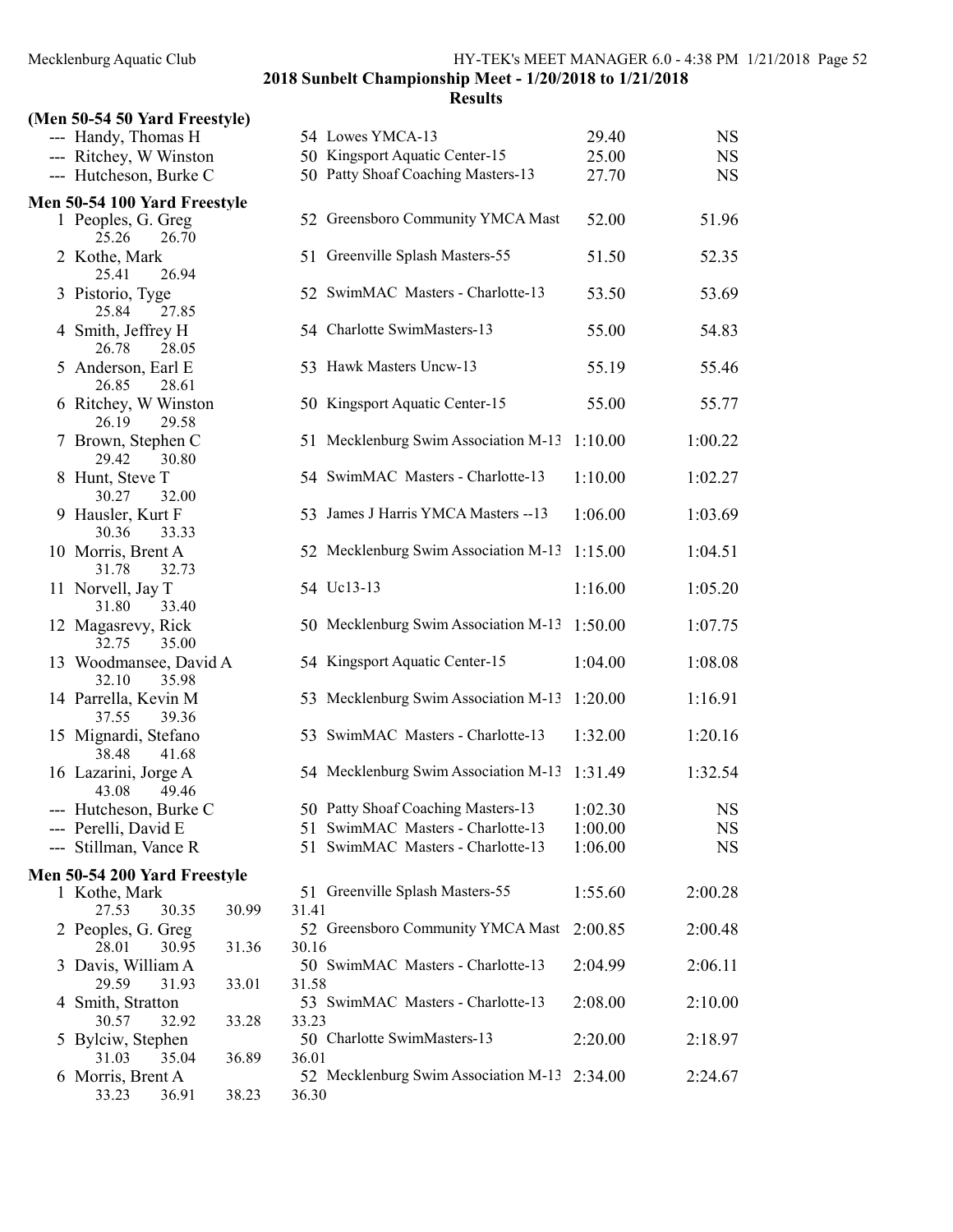## 2018 Sunbelt Championship Meet - 1/20/2018 to 1/21/2018

### Results

**(Men 50-54 50 Yard Freestyle)**

| Place | Name | Age | Team | Seed Time | Finals Time |
|---|---|---|---|---|---|
| --- | Handy, Thomas H | 54 | Lowes YMCA-13 | 29.40 | NS |
| --- | Ritchey, W Winston | 50 | Kingsport Aquatic Center-15 | 25.00 | NS |
| --- | Hutcheson, Burke C | 50 | Patty Shoaf Coaching Masters-13 | 27.70 | NS |

**Men 50-54 100 Yard Freestyle**

| Place | Name | Age | Team | Seed Time | Finals Time |
|---|---|---|---|---|---|
| 1 | Peoples, G. Greg | 52 | Greensboro Community YMCA Mast | 52.00 | 51.96 |
| | 25.26 26.70 | | | | |
| 2 | Kothe, Mark | 51 | Greenville Splash Masters-55 | 51.50 | 52.35 |
| | 25.41 26.94 | | | | |
| 3 | Pistorio, Tyge | 52 | SwimMAC Masters - Charlotte-13 | 53.50 | 53.69 |
| | 25.84 27.85 | | | | |
| 4 | Smith, Jeffrey H | 54 | Charlotte SwimMasters-13 | 55.00 | 54.83 |
| | 26.78 28.05 | | | | |
| 5 | Anderson, Earl E | 53 | Hawk Masters Uncw-13 | 55.19 | 55.46 |
| | 26.85 28.61 | | | | |
| 6 | Ritchey, W Winston | 50 | Kingsport Aquatic Center-15 | 55.00 | 55.77 |
| | 26.19 29.58 | | | | |
| 7 | Brown, Stephen C | 51 | Mecklenburg Swim Association M-13 | 1:10.00 | 1:00.22 |
| | 29.42 30.80 | | | | |
| 8 | Hunt, Steve T | 54 | SwimMAC Masters - Charlotte-13 | 1:10.00 | 1:02.27 |
| | 30.27 32.00 | | | | |
| 9 | Hausler, Kurt F | 53 | James J Harris YMCA Masters --13 | 1:06.00 | 1:03.69 |
| | 30.36 33.33 | | | | |
| 10 | Morris, Brent A | 52 | Mecklenburg Swim Association M-13 | 1:15.00 | 1:04.51 |
| | 31.78 32.73 | | | | |
| 11 | Norvell, Jay T | 54 | Uc13-13 | 1:16.00 | 1:05.20 |
| | 31.80 33.40 | | | | |
| 12 | Magasrevy, Rick | 50 | Mecklenburg Swim Association M-13 | 1:50.00 | 1:07.75 |
| | 32.75 35.00 | | | | |
| 13 | Woodmansee, David A | 54 | Kingsport Aquatic Center-15 | 1:04.00 | 1:08.08 |
| | 32.10 35.98 | | | | |
| 14 | Parrella, Kevin M | 53 | Mecklenburg Swim Association M-13 | 1:20.00 | 1:16.91 |
| | 37.55 39.36 | | | | |
| 15 | Mignardi, Stefano | 53 | SwimMAC Masters - Charlotte-13 | 1:32.00 | 1:20.16 |
| | 38.48 41.68 | | | | |
| 16 | Lazarini, Jorge A | 54 | Mecklenburg Swim Association M-13 | 1:31.49 | 1:32.54 |
| | 43.08 49.46 | | | | |
| --- | Hutcheson, Burke C | 50 | Patty Shoaf Coaching Masters-13 | 1:02.30 | NS |
| --- | Perelli, David E | 51 | SwimMAC Masters - Charlotte-13 | 1:00.00 | NS |
| --- | Stillman, Vance R | 51 | SwimMAC Masters - Charlotte-13 | 1:06.00 | NS |

**Men 50-54 200 Yard Freestyle**

| Place | Name | Age | Team | Seed Time | Finals Time |
|---|---|---|---|---|---|
| 1 | Kothe, Mark | 51 | Greenville Splash Masters-55 | 1:55.60 | 2:00.28 |
| | 27.53 30.35 30.99 31.41 | | | | |
| 2 | Peoples, G. Greg | 52 | Greensboro Community YMCA Mast | 2:00.85 | 2:00.48 |
| | 28.01 30.95 31.36 30.16 | | | | |
| 3 | Davis, William A | 50 | SwimMAC Masters - Charlotte-13 | 2:04.99 | 2:06.11 |
| | 29.59 31.93 33.01 31.58 | | | | |
| 4 | Smith, Stratton | 53 | SwimMAC Masters - Charlotte-13 | 2:08.00 | 2:10.00 |
| | 30.57 32.92 33.28 33.23 | | | | |
| 5 | Bylciw, Stephen | 50 | Charlotte SwimMasters-13 | 2:20.00 | 2:18.97 |
| | 31.03 35.04 36.89 36.01 | | | | |
| 6 | Morris, Brent A | 52 | Mecklenburg Swim Association M-13 | 2:34.00 | 2:24.67 |
| | 33.23 36.91 38.23 36.30 | | | | |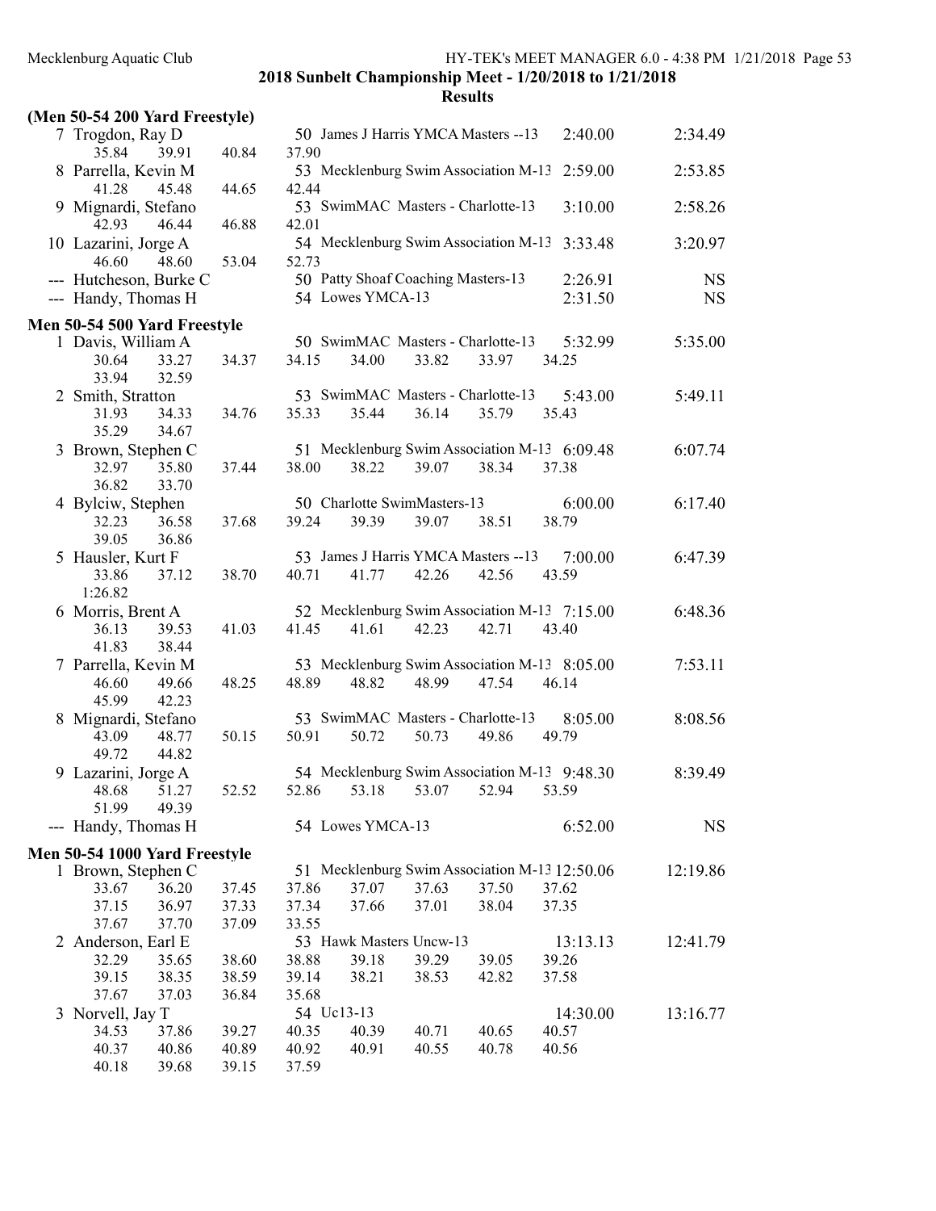2018 Sunbelt Championship Meet - 1/20/2018 to 1/21/2018

**Results**

### (Men 50-54 200 Yard Freestyle)

```
  7 Trogdon, Ray D                50 James J Harris YMCA Masters --13      2:40.00       2:34.49
       35.84     39.91     40.84     37.90
  8 Parrella, Kevin M             53 Mecklenburg Swim Association M-13     2:59.00       2:53.85
       41.28     45.48     44.65     42.44
  9 Mignardi, Stefano             53 SwimMAC Masters - Charlotte-13        3:10.00       2:58.26
       42.93     46.44     46.88     42.01
 10 Lazarini, Jorge A             54 Mecklenburg Swim Association M-13     3:33.48       3:20.97
       46.60     48.60     53.04     52.73
--- Hutcheson, Burke C            50 Patty Shoaf Coaching Masters-13       2:26.91            NS
--- Handy, Thomas H               54 Lowes YMCA-13                         2:31.50            NS
```

### Men 50-54 500 Yard Freestyle

```
  1 Davis, William A              50 SwimMAC Masters - Charlotte-13        5:32.99       5:35.00
       30.64     33.27     34.37     34.15     34.00     33.82     33.97     34.25
       33.94     32.59
  2 Smith, Stratton               53 SwimMAC Masters - Charlotte-13        5:43.00       5:49.11
       31.93     34.33     34.76     35.33     35.44     36.14     35.79     35.43
       35.29     34.67
  3 Brown, Stephen C              51 Mecklenburg Swim Association M-13     6:09.48       6:07.74
       32.97     35.80     37.44     38.00     38.22     39.07     38.34     37.38
       36.82     33.70
  4 Bylciw, Stephen               50 Charlotte SwimMasters-13              6:00.00       6:17.40
       32.23     36.58     37.68     39.24     39.39     39.07     38.51     38.79
       39.05     36.86
  5 Hausler, Kurt F               53 James J Harris YMCA Masters --13      7:00.00       6:47.39
       33.86     37.12     38.70     40.71     41.77     42.26     42.56     43.59
     1:26.82
  6 Morris, Brent A               52 Mecklenburg Swim Association M-13     7:15.00       6:48.36
       36.13     39.53     41.03     41.45     41.61     42.23     42.71     43.40
       41.83     38.44
  7 Parrella, Kevin M             53 Mecklenburg Swim Association M-13     8:05.00       7:53.11
       46.60     49.66     48.25     48.89     48.82     48.99     47.54     46.14
       45.99     42.23
  8 Mignardi, Stefano             53 SwimMAC Masters - Charlotte-13        8:05.00       8:08.56
       43.09     48.77     50.15     50.91     50.72     50.73     49.86     49.79
       49.72     44.82
  9 Lazarini, Jorge A             54 Mecklenburg Swim Association M-13     9:48.30       8:39.49
       48.68     51.27     52.52     52.86     53.18     53.07     52.94     53.59
       51.99     49.39
--- Handy, Thomas H               54 Lowes YMCA-13                         6:52.00            NS
```

### Men 50-54 1000 Yard Freestyle

```
  1 Brown, Stephen C              51 Mecklenburg Swim Association M-13    12:50.06      12:19.86
       33.67     36.20     37.45     37.86     37.07     37.63     37.50     37.62
       37.15     36.97     37.33     37.34     37.66     37.01     38.04     37.35
       37.67     37.70     37.09     33.55
  2 Anderson, Earl E              53 Hawk Masters Uncw-13                 13:13.13      12:41.79
       32.29     35.65     38.60     38.88     39.18     39.29     39.05     39.26
       39.15     38.35     38.59     39.14     38.21     38.53     42.82     37.58
       37.67     37.03     36.84     35.68
  3 Norvell, Jay T                54 Uc13-13                              14:30.00      13:16.77
       34.53     37.86     39.27     40.35     40.39     40.71     40.65     40.57
       40.37     40.86     40.89     40.92     40.91     40.55     40.78     40.56
       40.18     39.68     39.15     37.59
```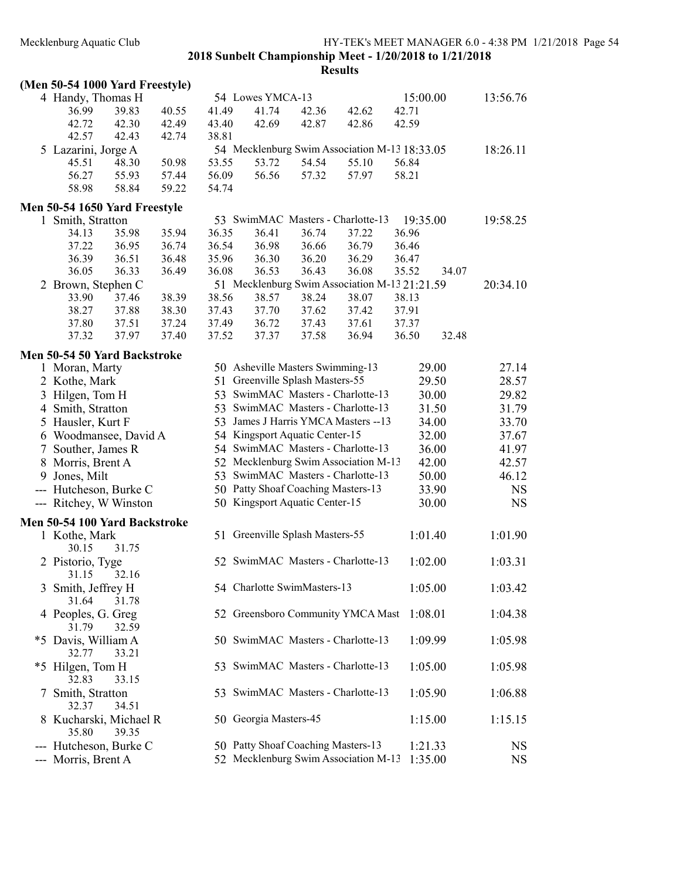**2018 Sunbelt Championship Meet - 1/20/2018 to 1/21/2018**

**Results**

### (Men 50-54 1000 Yard Freestyle)

4 Handy, Thomas H — 54 Lowes YMCA-13 — 15:00.00 — 13:56.76

36.99 39.83 40.55 41.49 41.74 42.36 42.62 42.71
42.72 42.30 42.49 43.40 42.69 42.87 42.86 42.59
42.57 42.43 42.74 38.81

5 Lazarini, Jorge A — 54 Mecklenburg Swim Association M-13 — 18:33.05 — 18:26.11

45.51 48.30 50.98 53.55 53.72 54.54 55.10 56.84
56.27 55.93 57.44 56.09 56.56 57.32 57.97 58.21
58.98 58.84 59.22 54.74

### Men 50-54 1650 Yard Freestyle

1 Smith, Stratton — 53 SwimMAC Masters - Charlotte-13 — 19:35.00 — 19:58.25

34.13 35.98 35.94 36.35 36.41 36.74 37.22 36.96
37.22 36.95 36.74 36.54 36.98 36.66 36.79 36.46
36.39 36.51 36.48 35.96 36.30 36.20 36.29 36.47
36.05 36.33 36.49 36.08 36.53 36.43 36.08 35.52 34.07

2 Brown, Stephen C — 51 Mecklenburg Swim Association M-13 — 21:21.59 — 20:34.10

33.90 37.46 38.39 38.56 38.57 38.24 38.07 38.13
38.27 37.88 38.30 37.43 37.70 37.62 37.42 37.91
37.80 37.51 37.24 37.49 36.72 37.43 37.61 37.37
37.32 37.97 37.40 37.52 37.37 37.58 36.94 36.50 32.48

### Men 50-54 50 Yard Backstroke

| Place | Name | Age | Team | Seed | Finals |
|---|---|---|---|---|---|
| 1 | Moran, Marty | 50 | Asheville Masters Swimming-13 | 29.00 | 27.14 |
| 2 | Kothe, Mark | 51 | Greenville Splash Masters-55 | 29.50 | 28.57 |
| 3 | Hilgen, Tom H | 53 | SwimMAC Masters - Charlotte-13 | 30.00 | 29.82 |
| 4 | Smith, Stratton | 53 | SwimMAC Masters - Charlotte-13 | 31.50 | 31.79 |
| 5 | Hausler, Kurt F | 53 | James J Harris YMCA Masters --13 | 34.00 | 33.70 |
| 6 | Woodmansee, David A | 54 | Kingsport Aquatic Center-15 | 32.00 | 37.67 |
| 7 | Souther, James R | 54 | SwimMAC Masters - Charlotte-13 | 36.00 | 41.97 |
| 8 | Morris, Brent A | 52 | Mecklenburg Swim Association M-13 | 42.00 | 42.57 |
| 9 | Jones, Milt | 53 | SwimMAC Masters - Charlotte-13 | 50.00 | 46.12 |
| --- | Hutcheson, Burke C | 50 | Patty Shoaf Coaching Masters-13 | 33.90 | NS |
| --- | Ritchey, W Winston | 50 | Kingsport Aquatic Center-15 | 30.00 | NS |

### Men 50-54 100 Yard Backstroke

| Place | Name | Age | Team | Seed | Finals |
|---|---|---|---|---|---|
| 1 | Kothe, Mark | 51 | Greenville Splash Masters-55 | 1:01.40 | 1:01.90 |
| | 30.15 31.75 | | | | |
| 2 | Pistorio, Tyge | 52 | SwimMAC Masters - Charlotte-13 | 1:02.00 | 1:03.31 |
| | 31.15 32.16 | | | | |
| 3 | Smith, Jeffrey H | 54 | Charlotte SwimMasters-13 | 1:05.00 | 1:03.42 |
| | 31.64 31.78 | | | | |
| 4 | Peoples, G. Greg | 52 | Greensboro Community YMCA Mast | 1:08.01 | 1:04.38 |
| | 31.79 32.59 | | | | |
| *5 | Davis, William A | 50 | SwimMAC Masters - Charlotte-13 | 1:09.99 | 1:05.98 |
| | 32.77 33.21 | | | | |
| *5 | Hilgen, Tom H | 53 | SwimMAC Masters - Charlotte-13 | 1:05.00 | 1:05.98 |
| | 32.83 33.15 | | | | |
| 7 | Smith, Stratton | 53 | SwimMAC Masters - Charlotte-13 | 1:05.90 | 1:06.88 |
| | 32.37 34.51 | | | | |
| 8 | Kucharski, Michael R | 50 | Georgia Masters-45 | 1:15.00 | 1:15.15 |
| | 35.80 39.35 | | | | |
| --- | Hutcheson, Burke C | 50 | Patty Shoaf Coaching Masters-13 | 1:21.33 | NS |
| --- | Morris, Brent A | 52 | Mecklenburg Swim Association M-13 | 1:35.00 | NS |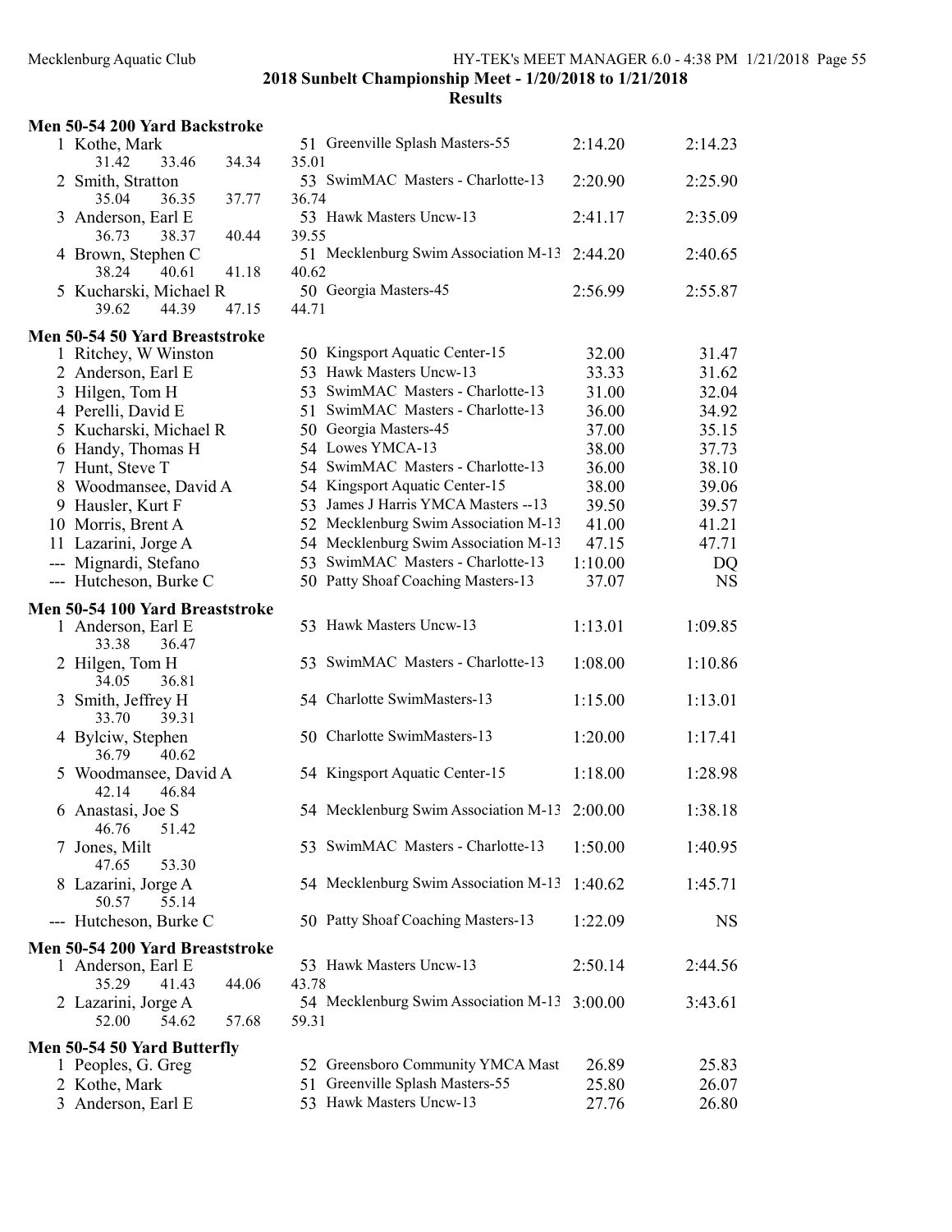## 2018 Sunbelt Championship Meet - 1/20/2018 to 1/21/2018

### Results

#### Men 50-54 200 Yard Backstroke

| Place | Name | Age | Team | Seed Time | Finals Time |
|---|---|---|---|---|---|
| 1 | Kothe, Mark | 51 | Greenville Splash Masters-55 | 2:14.20 | 2:14.23 |
| | 31.42 33.46 34.34 35.01 | | | | |
| 2 | Smith, Stratton | 53 | SwimMAC Masters - Charlotte-13 | 2:20.90 | 2:25.90 |
| | 35.04 36.35 37.77 36.74 | | | | |
| 3 | Anderson, Earl E | 53 | Hawk Masters Uncw-13 | 2:41.17 | 2:35.09 |
| | 36.73 38.37 40.44 39.55 | | | | |
| 4 | Brown, Stephen C | 51 | Mecklenburg Swim Association M-13 | 2:44.20 | 2:40.65 |
| | 38.24 40.61 41.18 40.62 | | | | |
| 5 | Kucharski, Michael R | 50 | Georgia Masters-45 | 2:56.99 | 2:55.87 |
| | 39.62 44.39 47.15 44.71 | | | | |

#### Men 50-54 50 Yard Breaststroke

| Place | Name | Age | Team | Seed Time | Finals Time |
|---|---|---|---|---|---|
| 1 | Ritchey, W Winston | 50 | Kingsport Aquatic Center-15 | 32.00 | 31.47 |
| 2 | Anderson, Earl E | 53 | Hawk Masters Uncw-13 | 33.33 | 31.62 |
| 3 | Hilgen, Tom H | 53 | SwimMAC Masters - Charlotte-13 | 31.00 | 32.04 |
| 4 | Perelli, David E | 51 | SwimMAC Masters - Charlotte-13 | 36.00 | 34.92 |
| 5 | Kucharski, Michael R | 50 | Georgia Masters-45 | 37.00 | 35.15 |
| 6 | Handy, Thomas H | 54 | Lowes YMCA-13 | 38.00 | 37.73 |
| 7 | Hunt, Steve T | 54 | SwimMAC Masters - Charlotte-13 | 36.00 | 38.10 |
| 8 | Woodmansee, David A | 54 | Kingsport Aquatic Center-15 | 38.00 | 39.06 |
| 9 | Hausler, Kurt F | 53 | James J Harris YMCA Masters --13 | 39.50 | 39.57 |
| 10 | Morris, Brent A | 52 | Mecklenburg Swim Association M-13 | 41.00 | 41.21 |
| 11 | Lazarini, Jorge A | 54 | Mecklenburg Swim Association M-13 | 47.15 | 47.71 |
| --- | Mignardi, Stefano | 53 | SwimMAC Masters - Charlotte-13 | 1:10.00 | DQ |
| --- | Hutcheson, Burke C | 50 | Patty Shoaf Coaching Masters-13 | 37.07 | NS |

#### Men 50-54 100 Yard Breaststroke

| Place | Name | Age | Team | Seed Time | Finals Time |
|---|---|---|---|---|---|
| 1 | Anderson, Earl E | 53 | Hawk Masters Uncw-13 | 1:13.01 | 1:09.85 |
| | 33.38 36.47 | | | | |
| 2 | Hilgen, Tom H | 53 | SwimMAC Masters - Charlotte-13 | 1:08.00 | 1:10.86 |
| | 34.05 36.81 | | | | |
| 3 | Smith, Jeffrey H | 54 | Charlotte SwimMasters-13 | 1:15.00 | 1:13.01 |
| | 33.70 39.31 | | | | |
| 4 | Bylciw, Stephen | 50 | Charlotte SwimMasters-13 | 1:20.00 | 1:17.41 |
| | 36.79 40.62 | | | | |
| 5 | Woodmansee, David A | 54 | Kingsport Aquatic Center-15 | 1:18.00 | 1:28.98 |
| | 42.14 46.84 | | | | |
| 6 | Anastasi, Joe S | 54 | Mecklenburg Swim Association M-13 | 2:00.00 | 1:38.18 |
| | 46.76 51.42 | | | | |
| 7 | Jones, Milt | 53 | SwimMAC Masters - Charlotte-13 | 1:50.00 | 1:40.95 |
| | 47.65 53.30 | | | | |
| 8 | Lazarini, Jorge A | 54 | Mecklenburg Swim Association M-13 | 1:40.62 | 1:45.71 |
| | 50.57 55.14 | | | | |
| --- | Hutcheson, Burke C | 50 | Patty Shoaf Coaching Masters-13 | 1:22.09 | NS |

#### Men 50-54 200 Yard Breaststroke

| Place | Name | Age | Team | Seed Time | Finals Time |
|---|---|---|---|---|---|
| 1 | Anderson, Earl E | 53 | Hawk Masters Uncw-13 | 2:50.14 | 2:44.56 |
| | 35.29 41.43 44.06 43.78 | | | | |
| 2 | Lazarini, Jorge A | 54 | Mecklenburg Swim Association M-13 | 3:00.00 | 3:43.61 |
| | 52.00 54.62 57.68 59.31 | | | | |

#### Men 50-54 50 Yard Butterfly

| Place | Name | Age | Team | Seed Time | Finals Time |
|---|---|---|---|---|---|
| 1 | Peoples, G. Greg | 52 | Greensboro Community YMCA Mast | 26.89 | 25.83 |
| 2 | Kothe, Mark | 51 | Greenville Splash Masters-55 | 25.80 | 26.07 |
| 3 | Anderson, Earl E | 53 | Hawk Masters Uncw-13 | 27.76 | 26.80 |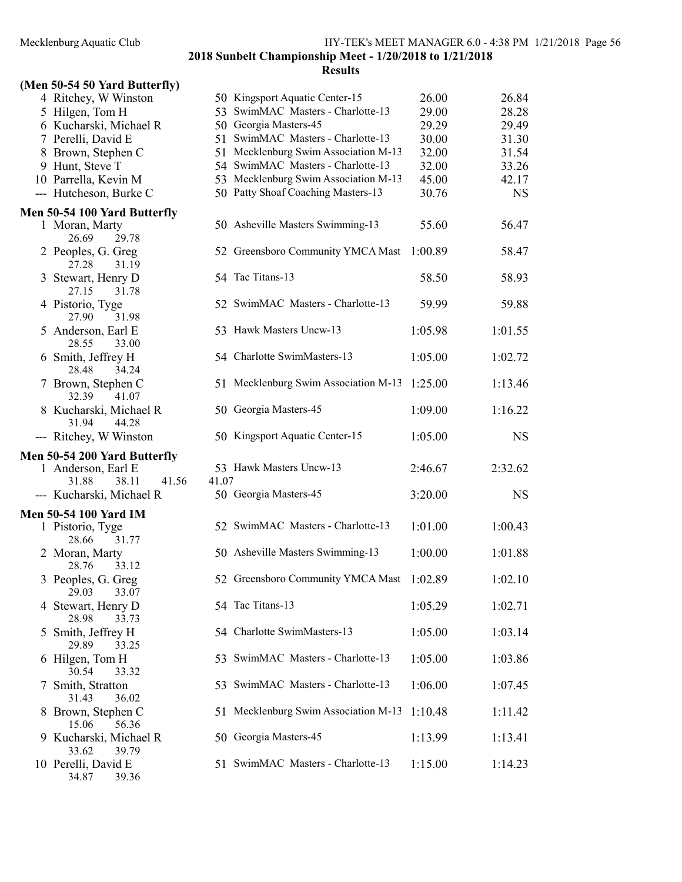**2018 Sunbelt Championship Meet - 1/20/2018 to 1/21/2018**

**Results**

### (Men 50-54 50 Yard Butterfly)

| Place | Name | Age | Team | Seed Time | Finals Time |
|---|---|---|---|---|---|
| 4 | Ritchey, W Winston | 50 | Kingsport Aquatic Center-15 | 26.00 | 26.84 |
| 5 | Hilgen, Tom H | 53 | SwimMAC Masters - Charlotte-13 | 29.00 | 28.28 |
| 6 | Kucharski, Michael R | 50 | Georgia Masters-45 | 29.29 | 29.49 |
| 7 | Perelli, David E | 51 | SwimMAC Masters - Charlotte-13 | 30.00 | 31.30 |
| 8 | Brown, Stephen C | 51 | Mecklenburg Swim Association M-13 | 32.00 | 31.54 |
| 9 | Hunt, Steve T | 54 | SwimMAC Masters - Charlotte-13 | 32.00 | 33.26 |
| 10 | Parrella, Kevin M | 53 | Mecklenburg Swim Association M-13 | 45.00 | 42.17 |
| --- | Hutcheson, Burke C | 50 | Patty Shoaf Coaching Masters-13 | 30.76 | NS |

### Men 50-54 100 Yard Butterfly

| Place | Name | Age | Team | Seed Time | Finals Time |
|---|---|---|---|---|---|
| 1 | Moran, Marty | 50 | Asheville Masters Swimming-13 | 55.60 | 56.47 |
| | 26.69 29.78 | | | | |
| 2 | Peoples, G. Greg | 52 | Greensboro Community YMCA Mast | 1:00.89 | 58.47 |
| | 27.28 31.19 | | | | |
| 3 | Stewart, Henry D | 54 | Tac Titans-13 | 58.50 | 58.93 |
| | 27.15 31.78 | | | | |
| 4 | Pistorio, Tyge | 52 | SwimMAC Masters - Charlotte-13 | 59.99 | 59.88 |
| | 27.90 31.98 | | | | |
| 5 | Anderson, Earl E | 53 | Hawk Masters Uncw-13 | 1:05.98 | 1:01.55 |
| | 28.55 33.00 | | | | |
| 6 | Smith, Jeffrey H | 54 | Charlotte SwimMasters-13 | 1:05.00 | 1:02.72 |
| | 28.48 34.24 | | | | |
| 7 | Brown, Stephen C | 51 | Mecklenburg Swim Association M-13 | 1:25.00 | 1:13.46 |
| | 32.39 41.07 | | | | |
| 8 | Kucharski, Michael R | 50 | Georgia Masters-45 | 1:09.00 | 1:16.22 |
| | 31.94 44.28 | | | | |
| --- | Ritchey, W Winston | 50 | Kingsport Aquatic Center-15 | 1:05.00 | NS |

### Men 50-54 200 Yard Butterfly

| Place | Name | Age | Team | Seed Time | Finals Time |
|---|---|---|---|---|---|
| 1 | Anderson, Earl E | 53 | Hawk Masters Uncw-13 | 2:46.67 | 2:32.62 |
| | 31.88 38.11 41.56 41.07 | | | | |
| --- | Kucharski, Michael R | 50 | Georgia Masters-45 | 3:20.00 | NS |

### Men 50-54 100 Yard IM

| Place | Name | Age | Team | Seed Time | Finals Time |
|---|---|---|---|---|---|
| 1 | Pistorio, Tyge | 52 | SwimMAC Masters - Charlotte-13 | 1:01.00 | 1:00.43 |
| | 28.66 31.77 | | | | |
| 2 | Moran, Marty | 50 | Asheville Masters Swimming-13 | 1:00.00 | 1:01.88 |
| | 28.76 33.12 | | | | |
| 3 | Peoples, G. Greg | 52 | Greensboro Community YMCA Mast | 1:02.89 | 1:02.10 |
| | 29.03 33.07 | | | | |
| 4 | Stewart, Henry D | 54 | Tac Titans-13 | 1:05.29 | 1:02.71 |
| | 28.98 33.73 | | | | |
| 5 | Smith, Jeffrey H | 54 | Charlotte SwimMasters-13 | 1:05.00 | 1:03.14 |
| | 29.89 33.25 | | | | |
| 6 | Hilgen, Tom H | 53 | SwimMAC Masters - Charlotte-13 | 1:05.00 | 1:03.86 |
| | 30.54 33.32 | | | | |
| 7 | Smith, Stratton | 53 | SwimMAC Masters - Charlotte-13 | 1:06.00 | 1:07.45 |
| | 31.43 36.02 | | | | |
| 8 | Brown, Stephen C | 51 | Mecklenburg Swim Association M-13 | 1:10.48 | 1:11.42 |
| | 15.06 56.36 | | | | |
| 9 | Kucharski, Michael R | 50 | Georgia Masters-45 | 1:13.99 | 1:13.41 |
| | 33.62 39.79 | | | | |
| 10 | Perelli, David E | 51 | SwimMAC Masters - Charlotte-13 | 1:15.00 | 1:14.23 |
| | 34.87 39.36 | | | | |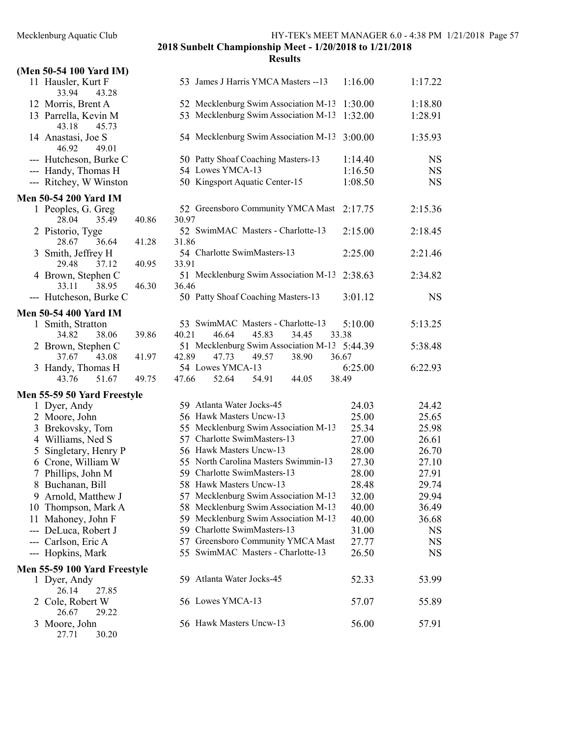**2018 Sunbelt Championship Meet - 1/20/2018 to 1/21/2018**

**Results**

### (Men 50-54 100 Yard IM)

| | Name | Age | Team | Seed Time | Finals Time |
|---|---|---|---|---|---|
| 11 | Hausler, Kurt F | 53 | James J Harris YMCA Masters --13 | 1:16.00 | 1:17.22 |
| | 33.94 43.28 | | | | |
| 12 | Morris, Brent A | 52 | Mecklenburg Swim Association M-13 | 1:30.00 | 1:18.80 |
| 13 | Parrella, Kevin M | 53 | Mecklenburg Swim Association M-13 | 1:32.00 | 1:28.91 |
| | 43.18 45.73 | | | | |
| 14 | Anastasi, Joe S | 54 | Mecklenburg Swim Association M-13 | 3:00.00 | 1:35.93 |
| | 46.92 49.01 | | | | |
| --- | Hutcheson, Burke C | 50 | Patty Shoaf Coaching Masters-13 | 1:14.40 | NS |
| --- | Handy, Thomas H | 54 | Lowes YMCA-13 | 1:16.50 | NS |
| --- | Ritchey, W Winston | 50 | Kingsport Aquatic Center-15 | 1:08.50 | NS |

### Men 50-54 200 Yard IM

| | Name | Age | Team | Seed Time | Finals Time |
|---|---|---|---|---|---|
| 1 | Peoples, G. Greg | 52 | Greensboro Community YMCA Mast | 2:17.75 | 2:15.36 |
| | 28.04 35.49 40.86 30.97 | | | | |
| 2 | Pistorio, Tyge | 52 | SwimMAC Masters - Charlotte-13 | 2:15.00 | 2:18.45 |
| | 28.67 36.64 41.28 31.86 | | | | |
| 3 | Smith, Jeffrey H | 54 | Charlotte SwimMasters-13 | 2:25.00 | 2:21.46 |
| | 29.48 37.12 40.95 33.91 | | | | |
| 4 | Brown, Stephen C | 51 | Mecklenburg Swim Association M-13 | 2:38.63 | 2:34.82 |
| | 33.11 38.95 46.30 36.46 | | | | |
| --- | Hutcheson, Burke C | 50 | Patty Shoaf Coaching Masters-13 | 3:01.12 | NS |

### Men 50-54 400 Yard IM

| | Name | Age | Team | Seed Time | Finals Time |
|---|---|---|---|---|---|
| 1 | Smith, Stratton | 53 | SwimMAC Masters - Charlotte-13 | 5:10.00 | 5:13.25 |
| | 34.82 38.06 39.86 40.21 46.64 45.83 34.45 33.38 | | | | |
| 2 | Brown, Stephen C | 51 | Mecklenburg Swim Association M-13 | 5:44.39 | 5:38.48 |
| | 37.67 43.08 41.97 42.89 47.73 49.57 38.90 36.67 | | | | |
| 3 | Handy, Thomas H | 54 | Lowes YMCA-13 | 6:25.00 | 6:22.93 |
| | 43.76 51.67 49.75 47.66 52.64 54.91 44.05 38.49 | | | | |

### Men 55-59 50 Yard Freestyle

| | Name | Age | Team | Seed Time | Finals Time |
|---|---|---|---|---|---|
| 1 | Dyer, Andy | 59 | Atlanta Water Jocks-45 | 24.03 | 24.42 |
| 2 | Moore, John | 56 | Hawk Masters Uncw-13 | 25.00 | 25.65 |
| 3 | Brekovsky, Tom | 55 | Mecklenburg Swim Association M-13 | 25.34 | 25.98 |
| 4 | Williams, Ned S | 57 | Charlotte SwimMasters-13 | 27.00 | 26.61 |
| 5 | Singletary, Henry P | 56 | Hawk Masters Uncw-13 | 28.00 | 26.70 |
| 6 | Crone, William W | 55 | North Carolina Masters Swimmin-13 | 27.30 | 27.10 |
| 7 | Phillips, John M | 59 | Charlotte SwimMasters-13 | 28.00 | 27.91 |
| 8 | Buchanan, Bill | 58 | Hawk Masters Uncw-13 | 28.48 | 29.74 |
| 9 | Arnold, Matthew J | 57 | Mecklenburg Swim Association M-13 | 32.00 | 29.94 |
| 10 | Thompson, Mark A | 58 | Mecklenburg Swim Association M-13 | 40.00 | 36.49 |
| 11 | Mahoney, John F | 59 | Mecklenburg Swim Association M-13 | 40.00 | 36.68 |
| --- | DeLuca, Robert J | 59 | Charlotte SwimMasters-13 | 31.00 | NS |
| --- | Carlson, Eric A | 57 | Greensboro Community YMCA Mast | 27.77 | NS |
| --- | Hopkins, Mark | 55 | SwimMAC Masters - Charlotte-13 | 26.50 | NS |

### Men 55-59 100 Yard Freestyle

| | Name | Age | Team | Seed Time | Finals Time |
|---|---|---|---|---|---|
| 1 | Dyer, Andy | 59 | Atlanta Water Jocks-45 | 52.33 | 53.99 |
| | 26.14 27.85 | | | | |
| 2 | Cole, Robert W | 56 | Lowes YMCA-13 | 57.07 | 55.89 |
| | 26.67 29.22 | | | | |
| 3 | Moore, John | 56 | Hawk Masters Uncw-13 | 56.00 | 57.91 |
| | 27.71 30.20 | | | | |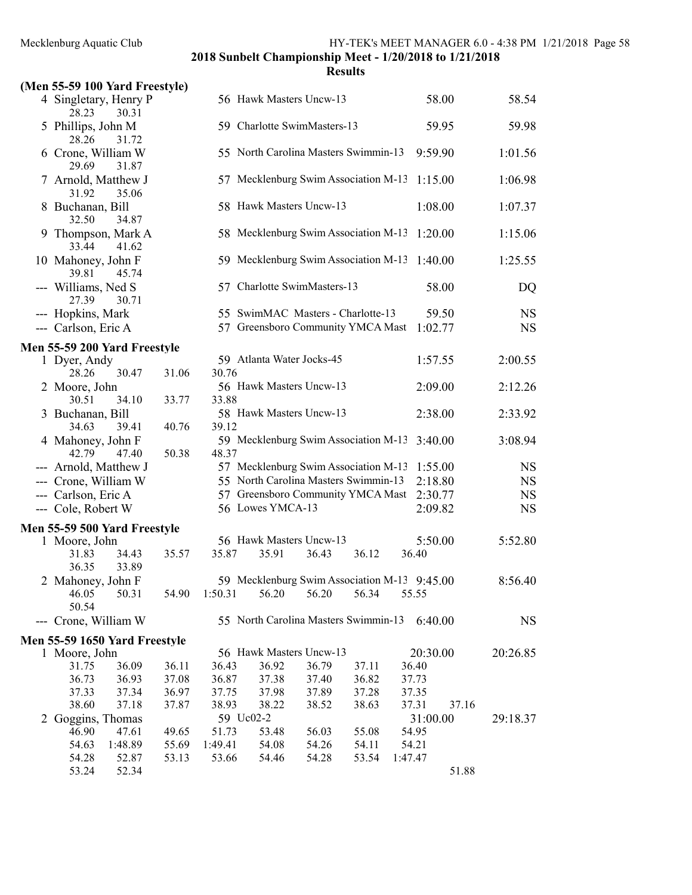**2018 Sunbelt Championship Meet - 1/20/2018 to 1/21/2018**

**Results**

### (Men 55-59 100 Yard Freestyle)

| Place | Name | Age | Team | Seed Time | Finals Time |
|---|---|---|---|---|---|
| 4 | Singletary, Henry P | 56 | Hawk Masters Uncw-13 | 58.00 | 58.54 |
| | 28.23 30.31 | | | | |
| 5 | Phillips, John M | 59 | Charlotte SwimMasters-13 | 59.95 | 59.98 |
| | 28.26 31.72 | | | | |
| 6 | Crone, William W | 55 | North Carolina Masters Swimmin-13 | 9:59.90 | 1:01.56 |
| | 29.69 31.87 | | | | |
| 7 | Arnold, Matthew J | 57 | Mecklenburg Swim Association M-13 | 1:15.00 | 1:06.98 |
| | 31.92 35.06 | | | | |
| 8 | Buchanan, Bill | 58 | Hawk Masters Uncw-13 | 1:08.00 | 1:07.37 |
| | 32.50 34.87 | | | | |
| 9 | Thompson, Mark A | 58 | Mecklenburg Swim Association M-13 | 1:20.00 | 1:15.06 |
| | 33.44 41.62 | | | | |
| 10 | Mahoney, John F | 59 | Mecklenburg Swim Association M-13 | 1:40.00 | 1:25.55 |
| | 39.81 45.74 | | | | |
| --- | Williams, Ned S | 57 | Charlotte SwimMasters-13 | 58.00 | DQ |
| | 27.39 30.71 | | | | |
| --- | Hopkins, Mark | 55 | SwimMAC Masters - Charlotte-13 | 59.50 | NS |
| --- | Carlson, Eric A | 57 | Greensboro Community YMCA Mast | 1:02.77 | NS |

### Men 55-59 200 Yard Freestyle

| Place | Name | Age | Team | Seed Time | Finals Time |
|---|---|---|---|---|---|
| 1 | Dyer, Andy | 59 | Atlanta Water Jocks-45 | 1:57.55 | 2:00.55 |
| | 28.26 30.47 31.06 30.76 | | | | |
| 2 | Moore, John | 56 | Hawk Masters Uncw-13 | 2:09.00 | 2:12.26 |
| | 30.51 34.10 33.77 33.88 | | | | |
| 3 | Buchanan, Bill | 58 | Hawk Masters Uncw-13 | 2:38.00 | 2:33.92 |
| | 34.63 39.41 40.76 39.12 | | | | |
| 4 | Mahoney, John F | 59 | Mecklenburg Swim Association M-13 | 3:40.00 | 3:08.94 |
| | 42.79 47.40 50.38 48.37 | | | | |
| --- | Arnold, Matthew J | 57 | Mecklenburg Swim Association M-13 | 1:55.00 | NS |
| --- | Crone, William W | 55 | North Carolina Masters Swimmin-13 | 2:18.80 | NS |
| --- | Carlson, Eric A | 57 | Greensboro Community YMCA Mast | 2:30.77 | NS |
| --- | Cole, Robert W | 56 | Lowes YMCA-13 | 2:09.82 | NS |

### Men 55-59 500 Yard Freestyle

| Place | Name | Age | Team | Seed Time | Finals Time |
|---|---|---|---|---|---|
| 1 | Moore, John | 56 | Hawk Masters Uncw-13 | 5:50.00 | 5:52.80 |
| | 31.83 34.43 35.57 35.87 35.91 36.43 36.12 36.40 36.35 33.89 | | | | |
| 2 | Mahoney, John F | 59 | Mecklenburg Swim Association M-13 | 9:45.00 | 8:56.40 |
| | 46.05 50.31 54.90 1:50.31 56.20 56.20 56.34 55.55 50.54 | | | | |
| --- | Crone, William W | 55 | North Carolina Masters Swimmin-13 | 6:40.00 | NS |

### Men 55-59 1650 Yard Freestyle

| Place | Name | Age | Team | Seed Time | Finals Time |
|---|---|---|---|---|---|
| 1 | Moore, John | 56 | Hawk Masters Uncw-13 | 20:30.00 | 20:26.85 |
| | 31.75 36.09 36.11 36.43 36.92 36.79 37.11 36.40 36.73 36.93 37.08 36.87 37.38 37.40 36.82 37.73 37.33 37.34 36.97 37.75 37.98 37.89 37.28 37.35 38.60 37.18 37.87 38.93 38.22 38.52 38.63 37.31 37.16 | | | | |
| 2 | Goggins, Thomas | 59 | Uc02-2 | 31:00.00 | 29:18.37 |
| | 46.90 47.61 49.65 51.73 53.48 56.03 55.08 54.95 54.63 1:48.89 55.69 1:49.41 54.08 54.26 54.11 54.21 54.28 52.87 53.13 53.66 54.46 54.28 53.54 1:47.47 53.24 52.34 51.88 | | | | |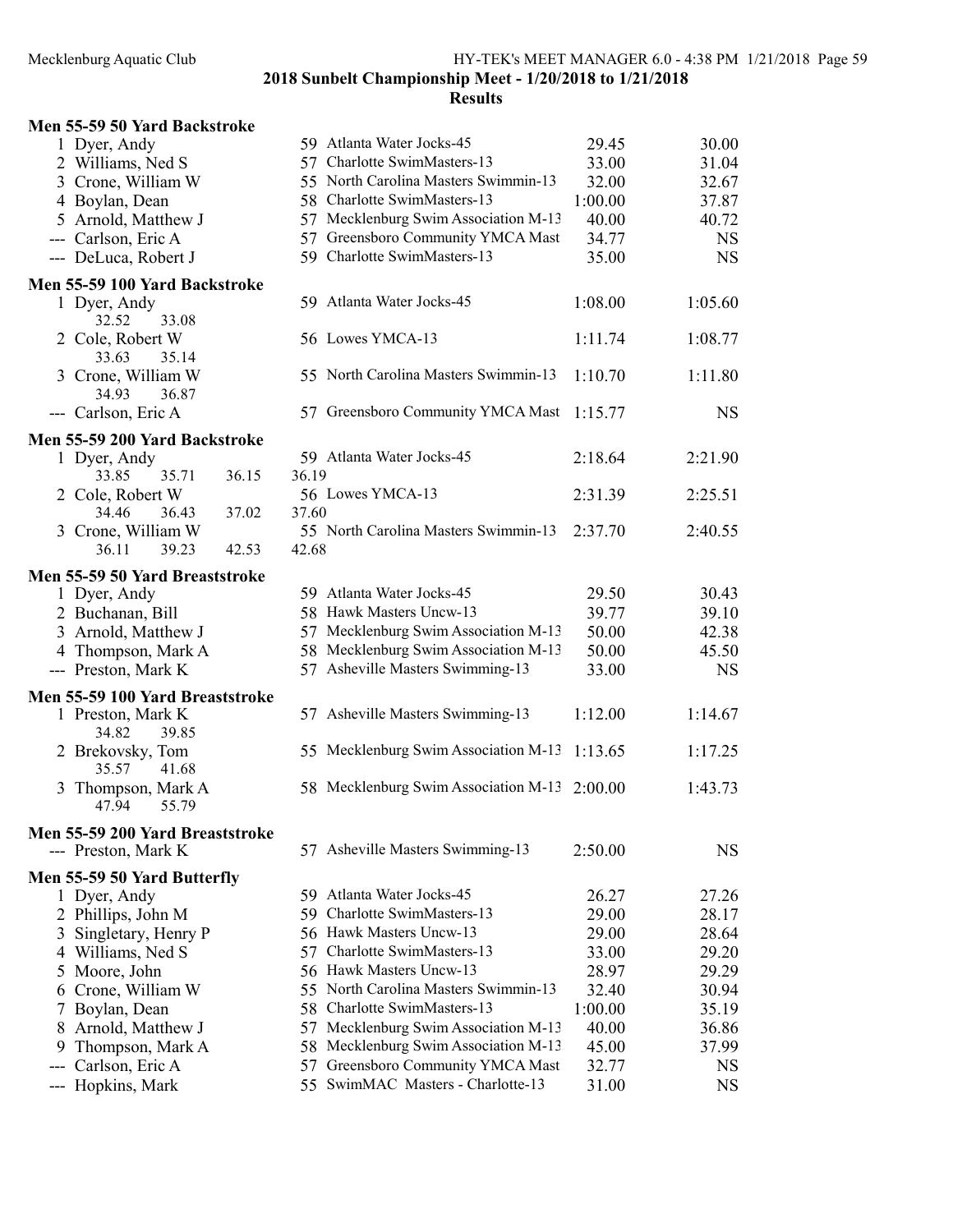**2018 Sunbelt Championship Meet - 1/20/2018 to 1/21/2018**

**Results**

### Men 55-59 50 Yard Backstroke

| Place | Name | Age | Team | Seed Time | Finals Time |
|---|---|---|---|---|---|
| 1 | Dyer, Andy | 59 | Atlanta Water Jocks-45 | 29.45 | 30.00 |
| 2 | Williams, Ned S | 57 | Charlotte SwimMasters-13 | 33.00 | 31.04 |
| 3 | Crone, William W | 55 | North Carolina Masters Swimmin-13 | 32.00 | 32.67 |
| 4 | Boylan, Dean | 58 | Charlotte SwimMasters-13 | 1:00.00 | 37.87 |
| 5 | Arnold, Matthew J | 57 | Mecklenburg Swim Association M-13 | 40.00 | 40.72 |
| --- | Carlson, Eric A | 57 | Greensboro Community YMCA Mast | 34.77 | NS |
| --- | DeLuca, Robert J | 59 | Charlotte SwimMasters-13 | 35.00 | NS |

### Men 55-59 100 Yard Backstroke

| Place | Name | Age | Team | Seed Time | Finals Time |
|---|---|---|---|---|---|
| 1 | Dyer, Andy | 59 | Atlanta Water Jocks-45 | 1:08.00 | 1:05.60 |
| | 32.52 33.08 | | | | |
| 2 | Cole, Robert W | 56 | Lowes YMCA-13 | 1:11.74 | 1:08.77 |
| | 33.63 35.14 | | | | |
| 3 | Crone, William W | 55 | North Carolina Masters Swimmin-13 | 1:10.70 | 1:11.80 |
| | 34.93 36.87 | | | | |
| --- | Carlson, Eric A | 57 | Greensboro Community YMCA Mast | 1:15.77 | NS |

### Men 55-59 200 Yard Backstroke

| Place | Name | Age | Team | Seed Time | Finals Time |
|---|---|---|---|---|---|
| 1 | Dyer, Andy | 59 | Atlanta Water Jocks-45 | 2:18.64 | 2:21.90 |
| | 33.85 35.71 36.15 36.19 | | | | |
| 2 | Cole, Robert W | 56 | Lowes YMCA-13 | 2:31.39 | 2:25.51 |
| | 34.46 36.43 37.02 37.60 | | | | |
| 3 | Crone, William W | 55 | North Carolina Masters Swimmin-13 | 2:37.70 | 2:40.55 |
| | 36.11 39.23 42.53 42.68 | | | | |

### Men 55-59 50 Yard Breaststroke

| Place | Name | Age | Team | Seed Time | Finals Time |
|---|---|---|---|---|---|
| 1 | Dyer, Andy | 59 | Atlanta Water Jocks-45 | 29.50 | 30.43 |
| 2 | Buchanan, Bill | 58 | Hawk Masters Uncw-13 | 39.77 | 39.10 |
| 3 | Arnold, Matthew J | 57 | Mecklenburg Swim Association M-13 | 50.00 | 42.38 |
| 4 | Thompson, Mark A | 58 | Mecklenburg Swim Association M-13 | 50.00 | 45.50 |
| --- | Preston, Mark K | 57 | Asheville Masters Swimming-13 | 33.00 | NS |

### Men 55-59 100 Yard Breaststroke

| Place | Name | Age | Team | Seed Time | Finals Time |
|---|---|---|---|---|---|
| 1 | Preston, Mark K | 57 | Asheville Masters Swimming-13 | 1:12.00 | 1:14.67 |
| | 34.82 39.85 | | | | |
| 2 | Brekovsky, Tom | 55 | Mecklenburg Swim Association M-13 | 1:13.65 | 1:17.25 |
| | 35.57 41.68 | | | | |
| 3 | Thompson, Mark A | 58 | Mecklenburg Swim Association M-13 | 2:00.00 | 1:43.73 |
| | 47.94 55.79 | | | | |

### Men 55-59 200 Yard Breaststroke

| Place | Name | Age | Team | Seed Time | Finals Time |
|---|---|---|---|---|---|
| --- | Preston, Mark K | 57 | Asheville Masters Swimming-13 | 2:50.00 | NS |

### Men 55-59 50 Yard Butterfly

| Place | Name | Age | Team | Seed Time | Finals Time |
|---|---|---|---|---|---|
| 1 | Dyer, Andy | 59 | Atlanta Water Jocks-45 | 26.27 | 27.26 |
| 2 | Phillips, John M | 59 | Charlotte SwimMasters-13 | 29.00 | 28.17 |
| 3 | Singletary, Henry P | 56 | Hawk Masters Uncw-13 | 29.00 | 28.64 |
| 4 | Williams, Ned S | 57 | Charlotte SwimMasters-13 | 33.00 | 29.20 |
| 5 | Moore, John | 56 | Hawk Masters Uncw-13 | 28.97 | 29.29 |
| 6 | Crone, William W | 55 | North Carolina Masters Swimmin-13 | 32.40 | 30.94 |
| 7 | Boylan, Dean | 58 | Charlotte SwimMasters-13 | 1:00.00 | 35.19 |
| 8 | Arnold, Matthew J | 57 | Mecklenburg Swim Association M-13 | 40.00 | 36.86 |
| 9 | Thompson, Mark A | 58 | Mecklenburg Swim Association M-13 | 45.00 | 37.99 |
| --- | Carlson, Eric A | 57 | Greensboro Community YMCA Mast | 32.77 | NS |
| --- | Hopkins, Mark | 55 | SwimMAC Masters - Charlotte-13 | 31.00 | NS |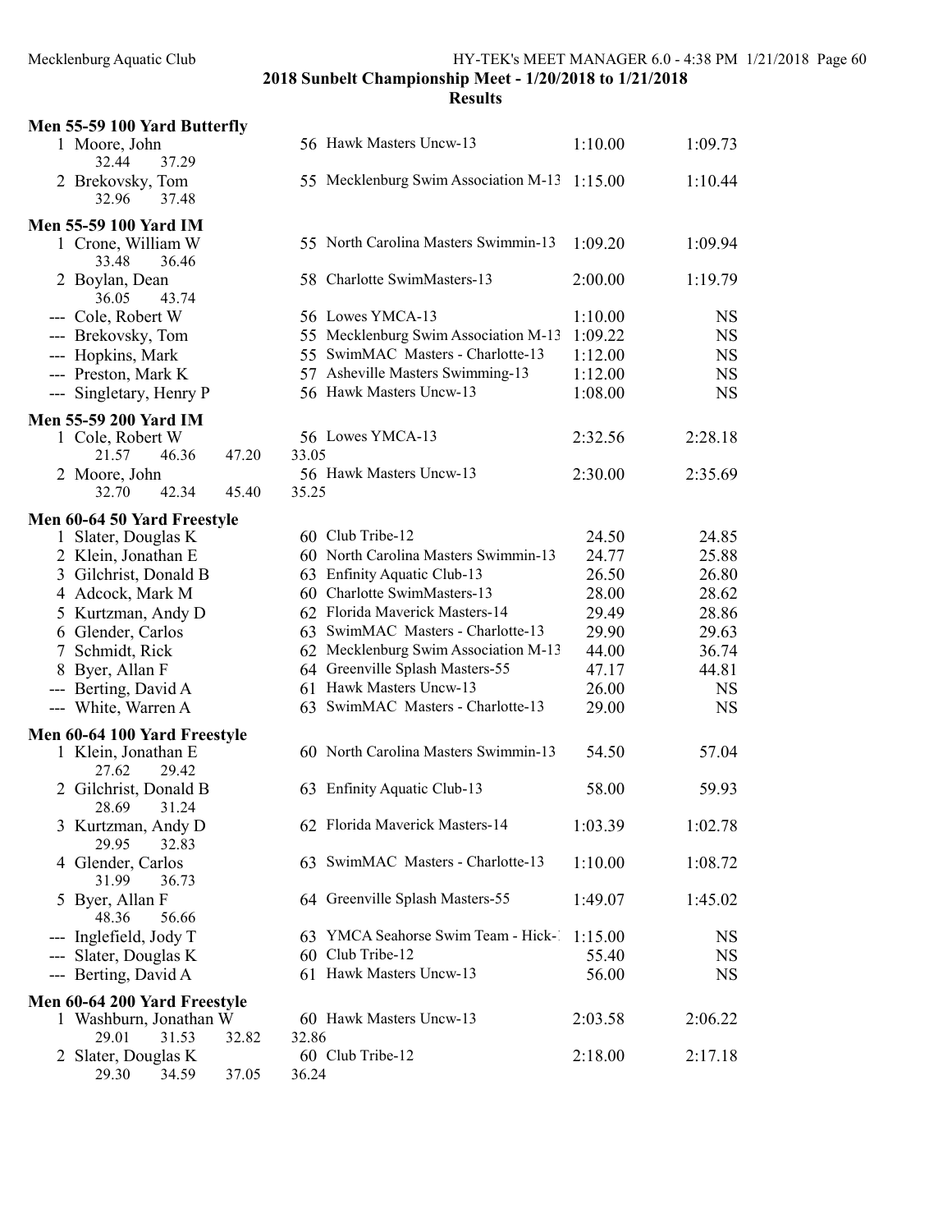2018 Sunbelt Championship Meet - 1/20/2018 to 1/21/2018

**Results**

### Men 55-59 100 Yard Butterfly

| Place | Name | Age | Team | Seed Time | Finals Time |
|---|---|---|---|---|---|
| 1 | Moore, John | 56 | Hawk Masters Uncw-13 | 1:10.00 | 1:09.73 |
| | 32.44 37.29 | | | | |
| 2 | Brekovsky, Tom | 55 | Mecklenburg Swim Association M-13 | 1:15.00 | 1:10.44 |
| | 32.96 37.48 | | | | |

### Men 55-59 100 Yard IM

| Place | Name | Age | Team | Seed Time | Finals Time |
|---|---|---|---|---|---|
| 1 | Crone, William W | 55 | North Carolina Masters Swimmin-13 | 1:09.20 | 1:09.94 |
| | 33.48 36.46 | | | | |
| 2 | Boylan, Dean | 58 | Charlotte SwimMasters-13 | 2:00.00 | 1:19.79 |
| | 36.05 43.74 | | | | |
| --- | Cole, Robert W | 56 | Lowes YMCA-13 | 1:10.00 | NS |
| --- | Brekovsky, Tom | 55 | Mecklenburg Swim Association M-13 | 1:09.22 | NS |
| --- | Hopkins, Mark | 55 | SwimMAC Masters - Charlotte-13 | 1:12.00 | NS |
| --- | Preston, Mark K | 57 | Asheville Masters Swimming-13 | 1:12.00 | NS |
| --- | Singletary, Henry P | 56 | Hawk Masters Uncw-13 | 1:08.00 | NS |

### Men 55-59 200 Yard IM

| Place | Name | Age | Team | Seed Time | Finals Time |
|---|---|---|---|---|---|
| 1 | Cole, Robert W | 56 | Lowes YMCA-13 | 2:32.56 | 2:28.18 |
| | 21.57 46.36 47.20 33.05 | | | | |
| 2 | Moore, John | 56 | Hawk Masters Uncw-13 | 2:30.00 | 2:35.69 |
| | 32.70 42.34 45.40 35.25 | | | | |

### Men 60-64 50 Yard Freestyle

| Place | Name | Age | Team | Seed Time | Finals Time |
|---|---|---|---|---|---|
| 1 | Slater, Douglas K | 60 | Club Tribe-12 | 24.50 | 24.85 |
| 2 | Klein, Jonathan E | 60 | North Carolina Masters Swimmin-13 | 24.77 | 25.88 |
| 3 | Gilchrist, Donald B | 63 | Enfinity Aquatic Club-13 | 26.50 | 26.80 |
| 4 | Adcock, Mark M | 60 | Charlotte SwimMasters-13 | 28.00 | 28.62 |
| 5 | Kurtzman, Andy D | 62 | Florida Maverick Masters-14 | 29.49 | 28.86 |
| 6 | Glender, Carlos | 63 | SwimMAC Masters - Charlotte-13 | 29.90 | 29.63 |
| 7 | Schmidt, Rick | 62 | Mecklenburg Swim Association M-13 | 44.00 | 36.74 |
| 8 | Byer, Allan F | 64 | Greenville Splash Masters-55 | 47.17 | 44.81 |
| --- | Berting, David A | 61 | Hawk Masters Uncw-13 | 26.00 | NS |
| --- | White, Warren A | 63 | SwimMAC Masters - Charlotte-13 | 29.00 | NS |

### Men 60-64 100 Yard Freestyle

| Place | Name | Age | Team | Seed Time | Finals Time |
|---|---|---|---|---|---|
| 1 | Klein, Jonathan E | 60 | North Carolina Masters Swimmin-13 | 54.50 | 57.04 |
| | 27.62 29.42 | | | | |
| 2 | Gilchrist, Donald B | 63 | Enfinity Aquatic Club-13 | 58.00 | 59.93 |
| | 28.69 31.24 | | | | |
| 3 | Kurtzman, Andy D | 62 | Florida Maverick Masters-14 | 1:03.39 | 1:02.78 |
| | 29.95 32.83 | | | | |
| 4 | Glender, Carlos | 63 | SwimMAC Masters - Charlotte-13 | 1:10.00 | 1:08.72 |
| | 31.99 36.73 | | | | |
| 5 | Byer, Allan F | 64 | Greenville Splash Masters-55 | 1:49.07 | 1:45.02 |
| | 48.36 56.66 | | | | |
| --- | Inglefield, Jody T | 63 | YMCA Seahorse Swim Team - Hick-1 | 1:15.00 | NS |
| --- | Slater, Douglas K | 60 | Club Tribe-12 | 55.40 | NS |
| --- | Berting, David A | 61 | Hawk Masters Uncw-13 | 56.00 | NS |

### Men 60-64 200 Yard Freestyle

| Place | Name | Age | Team | Seed Time | Finals Time |
|---|---|---|---|---|---|
| 1 | Washburn, Jonathan W | 60 | Hawk Masters Uncw-13 | 2:03.58 | 2:06.22 |
| | 29.01 31.53 32.82 32.86 | | | | |
| 2 | Slater, Douglas K | 60 | Club Tribe-12 | 2:18.00 | 2:17.18 |
| | 29.30 34.59 37.05 36.24 | | | | |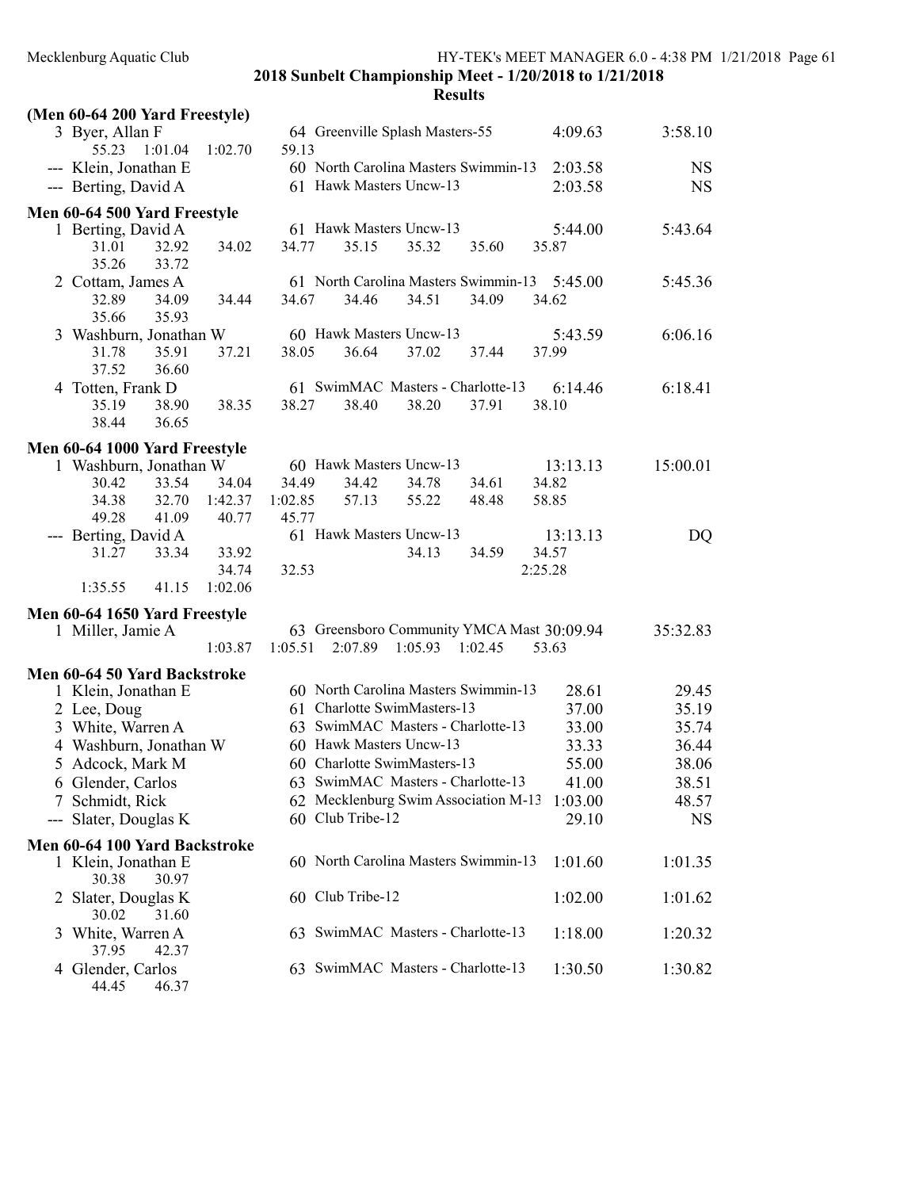**2018 Sunbelt Championship Meet - 1/20/2018 to 1/21/2018**

**Results**

### (Men 60-64 200 Yard Freestyle)

| Place | Name | Age | Team | Seed Time | Finals Time |
|---|---|---|---|---|---|
| 3 | Byer, Allan F | 64 | Greenville Splash Masters-55 | 4:09.63 | 3:58.10 |
| | 55.23 1:01.04 1:02.70 59.13 | | | | |
| --- | Klein, Jonathan E | 60 | North Carolina Masters Swimmin-13 | 2:03.58 | NS |
| --- | Berting, David A | 61 | Hawk Masters Uncw-13 | 2:03.58 | NS |

### Men 60-64 500 Yard Freestyle

| Place | Name | Age | Team | Seed Time | Finals Time |
|---|---|---|---|---|---|
| 1 | Berting, David A | 61 | Hawk Masters Uncw-13 | 5:44.00 | 5:43.64 |
| | 31.01 32.92 34.02 34.77 35.15 35.32 35.60 35.87 35.26 33.72 | | | | |
| 2 | Cottam, James A | 61 | North Carolina Masters Swimmin-13 | 5:45.00 | 5:45.36 |
| | 32.89 34.09 34.44 34.67 34.46 34.51 34.09 34.62 35.66 35.93 | | | | |
| 3 | Washburn, Jonathan W | 60 | Hawk Masters Uncw-13 | 5:43.59 | 6:06.16 |
| | 31.78 35.91 37.21 38.05 36.64 37.02 37.44 37.99 37.52 36.60 | | | | |
| 4 | Totten, Frank D | 61 | SwimMAC Masters - Charlotte-13 | 6:14.46 | 6:18.41 |
| | 35.19 38.90 38.35 38.27 38.40 38.20 37.91 38.10 38.44 36.65 | | | | |

### Men 60-64 1000 Yard Freestyle

| Place | Name | Age | Team | Seed Time | Finals Time |
|---|---|---|---|---|---|
| 1 | Washburn, Jonathan W | 60 | Hawk Masters Uncw-13 | 13:13.13 | 15:00.01 |
| | 30.42 33.54 34.04 34.49 34.42 34.78 34.61 34.82 34.38 32.70 1:42.37 1:02.85 57.13 55.22 48.48 58.85 49.28 41.09 40.77 45.77 | | | | |
| --- | Berting, David A | 61 | Hawk Masters Uncw-13 | 13:13.13 | DQ |
| | 31.27 33.34 33.92 34.13 34.59 34.57 34.74 32.53 2:25.28 1:35.55 41.15 1:02.06 | | | | |

### Men 60-64 1650 Yard Freestyle

| Place | Name | Age | Team | Seed Time | Finals Time |
|---|---|---|---|---|---|
| 1 | Miller, Jamie A | 63 | Greensboro Community YMCA Mast | 30:09.94 | 35:32.83 |
| | 1:03.87 1:05.51 2:07.89 1:05.93 1:02.45 53.63 | | | | |

### Men 60-64 50 Yard Backstroke

| Place | Name | Age | Team | Seed Time | Finals Time |
|---|---|---|---|---|---|
| 1 | Klein, Jonathan E | 60 | North Carolina Masters Swimmin-13 | 28.61 | 29.45 |
| 2 | Lee, Doug | 61 | Charlotte SwimMasters-13 | 37.00 | 35.19 |
| 3 | White, Warren A | 63 | SwimMAC Masters - Charlotte-13 | 33.00 | 35.74 |
| 4 | Washburn, Jonathan W | 60 | Hawk Masters Uncw-13 | 33.33 | 36.44 |
| 5 | Adcock, Mark M | 60 | Charlotte SwimMasters-13 | 55.00 | 38.06 |
| 6 | Glender, Carlos | 63 | SwimMAC Masters - Charlotte-13 | 41.00 | 38.51 |
| 7 | Schmidt, Rick | 62 | Mecklenburg Swim Association M-13 | 1:03.00 | 48.57 |
| --- | Slater, Douglas K | 60 | Club Tribe-12 | 29.10 | NS |

### Men 60-64 100 Yard Backstroke

| Place | Name | Age | Team | Seed Time | Finals Time |
|---|---|---|---|---|---|
| 1 | Klein, Jonathan E | 60 | North Carolina Masters Swimmin-13 | 1:01.60 | 1:01.35 |
| | 30.38 30.97 | | | | |
| 2 | Slater, Douglas K | 60 | Club Tribe-12 | 1:02.00 | 1:01.62 |
| | 30.02 31.60 | | | | |
| 3 | White, Warren A | 63 | SwimMAC Masters - Charlotte-13 | 1:18.00 | 1:20.32 |
| | 37.95 42.37 | | | | |
| 4 | Glender, Carlos | 63 | SwimMAC Masters - Charlotte-13 | 1:30.50 | 1:30.82 |
| | 44.45 46.37 | | | | |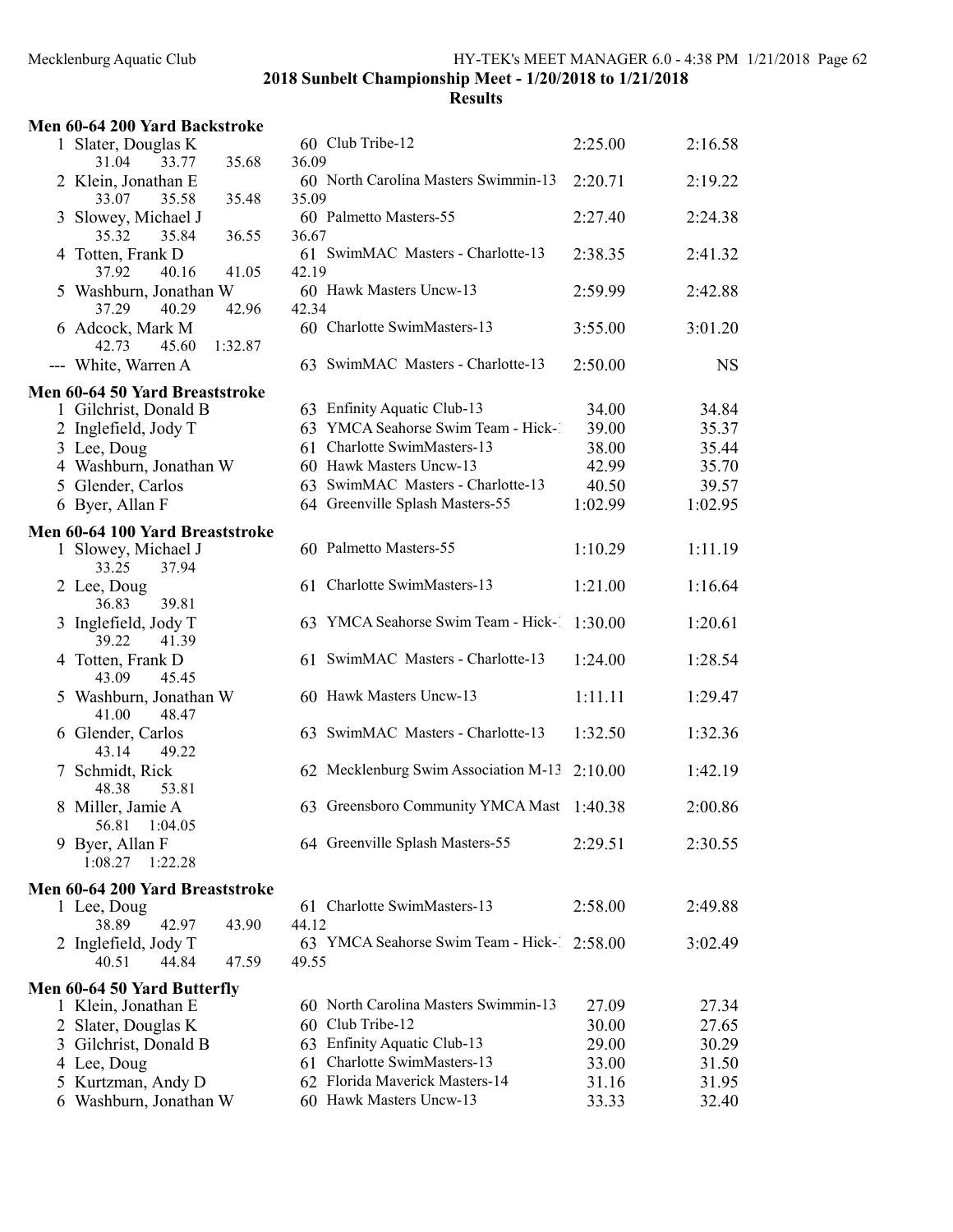## 2018 Sunbelt Championship Meet - 1/20/2018 to 1/21/2018

### Results

**Men 60-64 200 Yard Backstroke**

| Place | Name | Age | Team | Seed Time | Finals Time |
|---|---|---|---|---|---|
| 1 | Slater, Douglas K | 60 | Club Tribe-12 | 2:25.00 | 2:16.58 |
| | 31.04 33.77 35.68 36.09 | | | | |
| 2 | Klein, Jonathan E | 60 | North Carolina Masters Swimmin-13 | 2:20.71 | 2:19.22 |
| | 33.07 35.58 35.48 35.09 | | | | |
| 3 | Slowey, Michael J | 60 | Palmetto Masters-55 | 2:27.40 | 2:24.38 |
| | 35.32 35.84 36.55 36.67 | | | | |
| 4 | Totten, Frank D | 61 | SwimMAC Masters - Charlotte-13 | 2:38.35 | 2:41.32 |
| | 37.92 40.16 41.05 42.19 | | | | |
| 5 | Washburn, Jonathan W | 60 | Hawk Masters Uncw-13 | 2:59.99 | 2:42.88 |
| | 37.29 40.29 42.96 42.34 | | | | |
| 6 | Adcock, Mark M | 60 | Charlotte SwimMasters-13 | 3:55.00 | 3:01.20 |
| | 42.73 45.60 1:32.87 | | | | |
| --- | White, Warren A | 63 | SwimMAC Masters - Charlotte-13 | 2:50.00 | NS |

**Men 60-64 50 Yard Breaststroke**

| Place | Name | Age | Team | Seed Time | Finals Time |
|---|---|---|---|---|---|
| 1 | Gilchrist, Donald B | 63 | Enfinity Aquatic Club-13 | 34.00 | 34.84 |
| 2 | Inglefield, Jody T | 63 | YMCA Seahorse Swim Team - Hick-1 | 39.00 | 35.37 |
| 3 | Lee, Doug | 61 | Charlotte SwimMasters-13 | 38.00 | 35.44 |
| 4 | Washburn, Jonathan W | 60 | Hawk Masters Uncw-13 | 42.99 | 35.70 |
| 5 | Glender, Carlos | 63 | SwimMAC Masters - Charlotte-13 | 40.50 | 39.57 |
| 6 | Byer, Allan F | 64 | Greenville Splash Masters-55 | 1:02.99 | 1:02.95 |

**Men 60-64 100 Yard Breaststroke**

| Place | Name | Age | Team | Seed Time | Finals Time |
|---|---|---|---|---|---|
| 1 | Slowey, Michael J | 60 | Palmetto Masters-55 | 1:10.29 | 1:11.19 |
| | 33.25 37.94 | | | | |
| 2 | Lee, Doug | 61 | Charlotte SwimMasters-13 | 1:21.00 | 1:16.64 |
| | 36.83 39.81 | | | | |
| 3 | Inglefield, Jody T | 63 | YMCA Seahorse Swim Team - Hick-1 | 1:30.00 | 1:20.61 |
| | 39.22 41.39 | | | | |
| 4 | Totten, Frank D | 61 | SwimMAC Masters - Charlotte-13 | 1:24.00 | 1:28.54 |
| | 43.09 45.45 | | | | |
| 5 | Washburn, Jonathan W | 60 | Hawk Masters Uncw-13 | 1:11.11 | 1:29.47 |
| | 41.00 48.47 | | | | |
| 6 | Glender, Carlos | 63 | SwimMAC Masters - Charlotte-13 | 1:32.50 | 1:32.36 |
| | 43.14 49.22 | | | | |
| 7 | Schmidt, Rick | 62 | Mecklenburg Swim Association M-13 | 2:10.00 | 1:42.19 |
| | 48.38 53.81 | | | | |
| 8 | Miller, Jamie A | 63 | Greensboro Community YMCA Mast | 1:40.38 | 2:00.86 |
| | 56.81 1:04.05 | | | | |
| 9 | Byer, Allan F | 64 | Greenville Splash Masters-55 | 2:29.51 | 2:30.55 |
| | 1:08.27 1:22.28 | | | | |

**Men 60-64 200 Yard Breaststroke**

| Place | Name | Age | Team | Seed Time | Finals Time |
|---|---|---|---|---|---|
| 1 | Lee, Doug | 61 | Charlotte SwimMasters-13 | 2:58.00 | 2:49.88 |
| | 38.89 42.97 43.90 44.12 | | | | |
| 2 | Inglefield, Jody T | 63 | YMCA Seahorse Swim Team - Hick-1 | 2:58.00 | 3:02.49 |
| | 40.51 44.84 47.59 49.55 | | | | |

**Men 60-64 50 Yard Butterfly**

| Place | Name | Age | Team | Seed Time | Finals Time |
|---|---|---|---|---|---|
| 1 | Klein, Jonathan E | 60 | North Carolina Masters Swimmin-13 | 27.09 | 27.34 |
| 2 | Slater, Douglas K | 60 | Club Tribe-12 | 30.00 | 27.65 |
| 3 | Gilchrist, Donald B | 63 | Enfinity Aquatic Club-13 | 29.00 | 30.29 |
| 4 | Lee, Doug | 61 | Charlotte SwimMasters-13 | 33.00 | 31.50 |
| 5 | Kurtzman, Andy D | 62 | Florida Maverick Masters-14 | 31.16 | 31.95 |
| 6 | Washburn, Jonathan W | 60 | Hawk Masters Uncw-13 | 33.33 | 32.40 |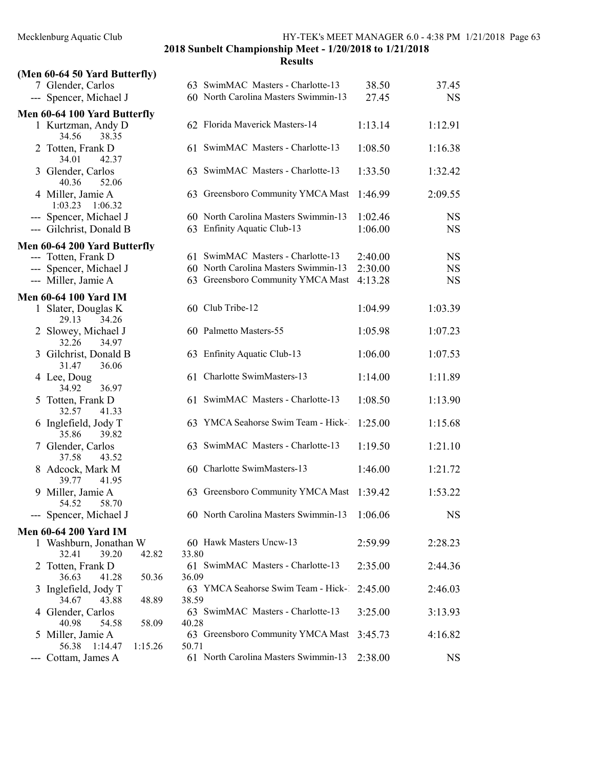**2018 Sunbelt Championship Meet - 1/20/2018 to 1/21/2018**

**Results**

### (Men 60-64 50 Yard Butterfly)

| Place | Name | Age | Team | Seed Time | Finals Time |
|---|---|---|---|---|---|
| 7 | Glender, Carlos | 63 | SwimMAC Masters - Charlotte-13 | 38.50 | 37.45 |
| --- | Spencer, Michael J | 60 | North Carolina Masters Swimmin-13 | 27.45 | NS |

### Men 60-64 100 Yard Butterfly

| Place | Name | Age | Team | Seed Time | Finals Time |
|---|---|---|---|---|---|
| 1 | Kurtzman, Andy D | 62 | Florida Maverick Masters-14 | 1:13.14 | 1:12.91 |
| | 34.56 38.35 | | | | |
| 2 | Totten, Frank D | 61 | SwimMAC Masters - Charlotte-13 | 1:08.50 | 1:16.38 |
| | 34.01 42.37 | | | | |
| 3 | Glender, Carlos | 63 | SwimMAC Masters - Charlotte-13 | 1:33.50 | 1:32.42 |
| | 40.36 52.06 | | | | |
| 4 | Miller, Jamie A | 63 | Greensboro Community YMCA Mast | 1:46.99 | 2:09.55 |
| | 1:03.23 1:06.32 | | | | |
| --- | Spencer, Michael J | 60 | North Carolina Masters Swimmin-13 | 1:02.46 | NS |
| --- | Gilchrist, Donald B | 63 | Enfinity Aquatic Club-13 | 1:06.00 | NS |

### Men 60-64 200 Yard Butterfly

| Place | Name | Age | Team | Seed Time | Finals Time |
|---|---|---|---|---|---|
| --- | Totten, Frank D | 61 | SwimMAC Masters - Charlotte-13 | 2:40.00 | NS |
| --- | Spencer, Michael J | 60 | North Carolina Masters Swimmin-13 | 2:30.00 | NS |
| --- | Miller, Jamie A | 63 | Greensboro Community YMCA Mast | 4:13.28 | NS |

### Men 60-64 100 Yard IM

| Place | Name | Age | Team | Seed Time | Finals Time |
|---|---|---|---|---|---|
| 1 | Slater, Douglas K | 60 | Club Tribe-12 | 1:04.99 | 1:03.39 |
| | 29.13 34.26 | | | | |
| 2 | Slowey, Michael J | 60 | Palmetto Masters-55 | 1:05.98 | 1:07.23 |
| | 32.26 34.97 | | | | |
| 3 | Gilchrist, Donald B | 63 | Enfinity Aquatic Club-13 | 1:06.00 | 1:07.53 |
| | 31.47 36.06 | | | | |
| 4 | Lee, Doug | 61 | Charlotte SwimMasters-13 | 1:14.00 | 1:11.89 |
| | 34.92 36.97 | | | | |
| 5 | Totten, Frank D | 61 | SwimMAC Masters - Charlotte-13 | 1:08.50 | 1:13.90 |
| | 32.57 41.33 | | | | |
| 6 | Inglefield, Jody T | 63 | YMCA Seahorse Swim Team - Hick-1 | 1:25.00 | 1:15.68 |
| | 35.86 39.82 | | | | |
| 7 | Glender, Carlos | 63 | SwimMAC Masters - Charlotte-13 | 1:19.50 | 1:21.10 |
| | 37.58 43.52 | | | | |
| 8 | Adcock, Mark M | 60 | Charlotte SwimMasters-13 | 1:46.00 | 1:21.72 |
| | 39.77 41.95 | | | | |
| 9 | Miller, Jamie A | 63 | Greensboro Community YMCA Mast | 1:39.42 | 1:53.22 |
| | 54.52 58.70 | | | | |
| --- | Spencer, Michael J | 60 | North Carolina Masters Swimmin-13 | 1:06.06 | NS |

### Men 60-64 200 Yard IM

| Place | Name | Age | Team | Seed Time | Finals Time |
|---|---|---|---|---|---|
| 1 | Washburn, Jonathan W | 60 | Hawk Masters Uncw-13 | 2:59.99 | 2:28.23 |
| | 32.41 39.20 42.82 33.80 | | | | |
| 2 | Totten, Frank D | 61 | SwimMAC Masters - Charlotte-13 | 2:35.00 | 2:44.36 |
| | 36.63 41.28 50.36 36.09 | | | | |
| 3 | Inglefield, Jody T | 63 | YMCA Seahorse Swim Team - Hick-1 | 2:45.00 | 2:46.03 |
| | 34.67 43.88 48.89 38.59 | | | | |
| 4 | Glender, Carlos | 63 | SwimMAC Masters - Charlotte-13 | 3:25.00 | 3:13.93 |
| | 40.98 54.58 58.09 40.28 | | | | |
| 5 | Miller, Jamie A | 63 | Greensboro Community YMCA Mast | 3:45.73 | 4:16.82 |
| | 56.38 1:14.47 1:15.26 50.71 | | | | |
| --- | Cottam, James A | 61 | North Carolina Masters Swimmin-13 | 2:38.00 | NS |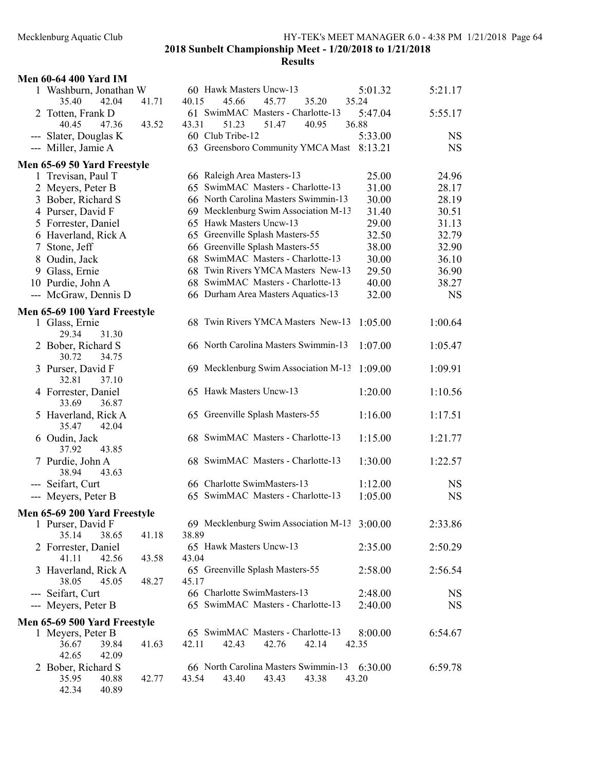## 2018 Sunbelt Championship Meet - 1/20/2018 to 1/21/2018

### Results

#### Men 60-64 400 Yard IM

| Place | Name | Age | Team | Seed Time | Finals Time |
|---|---|---|---|---|---|
| 1 | Washburn, Jonathan W | 60 | Hawk Masters Uncw-13 | 5:01.32 | 5:21.17 |
| | 35.40 42.04 41.71 40.15 45.66 45.77 35.20 35.24 | | | | |
| 2 | Totten, Frank D | 61 | SwimMAC Masters - Charlotte-13 | 5:47.04 | 5:55.17 |
| | 40.45 47.36 43.52 43.31 51.23 51.47 40.95 36.88 | | | | |
| --- | Slater, Douglas K | 60 | Club Tribe-12 | 5:33.00 | NS |
| --- | Miller, Jamie A | 63 | Greensboro Community YMCA Mast | 8:13.21 | NS |

#### Men 65-69 50 Yard Freestyle

| Place | Name | Age | Team | Seed Time | Finals Time |
|---|---|---|---|---|---|
| 1 | Trevisan, Paul T | 66 | Raleigh Area Masters-13 | 25.00 | 24.96 |
| 2 | Meyers, Peter B | 65 | SwimMAC Masters - Charlotte-13 | 31.00 | 28.17 |
| 3 | Bober, Richard S | 66 | North Carolina Masters Swimmin-13 | 30.00 | 28.19 |
| 4 | Purser, David F | 69 | Mecklenburg Swim Association M-13 | 31.40 | 30.51 |
| 5 | Forrester, Daniel | 65 | Hawk Masters Uncw-13 | 29.00 | 31.13 |
| 6 | Haverland, Rick A | 65 | Greenville Splash Masters-55 | 32.50 | 32.79 |
| 7 | Stone, Jeff | 66 | Greenville Splash Masters-55 | 38.00 | 32.90 |
| 8 | Oudin, Jack | 68 | SwimMAC Masters - Charlotte-13 | 30.00 | 36.10 |
| 9 | Glass, Ernie | 68 | Twin Rivers YMCA Masters New-13 | 29.50 | 36.90 |
| 10 | Purdie, John A | 68 | SwimMAC Masters - Charlotte-13 | 40.00 | 38.27 |
| --- | McGraw, Dennis D | 66 | Durham Area Masters Aquatics-13 | 32.00 | NS |

#### Men 65-69 100 Yard Freestyle

| Place | Name | Age | Team | Seed Time | Finals Time |
|---|---|---|---|---|---|
| 1 | Glass, Ernie | 68 | Twin Rivers YMCA Masters New-13 | 1:05.00 | 1:00.64 |
| | 29.34 31.30 | | | | |
| 2 | Bober, Richard S | 66 | North Carolina Masters Swimmin-13 | 1:07.00 | 1:05.47 |
| | 30.72 34.75 | | | | |
| 3 | Purser, David F | 69 | Mecklenburg Swim Association M-13 | 1:09.00 | 1:09.91 |
| | 32.81 37.10 | | | | |
| 4 | Forrester, Daniel | 65 | Hawk Masters Uncw-13 | 1:20.00 | 1:10.56 |
| | 33.69 36.87 | | | | |
| 5 | Haverland, Rick A | 65 | Greenville Splash Masters-55 | 1:16.00 | 1:17.51 |
| | 35.47 42.04 | | | | |
| 6 | Oudin, Jack | 68 | SwimMAC Masters - Charlotte-13 | 1:15.00 | 1:21.77 |
| | 37.92 43.85 | | | | |
| 7 | Purdie, John A | 68 | SwimMAC Masters - Charlotte-13 | 1:30.00 | 1:22.57 |
| | 38.94 43.63 | | | | |
| --- | Seifart, Curt | 66 | Charlotte SwimMasters-13 | 1:12.00 | NS |
| --- | Meyers, Peter B | 65 | SwimMAC Masters - Charlotte-13 | 1:05.00 | NS |

#### Men 65-69 200 Yard Freestyle

| Place | Name | Age | Team | Seed Time | Finals Time |
|---|---|---|---|---|---|
| 1 | Purser, David F | 69 | Mecklenburg Swim Association M-13 | 3:00.00 | 2:33.86 |
| | 35.14 38.65 41.18 38.89 | | | | |
| 2 | Forrester, Daniel | 65 | Hawk Masters Uncw-13 | 2:35.00 | 2:50.29 |
| | 41.11 42.56 43.58 43.04 | | | | |
| 3 | Haverland, Rick A | 65 | Greenville Splash Masters-55 | 2:58.00 | 2:56.54 |
| | 38.05 45.05 48.27 45.17 | | | | |
| --- | Seifart, Curt | 66 | Charlotte SwimMasters-13 | 2:48.00 | NS |
| --- | Meyers, Peter B | 65 | SwimMAC Masters - Charlotte-13 | 2:40.00 | NS |

#### Men 65-69 500 Yard Freestyle

| Place | Name | Age | Team | Seed Time | Finals Time |
|---|---|---|---|---|---|
| 1 | Meyers, Peter B | 65 | SwimMAC Masters - Charlotte-13 | 8:00.00 | 6:54.67 |
| | 36.67 39.84 41.63 42.11 42.43 42.76 42.14 42.35 42.65 42.09 | | | | |
| 2 | Bober, Richard S | 66 | North Carolina Masters Swimmin-13 | 6:30.00 | 6:59.78 |
| | 35.95 40.88 42.77 43.54 43.40 43.43 43.38 43.20 42.34 40.89 | | | | |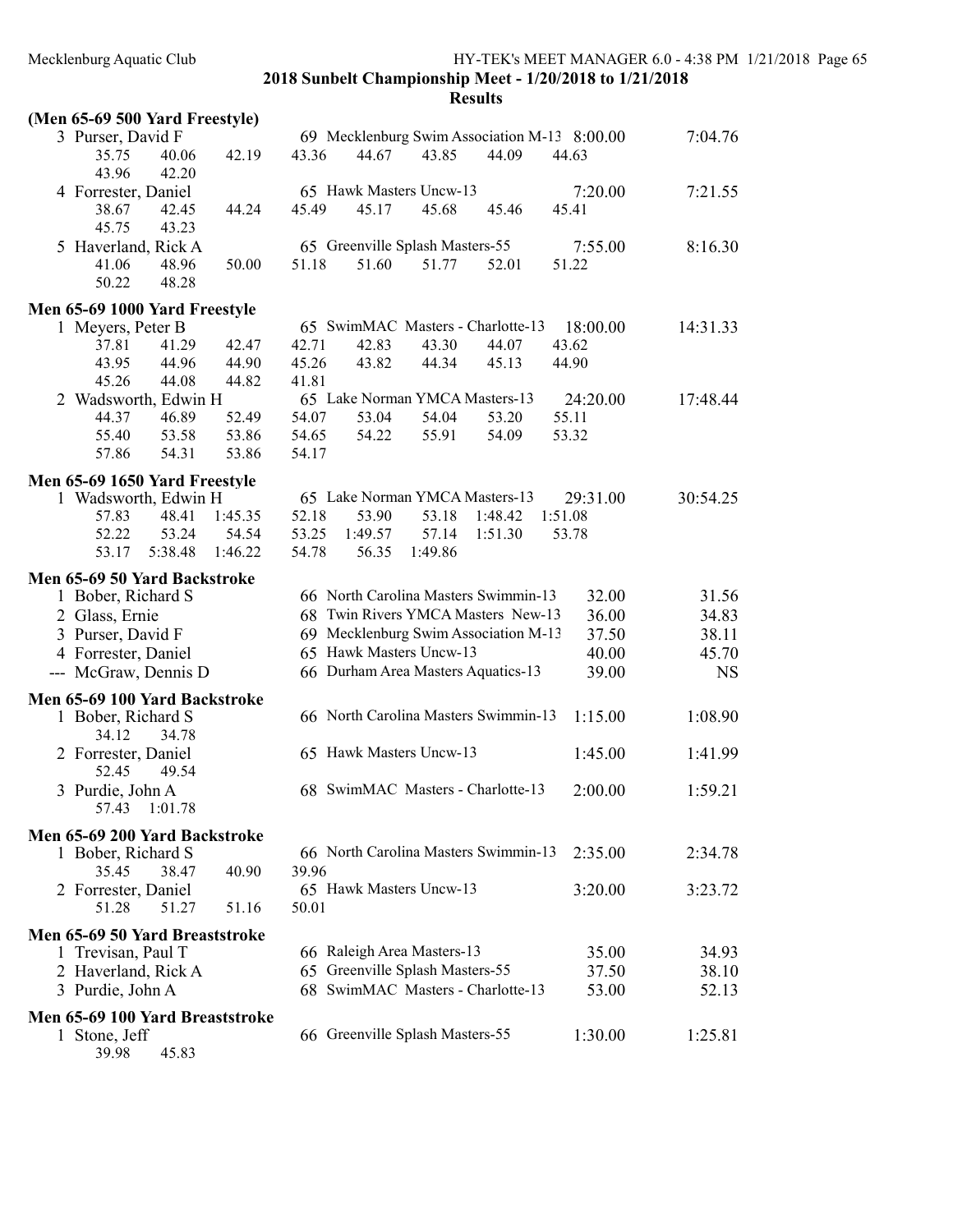**2018 Sunbelt Championship Meet - 1/20/2018 to 1/21/2018**

**Results**

### (Men 65-69 500 Yard Freestyle)

```
 3 Purser, David F              69 Mecklenburg Swim Association M-13  8:00.00     7:04.76
      35.75    40.06    42.19    43.36    44.67    43.85    44.09    44.63
      43.96    42.20
 4 Forrester, Daniel            65 Hawk Masters Uncw-13               7:20.00     7:21.55
      38.67    42.45    44.24    45.49    45.17    45.68    45.46    45.41
      45.75    43.23
 5 Haverland, Rick A            65 Greenville Splash Masters-55       7:55.00     8:16.30
      41.06    48.96    50.00    51.18    51.60    51.77    52.01    51.22
      50.22    48.28
```

### Men 65-69 1000 Yard Freestyle

```
 1 Meyers, Peter B              65 SwimMAC  Masters - Charlotte-13    18:00.00   14:31.33
      37.81    41.29    42.47    42.71    42.83    43.30    44.07    43.62
      43.95    44.96    44.90    45.26    43.82    44.34    45.13    44.90
      45.26    44.08    44.82    41.81
 2 Wadsworth, Edwin H           65 Lake Norman YMCA Masters-13        24:20.00   17:48.44
      44.37    46.89    52.49    54.07    53.04    54.04    53.20    55.11
      55.40    53.58    53.86    54.65    54.22    55.91    54.09    53.32
      57.86    54.31    53.86    54.17
```

### Men 65-69 1650 Yard Freestyle

```
 1 Wadsworth, Edwin H           65 Lake Norman YMCA Masters-13        29:31.00   30:54.25
      57.83    48.41  1:45.35    52.18    53.90    53.18  1:48.42  1:51.08
      52.22    53.24    54.54    53.25  1:49.57    57.14  1:51.30    53.78
      53.17  5:38.48  1:46.22    54.78    56.35  1:49.86
```

### Men 65-69 50 Yard Backstroke

```
 1 Bober, Richard S             66 North Carolina Masters Swimmin-13     32.00      31.56
 2 Glass, Ernie                 68 Twin Rivers YMCA Masters  New-13      36.00      34.83
 3 Purser, David F              69 Mecklenburg Swim Association M-13     37.50      38.11
 4 Forrester, Daniel            65 Hawk Masters Uncw-13                  40.00      45.70
--- McGraw, Dennis D            66 Durham Area Masters Aquatics-13       39.00         NS
```

### Men 65-69 100 Yard Backstroke

```
 1 Bober, Richard S             66 North Carolina Masters Swimmin-13   1:15.00    1:08.90
      34.12    34.78
 2 Forrester, Daniel            65 Hawk Masters Uncw-13                1:45.00    1:41.99
      52.45    49.54
 3 Purdie, John A               68 SwimMAC  Masters - Charlotte-13     2:00.00    1:59.21
      57.43  1:01.78
```

### Men 65-69 200 Yard Backstroke

```
 1 Bober, Richard S             66 North Carolina Masters Swimmin-13   2:35.00    2:34.78
      35.45    38.47    40.90    39.96
 2 Forrester, Daniel            65 Hawk Masters Uncw-13                3:20.00    3:23.72
      51.28    51.27    51.16    50.01
```

### Men 65-69 50 Yard Breaststroke

```
 1 Trevisan, Paul T             66 Raleigh Area Masters-13               35.00      34.93
 2 Haverland, Rick A            65 Greenville Splash Masters-55          37.50      38.10
 3 Purdie, John A               68 SwimMAC  Masters - Charlotte-13       53.00      52.13
```

### Men 65-69 100 Yard Breaststroke

```
 1 Stone, Jeff                  66 Greenville Splash Masters-55        1:30.00    1:25.81
      39.98    45.83
```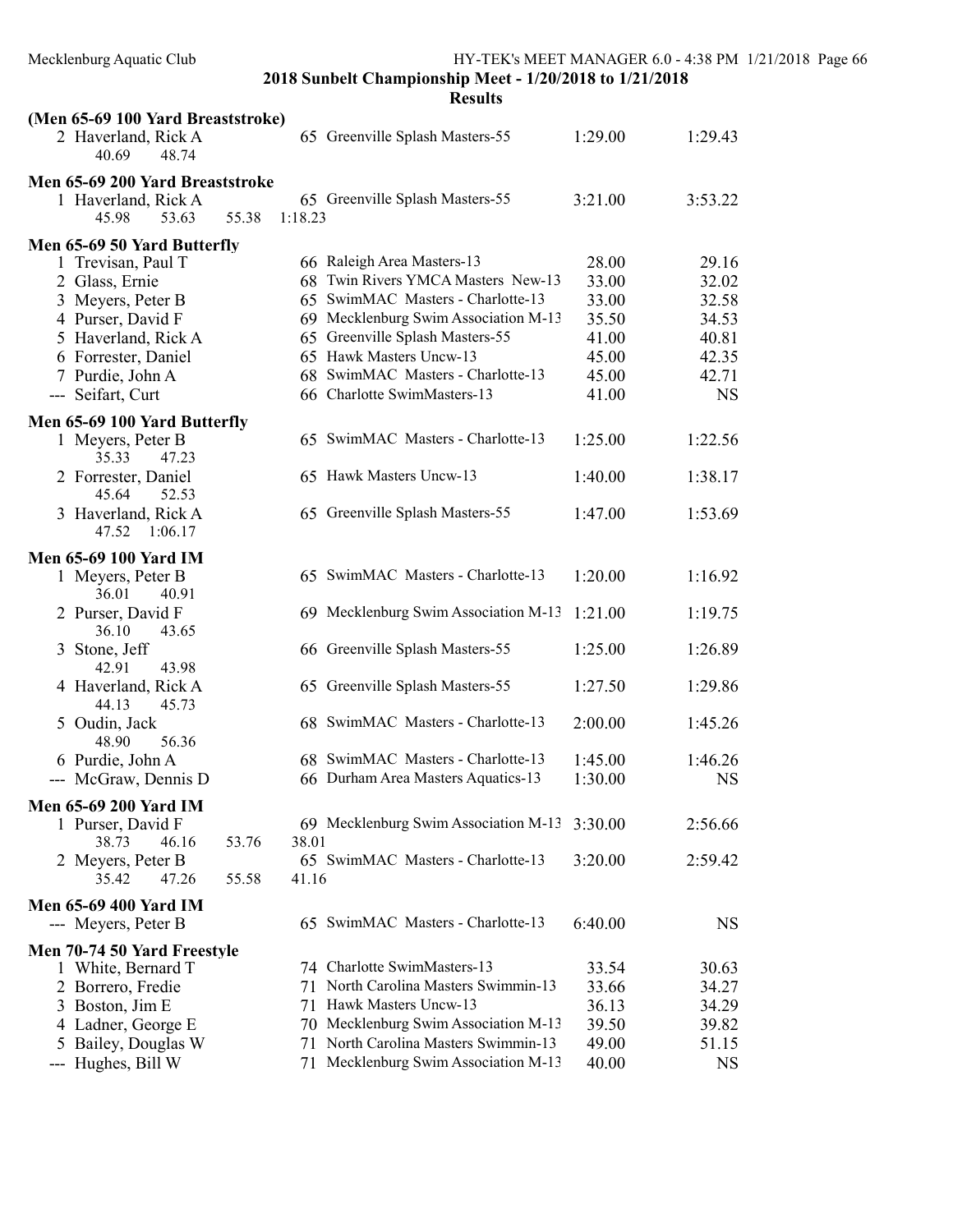**2018 Sunbelt Championship Meet - 1/20/2018 to 1/21/2018**

**Results**

### (Men 65-69 100 Yard Breaststroke)

| | Name | Age | Team | Seed Time | Finals Time |
|---|---|---|---|---|---|
| 2 | Haverland, Rick A | 65 | Greenville Splash Masters-55 | 1:29.00 | 1:29.43 |
| | 40.69 48.74 | | | | |

### Men 65-69 200 Yard Breaststroke

| | Name | Age | Team | Seed Time | Finals Time |
|---|---|---|---|---|---|
| 1 | Haverland, Rick A | 65 | Greenville Splash Masters-55 | 3:21.00 | 3:53.22 |
| | 45.98 53.63 55.38 1:18.23 | | | | |

### Men 65-69 50 Yard Butterfly

| | Name | Age | Team | Seed Time | Finals Time |
|---|---|---|---|---|---|
| 1 | Trevisan, Paul T | 66 | Raleigh Area Masters-13 | 28.00 | 29.16 |
| 2 | Glass, Ernie | 68 | Twin Rivers YMCA Masters New-13 | 33.00 | 32.02 |
| 3 | Meyers, Peter B | 65 | SwimMAC Masters - Charlotte-13 | 33.00 | 32.58 |
| 4 | Purser, David F | 69 | Mecklenburg Swim Association M-13 | 35.50 | 34.53 |
| 5 | Haverland, Rick A | 65 | Greenville Splash Masters-55 | 41.00 | 40.81 |
| 6 | Forrester, Daniel | 65 | Hawk Masters Uncw-13 | 45.00 | 42.35 |
| 7 | Purdie, John A | 68 | SwimMAC Masters - Charlotte-13 | 45.00 | 42.71 |
| --- | Seifart, Curt | 66 | Charlotte SwimMasters-13 | 41.00 | NS |

### Men 65-69 100 Yard Butterfly

| | Name | Age | Team | Seed Time | Finals Time |
|---|---|---|---|---|---|
| 1 | Meyers, Peter B | 65 | SwimMAC Masters - Charlotte-13 | 1:25.00 | 1:22.56 |
| | 35.33 47.23 | | | | |
| 2 | Forrester, Daniel | 65 | Hawk Masters Uncw-13 | 1:40.00 | 1:38.17 |
| | 45.64 52.53 | | | | |
| 3 | Haverland, Rick A | 65 | Greenville Splash Masters-55 | 1:47.00 | 1:53.69 |
| | 47.52 1:06.17 | | | | |

### Men 65-69 100 Yard IM

| | Name | Age | Team | Seed Time | Finals Time |
|---|---|---|---|---|---|
| 1 | Meyers, Peter B | 65 | SwimMAC Masters - Charlotte-13 | 1:20.00 | 1:16.92 |
| | 36.01 40.91 | | | | |
| 2 | Purser, David F | 69 | Mecklenburg Swim Association M-13 | 1:21.00 | 1:19.75 |
| | 36.10 43.65 | | | | |
| 3 | Stone, Jeff | 66 | Greenville Splash Masters-55 | 1:25.00 | 1:26.89 |
| | 42.91 43.98 | | | | |
| 4 | Haverland, Rick A | 65 | Greenville Splash Masters-55 | 1:27.50 | 1:29.86 |
| | 44.13 45.73 | | | | |
| 5 | Oudin, Jack | 68 | SwimMAC Masters - Charlotte-13 | 2:00.00 | 1:45.26 |
| | 48.90 56.36 | | | | |
| 6 | Purdie, John A | 68 | SwimMAC Masters - Charlotte-13 | 1:45.00 | 1:46.26 |
| --- | McGraw, Dennis D | 66 | Durham Area Masters Aquatics-13 | 1:30.00 | NS |

### Men 65-69 200 Yard IM

| | Name | Age | Team | Seed Time | Finals Time |
|---|---|---|---|---|---|
| 1 | Purser, David F | 69 | Mecklenburg Swim Association M-13 | 3:30.00 | 2:56.66 |
| | 38.73 46.16 53.76 38.01 | | | | |
| 2 | Meyers, Peter B | 65 | SwimMAC Masters - Charlotte-13 | 3:20.00 | 2:59.42 |
| | 35.42 47.26 55.58 41.16 | | | | |

### Men 65-69 400 Yard IM

| | Name | Age | Team | Seed Time | Finals Time |
|---|---|---|---|---|---|
| --- | Meyers, Peter B | 65 | SwimMAC Masters - Charlotte-13 | 6:40.00 | NS |

### Men 70-74 50 Yard Freestyle

| | Name | Age | Team | Seed Time | Finals Time |
|---|---|---|---|---|---|
| 1 | White, Bernard T | 74 | Charlotte SwimMasters-13 | 33.54 | 30.63 |
| 2 | Borrero, Fredie | 71 | North Carolina Masters Swimmin-13 | 33.66 | 34.27 |
| 3 | Boston, Jim E | 71 | Hawk Masters Uncw-13 | 36.13 | 34.29 |
| 4 | Ladner, George E | 70 | Mecklenburg Swim Association M-13 | 39.50 | 39.82 |
| 5 | Bailey, Douglas W | 71 | North Carolina Masters Swimmin-13 | 49.00 | 51.15 |
| --- | Hughes, Bill W | 71 | Mecklenburg Swim Association M-13 | 40.00 | NS |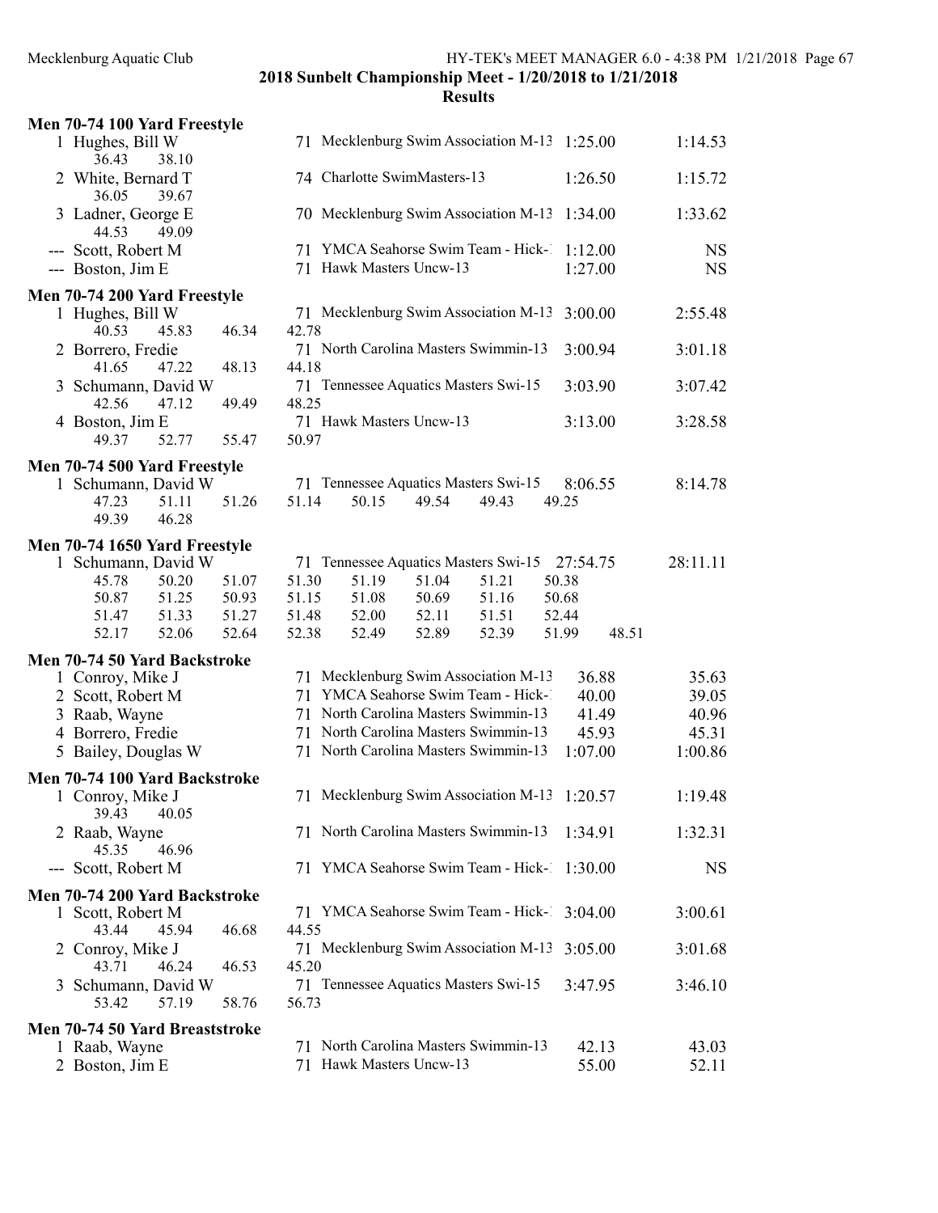## 2018 Sunbelt Championship Meet - 1/20/2018 to 1/21/2018

### Results

**Men 70-74 100 Yard Freestyle**

| Place | Name | Age | Team | Seed Time | Finals Time |
|---|---|---|---|---|---|
| 1 | Hughes, Bill W | 71 | Mecklenburg Swim Association M-13 | 1:25.00 | 1:14.53 |
| | 36.43 38.10 | | | | |
| 2 | White, Bernard T | 74 | Charlotte SwimMasters-13 | 1:26.50 | 1:15.72 |
| | 36.05 39.67 | | | | |
| 3 | Ladner, George E | 70 | Mecklenburg Swim Association M-13 | 1:34.00 | 1:33.62 |
| | 44.53 49.09 | | | | |
| --- | Scott, Robert M | 71 | YMCA Seahorse Swim Team - Hick-1 | 1:12.00 | NS |
| --- | Boston, Jim E | 71 | Hawk Masters Uncw-13 | 1:27.00 | NS |

**Men 70-74 200 Yard Freestyle**

| Place | Name | Age | Team | Seed Time | Finals Time |
|---|---|---|---|---|---|
| 1 | Hughes, Bill W | 71 | Mecklenburg Swim Association M-13 | 3:00.00 | 2:55.48 |
| | 40.53 45.83 46.34 42.78 | | | | |
| 2 | Borrero, Fredie | 71 | North Carolina Masters Swimmin-13 | 3:00.94 | 3:01.18 |
| | 41.65 47.22 48.13 44.18 | | | | |
| 3 | Schumann, David W | 71 | Tennessee Aquatics Masters Swi-15 | 3:03.90 | 3:07.42 |
| | 42.56 47.12 49.49 48.25 | | | | |
| 4 | Boston, Jim E | 71 | Hawk Masters Uncw-13 | 3:13.00 | 3:28.58 |
| | 49.37 52.77 55.47 50.97 | | | | |

**Men 70-74 500 Yard Freestyle**

| Place | Name | Age | Team | Seed Time | Finals Time |
|---|---|---|---|---|---|
| 1 | Schumann, David W | 71 | Tennessee Aquatics Masters Swi-15 | 8:06.55 | 8:14.78 |
| | 47.23 51.11 51.26 51.14 50.15 49.54 49.43 49.25 | | | | |
| | 49.39 46.28 | | | | |

**Men 70-74 1650 Yard Freestyle**

| Place | Name | Age | Team | Seed Time | Finals Time |
|---|---|---|---|---|---|
| 1 | Schumann, David W | 71 | Tennessee Aquatics Masters Swi-15 | 27:54.75 | 28:11.11 |
| | 45.78 50.20 51.07 51.30 51.19 51.04 51.21 50.38 | | | | |
| | 50.87 51.25 50.93 51.15 51.08 50.69 51.16 50.68 | | | | |
| | 51.47 51.33 51.27 51.48 52.00 52.11 51.51 52.44 | | | | |
| | 52.17 52.06 52.64 52.38 52.49 52.89 52.39 51.99 48.51 | | | | |

**Men 70-74 50 Yard Backstroke**

| Place | Name | Age | Team | Seed Time | Finals Time |
|---|---|---|---|---|---|
| 1 | Conroy, Mike J | 71 | Mecklenburg Swim Association M-13 | 36.88 | 35.63 |
| 2 | Scott, Robert M | 71 | YMCA Seahorse Swim Team - Hick-1 | 40.00 | 39.05 |
| 3 | Raab, Wayne | 71 | North Carolina Masters Swimmin-13 | 41.49 | 40.96 |
| 4 | Borrero, Fredie | 71 | North Carolina Masters Swimmin-13 | 45.93 | 45.31 |
| 5 | Bailey, Douglas W | 71 | North Carolina Masters Swimmin-13 | 1:07.00 | 1:00.86 |

**Men 70-74 100 Yard Backstroke**

| Place | Name | Age | Team | Seed Time | Finals Time |
|---|---|---|---|---|---|
| 1 | Conroy, Mike J | 71 | Mecklenburg Swim Association M-13 | 1:20.57 | 1:19.48 |
| | 39.43 40.05 | | | | |
| 2 | Raab, Wayne | 71 | North Carolina Masters Swimmin-13 | 1:34.91 | 1:32.31 |
| | 45.35 46.96 | | | | |
| --- | Scott, Robert M | 71 | YMCA Seahorse Swim Team - Hick-1 | 1:30.00 | NS |

**Men 70-74 200 Yard Backstroke**

| Place | Name | Age | Team | Seed Time | Finals Time |
|---|---|---|---|---|---|
| 1 | Scott, Robert M | 71 | YMCA Seahorse Swim Team - Hick-1 | 3:04.00 | 3:00.61 |
| | 43.44 45.94 46.68 44.55 | | | | |
| 2 | Conroy, Mike J | 71 | Mecklenburg Swim Association M-13 | 3:05.00 | 3:01.68 |
| | 43.71 46.24 46.53 45.20 | | | | |
| 3 | Schumann, David W | 71 | Tennessee Aquatics Masters Swi-15 | 3:47.95 | 3:46.10 |
| | 53.42 57.19 58.76 56.73 | | | | |

**Men 70-74 50 Yard Breaststroke**

| Place | Name | Age | Team | Seed Time | Finals Time |
|---|---|---|---|---|---|
| 1 | Raab, Wayne | 71 | North Carolina Masters Swimmin-13 | 42.13 | 43.03 |
| 2 | Boston, Jim E | 71 | Hawk Masters Uncw-13 | 55.00 | 52.11 |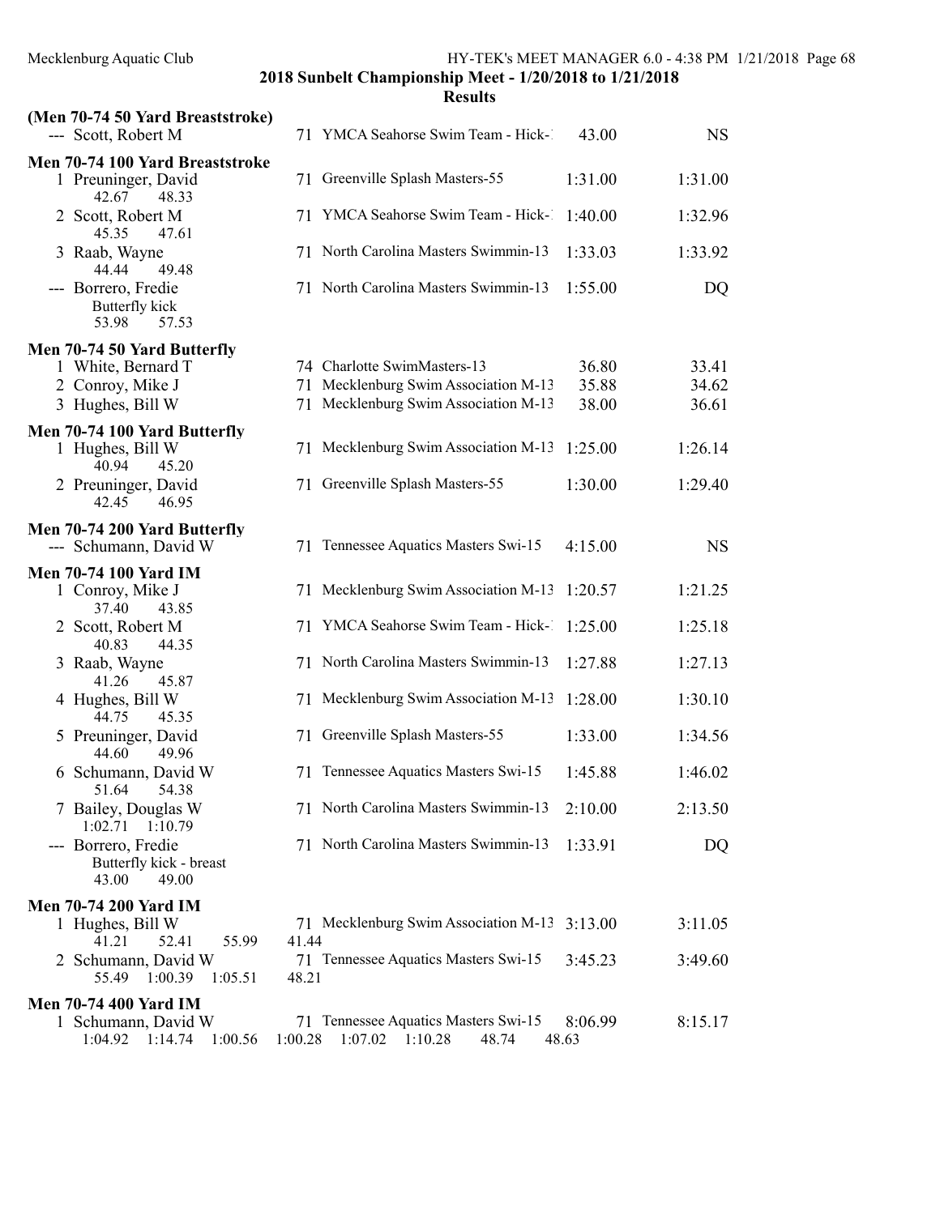## 2018 Sunbelt Championship Meet - 1/20/2018 to 1/21/2018

### Results

**(Men 70-74 50 Yard Breaststroke)**

| | Name | Age | Team | Seed Time | Finals Time |
|---|---|---|---|---|---|
| --- | Scott, Robert M | 71 | YMCA Seahorse Swim Team - Hick-1 | 43.00 | NS |

**Men 70-74 100 Yard Breaststroke**

| | Name | Age | Team | Seed Time | Finals Time |
|---|---|---|---|---|---|
| 1 | Preuninger, David | 71 | Greenville Splash Masters-55 | 1:31.00 | 1:31.00 |
| | 42.67 48.33 | | | | |
| 2 | Scott, Robert M | 71 | YMCA Seahorse Swim Team - Hick-1 | 1:40.00 | 1:32.96 |
| | 45.35 47.61 | | | | |
| 3 | Raab, Wayne | 71 | North Carolina Masters Swimmin-13 | 1:33.03 | 1:33.92 |
| | 44.44 49.48 | | | | |
| --- | Borrero, Fredie | 71 | North Carolina Masters Swimmin-13 | 1:55.00 | DQ |
| | Butterfly kick | | | | |
| | 53.98 57.53 | | | | |

**Men 70-74 50 Yard Butterfly**

| | Name | Age | Team | Seed Time | Finals Time |
|---|---|---|---|---|---|
| 1 | White, Bernard T | 74 | Charlotte SwimMasters-13 | 36.80 | 33.41 |
| 2 | Conroy, Mike J | 71 | Mecklenburg Swim Association M-13 | 35.88 | 34.62 |
| 3 | Hughes, Bill W | 71 | Mecklenburg Swim Association M-13 | 38.00 | 36.61 |

**Men 70-74 100 Yard Butterfly**

| | Name | Age | Team | Seed Time | Finals Time |
|---|---|---|---|---|---|
| 1 | Hughes, Bill W | 71 | Mecklenburg Swim Association M-13 | 1:25.00 | 1:26.14 |
| | 40.94 45.20 | | | | |
| 2 | Preuninger, David | 71 | Greenville Splash Masters-55 | 1:30.00 | 1:29.40 |
| | 42.45 46.95 | | | | |

**Men 70-74 200 Yard Butterfly**

| | Name | Age | Team | Seed Time | Finals Time |
|---|---|---|---|---|---|
| --- | Schumann, David W | 71 | Tennessee Aquatics Masters Swi-15 | 4:15.00 | NS |

**Men 70-74 100 Yard IM**

| | Name | Age | Team | Seed Time | Finals Time |
|---|---|---|---|---|---|
| 1 | Conroy, Mike J | 71 | Mecklenburg Swim Association M-13 | 1:20.57 | 1:21.25 |
| | 37.40 43.85 | | | | |
| 2 | Scott, Robert M | 71 | YMCA Seahorse Swim Team - Hick-1 | 1:25.00 | 1:25.18 |
| | 40.83 44.35 | | | | |
| 3 | Raab, Wayne | 71 | North Carolina Masters Swimmin-13 | 1:27.88 | 1:27.13 |
| | 41.26 45.87 | | | | |
| 4 | Hughes, Bill W | 71 | Mecklenburg Swim Association M-13 | 1:28.00 | 1:30.10 |
| | 44.75 45.35 | | | | |
| 5 | Preuninger, David | 71 | Greenville Splash Masters-55 | 1:33.00 | 1:34.56 |
| | 44.60 49.96 | | | | |
| 6 | Schumann, David W | 71 | Tennessee Aquatics Masters Swi-15 | 1:45.88 | 1:46.02 |
| | 51.64 54.38 | | | | |
| 7 | Bailey, Douglas W | 71 | North Carolina Masters Swimmin-13 | 2:10.00 | 2:13.50 |
| | 1:02.71 1:10.79 | | | | |
| --- | Borrero, Fredie | 71 | North Carolina Masters Swimmin-13 | 1:33.91 | DQ |
| | Butterfly kick - breast | | | | |
| | 43.00 49.00 | | | | |

**Men 70-74 200 Yard IM**

| | Name | Age | Team | Seed Time | Finals Time |
|---|---|---|---|---|---|
| 1 | Hughes, Bill W | 71 | Mecklenburg Swim Association M-13 | 3:13.00 | 3:11.05 |
| | 41.21 52.41 55.99 41.44 | | | | |
| 2 | Schumann, David W | 71 | Tennessee Aquatics Masters Swi-15 | 3:45.23 | 3:49.60 |
| | 55.49 1:00.39 1:05.51 48.21 | | | | |

**Men 70-74 400 Yard IM**

| | Name | Age | Team | Seed Time | Finals Time |
|---|---|---|---|---|---|
| 1 | Schumann, David W | 71 | Tennessee Aquatics Masters Swi-15 | 8:06.99 | 8:15.17 |
| | 1:04.92 1:14.74 1:00.56 1:00.28 1:07.02 1:10.28 48.74 48.63 | | | | |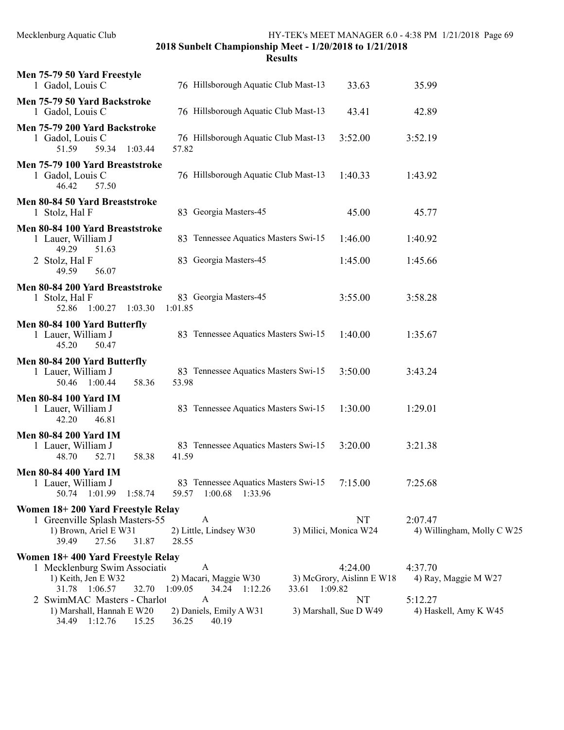**2018 Sunbelt Championship Meet - 1/20/2018 to 1/21/2018**

**Results**

**Men 75-79 50 Yard Freestyle**

| | Name | Age | Team | Seed Time | Finals Time |
|---|---|---|---|---|---|
| 1 | Gadol, Louis C | 76 | Hillsborough Aquatic Club Mast-13 | 33.63 | 35.99 |

**Men 75-79 50 Yard Backstroke**

| | Name | Age | Team | Seed Time | Finals Time |
|---|---|---|---|---|---|
| 1 | Gadol, Louis C | 76 | Hillsborough Aquatic Club Mast-13 | 43.41 | 42.89 |

**Men 75-79 200 Yard Backstroke**

| | Name | Age | Team | Seed Time | Finals Time |
|---|---|---|---|---|---|
| 1 | Gadol, Louis C | 76 | Hillsborough Aquatic Club Mast-13 | 3:52.00 | 3:52.19 |

51.59 59.34 1:03.44 57.82

**Men 75-79 100 Yard Breaststroke**

| | Name | Age | Team | Seed Time | Finals Time |
|---|---|---|---|---|---|
| 1 | Gadol, Louis C | 76 | Hillsborough Aquatic Club Mast-13 | 1:40.33 | 1:43.92 |

46.42 57.50

**Men 80-84 50 Yard Breaststroke**

| | Name | Age | Team | Seed Time | Finals Time |
|---|---|---|---|---|---|
| 1 | Stolz, Hal F | 83 | Georgia Masters-45 | 45.00 | 45.77 |

**Men 80-84 100 Yard Breaststroke**

| | Name | Age | Team | Seed Time | Finals Time |
|---|---|---|---|---|---|
| 1 | Lauer, William J | 83 | Tennessee Aquatics Masters Swi-15 | 1:46.00 | 1:40.92 |
| | 49.29 51.63 | | | | |
| 2 | Stolz, Hal F | 83 | Georgia Masters-45 | 1:45.00 | 1:45.66 |
| | 49.59 56.07 | | | | |

**Men 80-84 200 Yard Breaststroke**

| | Name | Age | Team | Seed Time | Finals Time |
|---|---|---|---|---|---|
| 1 | Stolz, Hal F | 83 | Georgia Masters-45 | 3:55.00 | 3:58.28 |

52.86 1:00.27 1:03.30 1:01.85

**Men 80-84 100 Yard Butterfly**

| | Name | Age | Team | Seed Time | Finals Time |
|---|---|---|---|---|---|
| 1 | Lauer, William J | 83 | Tennessee Aquatics Masters Swi-15 | 1:40.00 | 1:35.67 |

45.20 50.47

**Men 80-84 200 Yard Butterfly**

| | Name | Age | Team | Seed Time | Finals Time |
|---|---|---|---|---|---|
| 1 | Lauer, William J | 83 | Tennessee Aquatics Masters Swi-15 | 3:50.00 | 3:43.24 |

50.46 1:00.44 58.36 53.98

**Men 80-84 100 Yard IM**

| | Name | Age | Team | Seed Time | Finals Time |
|---|---|---|---|---|---|
| 1 | Lauer, William J | 83 | Tennessee Aquatics Masters Swi-15 | 1:30.00 | 1:29.01 |

42.20 46.81

**Men 80-84 200 Yard IM**

| | Name | Age | Team | Seed Time | Finals Time |
|---|---|---|---|---|---|
| 1 | Lauer, William J | 83 | Tennessee Aquatics Masters Swi-15 | 3:20.00 | 3:21.38 |

48.70 52.71 58.38 41.59

**Men 80-84 400 Yard IM**

| | Name | Age | Team | Seed Time | Finals Time |
|---|---|---|---|---|---|
| 1 | Lauer, William J | 83 | Tennessee Aquatics Masters Swi-15 | 7:15.00 | 7:25.68 |

50.74 1:01.99 1:58.74 59.57 1:00.68 1:33.96

**Women 18+ 200 Yard Freestyle Relay**

| | Team | Relay | Seed Time | Finals Time |
|---|---|---|---|---|
| 1 | Greenville Splash Masters-55 | A | NT | 2:07.47 |

1) Brown, Ariel E W31 2) Little, Lindsey W30 3) Milici, Monica W24 4) Willingham, Molly C W25

39.49 27.56 31.87 28.55

**Women 18+ 400 Yard Freestyle Relay**

| | Team | Relay | Seed Time | Finals Time |
|---|---|---|---|---|
| 1 | Mecklenburg Swim Associatio | A | 4:24.00 | 4:37.70 |

1) Keith, Jen E W32 2) Macari, Maggie W30 3) McGrory, Aislinn E W18 4) Ray, Maggie M W27

31.78 1:06.57 32.70 1:09.05 34.24 1:12.26 33.61 1:09.82

| | Team | Relay | Seed Time | Finals Time |
|---|---|---|---|---|
| 2 | SwimMAC Masters - Charlot | A | NT | 5:12.27 |

1) Marshall, Hannah E W20 2) Daniels, Emily A W31 3) Marshall, Sue D W49 4) Haskell, Amy K W45

34.49 1:12.76 15.25 36.25 40.19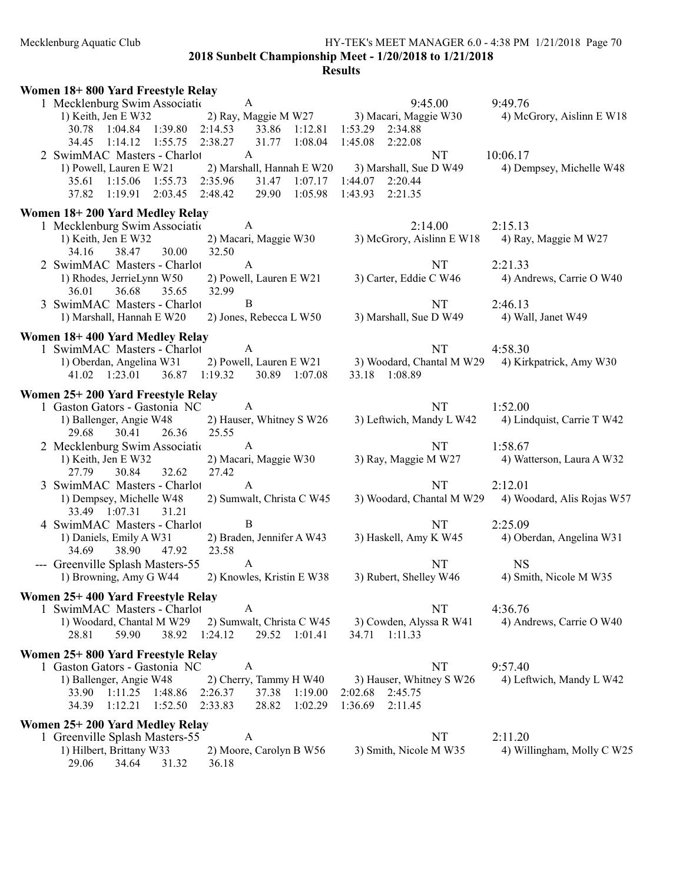# 2018 Sunbelt Championship Meet - 1/20/2018 to 1/21/2018

## Results

### Women 18+ 800 Yard Freestyle Relay

1 Mecklenburg Swim Associatio — A — 9:45.00 — 9:49.76
1) Keith, Jen E W32  2) Ray, Maggie M W27  3) Macari, Maggie W30  4) McGrory, Aislinn E W18
30.78  1:04.84  1:39.80  2:14.53  33.86  1:12.81  1:53.29  2:34.88
34.45  1:14.12  1:55.75  2:38.27  31.77  1:08.04  1:45.08  2:22.08

2 SwimMAC Masters - Charlot — A — NT — 10:06.17
1) Powell, Lauren E W21  2) Marshall, Hannah E W20  3) Marshall, Sue D W49  4) Dempsey, Michelle W48
35.61  1:15.06  1:55.73  2:35.96  31.47  1:07.17  1:44.07  2:20.44
37.82  1:19.91  2:03.45  2:48.42  29.90  1:05.98  1:43.93  2:21.35

### Women 18+ 200 Yard Medley Relay

1 Mecklenburg Swim Associatio — A — 2:14.00 — 2:15.13
1) Keith, Jen E W32  2) Macari, Maggie W30  3) McGrory, Aislinn E W18  4) Ray, Maggie M W27
34.16  38.47  30.00  32.50

2 SwimMAC Masters - Charlot — A — NT — 2:21.33
1) Rhodes, JerrieLynn W50  2) Powell, Lauren E W21  3) Carter, Eddie C W46  4) Andrews, Carrie O W40
36.01  36.68  35.65  32.99

3 SwimMAC Masters - Charlot — B — NT — 2:46.13
1) Marshall, Hannah E W20  2) Jones, Rebecca L W50  3) Marshall, Sue D W49  4) Wall, Janet W49

### Women 18+ 400 Yard Medley Relay

1 SwimMAC Masters - Charlot — A — NT — 4:58.30
1) Oberdan, Angelina W31  2) Powell, Lauren E W21  3) Woodard, Chantal M W29  4) Kirkpatrick, Amy W30
41.02  1:23.01  36.87  1:19.32  30.89  1:07.08  33.18  1:08.89

### Women 25+ 200 Yard Freestyle Relay

1 Gaston Gators - Gastonia NC — A — NT — 1:52.00
1) Ballenger, Angie W48  2) Hauser, Whitney S W26  3) Leftwich, Mandy L W42  4) Lindquist, Carrie T W42
29.68  30.41  26.36  25.55

2 Mecklenburg Swim Associatio — A — NT — 1:58.67
1) Keith, Jen E W32  2) Macari, Maggie W30  3) Ray, Maggie M W27  4) Watterson, Laura A W32
27.79  30.84  32.62  27.42

3 SwimMAC Masters - Charlot — A — NT — 2:12.01
1) Dempsey, Michelle W48  2) Sumwalt, Christa C W45  3) Woodard, Chantal M W29  4) Woodard, Alis Rojas W57
33.49  1:07.31  31.21

4 SwimMAC Masters - Charlot — B — NT — 2:25.09
1) Daniels, Emily A W31  2) Braden, Jennifer A W43  3) Haskell, Amy K W45  4) Oberdan, Angelina W31
34.69  38.90  47.92  23.58

--- Greenville Splash Masters-55 — A — NT — NS
1) Browning, Amy G W44  2) Knowles, Kristin E W38  3) Rubert, Shelley W46  4) Smith, Nicole M W35

### Women 25+ 400 Yard Freestyle Relay

1 SwimMAC Masters - Charlot — A — NT — 4:36.76
1) Woodard, Chantal M W29  2) Sumwalt, Christa C W45  3) Cowden, Alyssa R W41  4) Andrews, Carrie O W40
28.81  59.90  38.92  1:24.12  29.52  1:01.41  34.71  1:11.33

### Women 25+ 800 Yard Freestyle Relay

1 Gaston Gators - Gastonia NC — A — NT — 9:57.40
1) Ballenger, Angie W48  2) Cherry, Tammy H W40  3) Hauser, Whitney S W26  4) Leftwich, Mandy L W42
33.90  1:11.25  1:48.86  2:26.37  37.38  1:19.00  2:02.68  2:45.75
34.39  1:12.21  1:52.50  2:33.83  28.82  1:02.29  1:36.69  2:11.45

### Women 25+ 200 Yard Medley Relay

1 Greenville Splash Masters-55 — A — NT — 2:11.20
1) Hilbert, Brittany W33  2) Moore, Carolyn B W56  3) Smith, Nicole M W35  4) Willingham, Molly C W25
29.06  34.64  31.32  36.18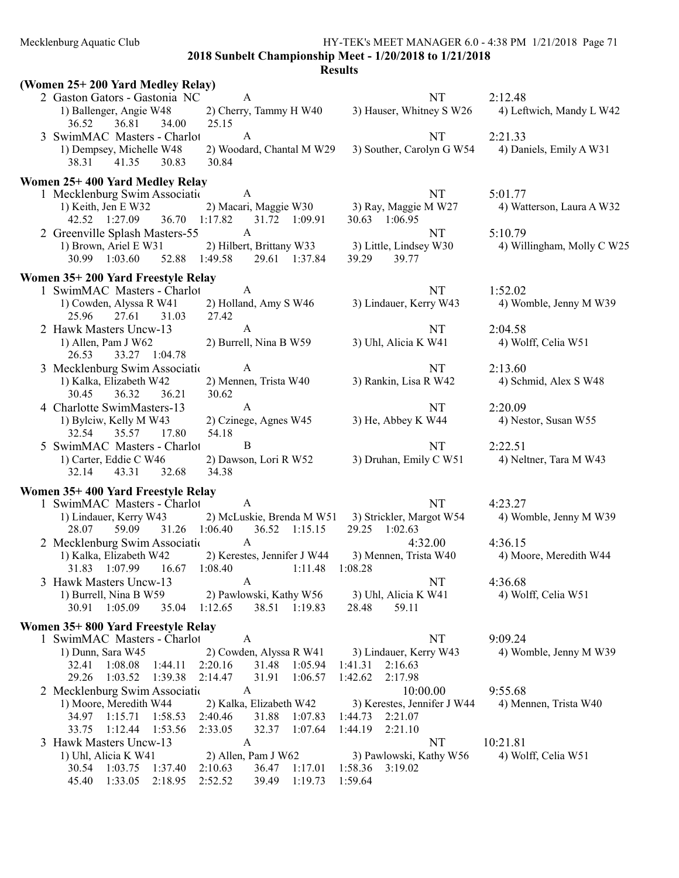**2018 Sunbelt Championship Meet - 1/20/2018 to 1/21/2018**

**Results**

### (Women 25+ 200 Yard Medley Relay)

```
  2 Gaston Gators - Gastonia  NC          A                          NT          2:12.48
     1) Ballenger, Angie W48        2) Cherry, Tammy H W40      3) Hauser, Whitney S W26    4) Leftwich, Mandy L W42
       36.52      36.81      34.00      25.15
  3 SwimMAC  Masters - Charlot            A                          NT          2:21.33
     1) Dempsey, Michelle W48       2) Woodard, Chantal M W29   3) Souther, Carolyn G W54   4) Daniels, Emily A W31
       38.31      41.35      30.83      30.84
```

### Women 25+ 400 Yard Medley Relay

```
  1 Mecklenburg Swim Associatio           A                          NT          5:01.77
     1) Keith, Jen E W32            2) Macari, Maggie W30       3) Ray, Maggie M W27        4) Watterson, Laura A W32
       42.52    1:27.09      36.70    1:17.82      31.72    1:09.91      30.63    1:06.95
  2 Greenville Splash Masters-55          A                          NT          5:10.79
     1) Brown, Ariel E W31          2) Hilbert, Brittany W33    3) Little, Lindsey W30      4) Willingham, Molly C W25
       30.99    1:03.60      52.88    1:49.58      29.61    1:37.84      39.29      39.77
```

### Women 35+ 200 Yard Freestyle Relay

```
  1 SwimMAC  Masters - Charlot            A                          NT          1:52.02
     1) Cowden, Alyssa R W41        2) Holland, Amy S W46       3) Lindauer, Kerry W43      4) Womble, Jenny M W39
       25.96      27.61      31.03      27.42
  2 Hawk Masters Uncw-13                  A                          NT          2:04.58
     1) Allen, Pam J W62            2) Burrell, Nina B W59      3) Uhl, Alicia K W41        4) Wolff, Celia W51
       26.53      33.27    1:04.78
  3 Mecklenburg Swim Associatio           A                          NT          2:13.60
     1) Kalka, Elizabeth W42        2) Mennen, Trista W40       3) Rankin, Lisa R W42       4) Schmid, Alex S W48
       30.45      36.32      36.21      30.62
  4 Charlotte SwimMasters-13              A                          NT          2:20.09
     1) Bylciw, Kelly M W43         2) Czinege, Agnes W45       3) He, Abbey K W44          4) Nestor, Susan W55
       32.54      35.57      17.80      54.18
  5 SwimMAC  Masters - Charlot            B                          NT          2:22.51
     1) Carter, Eddie C W46         2) Dawson, Lori R W52       3) Druhan, Emily C W51      4) Neltner, Tara M W43
       32.14      43.31      32.68      34.38
```

### Women 35+ 400 Yard Freestyle Relay

```
  1 SwimMAC  Masters - Charlot            A                          NT          4:23.27
     1) Lindauer, Kerry W43         2) McLuskie, Brenda M W51   3) Strickler, Margot W54    4) Womble, Jenny M W39
       28.07      59.09      31.26    1:06.40      36.52    1:15.15      29.25    1:02.63
  2 Mecklenburg Swim Associatio           A                          4:32.00     4:36.15
     1) Kalka, Elizabeth W42        2) Kerestes, Jennifer J W44 3) Mennen, Trista W40       4) Moore, Meredith W44
       31.83    1:07.99      16.67    1:08.40               1:11.48    1:08.28
  3 Hawk Masters Uncw-13                  A                          NT          4:36.68
     1) Burrell, Nina B W59         2) Pawlowski, Kathy W56     3) Uhl, Alicia K W41        4) Wolff, Celia W51
       30.91    1:05.09      35.04    1:12.65      38.51    1:19.83      28.48      59.11
```

### Women 35+ 800 Yard Freestyle Relay

```
  1 SwimMAC  Masters - Charlot            A                          NT          9:09.24
     1) Dunn, Sara W45              2) Cowden, Alyssa R W41     3) Lindauer, Kerry W43      4) Womble, Jenny M W39
       32.41    1:08.08    1:44.11    2:20.16      31.48    1:05.94    1:41.31    2:16.63
       29.26    1:03.52    1:39.38    2:14.47      31.91    1:06.57    1:42.62    2:17.98
  2 Mecklenburg Swim Associatio           A                          10:00.00    9:55.68
     1) Moore, Meredith W44         2) Kalka, Elizabeth W42     3) Kerestes, Jennifer J W44 4) Mennen, Trista W40
       34.97    1:15.71    1:58.53    2:40.46      31.88    1:07.83    1:44.73    2:21.07
       33.75    1:12.44    1:53.56    2:33.05      32.37    1:07.64    1:44.19    2:21.10
  3 Hawk Masters Uncw-13                  A                          NT          10:21.81
     1) Uhl, Alicia K W41           2) Allen, Pam J W62         3) Pawlowski, Kathy W56     4) Wolff, Celia W51
       30.54    1:03.75    1:37.40    2:10.63      36.47    1:17.01    1:58.36    3:19.02
       45.40    1:33.05    2:18.95    2:52.52      39.49    1:19.73    1:59.64
```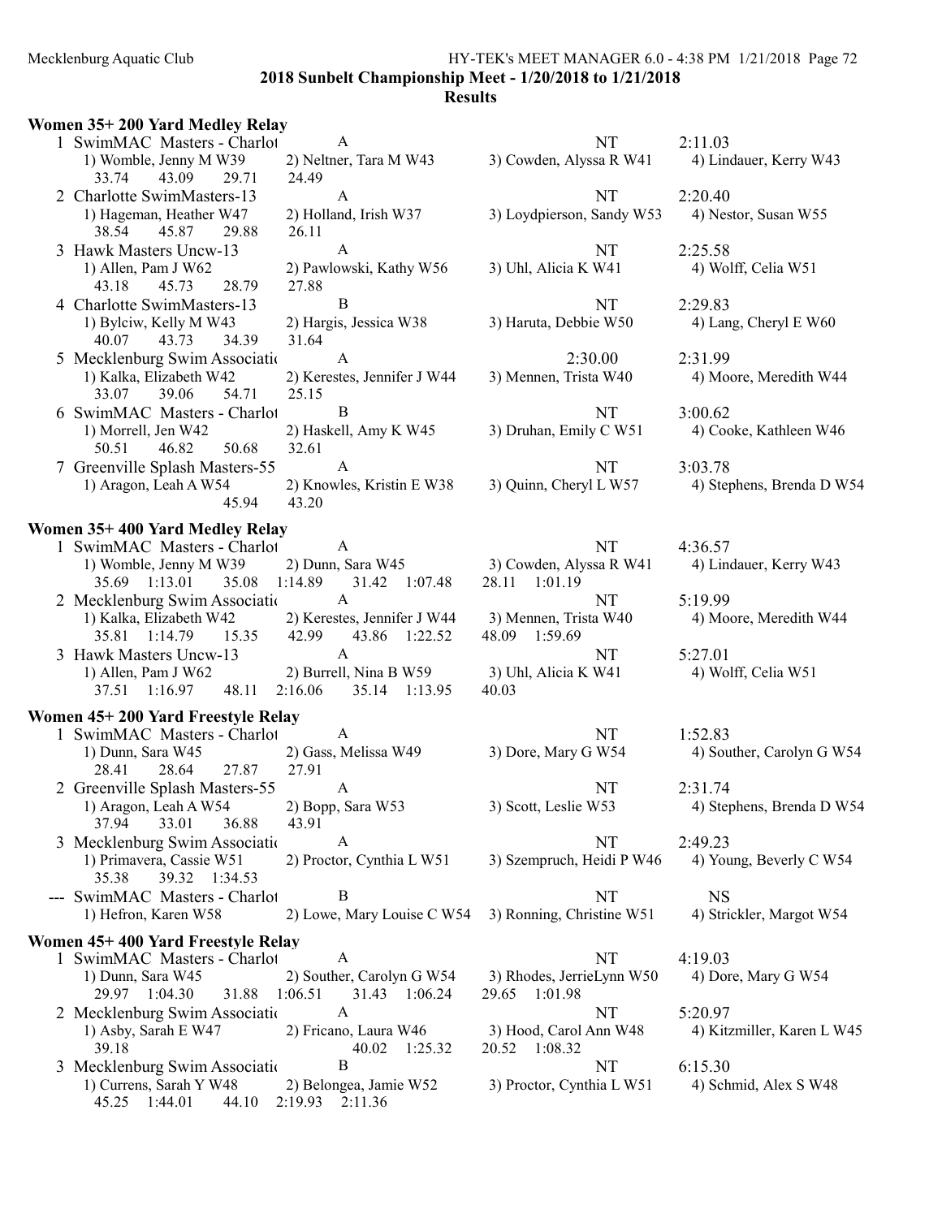Mecklenburg Aquatic Club HY-TEK's MEET MANAGER 6.0 - 4:38 PM 1/21/2018 Page 72

**2018 Sunbelt Championship Meet - 1/20/2018 to 1/21/2018**

**Results**

## Women 35+ 200 Yard Medley Relay

```
  1 SwimMAC Masters - Charlot          A                             NT          2:11.03
     1) Womble, Jenny M W39       2) Neltner, Tara M W43       3) Cowden, Alyssa R W41     4) Lindauer, Kerry W43
        33.74     43.09     29.71     24.49
  2 Charlotte SwimMasters-13           A                             NT          2:20.40
     1) Hageman, Heather W47      2) Holland, Irish W37        3) Loydpierson, Sandy W53   4) Nestor, Susan W55
        38.54     45.87     29.88     26.11
  3 Hawk Masters Uncw-13               A                             NT          2:25.58
     1) Allen, Pam J W62          2) Pawlowski, Kathy W56      3) Uhl, Alicia K W41        4) Wolff, Celia W51
        43.18     45.73     28.79     27.88
  4 Charlotte SwimMasters-13           B                             NT          2:29.83
     1) Bylciw, Kelly M W43       2) Hargis, Jessica W38       3) Haruta, Debbie W50       4) Lang, Cheryl E W60
        40.07     43.73     34.39     31.64
  5 Mecklenburg Swim Associati         A                           2:30.00       2:31.99
     1) Kalka, Elizabeth W42      2) Kerestes, Jennifer J W44  3) Mennen, Trista W40       4) Moore, Meredith W44
        33.07     39.06     54.71     25.15
  6 SwimMAC Masters - Charlot          B                             NT          3:00.62
     1) Morrell, Jen W42          2) Haskell, Amy K W45        3) Druhan, Emily C W51      4) Cooke, Kathleen W46
        50.51     46.82     50.68     32.61
  7 Greenville Splash Masters-55       A                             NT          3:03.78
     1) Aragon, Leah A W54        2) Knowles, Kristin E W38    3) Quinn, Cheryl L W57      4) Stephens, Brenda D W54
                            45.94     43.20
```

## Women 35+ 400 Yard Medley Relay

```
  1 SwimMAC Masters - Charlot          A                             NT          4:36.57
     1) Womble, Jenny M W39       2) Dunn, Sara W45            3) Cowden, Alyssa R W41     4) Lindauer, Kerry W43
        35.69   1:13.01     35.08   1:14.89     31.42   1:07.48     28.11   1:01.19
  2 Mecklenburg Swim Associati         A                             NT          5:19.99
     1) Kalka, Elizabeth W42      2) Kerestes, Jennifer J W44  3) Mennen, Trista W40       4) Moore, Meredith W44
        35.81   1:14.79     15.35     42.99     43.86   1:22.52     48.09   1:59.69
  3 Hawk Masters Uncw-13               A                             NT          5:27.01
     1) Allen, Pam J W62          2) Burrell, Nina B W59       3) Uhl, Alicia K W41        4) Wolff, Celia W51
        37.51   1:16.97     48.11   2:16.06     35.14   1:13.95     40.03
```

## Women 45+ 200 Yard Freestyle Relay

```
  1 SwimMAC Masters - Charlot          A                             NT          1:52.83
     1) Dunn, Sara W45            2) Gass, Melissa W49         3) Dore, Mary G W54         4) Souther, Carolyn G W54
        28.41     28.64     27.87     27.91
  2 Greenville Splash Masters-55       A                             NT          2:31.74
     1) Aragon, Leah A W54        2) Bopp, Sara W53            3) Scott, Leslie W53        4) Stephens, Brenda D W54
        37.94     33.01     36.88     43.91
  3 Mecklenburg Swim Associati         A                             NT          2:49.23
     1) Primavera, Cassie W51     2) Proctor, Cynthia L W51    3) Szempruch, Heidi P W46   4) Young, Beverly C W54
        35.38     39.32   1:34.53
 --- SwimMAC Masters - Charlot         B                             NT            NS
     1) Hefron, Karen W58         2) Lowe, Mary Louise C W54   3) Ronning, Christine W51   4) Strickler, Margot W54
```

## Women 45+ 400 Yard Freestyle Relay

```
  1 SwimMAC Masters - Charlot          A                             NT          4:19.03
     1) Dunn, Sara W45            2) Souther, Carolyn G W54    3) Rhodes, JerrieLynn W50   4) Dore, Mary G W54
        29.97   1:04.30     31.88   1:06.51     31.43   1:06.24     29.65   1:01.98
  2 Mecklenburg Swim Associati         A                             NT          5:20.97
     1) Asby, Sarah E W47         2) Fricano, Laura W46        3) Hood, Carol Ann W48      4) Kitzmiller, Karen L W45
        39.18                                   40.02   1:25.32     20.52   1:08.32
  3 Mecklenburg Swim Associati         B                             NT          6:15.30
     1) Currens, Sarah Y W48      2) Belongea, Jamie W52       3) Proctor, Cynthia L W51   4) Schmid, Alex S W48
        45.25   1:44.01     44.10   2:19.93   2:11.36
```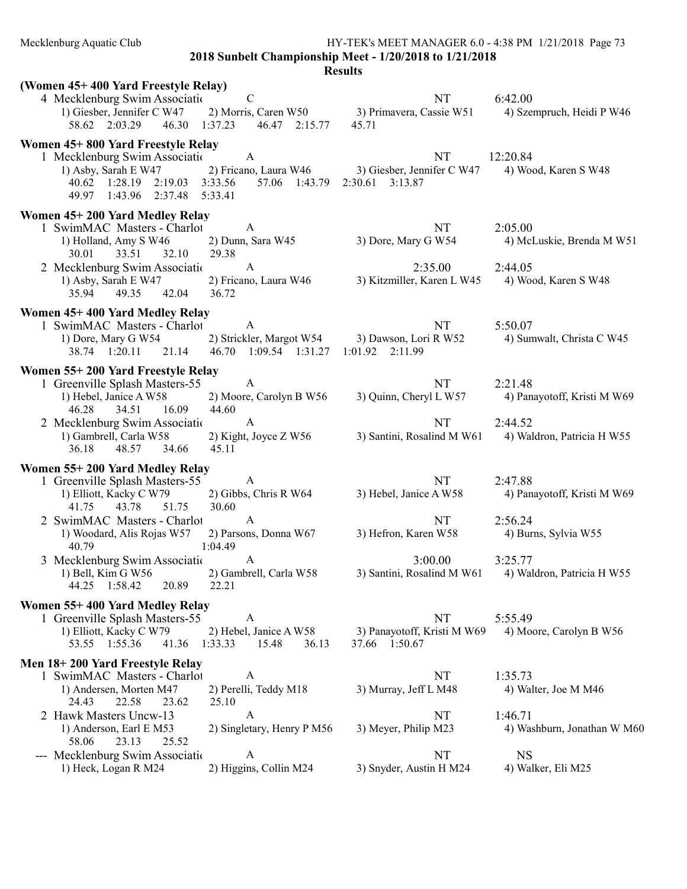## 2018 Sunbelt Championship Meet - 1/20/2018 to 1/21/2018

### Results

**(Women 45+ 400 Yard Freestyle Relay)**

```
  4 Mecklenburg Swim Associatio           C                             NT         6:42.00
     1) Giesber, Jennifer C W47    2) Morris, Caren W50       3) Primavera, Cassie W51    4) Szempruch, Heidi P W46
       58.62   2:03.29    46.30  1:37.23    46.47  2:15.77     45.71
```

**Women 45+ 800 Yard Freestyle Relay**

```
  1 Mecklenburg Swim Associatio           A                             NT        12:20.84
     1) Asby, Sarah E W47          2) Fricano, Laura W46      3) Giesber, Jennifer C W47  4) Wood, Karen S W48
       40.62   1:28.19  2:19.03  3:33.56    57.06  1:43.79  2:30.61  3:13.87
       49.97   1:43.96  2:37.48  5:33.41
```

**Women 45+ 200 Yard Medley Relay**

```
  1 SwimMAC  Masters - Charlot            A                             NT         2:05.00
     1) Holland, Amy S W46         2) Dunn, Sara W45          3) Dore, Mary G W54         4) McLuskie, Brenda M W51
       30.01    33.51    32.10    29.38
  2 Mecklenburg Swim Associatio           A                        2:35.00         2:44.05
     1) Asby, Sarah E W47          2) Fricano, Laura W46      3) Kitzmiller, Karen L W45  4) Wood, Karen S W48
       35.94    49.35    42.04    36.72
```

**Women 45+ 400 Yard Medley Relay**

```
  1 SwimMAC  Masters - Charlot            A                             NT         5:50.07
     1) Dore, Mary G W54           2) Strickler, Margot W54   3) Dawson, Lori R W52       4) Sumwalt, Christa C W45
       38.74   1:20.11    21.14    46.70  1:09.54  1:31.27  1:01.92  2:11.99
```

**Women 55+ 200 Yard Freestyle Relay**

```
  1 Greenville Splash Masters-55          A                             NT         2:21.48
     1) Hebel, Janice A W58        2) Moore, Carolyn B W56    3) Quinn, Cheryl L W57      4) Panayotoff, Kristi M W69
       46.28    34.51    16.09    44.60
  2 Mecklenburg Swim Associatio           A                             NT         2:44.52
     1) Gambrell, Carla W58        2) Kight, Joyce Z W56      3) Santini, Rosalind M W61  4) Waldron, Patricia H W55
       36.18    48.57    34.66    45.11
```

**Women 55+ 200 Yard Medley Relay**

```
  1 Greenville Splash Masters-55          A                             NT         2:47.88
     1) Elliott, Kacky C W79       2) Gibbs, Chris R W64      3) Hebel, Janice A W58      4) Panayotoff, Kristi M W69
       41.75    43.78    51.75    30.60
  2 SwimMAC  Masters - Charlot            A                             NT         2:56.24
     1) Woodard, Alis Rojas W57    2) Parsons, Donna W67      3) Hefron, Karen W58        4) Burns, Sylvia W55
       40.79                    1:04.49
  3 Mecklenburg Swim Associatio           A                        3:00.00         3:25.77
     1) Bell, Kim G W56            2) Gambrell, Carla W58     3) Santini, Rosalind M W61  4) Waldron, Patricia H W55
       44.25   1:58.42    20.89    22.21
```

**Women 55+ 400 Yard Medley Relay**

```
  1 Greenville Splash Masters-55          A                             NT         5:55.49
     1) Elliott, Kacky C W79       2) Hebel, Janice A W58     3) Panayotoff, Kristi M W69 4) Moore, Carolyn B W56
       53.55   1:55.36    41.36  1:33.33    15.48    36.13     37.66  1:50.67
```

**Men 18+ 200 Yard Freestyle Relay**

```
  1 SwimMAC  Masters - Charlot            A                             NT         1:35.73
     1) Andersen, Morten M47       2) Perelli, Teddy M18      3) Murray, Jeff L M48       4) Walter, Joe M M46
       24.43    22.58    23.62    25.10
  2 Hawk Masters Uncw-13                  A                             NT         1:46.71
     1) Anderson, Earl E M53       2) Singletary, Henry P M56 3) Meyer, Philip M23        4) Washburn, Jonathan W M60
       58.06    23.13    25.52
 --- Mecklenburg Swim Associatio          A                             NT           NS
     1) Heck, Logan R M24          2) Higgins, Collin M24     3) Snyder, Austin H M24     4) Walker, Eli M25
```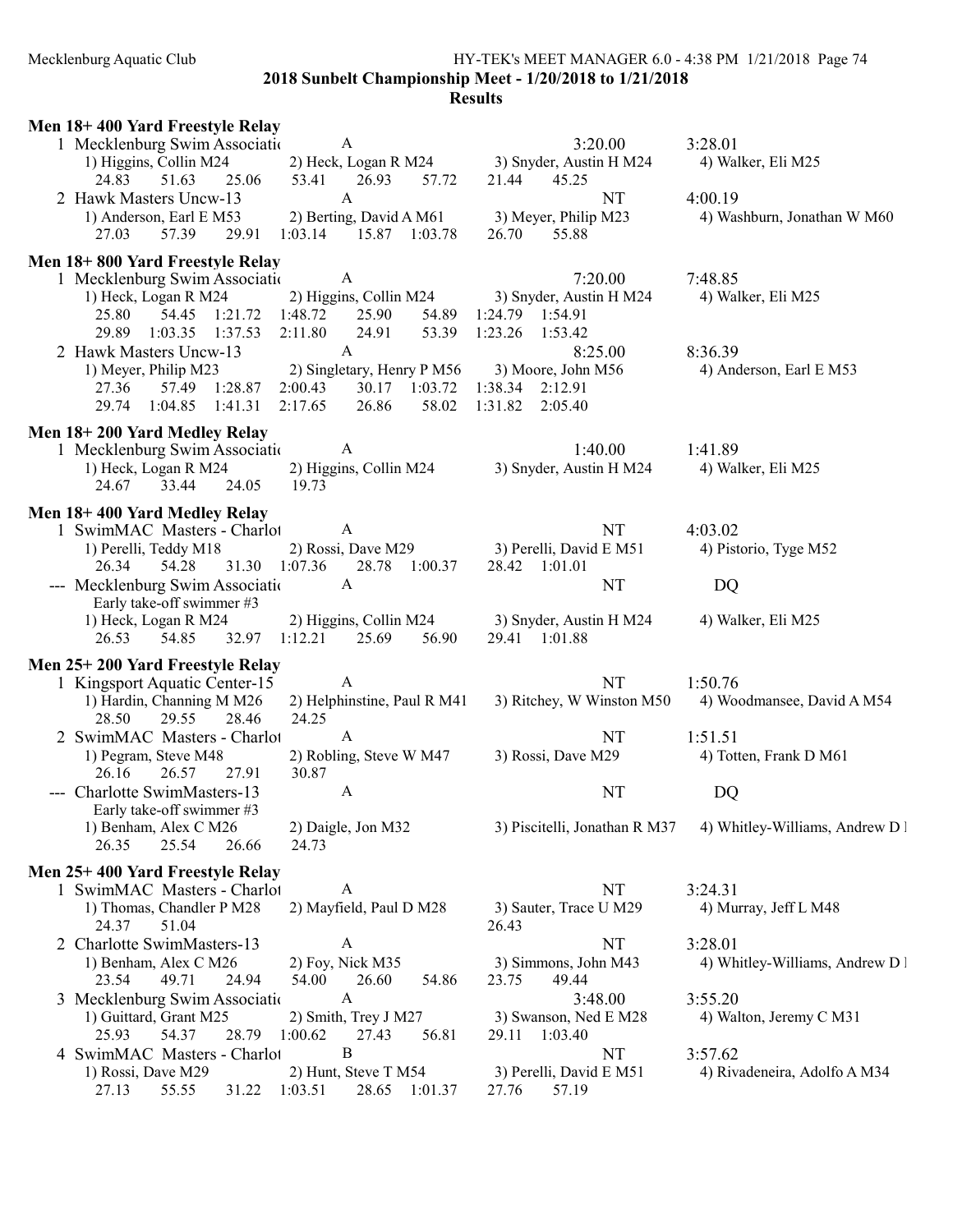## 2018 Sunbelt Championship Meet - 1/20/2018 to 1/21/2018

### Results

**Men 18+ 400 Yard Freestyle Relay**

```
1 Mecklenburg Swim Associatio      A                                 3:20.00       3:28.01
   1) Higgins, Collin M24      2) Heck, Logan R M24       3) Snyder, Austin H M24     4) Walker, Eli M25
     24.83     51.63     25.06     53.41     26.93     57.72     21.44     45.25
2 Hawk Masters Uncw-13              A                                      NT       4:00.19
   1) Anderson, Earl E M53     2) Berting, David A M61    3) Meyer, Philip M23        4) Washburn, Jonathan W M60
     27.03     57.39     29.91   1:03.14     15.87   1:03.78     26.70     55.88
```

**Men 18+ 800 Yard Freestyle Relay**

```
1 Mecklenburg Swim Associatio      A                                 7:20.00       7:48.85
   1) Heck, Logan R M24        2) Higgins, Collin M24     3) Snyder, Austin H M24     4) Walker, Eli M25
     25.80     54.45   1:21.72   1:48.72     25.90     54.89   1:24.79   1:54.91
     29.89   1:03.35   1:37.53   2:11.80     24.91     53.39   1:23.26   1:53.42
2 Hawk Masters Uncw-13              A                                 8:25.00       8:36.39
   1) Meyer, Philip M23        2) Singletary, Henry P M56 3) Moore, John M56          4) Anderson, Earl E M53
     27.36     57.49   1:28.87   2:00.43     30.17   1:03.72   1:38.34   2:12.91
     29.74   1:04.85   1:41.31   2:17.65     26.86     58.02   1:31.82   2:05.40
```

**Men 18+ 200 Yard Medley Relay**

```
1 Mecklenburg Swim Associatio      A                                 1:40.00       1:41.89
   1) Heck, Logan R M24        2) Higgins, Collin M24     3) Snyder, Austin H M24     4) Walker, Eli M25
     24.67     33.44     24.05     19.73
```

**Men 18+ 400 Yard Medley Relay**

```
1 SwimMAC  Masters - Charlot       A                                      NT       4:03.02
   1) Perelli, Teddy M18       2) Rossi, Dave M29         3) Perelli, David E M51     4) Pistorio, Tyge M52
     26.34     54.28     31.30   1:07.36     28.78   1:00.37     28.42   1:01.01
--- Mecklenburg Swim Associatio    A                                      NT            DQ
   Early take-off swimmer #3
   1) Heck, Logan R M24        2) Higgins, Collin M24     3) Snyder, Austin H M24     4) Walker, Eli M25
     26.53     54.85     32.97   1:12.21     25.69     56.90     29.41   1:01.88
```

**Men 25+ 200 Yard Freestyle Relay**

```
1 Kingsport Aquatic Center-15      A                                      NT       1:50.76
   1) Hardin, Channing M M26   2) Helphinstine, Paul R M41  3) Ritchey, W Winston M50  4) Woodmansee, David A M54
     28.50     29.55     28.46     24.25
2 SwimMAC  Masters - Charlot       A                                      NT       1:51.51
   1) Pegram, Steve M48        2) Robling, Steve W M47    3) Rossi, Dave M29          4) Totten, Frank D M61
     26.16     26.57     27.91     30.87
--- Charlotte SwimMasters-13       A                                      NT            DQ
   Early take-off swimmer #3
   1) Benham, Alex C M26       2) Daigle, Jon M32         3) Piscitelli, Jonathan R M37  4) Whitley-Williams, Andrew D
     26.35     25.54     26.66     24.73
```

**Men 25+ 400 Yard Freestyle Relay**

```
1 SwimMAC  Masters - Charlot       A                                      NT       3:24.31
   1) Thomas, Chandler P M28   2) Mayfield, Paul D M28    3) Sauter, Trace U M29      4) Murray, Jeff L M48
     24.37     51.04                                       26.43
2 Charlotte SwimMasters-13         A                                      NT       3:28.01
   1) Benham, Alex C M26       2) Foy, Nick M35           3) Simmons, John M43        4) Whitley-Williams, Andrew D
     23.54     49.71     24.94     54.00     26.60     54.86     23.75     49.44
3 Mecklenburg Swim Associatio      A                                 3:48.00       3:55.20
   1) Guittard, Grant M25      2) Smith, Trey J M27       3) Swanson, Ned E M28       4) Walton, Jeremy C M31
     25.93     54.37     28.79   1:00.62     27.43     56.81     29.11   1:03.40
4 SwimMAC  Masters - Charlot       B                                      NT       3:57.62
   1) Rossi, Dave M29          2) Hunt, Steve T M54       3) Perelli, David E M51     4) Rivadeneira, Adolfo A M34
     27.13     55.55     31.22   1:03.51     28.65   1:01.37     27.76     57.19
```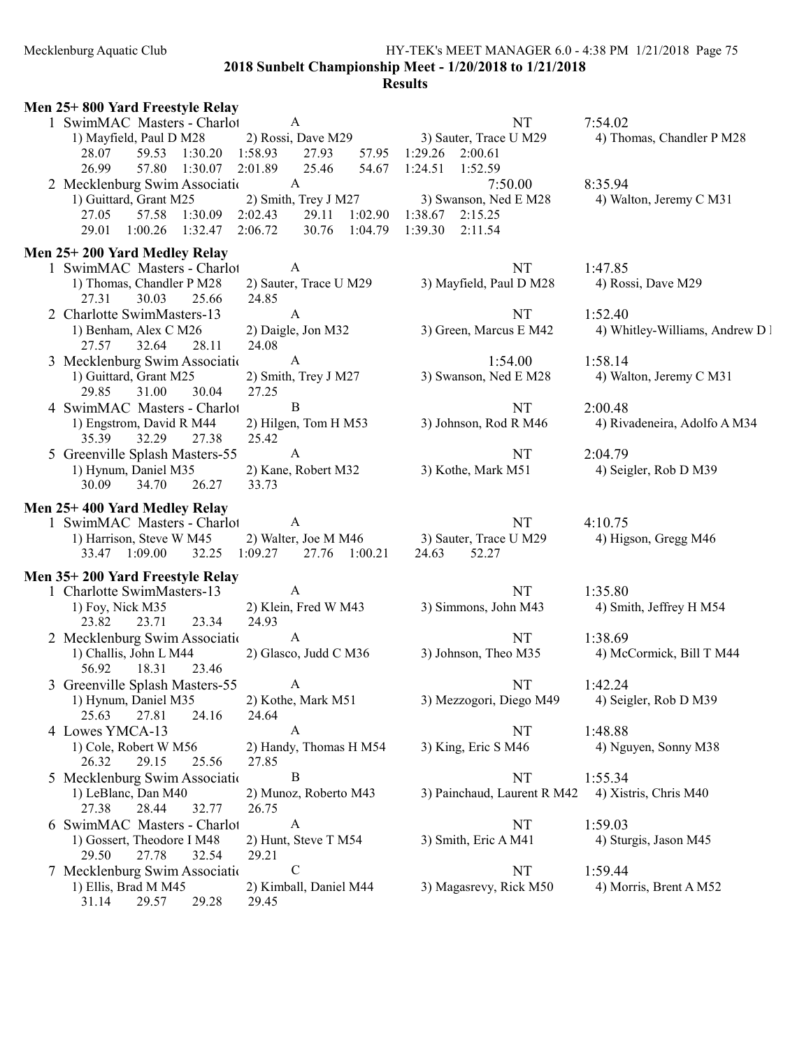# 2018 Sunbelt Championship Meet - 1/20/2018 to 1/21/2018

## Results

### Men 25+ 800 Yard Freestyle Relay

1 SwimMAC Masters - Charlot — A — NT — 7:54.02
1) Mayfield, Paul D M28 2) Rossi, Dave M29 3) Sauter, Trace U M29 4) Thomas, Chandler P M28
28.07 59.53 1:30.20 1:58.93 27.93 57.95 1:29.26 2:00.61
26.99 57.80 1:30.07 2:01.89 25.46 54.67 1:24.51 1:52.59

2 Mecklenburg Swim Associatio — A — 7:50.00 — 8:35.94
1) Guittard, Grant M25 2) Smith, Trey J M27 3) Swanson, Ned E M28 4) Walton, Jeremy C M31
27.05 57.58 1:30.09 2:02.43 29.11 1:02.90 1:38.67 2:15.25
29.01 1:00.26 1:32.47 2:06.72 30.76 1:04.79 1:39.30 2:11.54

### Men 25+ 200 Yard Medley Relay

1 SwimMAC Masters - Charlot — A — NT — 1:47.85
1) Thomas, Chandler P M28 2) Sauter, Trace U M29 3) Mayfield, Paul D M28 4) Rossi, Dave M29
27.31 30.03 25.66 24.85

2 Charlotte SwimMasters-13 — A — NT — 1:52.40
1) Benham, Alex C M26 2) Daigle, Jon M32 3) Green, Marcus E M42 4) Whitley-Williams, Andrew D
27.57 32.64 28.11 24.08

3 Mecklenburg Swim Associatio — A — 1:54.00 — 1:58.14
1) Guittard, Grant M25 2) Smith, Trey J M27 3) Swanson, Ned E M28 4) Walton, Jeremy C M31
29.85 31.00 30.04 27.25

4 SwimMAC Masters - Charlot — B — NT — 2:00.48
1) Engstrom, David R M44 2) Hilgen, Tom H M53 3) Johnson, Rod R M46 4) Rivadeneira, Adolfo A M34
35.39 32.29 27.38 25.42

5 Greenville Splash Masters-55 — A — NT — 2:04.79
1) Hynum, Daniel M35 2) Kane, Robert M32 3) Kothe, Mark M51 4) Seigler, Rob D M39
30.09 34.70 26.27 33.73

### Men 25+ 400 Yard Medley Relay

1 SwimMAC Masters - Charlot — A — NT — 4:10.75
1) Harrison, Steve W M45 2) Walter, Joe M M46 3) Sauter, Trace U M29 4) Higson, Gregg M46
33.47 1:09.00 32.25 1:09.27 27.76 1:00.21 24.63 52.27

### Men 35+ 200 Yard Freestyle Relay

1 Charlotte SwimMasters-13 — A — NT — 1:35.80
1) Foy, Nick M35 2) Klein, Fred W M43 3) Simmons, John M43 4) Smith, Jeffrey H M54
23.82 23.71 23.34 24.93

2 Mecklenburg Swim Associatio — A — NT — 1:38.69
1) Challis, John L M44 2) Glasco, Judd C M36 3) Johnson, Theo M35 4) McCormick, Bill T M44
56.92 18.31 23.46

3 Greenville Splash Masters-55 — A — NT — 1:42.24
1) Hynum, Daniel M35 2) Kothe, Mark M51 3) Mezzogori, Diego M49 4) Seigler, Rob D M39
25.63 27.81 24.16 24.64

4 Lowes YMCA-13 — A — NT — 1:48.88
1) Cole, Robert W M56 2) Handy, Thomas H M54 3) King, Eric S M46 4) Nguyen, Sonny M38
26.32 29.15 25.56 27.85

5 Mecklenburg Swim Associatio — B — NT — 1:55.34
1) LeBlanc, Dan M40 2) Munoz, Roberto M43 3) Painchaud, Laurent R M42 4) Xistris, Chris M40
27.38 28.44 32.77 26.75

6 SwimMAC Masters - Charlot — A — NT — 1:59.03
1) Gossert, Theodore I M48 2) Hunt, Steve T M54 3) Smith, Eric A M41 4) Sturgis, Jason M45
29.50 27.78 32.54 29.21

7 Mecklenburg Swim Associatio — C — NT — 1:59.44
1) Ellis, Brad M M45 2) Kimball, Daniel M44 3) Magasrevy, Rick M50 4) Morris, Brent A M52
31.14 29.57 29.28 29.45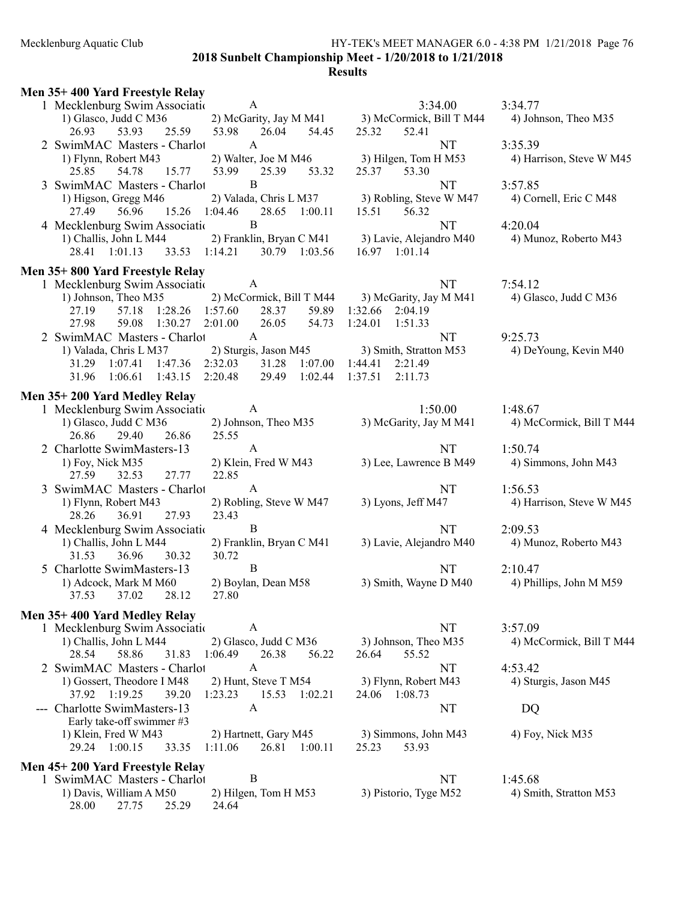**2018 Sunbelt Championship Meet - 1/20/2018 to 1/21/2018**

**Results**

## Men 35+ 400 Yard Freestyle Relay

1 Mecklenburg Swim Associatio    A    3:34.00    3:34.77
  1) Glasco, Judd C M36    2) McGarity, Jay M M41    3) McCormick, Bill T M44    4) Johnson, Theo M35
  26.93    53.93    25.59    53.98    26.04    54.45    25.32    52.41

2 SwimMAC Masters - Charlot    A    NT    3:35.39
  1) Flynn, Robert M43    2) Walter, Joe M M46    3) Hilgen, Tom H M53    4) Harrison, Steve W M45
  25.85    54.78    15.77    53.99    25.39    53.32    25.37    53.30

3 SwimMAC Masters - Charlot    B    NT    3:57.85
  1) Higson, Gregg M46    2) Valada, Chris L M37    3) Robling, Steve W M47    4) Cornell, Eric C M48
  27.49    56.96    15.26    1:04.46    28.65    1:00.11    15.51    56.32

4 Mecklenburg Swim Associatio    B    NT    4:20.04
  1) Challis, John L M44    2) Franklin, Bryan C M41    3) Lavie, Alejandro M40    4) Munoz, Roberto M43
  28.41    1:01.13    33.53    1:14.21    30.79    1:03.56    16.97    1:01.14

## Men 35+ 800 Yard Freestyle Relay

1 Mecklenburg Swim Associatio    A    NT    7:54.12
  1) Johnson, Theo M35    2) McCormick, Bill T M44    3) McGarity, Jay M M41    4) Glasco, Judd C M36
  27.19    57.18    1:28.26    1:57.60    28.37    59.89    1:32.66    2:04.19
  27.98    59.08    1:30.27    2:01.00    26.05    54.73    1:24.01    1:51.33

2 SwimMAC Masters - Charlot    A    NT    9:25.73
  1) Valada, Chris L M37    2) Sturgis, Jason M45    3) Smith, Stratton M53    4) DeYoung, Kevin M40
  31.29    1:07.41    1:47.36    2:32.03    31.28    1:07.00    1:44.41    2:21.49
  31.96    1:06.61    1:43.15    2:20.48    29.49    1:02.44    1:37.51    2:11.73

## Men 35+ 200 Yard Medley Relay

1 Mecklenburg Swim Associatio    A    1:50.00    1:48.67
  1) Glasco, Judd C M36    2) Johnson, Theo M35    3) McGarity, Jay M M41    4) McCormick, Bill T M44
  26.86    29.40    26.86    25.55

2 Charlotte SwimMasters-13    A    NT    1:50.74
  1) Foy, Nick M35    2) Klein, Fred W M43    3) Lee, Lawrence B M49    4) Simmons, John M43
  27.59    32.53    27.77    22.85

3 SwimMAC Masters - Charlot    A    NT    1:56.53
  1) Flynn, Robert M43    2) Robling, Steve W M47    3) Lyons, Jeff M47    4) Harrison, Steve W M45
  28.26    36.91    27.93    23.43

4 Mecklenburg Swim Associatio    B    NT    2:09.53
  1) Challis, John L M44    2) Franklin, Bryan C M41    3) Lavie, Alejandro M40    4) Munoz, Roberto M43
  31.53    36.96    30.32    30.72

5 Charlotte SwimMasters-13    B    NT    2:10.47
  1) Adcock, Mark M M60    2) Boylan, Dean M58    3) Smith, Wayne D M40    4) Phillips, John M M59
  37.53    37.02    28.12    27.80

## Men 35+ 400 Yard Medley Relay

1 Mecklenburg Swim Associatio    A    NT    3:57.09
  1) Challis, John L M44    2) Glasco, Judd C M36    3) Johnson, Theo M35    4) McCormick, Bill T M44
  28.54    58.86    31.83    1:06.49    26.38    56.22    26.64    55.52

2 SwimMAC Masters - Charlot    A    NT    4:53.42
  1) Gossert, Theodore I M48    2) Hunt, Steve T M54    3) Flynn, Robert M43    4) Sturgis, Jason M45
  37.92    1:19.25    39.20    1:23.23    15.53    1:02.21    24.06    1:08.73

--- Charlotte SwimMasters-13    A    NT    DQ
  Early take-off swimmer #3
  1) Klein, Fred W M43    2) Hartnett, Gary M45    3) Simmons, John M43    4) Foy, Nick M35
  29.24    1:00.15    33.35    1:11.06    26.81    1:00.11    25.23    53.93

## Men 45+ 200 Yard Freestyle Relay

1 SwimMAC Masters - Charlot    B    NT    1:45.68
  1) Davis, William A M50    2) Hilgen, Tom H M53    3) Pistorio, Tyge M52    4) Smith, Stratton M53
  28.00    27.75    25.29    24.64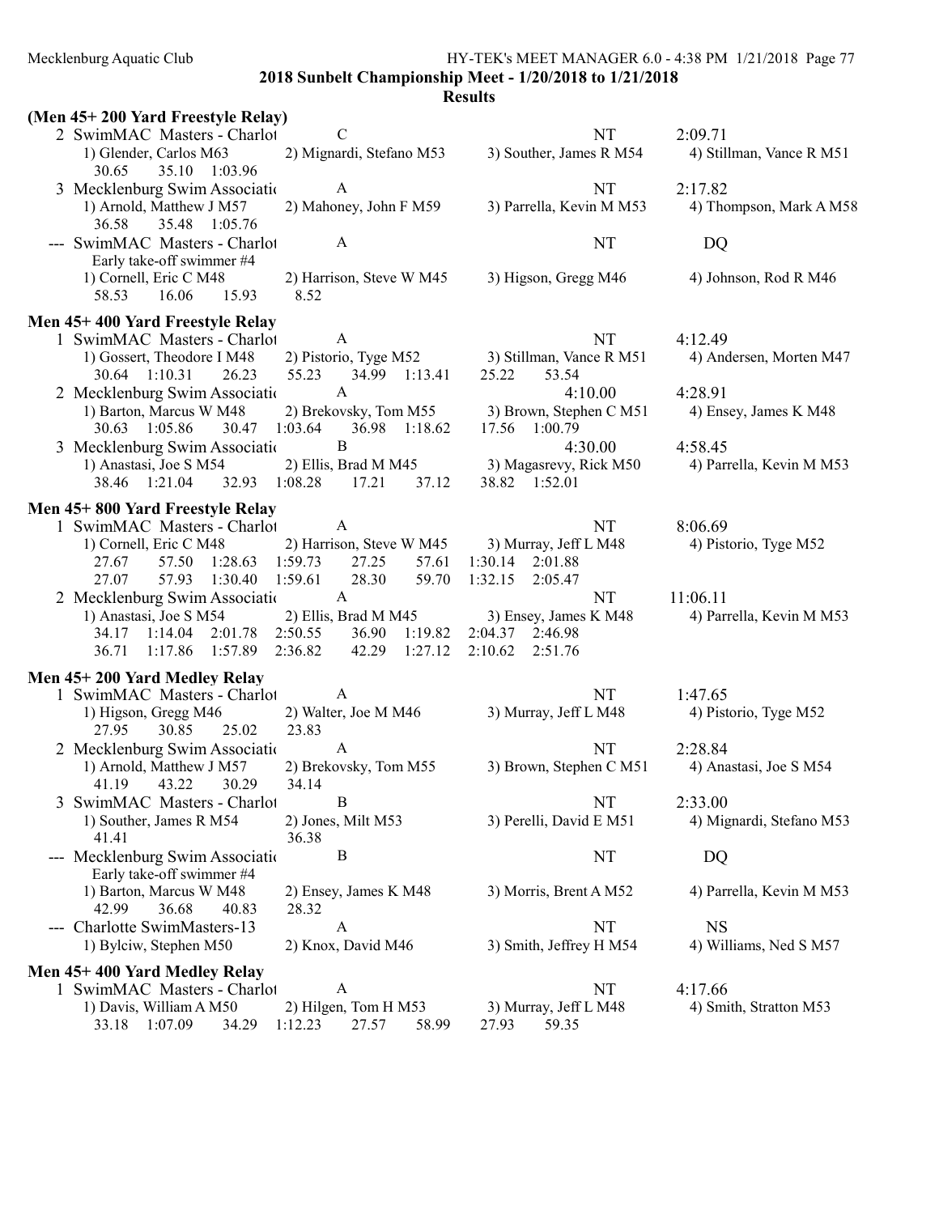**2018 Sunbelt Championship Meet - 1/20/2018 to 1/21/2018**

**Results**

### (Men 45+ 200 Yard Freestyle Relay)

2 SwimMAC Masters - Charlot    C    NT    2:09.71
1) Glender, Carlos M63    2) Mignardi, Stefano M53    3) Souther, James R M54    4) Stillman, Vance R M51
30.65    35.10    1:03.96

3 Mecklenburg Swim Associatio    A    NT    2:17.82
1) Arnold, Matthew J M57    2) Mahoney, John F M59    3) Parrella, Kevin M M53    4) Thompson, Mark A M58
36.58    35.48    1:05.76

--- SwimMAC Masters - Charlot    A    NT    DQ
Early take-off swimmer #4
1) Cornell, Eric C M48    2) Harrison, Steve W M45    3) Higson, Gregg M46    4) Johnson, Rod R M46
58.53    16.06    15.93    8.52

### Men 45+ 400 Yard Freestyle Relay

1 SwimMAC Masters - Charlot    A    NT    4:12.49
1) Gossert, Theodore I M48    2) Pistorio, Tyge M52    3) Stillman, Vance R M51    4) Andersen, Morten M47
30.64    1:10.31    26.23    55.23    34.99    1:13.41    25.22    53.54

2 Mecklenburg Swim Associatio    A    4:10.00    4:28.91
1) Barton, Marcus W M48    2) Brekovsky, Tom M55    3) Brown, Stephen C M51    4) Ensey, James K M48
30.63    1:05.86    30.47    1:03.64    36.98    1:18.62    17.56    1:00.79

3 Mecklenburg Swim Associatio    B    4:30.00    4:58.45
1) Anastasi, Joe S M54    2) Ellis, Brad M M45    3) Magasrevy, Rick M50    4) Parrella, Kevin M M53
38.46    1:21.04    32.93    1:08.28    17.21    37.12    38.82    1:52.01

### Men 45+ 800 Yard Freestyle Relay

1 SwimMAC Masters - Charlot    A    NT    8:06.69
1) Cornell, Eric C M48    2) Harrison, Steve W M45    3) Murray, Jeff L M48    4) Pistorio, Tyge M52
27.67    57.50    1:28.63    1:59.73    27.25    57.61    1:30.14    2:01.88
27.07    57.93    1:30.40    1:59.61    28.30    59.70    1:32.15    2:05.47

2 Mecklenburg Swim Associatio    A    NT    11:06.11
1) Anastasi, Joe S M54    2) Ellis, Brad M M45    3) Ensey, James K M48    4) Parrella, Kevin M M53
34.17    1:14.04    2:01.78    2:50.55    36.90    1:19.82    2:04.37    2:46.98
36.71    1:17.86    1:57.89    2:36.82    42.29    1:27.12    2:10.62    2:51.76

### Men 45+ 200 Yard Medley Relay

1 SwimMAC Masters - Charlot    A    NT    1:47.65
1) Higson, Gregg M46    2) Walter, Joe M M46    3) Murray, Jeff L M48    4) Pistorio, Tyge M52
27.95    30.85    25.02    23.83

2 Mecklenburg Swim Associatio    A    NT    2:28.84
1) Arnold, Matthew J M57    2) Brekovsky, Tom M55    3) Brown, Stephen C M51    4) Anastasi, Joe S M54
41.19    43.22    30.29    34.14

3 SwimMAC Masters - Charlot    B    NT    2:33.00
1) Souther, James R M54    2) Jones, Milt M53    3) Perelli, David E M51    4) Mignardi, Stefano M53
41.41    36.38

--- Mecklenburg Swim Associatio    B    NT    DQ
Early take-off swimmer #4
1) Barton, Marcus W M48    2) Ensey, James K M48    3) Morris, Brent A M52    4) Parrella, Kevin M M53
42.99    36.68    40.83    28.32

--- Charlotte SwimMasters-13    A    NT    NS
1) Bylciw, Stephen M50    2) Knox, David M46    3) Smith, Jeffrey H M54    4) Williams, Ned S M57

### Men 45+ 400 Yard Medley Relay

1 SwimMAC Masters - Charlot    A    NT    4:17.66
1) Davis, William A M50    2) Hilgen, Tom H M53    3) Murray, Jeff L M48    4) Smith, Stratton M53
33.18    1:07.09    34.29    1:12.23    27.57    58.99    27.93    59.35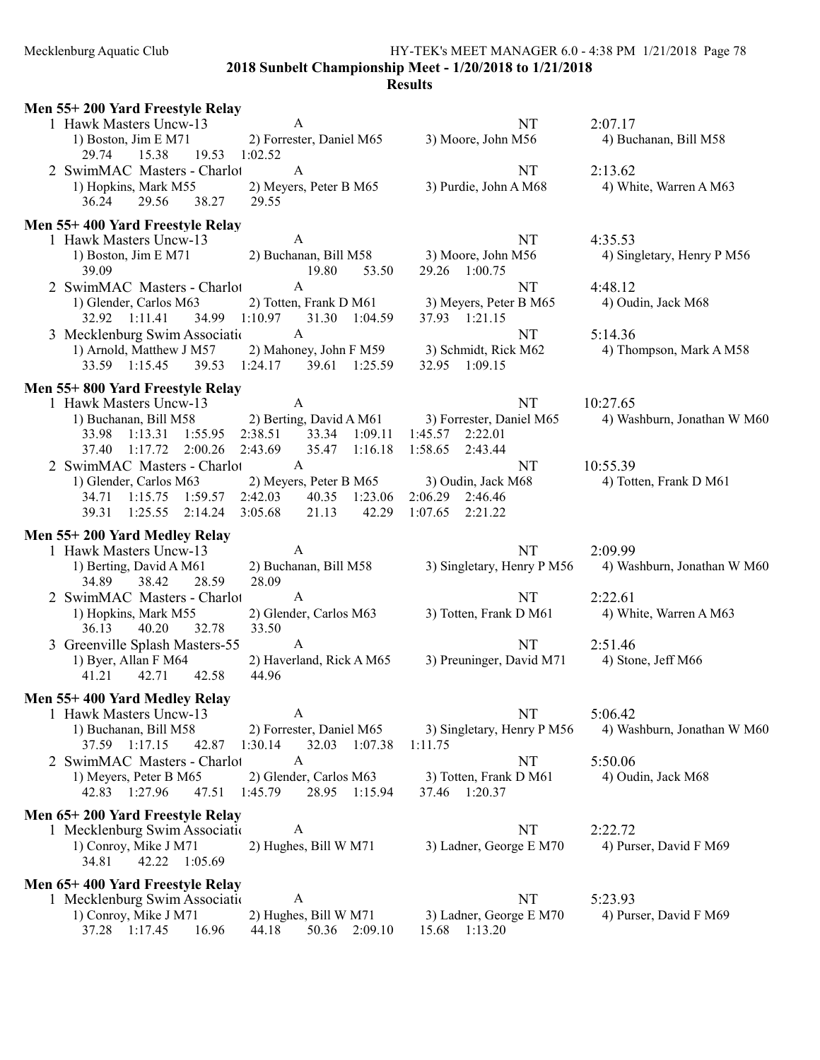**2018 Sunbelt Championship Meet - 1/20/2018 to 1/21/2018**

**Results**

## Men 55+ 200 Yard Freestyle Relay

1 Hawk Masters Uncw-13 — A — NT — 2:07.17
1) Boston, Jim E M71 2) Forrester, Daniel M65 3) Moore, John M56 4) Buchanan, Bill M58
29.74 15.38 19.53 1:02.52

2 SwimMAC Masters - Charlot — A — NT — 2:13.62
1) Hopkins, Mark M55 2) Meyers, Peter B M65 3) Purdie, John A M68 4) White, Warren A M63
36.24 29.56 38.27 29.55

## Men 55+ 400 Yard Freestyle Relay

1 Hawk Masters Uncw-13 — A — NT — 4:35.53
1) Boston, Jim E M71 2) Buchanan, Bill M58 3) Moore, John M56 4) Singletary, Henry P M56
39.09 19.80 53.50 29.26 1:00.75

2 SwimMAC Masters - Charlot — A — NT — 4:48.12
1) Glender, Carlos M63 2) Totten, Frank D M61 3) Meyers, Peter B M65 4) Oudin, Jack M68
32.92 1:11.41 34.99 1:10.97 31.30 1:04.59 37.93 1:21.15

3 Mecklenburg Swim Associatio — A — NT — 5:14.36
1) Arnold, Matthew J M57 2) Mahoney, John F M59 3) Schmidt, Rick M62 4) Thompson, Mark A M58
33.59 1:15.45 39.53 1:24.17 39.61 1:25.59 32.95 1:09.15

## Men 55+ 800 Yard Freestyle Relay

1 Hawk Masters Uncw-13 — A — NT — 10:27.65
1) Buchanan, Bill M58 2) Berting, David A M61 3) Forrester, Daniel M65 4) Washburn, Jonathan W M60
33.98 1:13.31 1:55.95 2:38.51 33.34 1:09.11 1:45.57 2:22.01
37.40 1:17.72 2:00.26 2:43.69 35.47 1:16.18 1:58.65 2:43.44

2 SwimMAC Masters - Charlot — A — NT — 10:55.39
1) Glender, Carlos M63 2) Meyers, Peter B M65 3) Oudin, Jack M68 4) Totten, Frank D M61
34.71 1:15.75 1:59.57 2:42.03 40.35 1:23.06 2:06.29 2:46.46
39.31 1:25.55 2:14.24 3:05.68 21.13 42.29 1:07.65 2:21.22

## Men 55+ 200 Yard Medley Relay

1 Hawk Masters Uncw-13 — A — NT — 2:09.99
1) Berting, David A M61 2) Buchanan, Bill M58 3) Singletary, Henry P M56 4) Washburn, Jonathan W M60
34.89 38.42 28.59 28.09

2 SwimMAC Masters - Charlot — A — NT — 2:22.61
1) Hopkins, Mark M55 2) Glender, Carlos M63 3) Totten, Frank D M61 4) White, Warren A M63
36.13 40.20 32.78 33.50

3 Greenville Splash Masters-55 — A — NT — 2:51.46
1) Byer, Allan F M64 2) Haverland, Rick A M65 3) Preuninger, David M71 4) Stone, Jeff M66
41.21 42.71 42.58 44.96

## Men 55+ 400 Yard Medley Relay

1 Hawk Masters Uncw-13 — A — NT — 5:06.42
1) Buchanan, Bill M58 2) Forrester, Daniel M65 3) Singletary, Henry P M56 4) Washburn, Jonathan W M60
37.59 1:17.15 42.87 1:30.14 32.03 1:07.38 1:11.75

2 SwimMAC Masters - Charlot — A — NT — 5:50.06
1) Meyers, Peter B M65 2) Glender, Carlos M63 3) Totten, Frank D M61 4) Oudin, Jack M68
42.83 1:27.96 47.51 1:45.79 28.95 1:15.94 37.46 1:20.37

## Men 65+ 200 Yard Freestyle Relay

1 Mecklenburg Swim Associatio — A — NT — 2:22.72
1) Conroy, Mike J M71 2) Hughes, Bill W M71 3) Ladner, George E M70 4) Purser, David F M69
34.81 42.22 1:05.69

## Men 65+ 400 Yard Freestyle Relay

1 Mecklenburg Swim Associatio — A — NT — 5:23.93
1) Conroy, Mike J M71 2) Hughes, Bill W M71 3) Ladner, George E M70 4) Purser, David F M69
37.28 1:17.45 16.96 44.18 50.36 2:09.10 15.68 1:13.20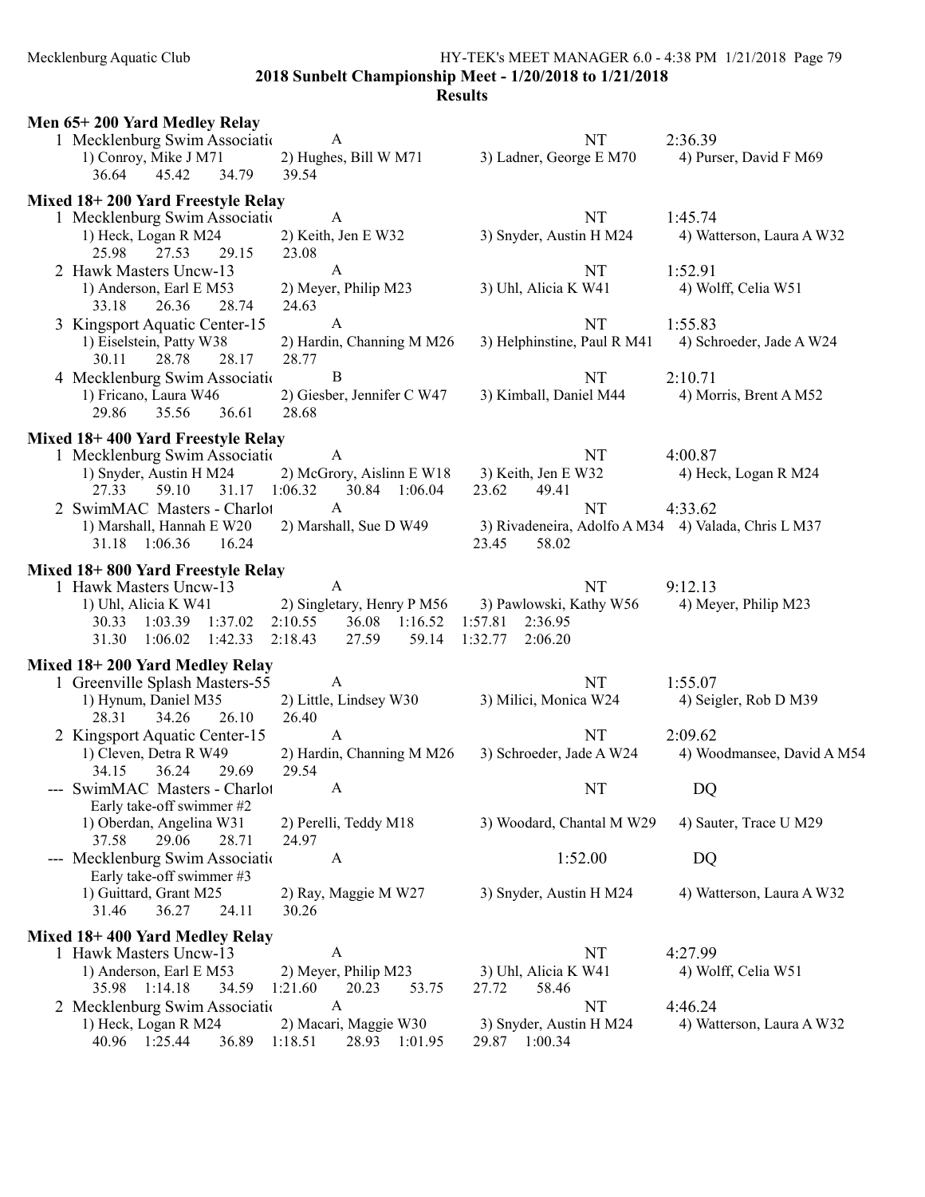**2018 Sunbelt Championship Meet - 1/20/2018 to 1/21/2018**

**Results**

### Men 65+ 200 Yard Medley Relay

1 Mecklenburg Swim Associatio A NT 2:36.39
1) Conroy, Mike J M71 2) Hughes, Bill W M71 3) Ladner, George E M70 4) Purser, David F M69
36.64 45.42 34.79 39.54

### Mixed 18+ 200 Yard Freestyle Relay

1 Mecklenburg Swim Associatio A NT 1:45.74
1) Heck, Logan R M24 2) Keith, Jen E W32 3) Snyder, Austin H M24 4) Watterson, Laura A W32
25.98 27.53 29.15 23.08

2 Hawk Masters Uncw-13 A NT 1:52.91
1) Anderson, Earl E M53 2) Meyer, Philip M23 3) Uhl, Alicia K W41 4) Wolff, Celia W51
33.18 26.36 28.74 24.63

3 Kingsport Aquatic Center-15 A NT 1:55.83
1) Eiselstein, Patty W38 2) Hardin, Channing M M26 3) Helphinstine, Paul R M41 4) Schroeder, Jade A W24
30.11 28.78 28.17 28.77

4 Mecklenburg Swim Associatio B NT 2:10.71
1) Fricano, Laura W46 2) Giesber, Jennifer C W47 3) Kimball, Daniel M44 4) Morris, Brent A M52
29.86 35.56 36.61 28.68

### Mixed 18+ 400 Yard Freestyle Relay

1 Mecklenburg Swim Associatio A NT 4:00.87
1) Snyder, Austin H M24 2) McGrory, Aislinn E W18 3) Keith, Jen E W32 4) Heck, Logan R M24
27.33 59.10 31.17 1:06.32 30.84 1:06.04 23.62 49.41

2 SwimMAC Masters - Charlot A NT 4:33.62
1) Marshall, Hannah E W20 2) Marshall, Sue D W49 3) Rivadeneira, Adolfo A M34 4) Valada, Chris L M37
31.18 1:06.36 16.24 23.45 58.02

### Mixed 18+ 800 Yard Freestyle Relay

1 Hawk Masters Uncw-13 A NT 9:12.13
1) Uhl, Alicia K W41 2) Singletary, Henry P M56 3) Pawlowski, Kathy W56 4) Meyer, Philip M23
30.33 1:03.39 1:37.02 2:10.55 36.08 1:16.52 1:57.81 2:36.95
31.30 1:06.02 1:42.33 2:18.43 27.59 59.14 1:32.77 2:06.20

### Mixed 18+ 200 Yard Medley Relay

1 Greenville Splash Masters-55 A NT 1:55.07
1) Hynum, Daniel M35 2) Little, Lindsey W30 3) Milici, Monica W24 4) Seigler, Rob D M39
28.31 34.26 26.10 26.40

2 Kingsport Aquatic Center-15 A NT 2:09.62
1) Cleven, Detra R W49 2) Hardin, Channing M M26 3) Schroeder, Jade A W24 4) Woodmansee, David A M54
34.15 36.24 29.69 29.54

--- SwimMAC Masters - Charlot A NT DQ
Early take-off swimmer #2
1) Oberdan, Angelina W31 2) Perelli, Teddy M18 3) Woodard, Chantal M W29 4) Sauter, Trace U M29
37.58 29.06 28.71 24.97

--- Mecklenburg Swim Associatio A 1:52.00 DQ
Early take-off swimmer #3
1) Guittard, Grant M25 2) Ray, Maggie M W27 3) Snyder, Austin H M24 4) Watterson, Laura A W32
31.46 36.27 24.11 30.26

### Mixed 18+ 400 Yard Medley Relay

1 Hawk Masters Uncw-13 A NT 4:27.99
1) Anderson, Earl E M53 2) Meyer, Philip M23 3) Uhl, Alicia K W41 4) Wolff, Celia W51
35.98 1:14.18 34.59 1:21.60 20.23 53.75 27.72 58.46

2 Mecklenburg Swim Associatio A NT 4:46.24
1) Heck, Logan R M24 2) Macari, Maggie W30 3) Snyder, Austin H M24 4) Watterson, Laura A W32
40.96 1:25.44 36.89 1:18.51 28.93 1:01.95 29.87 1:00.34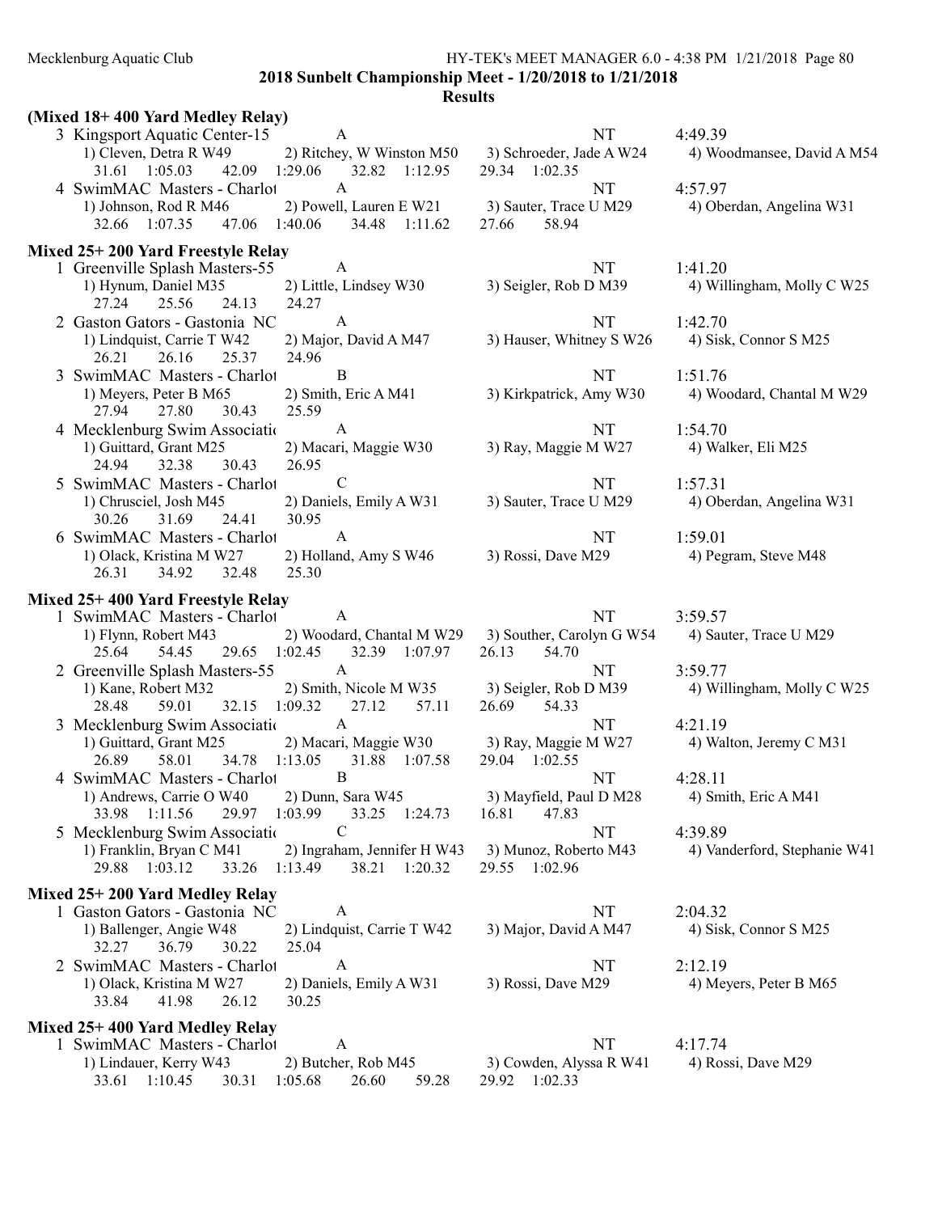**2018 Sunbelt Championship Meet - 1/20/2018 to 1/21/2018**

**Results**

### (Mixed 18+ 400 Yard Medley Relay)

3 Kingsport Aquatic Center-15 — A — NT — 4:49.39
1) Cleven, Detra R W49 2) Ritchey, W Winston M50 3) Schroeder, Jade A W24 4) Woodmansee, David A M54
31.61 1:05.03 42.09 1:29.06 32.82 1:12.95 29.34 1:02.35

4 SwimMAC Masters - Charlot — A — NT — 4:57.97
1) Johnson, Rod R M46 2) Powell, Lauren E W21 3) Sauter, Trace U M29 4) Oberdan, Angelina W31
32.66 1:07.35 47.06 1:40.06 34.48 1:11.62 27.66 58.94

### Mixed 25+ 200 Yard Freestyle Relay

1 Greenville Splash Masters-55 — A — NT — 1:41.20
1) Hynum, Daniel M35 2) Little, Lindsey W30 3) Seigler, Rob D M39 4) Willingham, Molly C W25
27.24 25.56 24.13 24.27

2 Gaston Gators - Gastonia NC — A — NT — 1:42.70
1) Lindquist, Carrie T W42 2) Major, David A M47 3) Hauser, Whitney S W26 4) Sisk, Connor S M25
26.21 26.16 25.37 24.96

3 SwimMAC Masters - Charlot — B — NT — 1:51.76
1) Meyers, Peter B M65 2) Smith, Eric A M41 3) Kirkpatrick, Amy W30 4) Woodard, Chantal M W29
27.94 27.80 30.43 25.59

4 Mecklenburg Swim Associatio — A — NT — 1:54.70
1) Guittard, Grant M25 2) Macari, Maggie W30 3) Ray, Maggie M W27 4) Walker, Eli M25
24.94 32.38 30.43 26.95

5 SwimMAC Masters - Charlot — C — NT — 1:57.31
1) Chrusciel, Josh M45 2) Daniels, Emily A W31 3) Sauter, Trace U M29 4) Oberdan, Angelina W31
30.26 31.69 24.41 30.95

6 SwimMAC Masters - Charlot — A — NT — 1:59.01
1) Olack, Kristina M W27 2) Holland, Amy S W46 3) Rossi, Dave M29 4) Pegram, Steve M48
26.31 34.92 32.48 25.30

### Mixed 25+ 400 Yard Freestyle Relay

1 SwimMAC Masters - Charlot — A — NT — 3:59.57
1) Flynn, Robert M43 2) Woodard, Chantal M W29 3) Souther, Carolyn G W54 4) Sauter, Trace U M29
25.64 54.45 29.65 1:02.45 32.39 1:07.97 26.13 54.70

2 Greenville Splash Masters-55 — A — NT — 3:59.77
1) Kane, Robert M32 2) Smith, Nicole M W35 3) Seigler, Rob D M39 4) Willingham, Molly C W25
28.48 59.01 32.15 1:09.32 27.12 57.11 26.69 54.33

3 Mecklenburg Swim Associatio — A — NT — 4:21.19
1) Guittard, Grant M25 2) Macari, Maggie W30 3) Ray, Maggie M W27 4) Walton, Jeremy C M31
26.89 58.01 34.78 1:13.05 31.88 1:07.58 29.04 1:02.55

4 SwimMAC Masters - Charlot — B — NT — 4:28.11
1) Andrews, Carrie O W40 2) Dunn, Sara W45 3) Mayfield, Paul D M28 4) Smith, Eric A M41
33.98 1:11.56 29.97 1:03.99 33.25 1:24.73 16.81 47.83

5 Mecklenburg Swim Associatio — C — NT — 4:39.89
1) Franklin, Bryan C M41 2) Ingraham, Jennifer H W43 3) Munoz, Roberto M43 4) Vanderford, Stephanie W41
29.88 1:03.12 33.26 1:13.49 38.21 1:20.32 29.55 1:02.96

### Mixed 25+ 200 Yard Medley Relay

1 Gaston Gators - Gastonia NC — A — NT — 2:04.32
1) Ballenger, Angie W48 2) Lindquist, Carrie T W42 3) Major, David A M47 4) Sisk, Connor S M25
32.27 36.79 30.22 25.04

2 SwimMAC Masters - Charlot — A — NT — 2:12.19
1) Olack, Kristina M W27 2) Daniels, Emily A W31 3) Rossi, Dave M29 4) Meyers, Peter B M65
33.84 41.98 26.12 30.25

### Mixed 25+ 400 Yard Medley Relay

1 SwimMAC Masters - Charlot — A — NT — 4:17.74
1) Lindauer, Kerry W43 2) Butcher, Rob M45 3) Cowden, Alyssa R W41 4) Rossi, Dave M29
33.61 1:10.45 30.31 1:05.68 26.60 59.28 29.92 1:02.33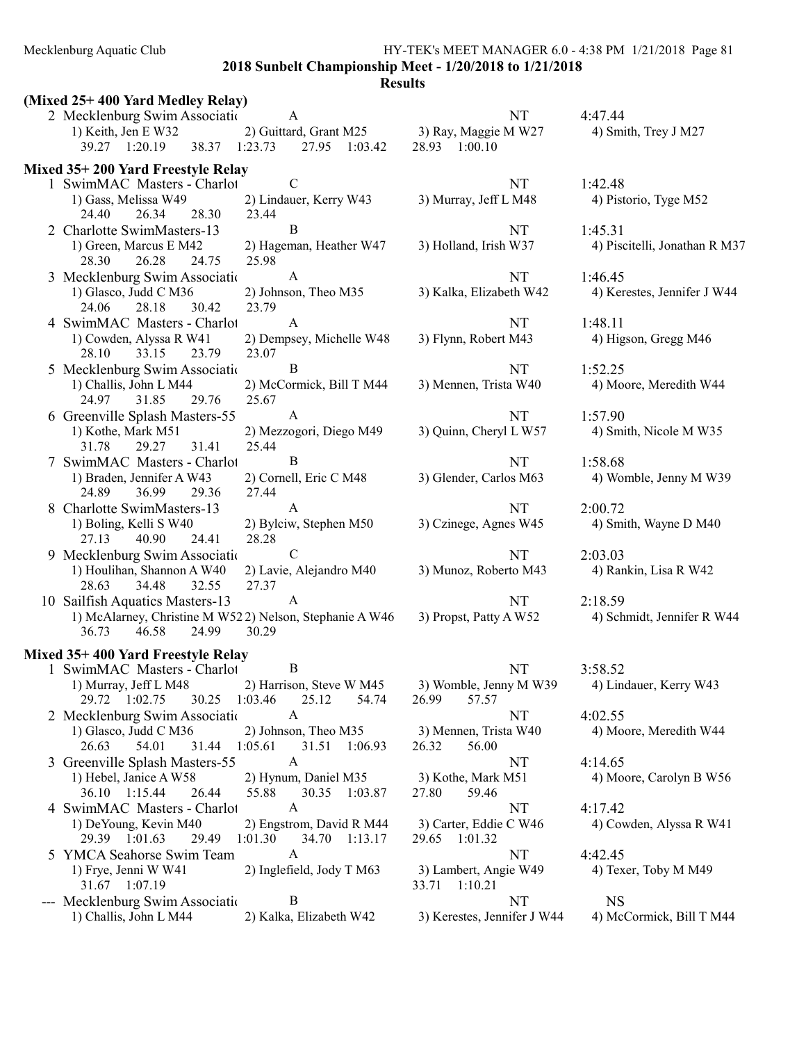## 2018 Sunbelt Championship Meet - 1/20/2018 to 1/21/2018

### Results

**(Mixed 25+ 400 Yard Medley Relay)**

2 Mecklenburg Swim Associatio — A — NT — 4:47.44
1) Keith, Jen E W32  2) Guittard, Grant M25  3) Ray, Maggie M W27  4) Smith, Trey J M27
39.27 1:20.19 38.37 1:23.73 27.95 1:03.42 28.93 1:00.10

### Mixed 35+ 200 Yard Freestyle Relay

1 SwimMAC Masters - Charlot — C — NT — 1:42.48
1) Gass, Melissa W49  2) Lindauer, Kerry W43  3) Murray, Jeff L M48  4) Pistorio, Tyge M52
24.40 26.34 28.30 23.44

2 Charlotte SwimMasters-13 — B — NT — 1:45.31
1) Green, Marcus E M42  2) Hageman, Heather W47  3) Holland, Irish W37  4) Piscitelli, Jonathan R M37
28.30 26.28 24.75 25.98

3 Mecklenburg Swim Associatio — A — NT — 1:46.45
1) Glasco, Judd C M36  2) Johnson, Theo M35  3) Kalka, Elizabeth W42  4) Kerestes, Jennifer J W44
24.06 28.18 30.42 23.79

4 SwimMAC Masters - Charlot — A — NT — 1:48.11
1) Cowden, Alyssa R W41  2) Dempsey, Michelle W48  3) Flynn, Robert M43  4) Higson, Gregg M46
28.10 33.15 23.79 23.07

5 Mecklenburg Swim Associatio — B — NT — 1:52.25
1) Challis, John L M44  2) McCormick, Bill T M44  3) Mennen, Trista W40  4) Moore, Meredith W44
24.97 31.85 29.76 25.67

6 Greenville Splash Masters-55 — A — NT — 1:57.90
1) Kothe, Mark M51  2) Mezzogori, Diego M49  3) Quinn, Cheryl L W57  4) Smith, Nicole M W35
31.78 29.27 31.41 25.44

7 SwimMAC Masters - Charlot — B — NT — 1:58.68
1) Braden, Jennifer A W43  2) Cornell, Eric C M48  3) Glender, Carlos M63  4) Womble, Jenny M W39
24.89 36.99 29.36 27.44

8 Charlotte SwimMasters-13 — A — NT — 2:00.72
1) Boling, Kelli S W40  2) Bylciw, Stephen M50  3) Czinege, Agnes W45  4) Smith, Wayne D M40
27.13 40.90 24.41 28.28

9 Mecklenburg Swim Associatio — C — NT — 2:03.03
1) Houlihan, Shannon A W40  2) Lavie, Alejandro M40  3) Munoz, Roberto M43  4) Rankin, Lisa R W42
28.63 34.48 32.55 27.37

10 Sailfish Aquatics Masters-13 — A — NT — 2:18.59
1) McAlarney, Christine M W52  2) Nelson, Stephanie A W46  3) Propst, Patty A W52  4) Schmidt, Jennifer R W44
36.73 46.58 24.99 30.29

### Mixed 35+ 400 Yard Freestyle Relay

1 SwimMAC Masters - Charlot — B — NT — 3:58.52
1) Murray, Jeff L M48  2) Harrison, Steve W M45  3) Womble, Jenny M W39  4) Lindauer, Kerry W43
29.72 1:02.75 30.25 1:03.46 25.12 54.74 26.99 57.57

2 Mecklenburg Swim Associatio — A — NT — 4:02.55
1) Glasco, Judd C M36  2) Johnson, Theo M35  3) Mennen, Trista W40  4) Moore, Meredith W44
26.63 54.01 31.44 1:05.61 31.51 1:06.93 26.32 56.00

3 Greenville Splash Masters-55 — A — NT — 4:14.65
1) Hebel, Janice A W58  2) Hynum, Daniel M35  3) Kothe, Mark M51  4) Moore, Carolyn B W56
36.10 1:15.44 26.44 55.88 30.35 1:03.87 27.80 59.46

4 SwimMAC Masters - Charlot — A — NT — 4:17.42
1) DeYoung, Kevin M40  2) Engstrom, David R M44  3) Carter, Eddie C W46  4) Cowden, Alyssa R W41
29.39 1:01.63 29.49 1:01.30 34.70 1:13.17 29.65 1:01.32

5 YMCA Seahorse Swim Team — A — NT — 4:42.45
1) Frye, Jenni W W41  2) Inglefield, Jody T M63  3) Lambert, Angie W49  4) Texer, Toby M M49
31.67 1:07.19 33.71 1:10.21

--- Mecklenburg Swim Associatio — B — NT — NS
1) Challis, John L M44  2) Kalka, Elizabeth W42  3) Kerestes, Jennifer J W44  4) McCormick, Bill T M44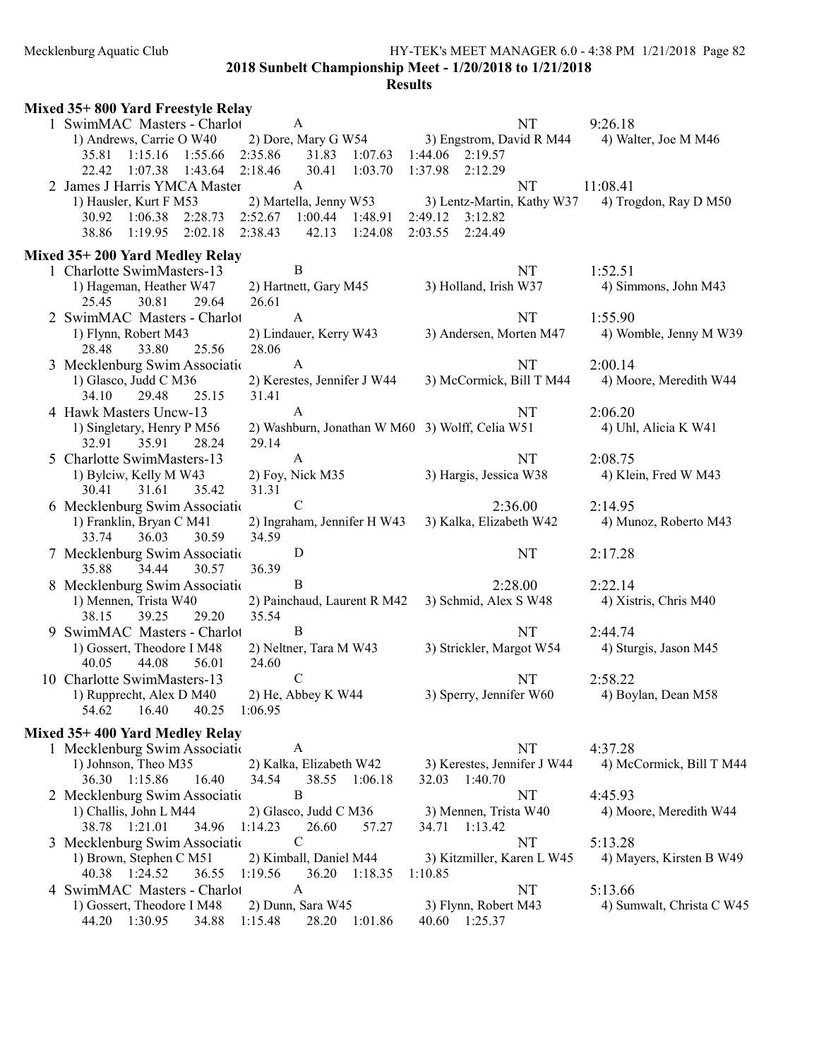Mecklenburg Aquatic Club HY-TEK's MEET MANAGER 6.0 - 4:38 PM 1/21/2018 Page 82

**2018 Sunbelt Championship Meet - 1/20/2018 to 1/21/2018**

**Results**

### Mixed 35+ 800 Yard Freestyle Relay

```
 1 SwimMAC Masters - Charlot          A                              NT          9:26.18
   1) Andrews, Carrie O W40    2) Dore, Mary G W54          3) Engstrom, David R M44    4) Walter, Joe M M46
      35.81   1:15.16  1:55.66  2:35.86    31.83  1:07.63  1:44.06  2:19.57
      22.42   1:07.38  1:43.64  2:18.46    30.41  1:03.70  1:37.98  2:12.29
 2 James J Harris YMCA Master         A                              NT         11:08.41
   1) Hausler, Kurt F M53      2) Martella, Jenny W53       3) Lentz-Martin, Kathy W37  4) Trogdon, Ray D M50
      30.92   1:06.38  2:28.73  2:52.67  1:00.44  1:48.91  2:49.12  3:12.82
      38.86   1:19.95  2:02.18  2:38.43    42.13  1:24.08  2:03.55  2:24.49
```

### Mixed 35+ 200 Yard Medley Relay

```
 1 Charlotte SwimMasters-13           B                              NT          1:52.51
   1) Hageman, Heather W47     2) Hartnett, Gary M45        3) Holland, Irish W37       4) Simmons, John M43
      25.45    30.81    29.64    26.61
 2 SwimMAC Masters - Charlot          A                              NT          1:55.90
   1) Flynn, Robert M43        2) Lindauer, Kerry W43       3) Andersen, Morten M47     4) Womble, Jenny M W39
      28.48    33.80    25.56    28.06
 3 Mecklenburg Swim Associati         A                              NT          2:00.14
   1) Glasco, Judd C M36       2) Kerestes, Jennifer J W44  3) McCormick, Bill T M44    4) Moore, Meredith W44
      34.10    29.48    25.15    31.41
 4 Hawk Masters Uncw-13               A                              NT          2:06.20
   1) Singletary, Henry P M56  2) Washburn, Jonathan W M60  3) Wolff, Celia W51         4) Uhl, Alicia K W41
      32.91    35.91    28.24    29.14
 5 Charlotte SwimMasters-13           A                              NT          2:08.75
   1) Bylciw, Kelly M W43      2) Foy, Nick M35             3) Hargis, Jessica W38      4) Klein, Fred W M43
      30.41    31.61    35.42    31.31
 6 Mecklenburg Swim Associati         C                         2:36.00          2:14.95
   1) Franklin, Bryan C M41    2) Ingraham, Jennifer H W43  3) Kalka, Elizabeth W42     4) Munoz, Roberto M43
      33.74    36.03    30.59    34.59
 7 Mecklenburg Swim Associati         D                              NT          2:17.28
      35.88    34.44    30.57    36.39
 8 Mecklenburg Swim Associati         B                         2:28.00          2:22.14
   1) Mennen, Trista W40       2) Painchaud, Laurent R M42  3) Schmid, Alex S W48       4) Xistris, Chris M40
      38.15    39.25    29.20    35.54
 9 SwimMAC Masters - Charlot          B                              NT          2:44.74
   1) Gossert, Theodore I M48  2) Neltner, Tara M W43       3) Strickler, Margot W54    4) Sturgis, Jason M45
      40.05    44.08    56.01    24.60
10 Charlotte SwimMasters-13           C                              NT          2:58.22
   1) Rupprecht, Alex D M40    2) He, Abbey K W44           3) Sperry, Jennifer W60     4) Boylan, Dean M58
      54.62    16.40    40.25  1:06.95
```

### Mixed 35+ 400 Yard Medley Relay

```
 1 Mecklenburg Swim Associati         A                              NT          4:37.28
   1) Johnson, Theo M35        2) Kalka, Elizabeth W42      3) Kerestes, Jennifer J W44 4) McCormick, Bill T M44
      36.30  1:15.86    16.40    34.54    38.55  1:06.18    32.03  1:40.70
 2 Mecklenburg Swim Associati         B                              NT          4:45.93
   1) Challis, John L M44      2) Glasco, Judd C M36        3) Mennen, Trista W40       4) Moore, Meredith W44
      38.78  1:21.01    34.96  1:14.23    26.60    57.27    34.71  1:13.42
 3 Mecklenburg Swim Associati         C                              NT          5:13.28
   1) Brown, Stephen C M51     2) Kimball, Daniel M44       3) Kitzmiller, Karen L W45  4) Mayers, Kirsten B W49
      40.38  1:24.52    36.55  1:19.56    36.20  1:18.35  1:10.85
 4 SwimMAC Masters - Charlot          A                              NT          5:13.66
   1) Gossert, Theodore I M48  2) Dunn, Sara W45            3) Flynn, Robert M43        4) Sumwalt, Christa C W45
      44.20  1:30.95    34.88  1:15.48    28.20  1:01.86    40.60  1:25.37
```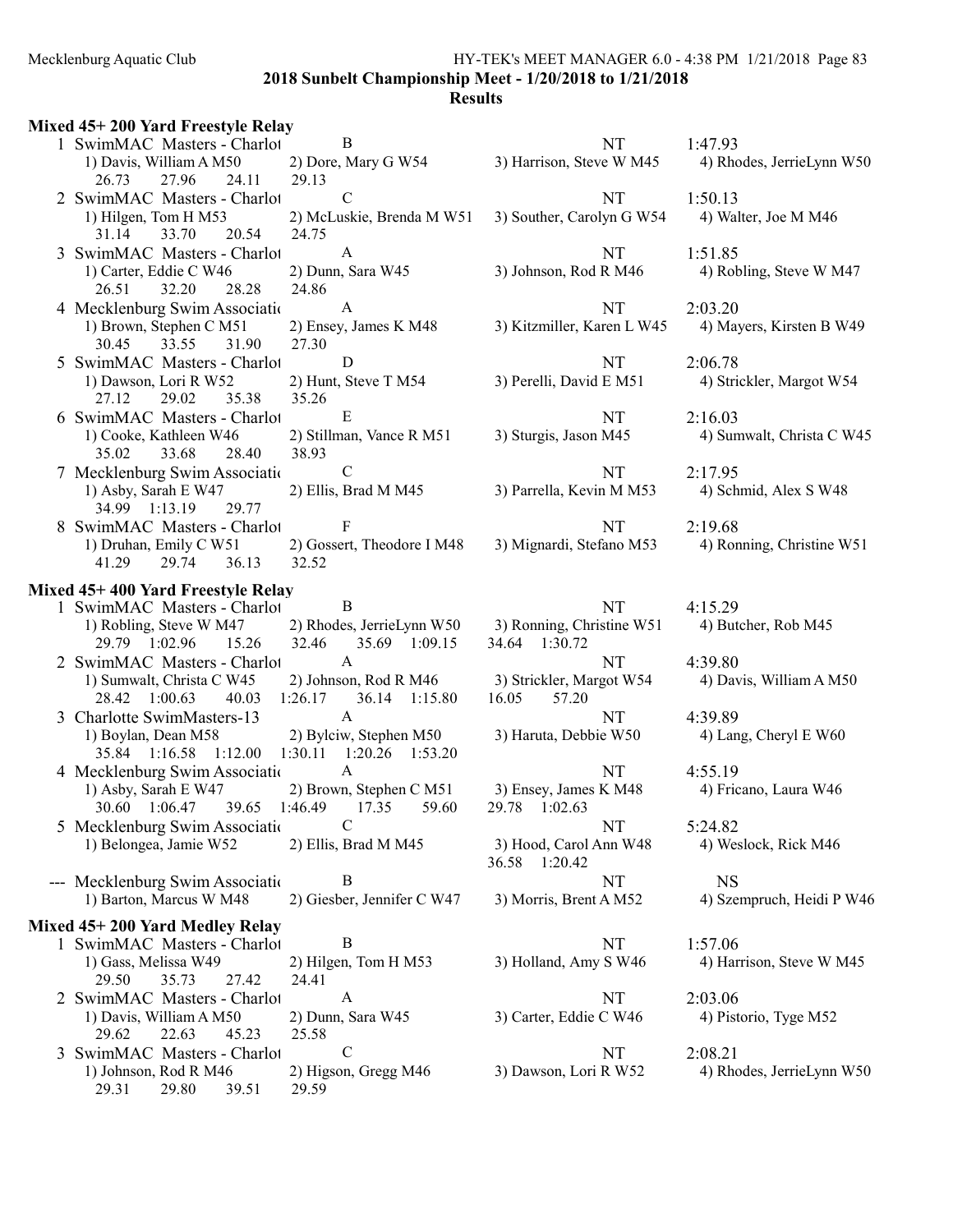## 2018 Sunbelt Championship Meet - 1/20/2018 to 1/21/2018

### Results

#### Mixed 45+ 200 Yard Freestyle Relay

```
  1 SwimMAC Masters - Charlot          B                            NT          1:47.93
      1) Davis, William A M50       2) Dore, Mary G W54          3) Harrison, Steve W M45     4) Rhodes, JerrieLynn W50
        26.73     27.96     24.11     29.13
  2 SwimMAC Masters - Charlot          C                            NT          1:50.13
      1) Hilgen, Tom H M53          2) McLuskie, Brenda M W51    3) Souther, Carolyn G W54    4) Walter, Joe M M46
        31.14     33.70     20.54     24.75
  3 SwimMAC Masters - Charlot          A                            NT          1:51.85
      1) Carter, Eddie C W46        2) Dunn, Sara W45            3) Johnson, Rod R M46        4) Robling, Steve W M47
        26.51     32.20     28.28     24.86
  4 Mecklenburg Swim Associatio        A                            NT          2:03.20
      1) Brown, Stephen C M51       2) Ensey, James K M48        3) Kitzmiller, Karen L W45   4) Mayers, Kirsten B W49
        30.45     33.55     31.90     27.30
  5 SwimMAC Masters - Charlot          D                            NT          2:06.78
      1) Dawson, Lori R W52         2) Hunt, Steve T M54         3) Perelli, David E M51      4) Strickler, Margot W54
        27.12     29.02     35.38     35.26
  6 SwimMAC Masters - Charlot          E                            NT          2:16.03
      1) Cooke, Kathleen W46        2) Stillman, Vance R M51     3) Sturgis, Jason M45        4) Sumwalt, Christa C W45
        35.02     33.68     28.40     38.93
  7 Mecklenburg Swim Associatio        C                            NT          2:17.95
      1) Asby, Sarah E W47          2) Ellis, Brad M M45         3) Parrella, Kevin M M53     4) Schmid, Alex S W48
        34.99   1:13.19     29.77
  8 SwimMAC Masters - Charlot          F                            NT          2:19.68
      1) Druhan, Emily C W51        2) Gossert, Theodore I M48   3) Mignardi, Stefano M53     4) Ronning, Christine W51
        41.29     29.74     36.13     32.52
```

#### Mixed 45+ 400 Yard Freestyle Relay

```
  1 SwimMAC Masters - Charlot          B                            NT          4:15.29
      1) Robling, Steve W M47       2) Rhodes, JerrieLynn W50    3) Ronning, Christine W51    4) Butcher, Rob M45
        29.79   1:02.96     15.26     32.46     35.69   1:09.15     34.64   1:30.72
  2 SwimMAC Masters - Charlot          A                            NT          4:39.80
      1) Sumwalt, Christa C W45     2) Johnson, Rod R M46        3) Strickler, Margot W54     4) Davis, William A M50
        28.42   1:00.63     40.03   1:26.17     36.14   1:15.80     16.05     57.20
  3 Charlotte SwimMasters-13           A                            NT          4:39.89
      1) Boylan, Dean M58           2) Bylciw, Stephen M50       3) Haruta, Debbie W50        4) Lang, Cheryl E W60
        35.84   1:16.58   1:12.00   1:30.11   1:20.26   1:53.20
  4 Mecklenburg Swim Associatio        A                            NT          4:55.19
      1) Asby, Sarah E W47          2) Brown, Stephen C M51      3) Ensey, James K M48        4) Fricano, Laura W46
        30.60   1:06.47     39.65   1:46.49     17.35     59.60     29.78   1:02.63
  5 Mecklenburg Swim Associatio        C                            NT          5:24.82
      1) Belongea, Jamie W52        2) Ellis, Brad M M45         3) Hood, Carol Ann W48       4) Weslock, Rick M46
                                                                  36.58   1:20.42
--- Mecklenburg Swim Associatio        B                            NT          NS
      1) Barton, Marcus W M48       2) Giesber, Jennifer C W47   3) Morris, Brent A M52       4) Szempruch, Heidi P W46
```

#### Mixed 45+ 200 Yard Medley Relay

```
  1 SwimMAC Masters - Charlot          B                            NT          1:57.06
      1) Gass, Melissa W49          2) Hilgen, Tom H M53         3) Holland, Amy S W46        4) Harrison, Steve W M45
        29.50     35.73     27.42     24.41
  2 SwimMAC Masters - Charlot          A                            NT          2:03.06
      1) Davis, William A M50       2) Dunn, Sara W45            3) Carter, Eddie C W46       4) Pistorio, Tyge M52
        29.62     22.63     45.23     25.58
  3 SwimMAC Masters - Charlot          C                            NT          2:08.21
      1) Johnson, Rod R M46         2) Higson, Gregg M46         3) Dawson, Lori R W52        4) Rhodes, JerrieLynn W50
        29.31     29.80     39.51     29.59
```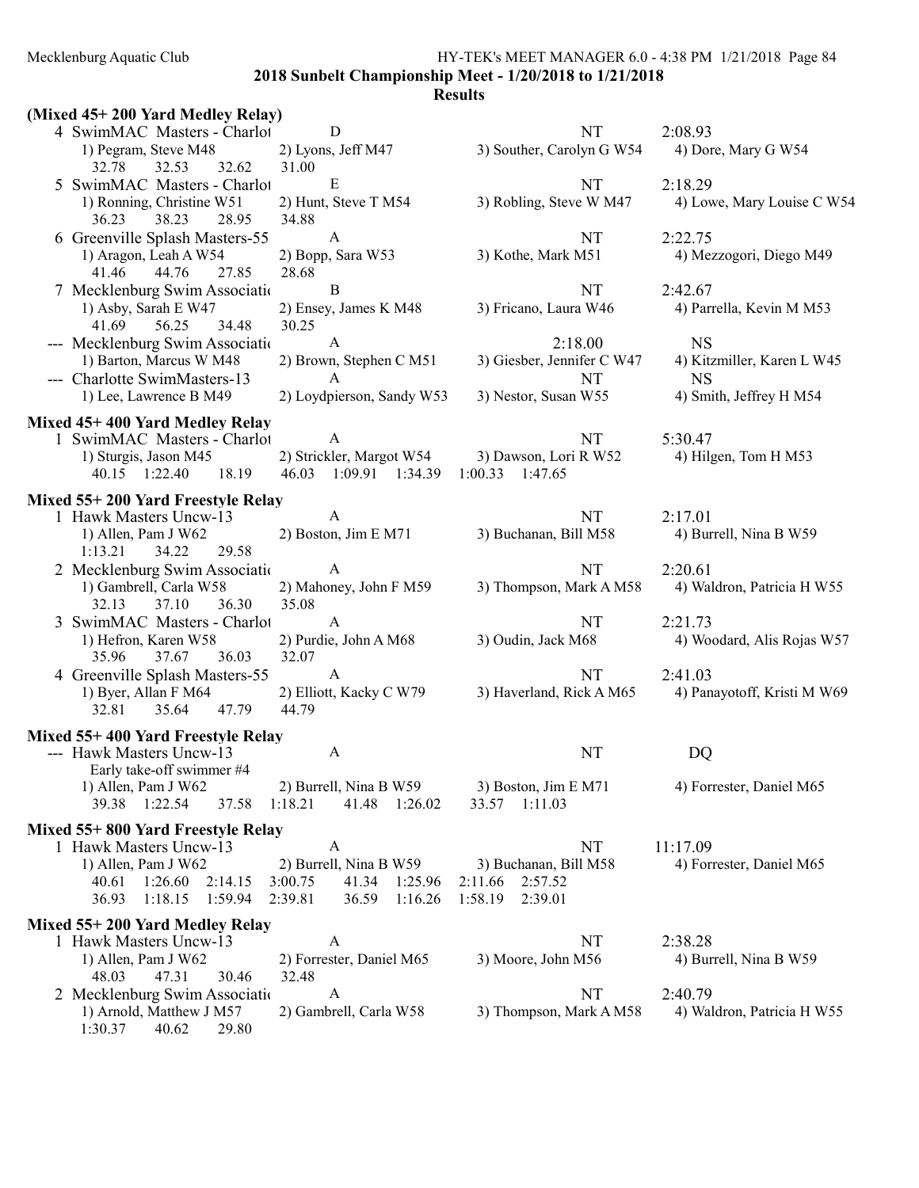**2018 Sunbelt Championship Meet - 1/20/2018 to 1/21/2018**

**Results**

### (Mixed 45+ 200 Yard Medley Relay)

4 SwimMAC Masters - Charlot D NT 2:08.93
1) Pegram, Steve M48 2) Lyons, Jeff M47 3) Souther, Carolyn G W54 4) Dore, Mary G W54
32.78 32.53 32.62 31.00

5 SwimMAC Masters - Charlot E NT 2:18.29
1) Ronning, Christine W51 2) Hunt, Steve T M54 3) Robling, Steve W M47 4) Lowe, Mary Louise C W54
36.23 38.23 28.95 34.88

6 Greenville Splash Masters-55 A NT 2:22.75
1) Aragon, Leah A W54 2) Bopp, Sara W53 3) Kothe, Mark M51 4) Mezzogori, Diego M49
41.46 44.76 27.85 28.68

7 Mecklenburg Swim Associatio B NT 2:42.67
1) Asby, Sarah E W47 2) Ensey, James K M48 3) Fricano, Laura W46 4) Parrella, Kevin M M53
41.69 56.25 34.48 30.25

--- Mecklenburg Swim Associatio A 2:18.00 NS
1) Barton, Marcus W M48 2) Brown, Stephen C M51 3) Giesber, Jennifer C W47 4) Kitzmiller, Karen L W45

--- Charlotte SwimMasters-13 A NT NS
1) Lee, Lawrence B M49 2) Loydpierson, Sandy W53 3) Nestor, Susan W55 4) Smith, Jeffrey H M54

### Mixed 45+ 400 Yard Medley Relay

1 SwimMAC Masters - Charlot A NT 5:30.47
1) Sturgis, Jason M45 2) Strickler, Margot W54 3) Dawson, Lori R W52 4) Hilgen, Tom H M53
40.15 1:22.40 18.19 46.03 1:09.91 1:34.39 1:00.33 1:47.65

### Mixed 55+ 200 Yard Freestyle Relay

1 Hawk Masters Uncw-13 A NT 2:17.01
1) Allen, Pam J W62 2) Boston, Jim E M71 3) Buchanan, Bill M58 4) Burrell, Nina B W59
1:13.21 34.22 29.58

2 Mecklenburg Swim Associatio A NT 2:20.61
1) Gambrell, Carla W58 2) Mahoney, John F M59 3) Thompson, Mark A M58 4) Waldron, Patricia H W55
32.13 37.10 36.30 35.08

3 SwimMAC Masters - Charlot A NT 2:21.73
1) Hefron, Karen W58 2) Purdie, John A M68 3) Oudin, Jack M68 4) Woodard, Alis Rojas W57
35.96 37.67 36.03 32.07

4 Greenville Splash Masters-55 A NT 2:41.03
1) Byer, Allan F M64 2) Elliott, Kacky C W79 3) Haverland, Rick A M65 4) Panayotoff, Kristi M W69
32.81 35.64 47.79 44.79

### Mixed 55+ 400 Yard Freestyle Relay

--- Hawk Masters Uncw-13 A NT DQ
Early take-off swimmer #4
1) Allen, Pam J W62 2) Burrell, Nina B W59 3) Boston, Jim E M71 4) Forrester, Daniel M65
39.38 1:22.54 37.58 1:18.21 41.48 1:26.02 33.57 1:11.03

### Mixed 55+ 800 Yard Freestyle Relay

1 Hawk Masters Uncw-13 A NT 11:17.09
1) Allen, Pam J W62 2) Burrell, Nina B W59 3) Buchanan, Bill M58 4) Forrester, Daniel M65
40.61 1:26.60 2:14.15 3:00.75 41.34 1:25.96 2:11.66 2:57.52
36.93 1:18.15 1:59.94 2:39.81 36.59 1:16.26 1:58.19 2:39.01

### Mixed 55+ 200 Yard Medley Relay

1 Hawk Masters Uncw-13 A NT 2:38.28
1) Allen, Pam J W62 2) Forrester, Daniel M65 3) Moore, John M56 4) Burrell, Nina B W59
48.03 47.31 30.46 32.48

2 Mecklenburg Swim Associatio A NT 2:40.79
1) Arnold, Matthew J M57 2) Gambrell, Carla W58 3) Thompson, Mark A M58 4) Waldron, Patricia H W55
1:30.37 40.62 29.80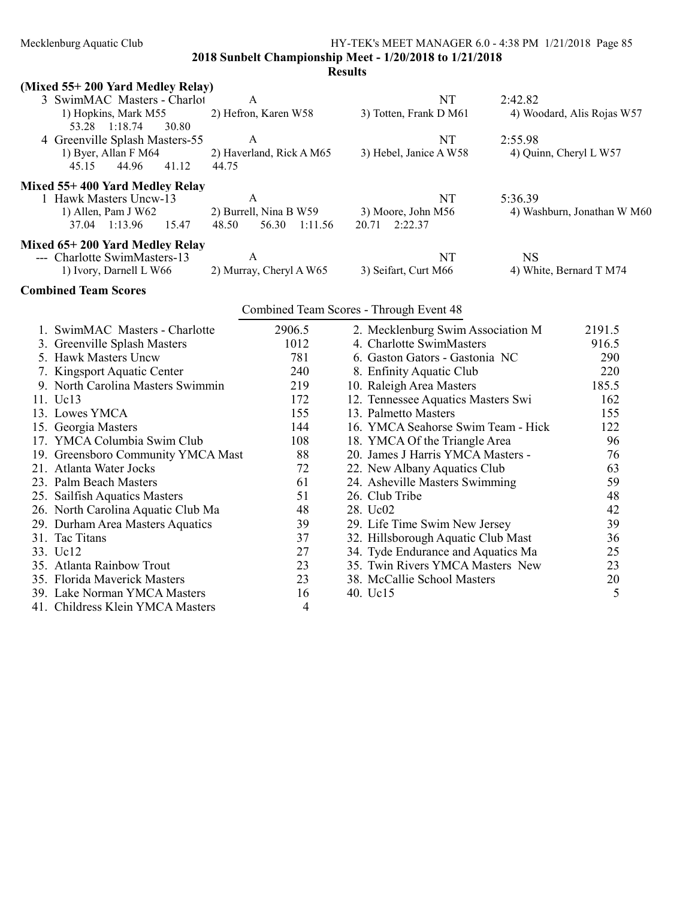## 2018 Sunbelt Championship Meet - 1/20/2018 to 1/21/2018

### Results

**(Mixed 55+ 200 Yard Medley Relay)**

3 SwimMAC Masters - Charlot — A — NT — 2:42.82
1) Hopkins, Mark M55 — 2) Hefron, Karen W58 — 3) Totten, Frank D M61 — 4) Woodard, Alis Rojas W57
53.28 1:18.74 30.80

4 Greenville Splash Masters-55 — A — NT — 2:55.98
1) Byer, Allan F M64 — 2) Haverland, Rick A M65 — 3) Hebel, Janice A W58 — 4) Quinn, Cheryl L W57
45.15 44.96 41.12 44.75

**Mixed 55+ 400 Yard Medley Relay**

1 Hawk Masters Uncw-13 — A — NT — 5:36.39
1) Allen, Pam J W62 — 2) Burrell, Nina B W59 — 3) Moore, John M56 — 4) Washburn, Jonathan W M60
37.04 1:13.96 15.47 48.50 56.30 1:11.56 20.71 2:22.37

**Mixed 65+ 200 Yard Medley Relay**

--- Charlotte SwimMasters-13 — A — NT — NS
1) Ivory, Darnell L W66 — 2) Murray, Cheryl A W65 — 3) Seifart, Curt M66 — 4) White, Bernard T M74

### Combined Team Scores

Combined Team Scores - Through Event 48

| | | | |
|---|---|---|---|
| 1. SwimMAC Masters - Charlotte | 2906.5 | 2. Mecklenburg Swim Association M | 2191.5 |
| 3. Greenville Splash Masters | 1012 | 4. Charlotte SwimMasters | 916.5 |
| 5. Hawk Masters Uncw | 781 | 6. Gaston Gators - Gastonia NC | 290 |
| 7. Kingsport Aquatic Center | 240 | 8. Enfinity Aquatic Club | 220 |
| 9. North Carolina Masters Swimmin | 219 | 10. Raleigh Area Masters | 185.5 |
| 11. Uc13 | 172 | 12. Tennessee Aquatics Masters Swi | 162 |
| 13. Lowes YMCA | 155 | 13. Palmetto Masters | 155 |
| 15. Georgia Masters | 144 | 16. YMCA Seahorse Swim Team - Hick | 122 |
| 17. YMCA Columbia Swim Club | 108 | 18. YMCA Of the Triangle Area | 96 |
| 19. Greensboro Community YMCA Mast | 88 | 20. James J Harris YMCA Masters - | 76 |
| 21. Atlanta Water Jocks | 72 | 22. New Albany Aquatics Club | 63 |
| 23. Palm Beach Masters | 61 | 24. Asheville Masters Swimming | 59 |
| 25. Sailfish Aquatics Masters | 51 | 26. Club Tribe | 48 |
| 26. North Carolina Aquatic Club Ma | 48 | 28. Uc02 | 42 |
| 29. Durham Area Masters Aquatics | 39 | 29. Life Time Swim New Jersey | 39 |
| 31. Tac Titans | 37 | 32. Hillsborough Aquatic Club Mast | 36 |
| 33. Uc12 | 27 | 34. Tyde Endurance and Aquatics Ma | 25 |
| 35. Atlanta Rainbow Trout | 23 | 35. Twin Rivers YMCA Masters New | 23 |
| 35. Florida Maverick Masters | 23 | 38. McCallie School Masters | 20 |
| 39. Lake Norman YMCA Masters | 16 | 40. Uc15 | 5 |
| 41. Childress Klein YMCA Masters | 4 | | |